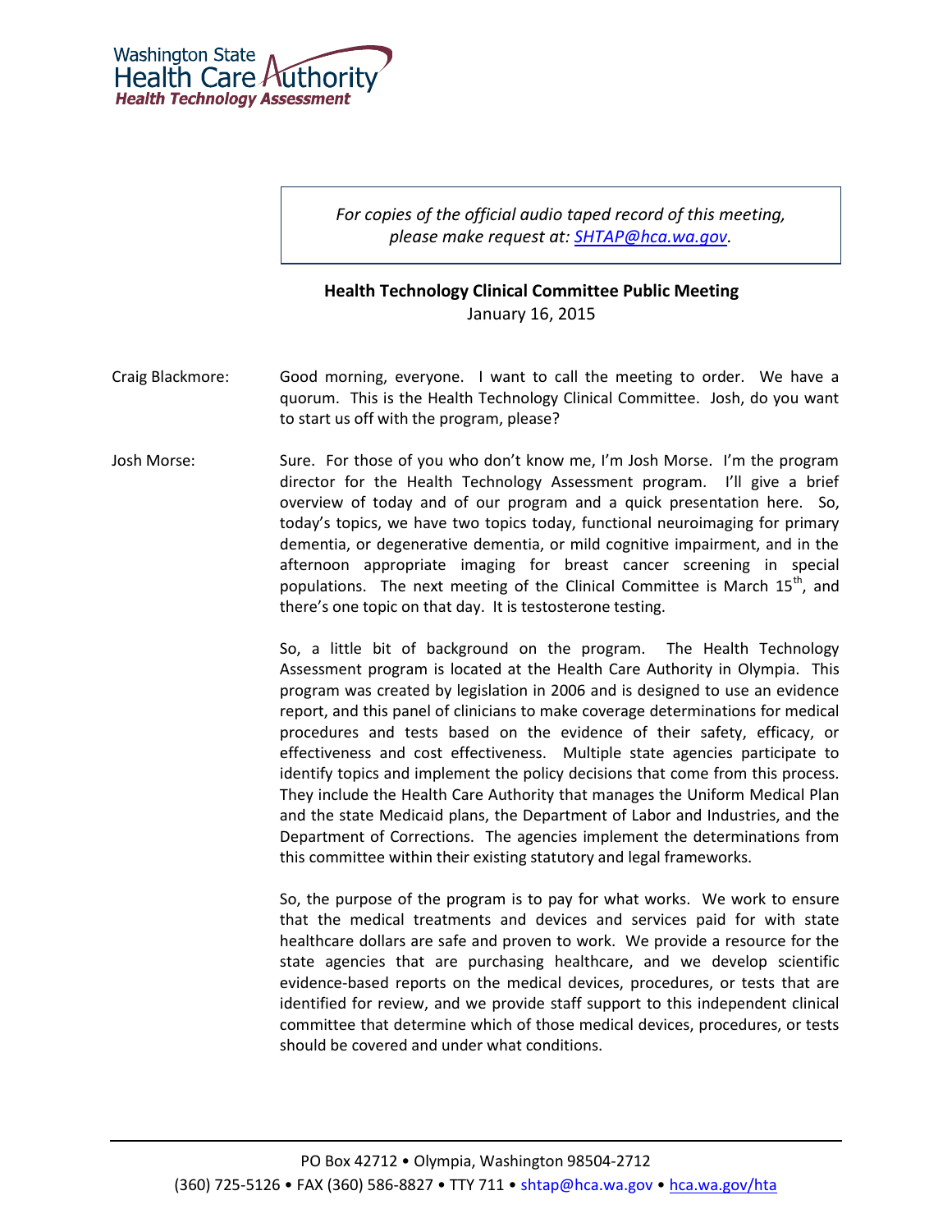Washington State Health Care Authority
*Health Technology Assessment*

> *For copies of the official audio taped record of this meeting, please make request at: [SHTAP@hca.wa.gov](mailto:SHTAP@hca.wa.gov).*

**Health Technology Clinical Committee Public Meeting**
January 16, 2015

Craig Blackmore: Good morning, everyone. I want to call the meeting to order. We have a quorum. This is the Health Technology Clinical Committee. Josh, do you want to start us off with the program, please?

Josh Morse: Sure. For those of you who don't know me, I'm Josh Morse. I'm the program director for the Health Technology Assessment program. I'll give a brief overview of today and of our program and a quick presentation here. So, today's topics, we have two topics today, functional neuroimaging for primary dementia, or degenerative dementia, or mild cognitive impairment, and in the afternoon appropriate imaging for breast cancer screening in special populations. The next meeting of the Clinical Committee is March 15th, and there's one topic on that day. It is testosterone testing.

So, a little bit of background on the program. The Health Technology Assessment program is located at the Health Care Authority in Olympia. This program was created by legislation in 2006 and is designed to use an evidence report, and this panel of clinicians to make coverage determinations for medical procedures and tests based on the evidence of their safety, efficacy, or effectiveness and cost effectiveness. Multiple state agencies participate to identify topics and implement the policy decisions that come from this process. They include the Health Care Authority that manages the Uniform Medical Plan and the state Medicaid plans, the Department of Labor and Industries, and the Department of Corrections. The agencies implement the determinations from this committee within their existing statutory and legal frameworks.

So, the purpose of the program is to pay for what works. We work to ensure that the medical treatments and devices and services paid for with state healthcare dollars are safe and proven to work. We provide a resource for the state agencies that are purchasing healthcare, and we develop scientific evidence-based reports on the medical devices, procedures, or tests that are identified for review, and we provide staff support to this independent clinical committee that determine which of those medical devices, procedures, or tests should be covered and under what conditions.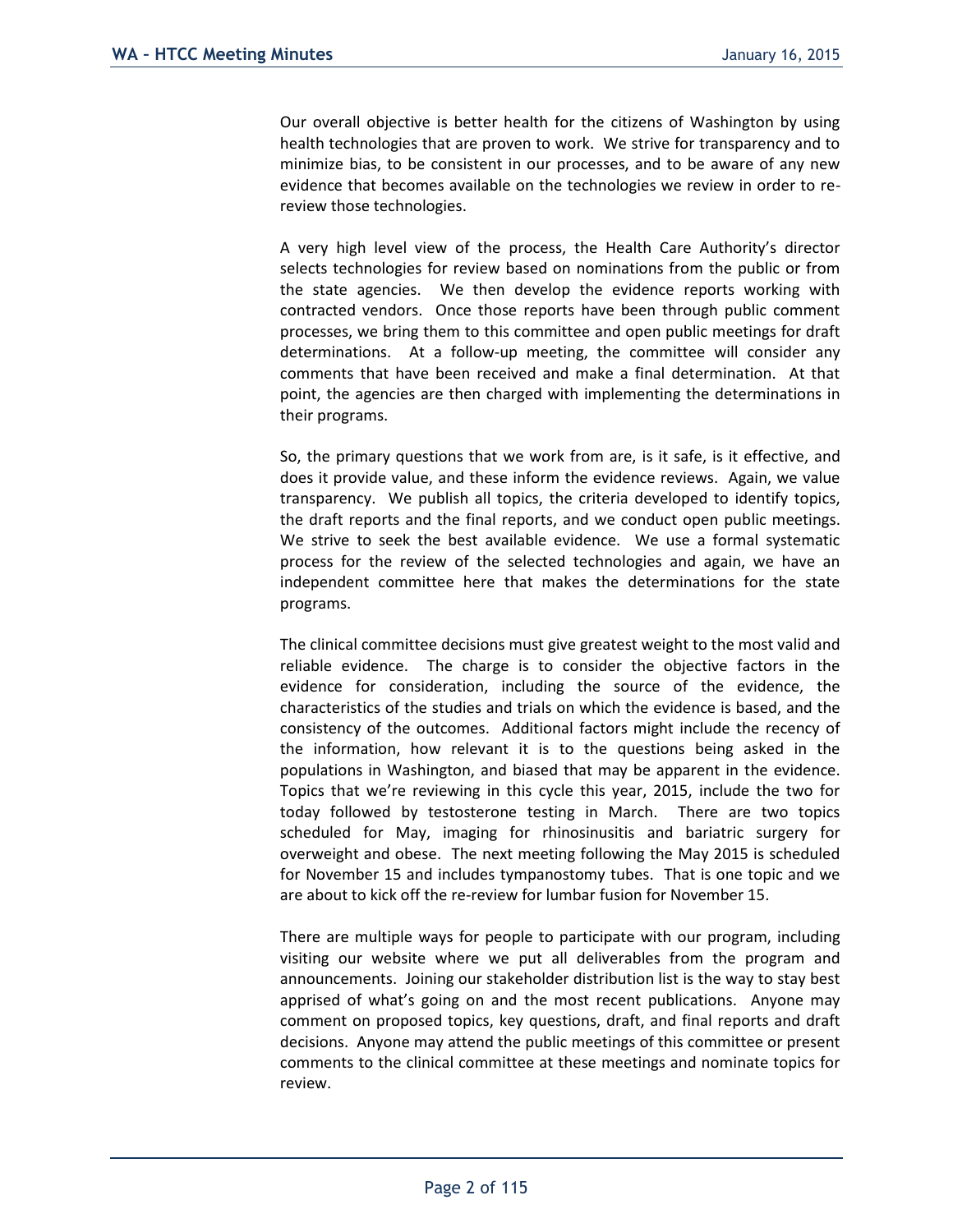Our overall objective is better health for the citizens of Washington by using health technologies that are proven to work. We strive for transparency and to minimize bias, to be consistent in our processes, and to be aware of any new evidence that becomes available on the technologies we review in order to re-review those technologies.

A very high level view of the process, the Health Care Authority's director selects technologies for review based on nominations from the public or from the state agencies. We then develop the evidence reports working with contracted vendors. Once those reports have been through public comment processes, we bring them to this committee and open public meetings for draft determinations. At a follow-up meeting, the committee will consider any comments that have been received and make a final determination. At that point, the agencies are then charged with implementing the determinations in their programs.

So, the primary questions that we work from are, is it safe, is it effective, and does it provide value, and these inform the evidence reviews. Again, we value transparency. We publish all topics, the criteria developed to identify topics, the draft reports and the final reports, and we conduct open public meetings. We strive to seek the best available evidence. We use a formal systematic process for the review of the selected technologies and again, we have an independent committee here that makes the determinations for the state programs.

The clinical committee decisions must give greatest weight to the most valid and reliable evidence. The charge is to consider the objective factors in the evidence for consideration, including the source of the evidence, the characteristics of the studies and trials on which the evidence is based, and the consistency of the outcomes. Additional factors might include the recency of the information, how relevant it is to the questions being asked in the populations in Washington, and biased that may be apparent in the evidence. Topics that we're reviewing in this cycle this year, 2015, include the two for today followed by testosterone testing in March. There are two topics scheduled for May, imaging for rhinosinusitis and bariatric surgery for overweight and obese. The next meeting following the May 2015 is scheduled for November 15 and includes tympanostomy tubes. That is one topic and we are about to kick off the re-review for lumbar fusion for November 15.

There are multiple ways for people to participate with our program, including visiting our website where we put all deliverables from the program and announcements. Joining our stakeholder distribution list is the way to stay best apprised of what's going on and the most recent publications. Anyone may comment on proposed topics, key questions, draft, and final reports and draft decisions. Anyone may attend the public meetings of this committee or present comments to the clinical committee at these meetings and nominate topics for review.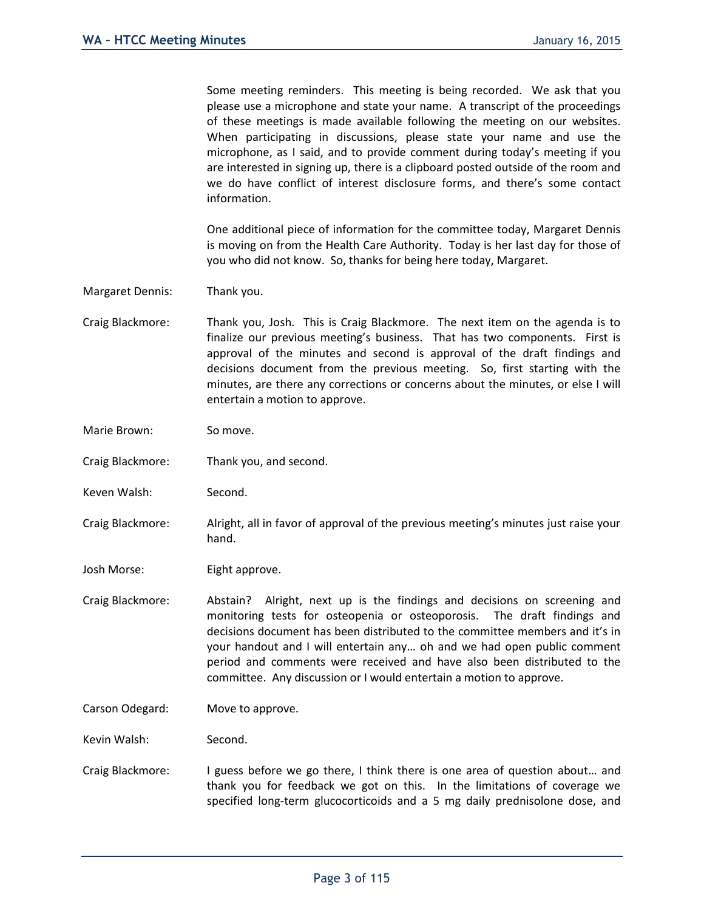Some meeting reminders. This meeting is being recorded. We ask that you please use a microphone and state your name. A transcript of the proceedings of these meetings is made available following the meeting on our websites. When participating in discussions, please state your name and use the microphone, as I said, and to provide comment during today's meeting if you are interested in signing up, there is a clipboard posted outside of the room and we do have conflict of interest disclosure forms, and there's some contact information.

One additional piece of information for the committee today, Margaret Dennis is moving on from the Health Care Authority. Today is her last day for those of you who did not know. So, thanks for being here today, Margaret.

Margaret Dennis: Thank you.

Craig Blackmore: Thank you, Josh. This is Craig Blackmore. The next item on the agenda is to finalize our previous meeting's business. That has two components. First is approval of the minutes and second is approval of the draft findings and decisions document from the previous meeting. So, first starting with the minutes, are there any corrections or concerns about the minutes, or else I will entertain a motion to approve.

Marie Brown: So move.

Craig Blackmore: Thank you, and second.

Keven Walsh: Second.

Craig Blackmore: Alright, all in favor of approval of the previous meeting's minutes just raise your hand.

Josh Morse: Eight approve.

Craig Blackmore: Abstain? Alright, next up is the findings and decisions on screening and monitoring tests for osteopenia or osteoporosis. The draft findings and decisions document has been distributed to the committee members and it's in your handout and I will entertain any… oh and we had open public comment period and comments were received and have also been distributed to the committee. Any discussion or I would entertain a motion to approve.

Carson Odegard: Move to approve.

Kevin Walsh: Second.

Craig Blackmore: I guess before we go there, I think there is one area of question about… and thank you for feedback we got on this. In the limitations of coverage we specified long-term glucocorticoids and a 5 mg daily prednisolone dose, and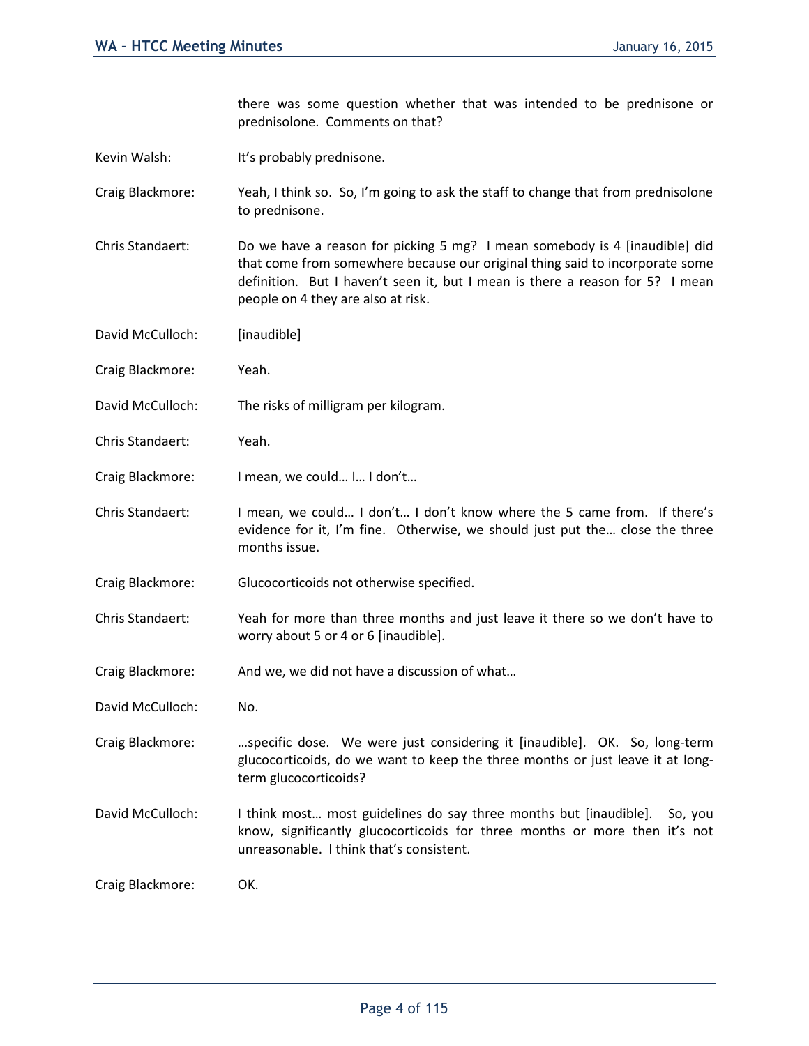there was some question whether that was intended to be prednisone or prednisolone. Comments on that?

Kevin Walsh: It's probably prednisone.

Craig Blackmore: Yeah, I think so. So, I'm going to ask the staff to change that from prednisolone to prednisone.

Chris Standaert: Do we have a reason for picking 5 mg? I mean somebody is 4 [inaudible] did that come from somewhere because our original thing said to incorporate some definition. But I haven't seen it, but I mean is there a reason for 5? I mean people on 4 they are also at risk.

David McCulloch: [inaudible]

Craig Blackmore: Yeah.

David McCulloch: The risks of milligram per kilogram.

Chris Standaert: Yeah.

Craig Blackmore: I mean, we could… I… I don't…

Chris Standaert: I mean, we could… I don't… I don't know where the 5 came from. If there's evidence for it, I'm fine. Otherwise, we should just put the… close the three months issue.

Craig Blackmore: Glucocorticoids not otherwise specified.

Chris Standaert: Yeah for more than three months and just leave it there so we don't have to worry about 5 or 4 or 6 [inaudible].

Craig Blackmore: And we, we did not have a discussion of what…

David McCulloch: No.

Craig Blackmore: …specific dose. We were just considering it [inaudible]. OK. So, long-term glucocorticoids, do we want to keep the three months or just leave it at long-term glucocorticoids?

David McCulloch: I think most… most guidelines do say three months but [inaudible]. So, you know, significantly glucocorticoids for three months or more then it's not unreasonable. I think that's consistent.

Craig Blackmore: OK.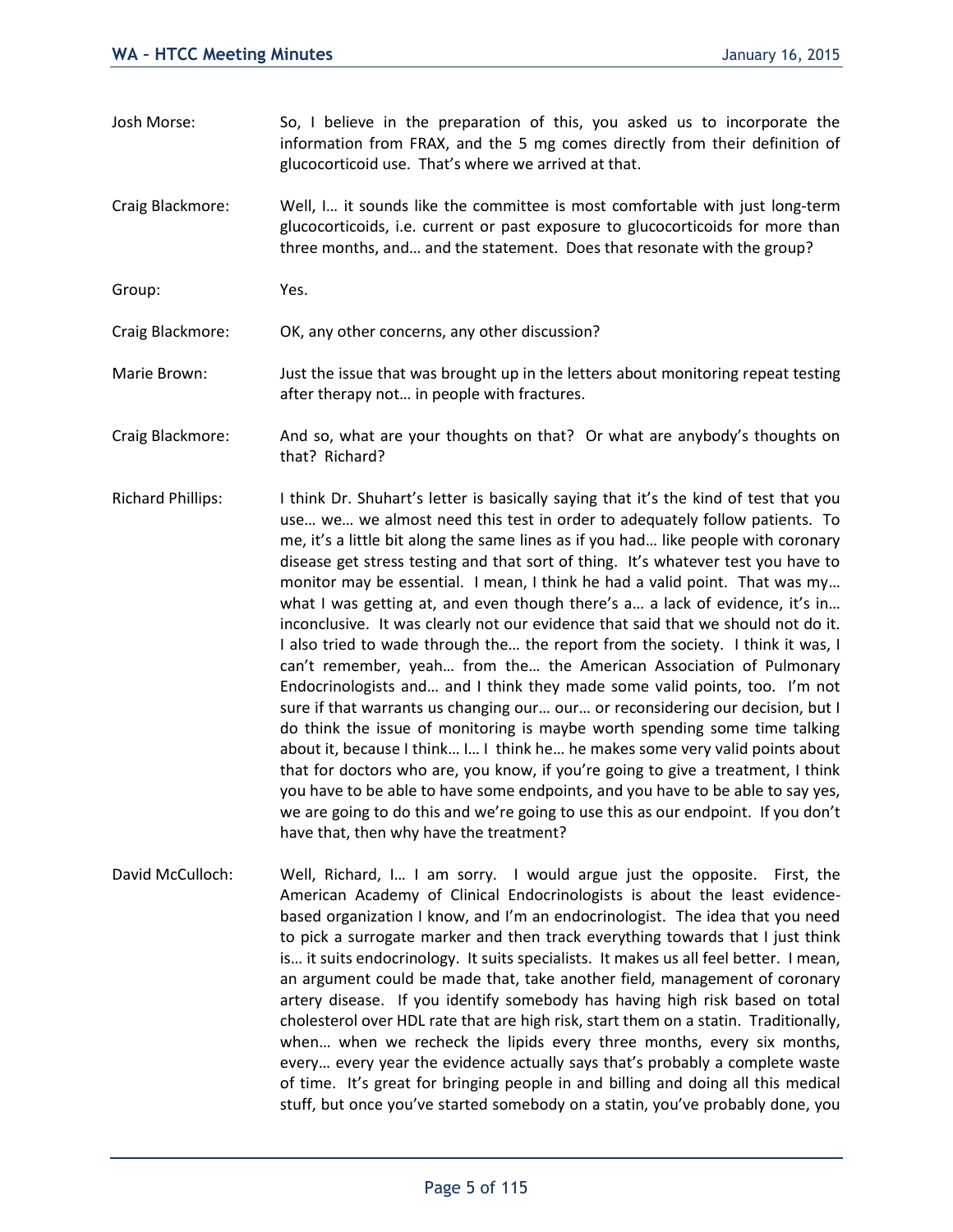Josh Morse: So, I believe in the preparation of this, you asked us to incorporate the information from FRAX, and the 5 mg comes directly from their definition of glucocorticoid use. That's where we arrived at that.

Craig Blackmore: Well, I… it sounds like the committee is most comfortable with just long-term glucocorticoids, i.e. current or past exposure to glucocorticoids for more than three months, and… and the statement. Does that resonate with the group?

Group: Yes.

Craig Blackmore: OK, any other concerns, any other discussion?

Marie Brown: Just the issue that was brought up in the letters about monitoring repeat testing after therapy not… in people with fractures.

Craig Blackmore: And so, what are your thoughts on that? Or what are anybody's thoughts on that? Richard?

Richard Phillips: I think Dr. Shuhart's letter is basically saying that it's the kind of test that you use… we… we almost need this test in order to adequately follow patients. To me, it's a little bit along the same lines as if you had… like people with coronary disease get stress testing and that sort of thing. It's whatever test you have to monitor may be essential. I mean, I think he had a valid point. That was my… what I was getting at, and even though there's a… a lack of evidence, it's in… inconclusive. It was clearly not our evidence that said that we should not do it. I also tried to wade through the… the report from the society. I think it was, I can't remember, yeah… from the… the American Association of Pulmonary Endocrinologists and… and I think they made some valid points, too. I'm not sure if that warrants us changing our… our… or reconsidering our decision, but I do think the issue of monitoring is maybe worth spending some time talking about it, because I think… I… I think he… he makes some very valid points about that for doctors who are, you know, if you're going to give a treatment, I think you have to be able to have some endpoints, and you have to be able to say yes, we are going to do this and we're going to use this as our endpoint. If you don't have that, then why have the treatment?

David McCulloch: Well, Richard, I… I am sorry. I would argue just the opposite. First, the American Academy of Clinical Endocrinologists is about the least evidence-based organization I know, and I'm an endocrinologist. The idea that you need to pick a surrogate marker and then track everything towards that I just think is… it suits endocrinology. It suits specialists. It makes us all feel better. I mean, an argument could be made that, take another field, management of coronary artery disease. If you identify somebody has having high risk based on total cholesterol over HDL rate that are high risk, start them on a statin. Traditionally, when… when we recheck the lipids every three months, every six months, every… every year the evidence actually says that's probably a complete waste of time. It's great for bringing people in and billing and doing all this medical stuff, but once you've started somebody on a statin, you've probably done, you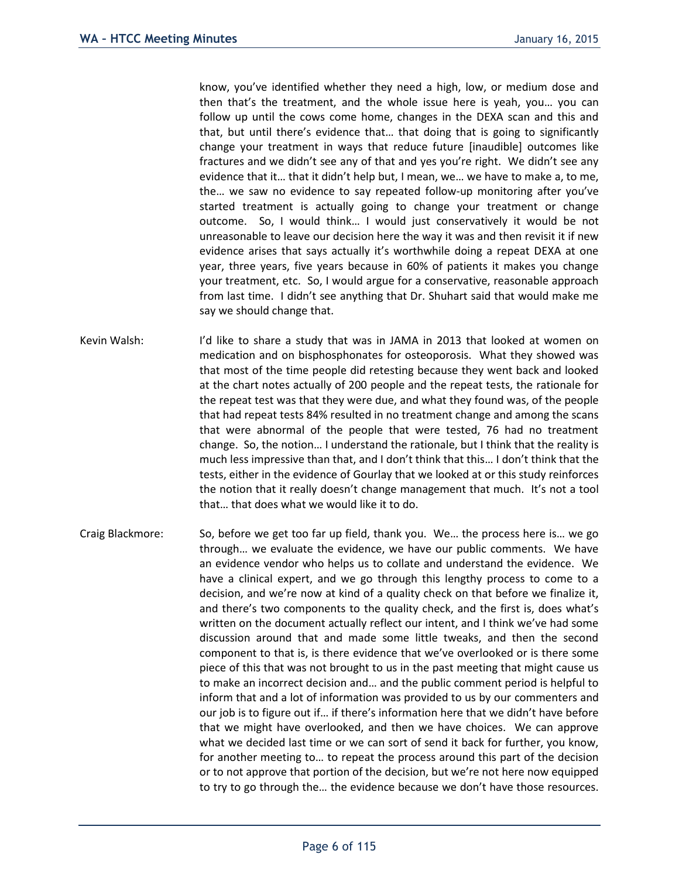know, you've identified whether they need a high, low, or medium dose and then that's the treatment, and the whole issue here is yeah, you… you can follow up until the cows come home, changes in the DEXA scan and this and that, but until there's evidence that… that doing that is going to significantly change your treatment in ways that reduce future [inaudible] outcomes like fractures and we didn't see any of that and yes you're right. We didn't see any evidence that it… that it didn't help but, I mean, we… we have to make a, to me, the… we saw no evidence to say repeated follow-up monitoring after you've started treatment is actually going to change your treatment or change outcome. So, I would think… I would just conservatively it would be not unreasonable to leave our decision here the way it was and then revisit it if new evidence arises that says actually it's worthwhile doing a repeat DEXA at one year, three years, five years because in 60% of patients it makes you change your treatment, etc. So, I would argue for a conservative, reasonable approach from last time. I didn't see anything that Dr. Shuhart said that would make me say we should change that.

Kevin Walsh: I'd like to share a study that was in JAMA in 2013 that looked at women on medication and on bisphosphonates for osteoporosis. What they showed was that most of the time people did retesting because they went back and looked at the chart notes actually of 200 people and the repeat tests, the rationale for the repeat test was that they were due, and what they found was, of the people that had repeat tests 84% resulted in no treatment change and among the scans that were abnormal of the people that were tested, 76 had no treatment change. So, the notion… I understand the rationale, but I think that the reality is much less impressive than that, and I don't think that this… I don't think that the tests, either in the evidence of Gourlay that we looked at or this study reinforces the notion that it really doesn't change management that much. It's not a tool that… that does what we would like it to do.

Craig Blackmore: So, before we get too far up field, thank you. We… the process here is… we go through… we evaluate the evidence, we have our public comments. We have an evidence vendor who helps us to collate and understand the evidence. We have a clinical expert, and we go through this lengthy process to come to a decision, and we're now at kind of a quality check on that before we finalize it, and there's two components to the quality check, and the first is, does what's written on the document actually reflect our intent, and I think we've had some discussion around that and made some little tweaks, and then the second component to that is, is there evidence that we've overlooked or is there some piece of this that was not brought to us in the past meeting that might cause us to make an incorrect decision and… and the public comment period is helpful to inform that and a lot of information was provided to us by our commenters and our job is to figure out if… if there's information here that we didn't have before that we might have overlooked, and then we have choices. We can approve what we decided last time or we can sort of send it back for further, you know, for another meeting to… to repeat the process around this part of the decision or to not approve that portion of the decision, but we're not here now equipped to try to go through the… the evidence because we don't have those resources.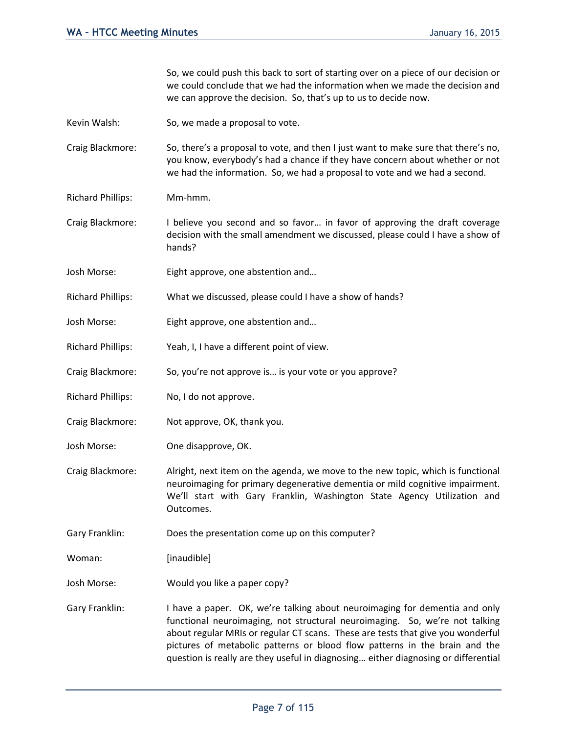So, we could push this back to sort of starting over on a piece of our decision or we could conclude that we had the information when we made the decision and we can approve the decision. So, that's up to us to decide now.

Kevin Walsh: So, we made a proposal to vote.

Craig Blackmore: So, there's a proposal to vote, and then I just want to make sure that there's no, you know, everybody's had a chance if they have concern about whether or not we had the information. So, we had a proposal to vote and we had a second.

Richard Phillips: Mm-hmm.

Craig Blackmore: I believe you second and so favor… in favor of approving the draft coverage decision with the small amendment we discussed, please could I have a show of hands?

Josh Morse: Eight approve, one abstention and…

Richard Phillips: What we discussed, please could I have a show of hands?

Josh Morse: Eight approve, one abstention and…

Richard Phillips: Yeah, I, I have a different point of view.

Craig Blackmore: So, you're not approve is… is your vote or you approve?

Richard Phillips: No, I do not approve.

Craig Blackmore: Not approve, OK, thank you.

Josh Morse: One disapprove, OK.

Craig Blackmore: Alright, next item on the agenda, we move to the new topic, which is functional neuroimaging for primary degenerative dementia or mild cognitive impairment. We'll start with Gary Franklin, Washington State Agency Utilization and Outcomes.

Gary Franklin: Does the presentation come up on this computer?

Woman: [inaudible]

Josh Morse: Would you like a paper copy?

Gary Franklin: I have a paper. OK, we're talking about neuroimaging for dementia and only functional neuroimaging, not structural neuroimaging. So, we're not talking about regular MRIs or regular CT scans. These are tests that give you wonderful pictures of metabolic patterns or blood flow patterns in the brain and the question is really are they useful in diagnosing… either diagnosing or differential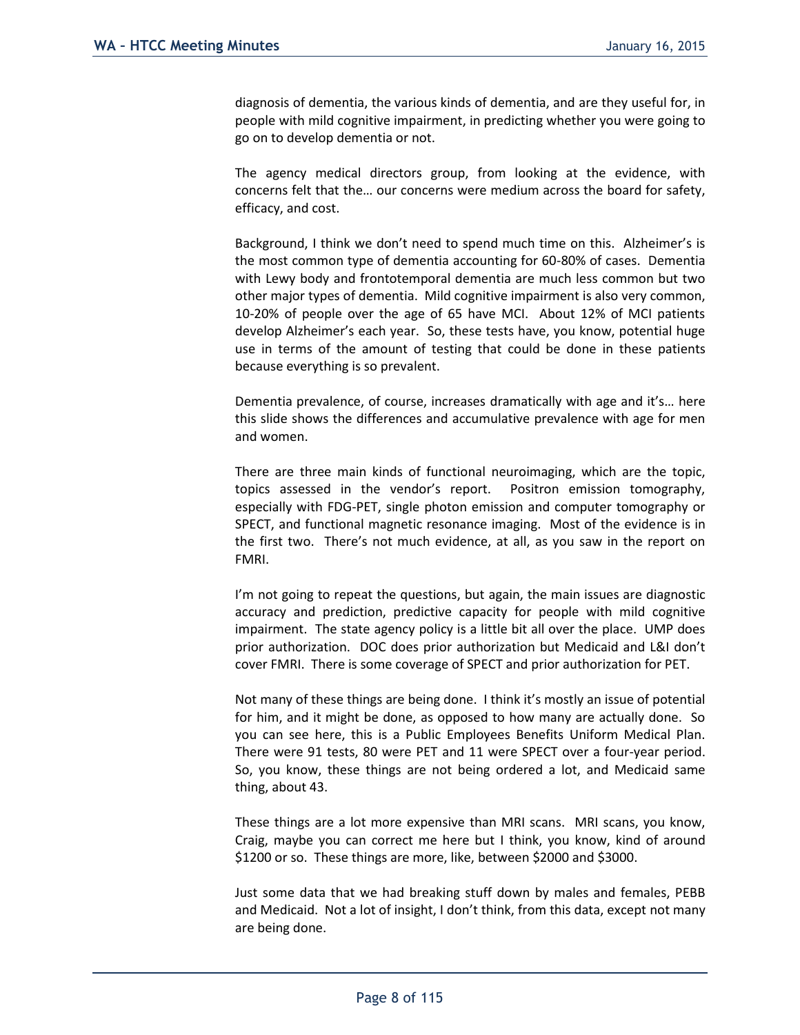diagnosis of dementia, the various kinds of dementia, and are they useful for, in people with mild cognitive impairment, in predicting whether you were going to go on to develop dementia or not.

The agency medical directors group, from looking at the evidence, with concerns felt that the… our concerns were medium across the board for safety, efficacy, and cost.

Background, I think we don't need to spend much time on this. Alzheimer's is the most common type of dementia accounting for 60-80% of cases. Dementia with Lewy body and frontotemporal dementia are much less common but two other major types of dementia. Mild cognitive impairment is also very common, 10-20% of people over the age of 65 have MCI. About 12% of MCI patients develop Alzheimer's each year. So, these tests have, you know, potential huge use in terms of the amount of testing that could be done in these patients because everything is so prevalent.

Dementia prevalence, of course, increases dramatically with age and it's… here this slide shows the differences and accumulative prevalence with age for men and women.

There are three main kinds of functional neuroimaging, which are the topic, topics assessed in the vendor's report. Positron emission tomography, especially with FDG-PET, single photon emission and computer tomography or SPECT, and functional magnetic resonance imaging. Most of the evidence is in the first two. There's not much evidence, at all, as you saw in the report on FMRI.

I'm not going to repeat the questions, but again, the main issues are diagnostic accuracy and prediction, predictive capacity for people with mild cognitive impairment. The state agency policy is a little bit all over the place. UMP does prior authorization. DOC does prior authorization but Medicaid and L&I don't cover FMRI. There is some coverage of SPECT and prior authorization for PET.

Not many of these things are being done. I think it's mostly an issue of potential for him, and it might be done, as opposed to how many are actually done. So you can see here, this is a Public Employees Benefits Uniform Medical Plan. There were 91 tests, 80 were PET and 11 were SPECT over a four-year period. So, you know, these things are not being ordered a lot, and Medicaid same thing, about 43.

These things are a lot more expensive than MRI scans. MRI scans, you know, Craig, maybe you can correct me here but I think, you know, kind of around $1200 or so. These things are more, like, between $2000 and $3000.

Just some data that we had breaking stuff down by males and females, PEBB and Medicaid. Not a lot of insight, I don't think, from this data, except not many are being done.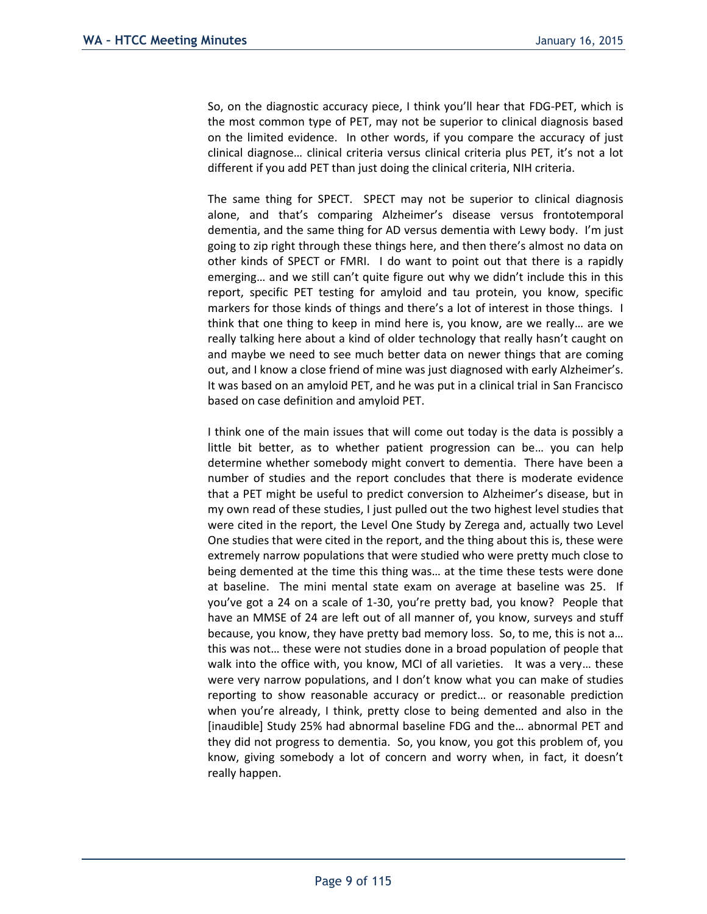So, on the diagnostic accuracy piece, I think you'll hear that FDG-PET, which is the most common type of PET, may not be superior to clinical diagnosis based on the limited evidence. In other words, if you compare the accuracy of just clinical diagnose… clinical criteria versus clinical criteria plus PET, it's not a lot different if you add PET than just doing the clinical criteria, NIH criteria.

The same thing for SPECT. SPECT may not be superior to clinical diagnosis alone, and that's comparing Alzheimer's disease versus frontotemporal dementia, and the same thing for AD versus dementia with Lewy body. I'm just going to zip right through these things here, and then there's almost no data on other kinds of SPECT or FMRI. I do want to point out that there is a rapidly emerging… and we still can't quite figure out why we didn't include this in this report, specific PET testing for amyloid and tau protein, you know, specific markers for those kinds of things and there's a lot of interest in those things. I think that one thing to keep in mind here is, you know, are we really… are we really talking here about a kind of older technology that really hasn't caught on and maybe we need to see much better data on newer things that are coming out, and I know a close friend of mine was just diagnosed with early Alzheimer's. It was based on an amyloid PET, and he was put in a clinical trial in San Francisco based on case definition and amyloid PET.

I think one of the main issues that will come out today is the data is possibly a little bit better, as to whether patient progression can be… you can help determine whether somebody might convert to dementia. There have been a number of studies and the report concludes that there is moderate evidence that a PET might be useful to predict conversion to Alzheimer's disease, but in my own read of these studies, I just pulled out the two highest level studies that were cited in the report, the Level One Study by Zerega and, actually two Level One studies that were cited in the report, and the thing about this is, these were extremely narrow populations that were studied who were pretty much close to being demented at the time this thing was… at the time these tests were done at baseline. The mini mental state exam on average at baseline was 25. If you've got a 24 on a scale of 1-30, you're pretty bad, you know? People that have an MMSE of 24 are left out of all manner of, you know, surveys and stuff because, you know, they have pretty bad memory loss. So, to me, this is not a… this was not… these were not studies done in a broad population of people that walk into the office with, you know, MCI of all varieties. It was a very… these were very narrow populations, and I don't know what you can make of studies reporting to show reasonable accuracy or predict… or reasonable prediction when you're already, I think, pretty close to being demented and also in the [inaudible] Study 25% had abnormal baseline FDG and the… abnormal PET and they did not progress to dementia. So, you know, you got this problem of, you know, giving somebody a lot of concern and worry when, in fact, it doesn't really happen.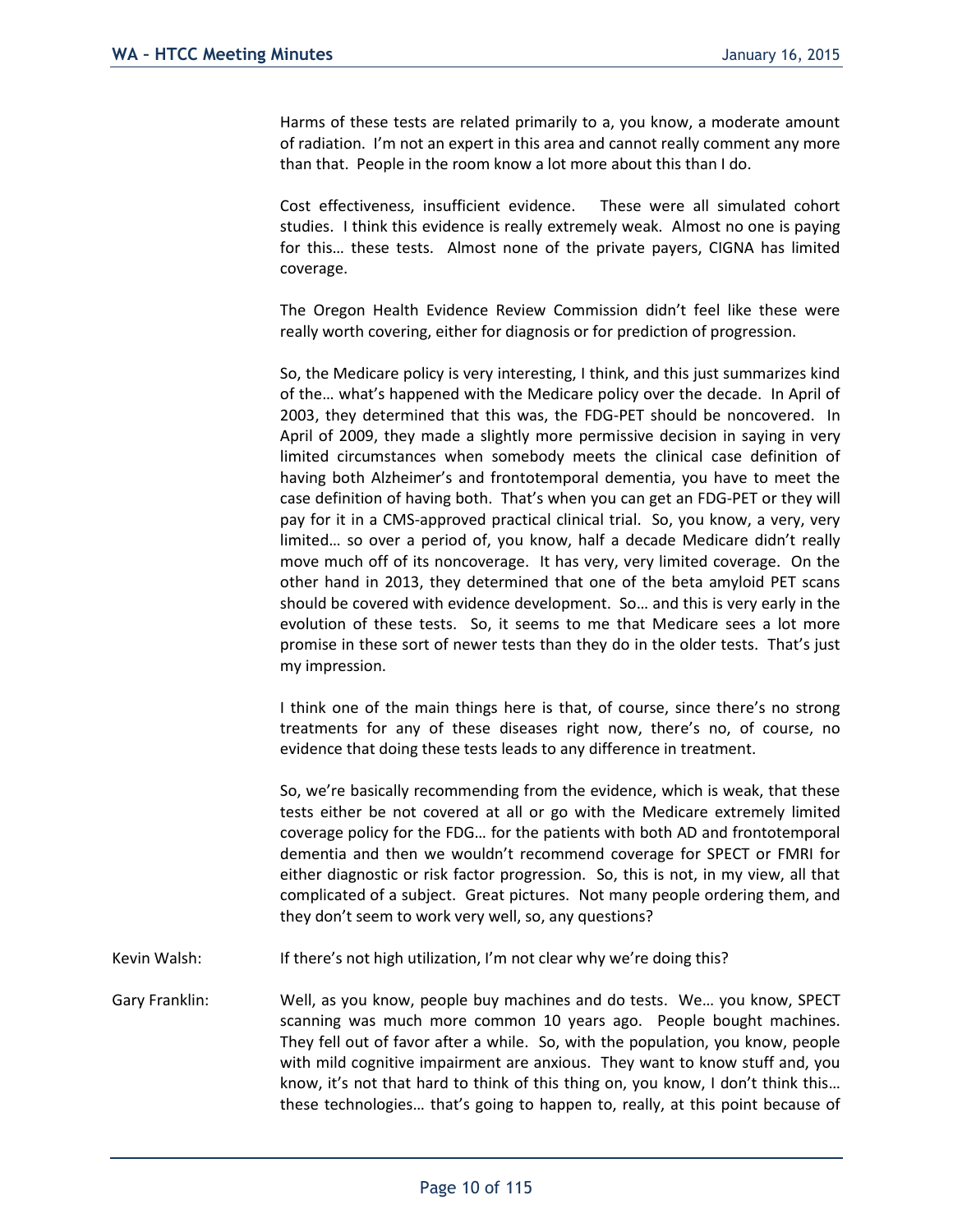Harms of these tests are related primarily to a, you know, a moderate amount of radiation. I'm not an expert in this area and cannot really comment any more than that. People in the room know a lot more about this than I do.

Cost effectiveness, insufficient evidence. These were all simulated cohort studies. I think this evidence is really extremely weak. Almost no one is paying for this… these tests. Almost none of the private payers, CIGNA has limited coverage.

The Oregon Health Evidence Review Commission didn't feel like these were really worth covering, either for diagnosis or for prediction of progression.

So, the Medicare policy is very interesting, I think, and this just summarizes kind of the… what's happened with the Medicare policy over the decade. In April of 2003, they determined that this was, the FDG-PET should be noncovered. In April of 2009, they made a slightly more permissive decision in saying in very limited circumstances when somebody meets the clinical case definition of having both Alzheimer's and frontotemporal dementia, you have to meet the case definition of having both. That's when you can get an FDG-PET or they will pay for it in a CMS-approved practical clinical trial. So, you know, a very, very limited… so over a period of, you know, half a decade Medicare didn't really move much off of its noncoverage. It has very, very limited coverage. On the other hand in 2013, they determined that one of the beta amyloid PET scans should be covered with evidence development. So… and this is very early in the evolution of these tests. So, it seems to me that Medicare sees a lot more promise in these sort of newer tests than they do in the older tests. That's just my impression.

I think one of the main things here is that, of course, since there's no strong treatments for any of these diseases right now, there's no, of course, no evidence that doing these tests leads to any difference in treatment.

So, we're basically recommending from the evidence, which is weak, that these tests either be not covered at all or go with the Medicare extremely limited coverage policy for the FDG… for the patients with both AD and frontotemporal dementia and then we wouldn't recommend coverage for SPECT or FMRI for either diagnostic or risk factor progression. So, this is not, in my view, all that complicated of a subject. Great pictures. Not many people ordering them, and they don't seem to work very well, so, any questions?

Kevin Walsh: If there's not high utilization, I'm not clear why we're doing this?

Gary Franklin: Well, as you know, people buy machines and do tests. We… you know, SPECT scanning was much more common 10 years ago. People bought machines. They fell out of favor after a while. So, with the population, you know, people with mild cognitive impairment are anxious. They want to know stuff and, you know, it's not that hard to think of this thing on, you know, I don't think this… these technologies… that's going to happen to, really, at this point because of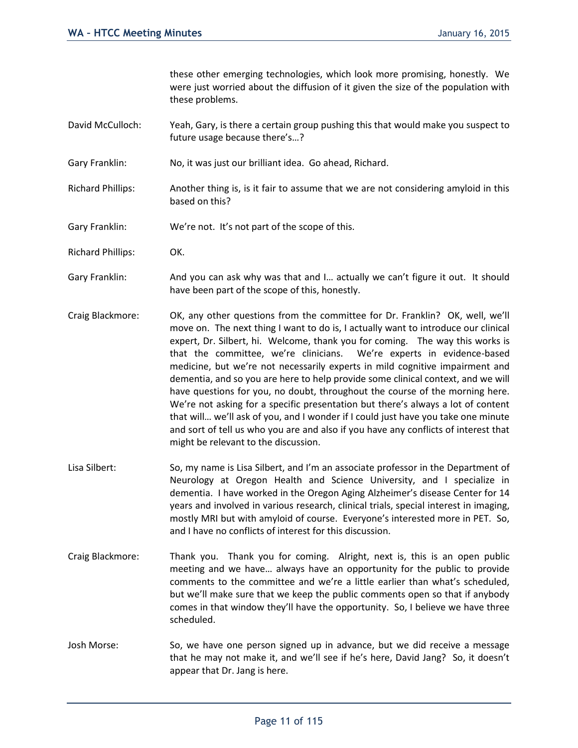these other emerging technologies, which look more promising, honestly. We were just worried about the diffusion of it given the size of the population with these problems.

David McCulloch: Yeah, Gary, is there a certain group pushing this that would make you suspect to future usage because there's…?

Gary Franklin: No, it was just our brilliant idea. Go ahead, Richard.

Richard Phillips: Another thing is, is it fair to assume that we are not considering amyloid in this based on this?

Gary Franklin: We're not. It's not part of the scope of this.

Richard Phillips: OK.

Gary Franklin: And you can ask why was that and I… actually we can't figure it out. It should have been part of the scope of this, honestly.

Craig Blackmore: OK, any other questions from the committee for Dr. Franklin? OK, well, we'll move on. The next thing I want to do is, I actually want to introduce our clinical expert, Dr. Silbert, hi. Welcome, thank you for coming. The way this works is that the committee, we're clinicians. We're experts in evidence-based medicine, but we're not necessarily experts in mild cognitive impairment and dementia, and so you are here to help provide some clinical context, and we will have questions for you, no doubt, throughout the course of the morning here. We're not asking for a specific presentation but there's always a lot of content that will… we'll ask of you, and I wonder if I could just have you take one minute and sort of tell us who you are and also if you have any conflicts of interest that might be relevant to the discussion.

Lisa Silbert: So, my name is Lisa Silbert, and I'm an associate professor in the Department of Neurology at Oregon Health and Science University, and I specialize in dementia. I have worked in the Oregon Aging Alzheimer's disease Center for 14 years and involved in various research, clinical trials, special interest in imaging, mostly MRI but with amyloid of course. Everyone's interested more in PET. So, and I have no conflicts of interest for this discussion.

Craig Blackmore: Thank you. Thank you for coming. Alright, next is, this is an open public meeting and we have… always have an opportunity for the public to provide comments to the committee and we're a little earlier than what's scheduled, but we'll make sure that we keep the public comments open so that if anybody comes in that window they'll have the opportunity. So, I believe we have three scheduled.

Josh Morse: So, we have one person signed up in advance, but we did receive a message that he may not make it, and we'll see if he's here, David Jang? So, it doesn't appear that Dr. Jang is here.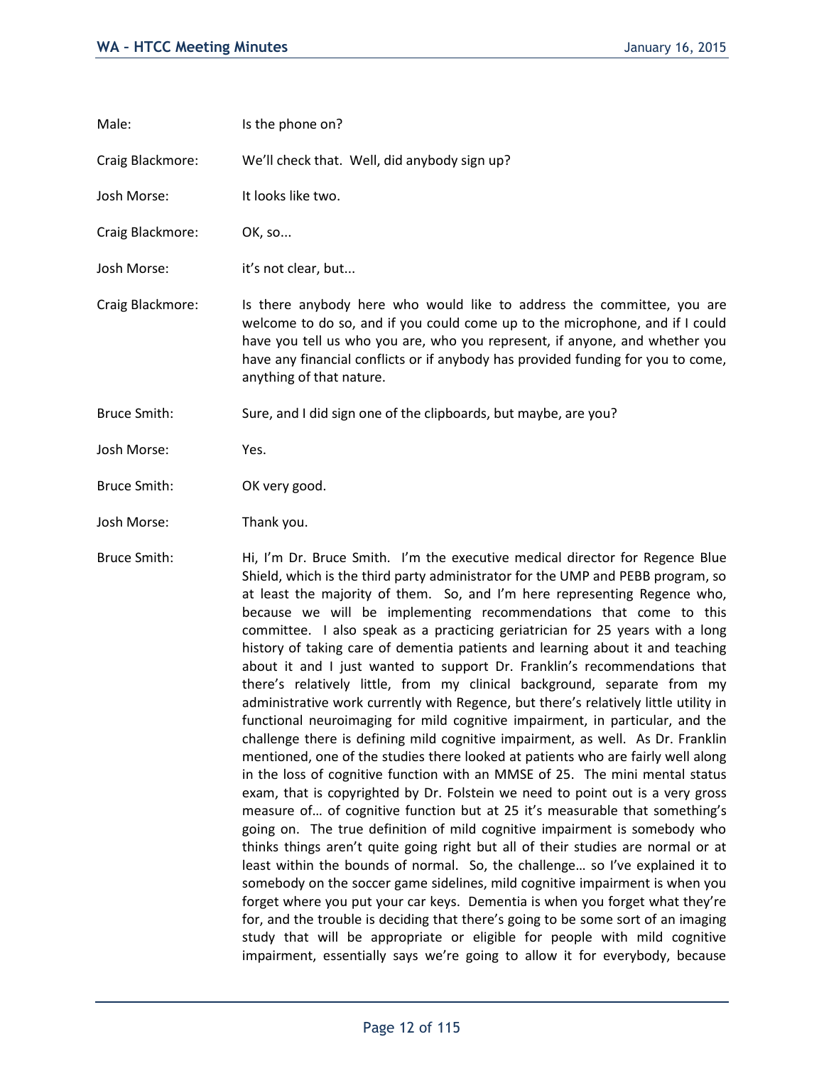Male: Is the phone on?

Craig Blackmore: We'll check that. Well, did anybody sign up?

Josh Morse: It looks like two.

Craig Blackmore: OK, so...

Josh Morse: it's not clear, but...

Craig Blackmore: Is there anybody here who would like to address the committee, you are welcome to do so, and if you could come up to the microphone, and if I could have you tell us who you are, who you represent, if anyone, and whether you have any financial conflicts or if anybody has provided funding for you to come, anything of that nature.

Bruce Smith: Sure, and I did sign one of the clipboards, but maybe, are you?

Josh Morse: Yes.

Bruce Smith: OK very good.

Josh Morse: Thank you.

Bruce Smith: Hi, I'm Dr. Bruce Smith. I'm the executive medical director for Regence Blue Shield, which is the third party administrator for the UMP and PEBB program, so at least the majority of them. So, and I'm here representing Regence who, because we will be implementing recommendations that come to this committee. I also speak as a practicing geriatrician for 25 years with a long history of taking care of dementia patients and learning about it and teaching about it and I just wanted to support Dr. Franklin's recommendations that there's relatively little, from my clinical background, separate from my administrative work currently with Regence, but there's relatively little utility in functional neuroimaging for mild cognitive impairment, in particular, and the challenge there is defining mild cognitive impairment, as well. As Dr. Franklin mentioned, one of the studies there looked at patients who are fairly well along in the loss of cognitive function with an MMSE of 25. The mini mental status exam, that is copyrighted by Dr. Folstein we need to point out is a very gross measure of… of cognitive function but at 25 it's measurable that something's going on. The true definition of mild cognitive impairment is somebody who thinks things aren't quite going right but all of their studies are normal or at least within the bounds of normal. So, the challenge… so I've explained it to somebody on the soccer game sidelines, mild cognitive impairment is when you forget where you put your car keys. Dementia is when you forget what they're for, and the trouble is deciding that there's going to be some sort of an imaging study that will be appropriate or eligible for people with mild cognitive impairment, essentially says we're going to allow it for everybody, because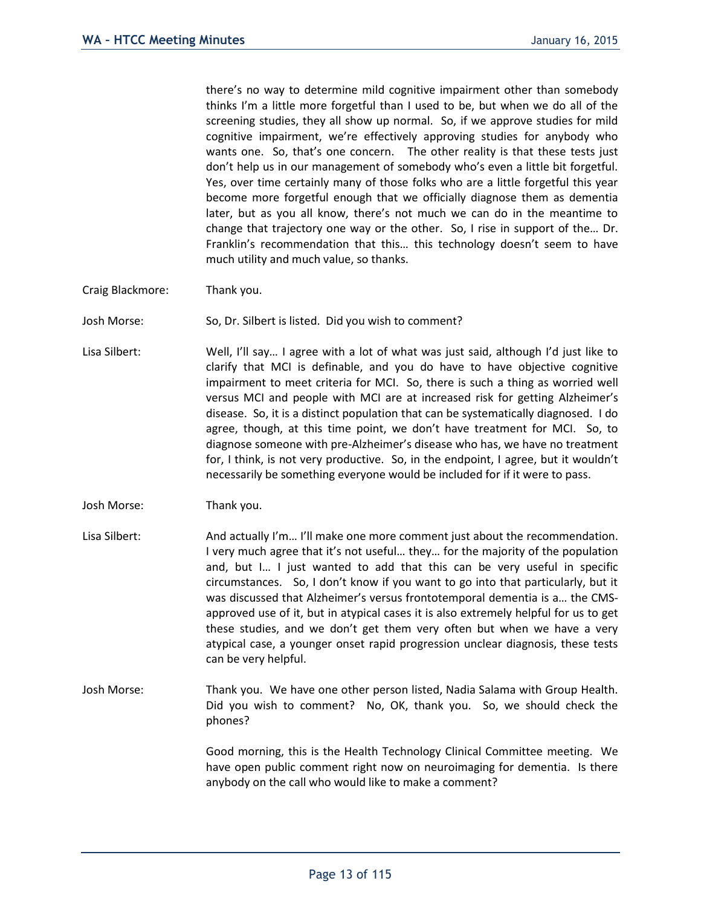there's no way to determine mild cognitive impairment other than somebody thinks I'm a little more forgetful than I used to be, but when we do all of the screening studies, they all show up normal. So, if we approve studies for mild cognitive impairment, we're effectively approving studies for anybody who wants one. So, that's one concern. The other reality is that these tests just don't help us in our management of somebody who's even a little bit forgetful. Yes, over time certainly many of those folks who are a little forgetful this year become more forgetful enough that we officially diagnose them as dementia later, but as you all know, there's not much we can do in the meantime to change that trajectory one way or the other. So, I rise in support of the… Dr. Franklin's recommendation that this… this technology doesn't seem to have much utility and much value, so thanks.

Craig Blackmore: Thank you.

Josh Morse: So, Dr. Silbert is listed. Did you wish to comment?

Lisa Silbert: Well, I'll say… I agree with a lot of what was just said, although I'd just like to clarify that MCI is definable, and you do have to have objective cognitive impairment to meet criteria for MCI. So, there is such a thing as worried well versus MCI and people with MCI are at increased risk for getting Alzheimer's disease. So, it is a distinct population that can be systematically diagnosed. I do agree, though, at this time point, we don't have treatment for MCI. So, to diagnose someone with pre-Alzheimer's disease who has, we have no treatment for, I think, is not very productive. So, in the endpoint, I agree, but it wouldn't necessarily be something everyone would be included for if it were to pass.

Josh Morse: Thank you.

Lisa Silbert: And actually I'm… I'll make one more comment just about the recommendation. I very much agree that it's not useful… they… for the majority of the population and, but I… I just wanted to add that this can be very useful in specific circumstances. So, I don't know if you want to go into that particularly, but it was discussed that Alzheimer's versus frontotemporal dementia is a… the CMS-approved use of it, but in atypical cases it is also extremely helpful for us to get these studies, and we don't get them very often but when we have a very atypical case, a younger onset rapid progression unclear diagnosis, these tests can be very helpful.

Josh Morse: Thank you. We have one other person listed, Nadia Salama with Group Health. Did you wish to comment? No, OK, thank you. So, we should check the phones?

Good morning, this is the Health Technology Clinical Committee meeting. We have open public comment right now on neuroimaging for dementia. Is there anybody on the call who would like to make a comment?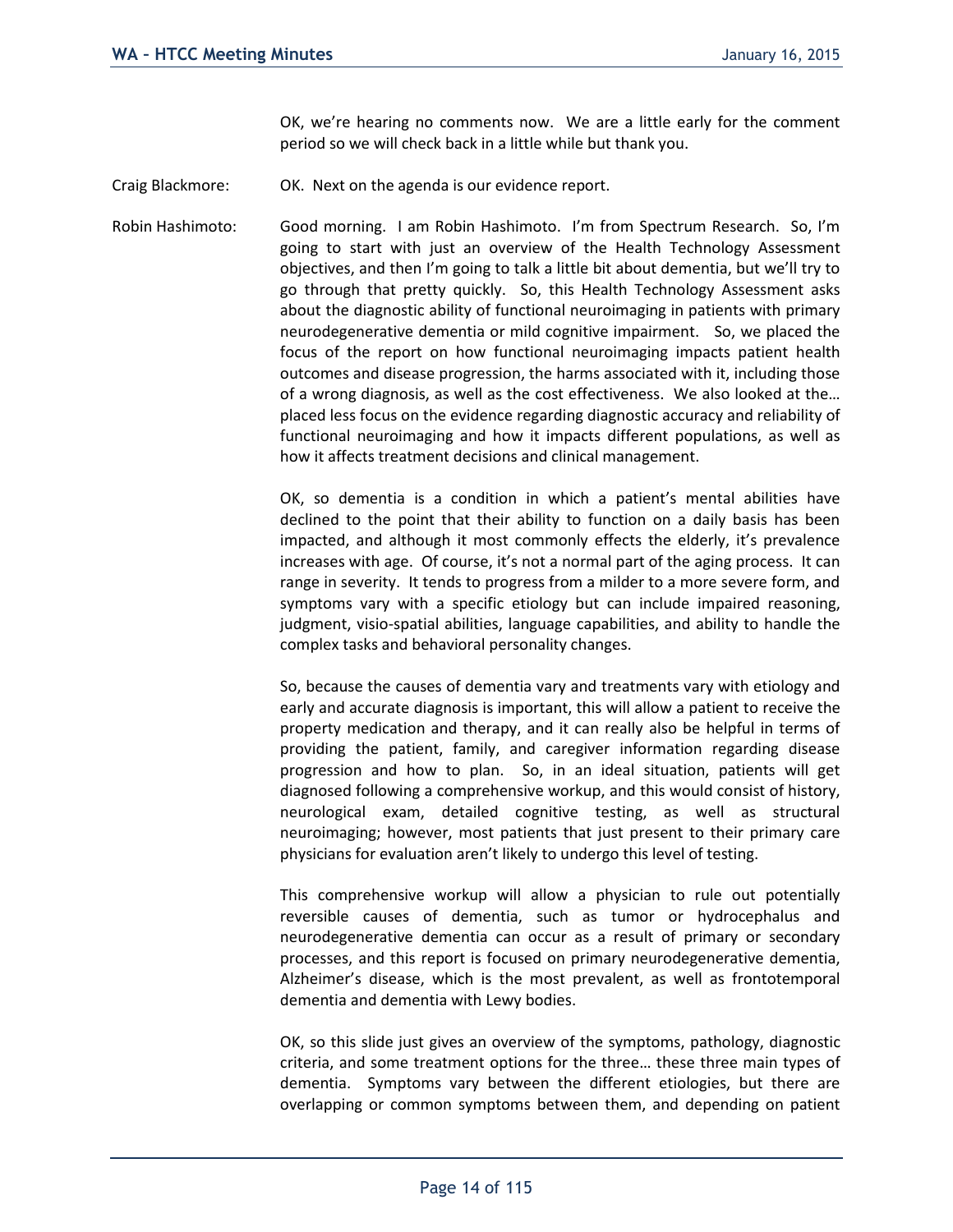OK, we're hearing no comments now. We are a little early for the comment period so we will check back in a little while but thank you.

Craig Blackmore: OK. Next on the agenda is our evidence report.

Robin Hashimoto: Good morning. I am Robin Hashimoto. I'm from Spectrum Research. So, I'm going to start with just an overview of the Health Technology Assessment objectives, and then I'm going to talk a little bit about dementia, but we'll try to go through that pretty quickly. So, this Health Technology Assessment asks about the diagnostic ability of functional neuroimaging in patients with primary neurodegenerative dementia or mild cognitive impairment. So, we placed the focus of the report on how functional neuroimaging impacts patient health outcomes and disease progression, the harms associated with it, including those of a wrong diagnosis, as well as the cost effectiveness. We also looked at the… placed less focus on the evidence regarding diagnostic accuracy and reliability of functional neuroimaging and how it impacts different populations, as well as how it affects treatment decisions and clinical management.

OK, so dementia is a condition in which a patient's mental abilities have declined to the point that their ability to function on a daily basis has been impacted, and although it most commonly effects the elderly, it's prevalence increases with age. Of course, it's not a normal part of the aging process. It can range in severity. It tends to progress from a milder to a more severe form, and symptoms vary with a specific etiology but can include impaired reasoning, judgment, visio-spatial abilities, language capabilities, and ability to handle the complex tasks and behavioral personality changes.

So, because the causes of dementia vary and treatments vary with etiology and early and accurate diagnosis is important, this will allow a patient to receive the property medication and therapy, and it can really also be helpful in terms of providing the patient, family, and caregiver information regarding disease progression and how to plan. So, in an ideal situation, patients will get diagnosed following a comprehensive workup, and this would consist of history, neurological exam, detailed cognitive testing, as well as structural neuroimaging; however, most patients that just present to their primary care physicians for evaluation aren't likely to undergo this level of testing.

This comprehensive workup will allow a physician to rule out potentially reversible causes of dementia, such as tumor or hydrocephalus and neurodegenerative dementia can occur as a result of primary or secondary processes, and this report is focused on primary neurodegenerative dementia, Alzheimer's disease, which is the most prevalent, as well as frontotemporal dementia and dementia with Lewy bodies.

OK, so this slide just gives an overview of the symptoms, pathology, diagnostic criteria, and some treatment options for the three… these three main types of dementia. Symptoms vary between the different etiologies, but there are overlapping or common symptoms between them, and depending on patient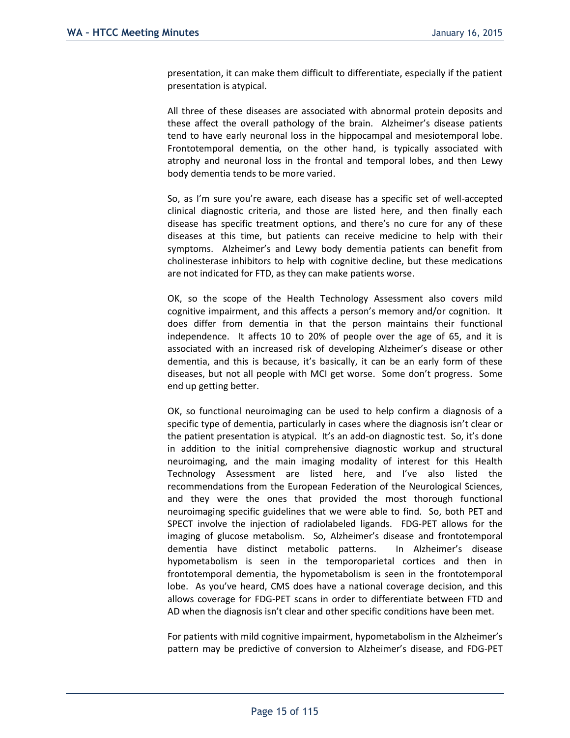presentation, it can make them difficult to differentiate, especially if the patient presentation is atypical.

All three of these diseases are associated with abnormal protein deposits and these affect the overall pathology of the brain. Alzheimer's disease patients tend to have early neuronal loss in the hippocampal and mesiotemporal lobe. Frontotemporal dementia, on the other hand, is typically associated with atrophy and neuronal loss in the frontal and temporal lobes, and then Lewy body dementia tends to be more varied.

So, as I'm sure you're aware, each disease has a specific set of well-accepted clinical diagnostic criteria, and those are listed here, and then finally each disease has specific treatment options, and there's no cure for any of these diseases at this time, but patients can receive medicine to help with their symptoms. Alzheimer's and Lewy body dementia patients can benefit from cholinesterase inhibitors to help with cognitive decline, but these medications are not indicated for FTD, as they can make patients worse.

OK, so the scope of the Health Technology Assessment also covers mild cognitive impairment, and this affects a person's memory and/or cognition. It does differ from dementia in that the person maintains their functional independence. It affects 10 to 20% of people over the age of 65, and it is associated with an increased risk of developing Alzheimer's disease or other dementia, and this is because, it's basically, it can be an early form of these diseases, but not all people with MCI get worse. Some don't progress. Some end up getting better.

OK, so functional neuroimaging can be used to help confirm a diagnosis of a specific type of dementia, particularly in cases where the diagnosis isn't clear or the patient presentation is atypical. It's an add-on diagnostic test. So, it's done in addition to the initial comprehensive diagnostic workup and structural neuroimaging, and the main imaging modality of interest for this Health Technology Assessment are listed here, and I've also listed the recommendations from the European Federation of the Neurological Sciences, and they were the ones that provided the most thorough functional neuroimaging specific guidelines that we were able to find. So, both PET and SPECT involve the injection of radiolabeled ligands. FDG-PET allows for the imaging of glucose metabolism. So, Alzheimer's disease and frontotemporal dementia have distinct metabolic patterns. In Alzheimer's disease hypometabolism is seen in the temporoparietal cortices and then in frontotemporal dementia, the hypometabolism is seen in the frontotemporal lobe. As you've heard, CMS does have a national coverage decision, and this allows coverage for FDG-PET scans in order to differentiate between FTD and AD when the diagnosis isn't clear and other specific conditions have been met.

For patients with mild cognitive impairment, hypometabolism in the Alzheimer's pattern may be predictive of conversion to Alzheimer's disease, and FDG-PET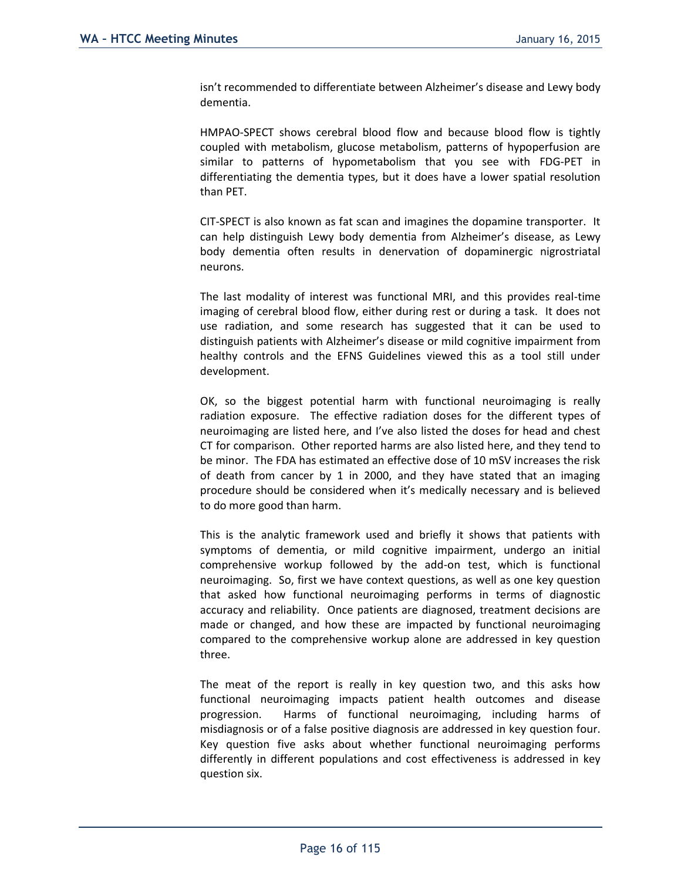isn't recommended to differentiate between Alzheimer's disease and Lewy body dementia.

HMPAO-SPECT shows cerebral blood flow and because blood flow is tightly coupled with metabolism, glucose metabolism, patterns of hypoperfusion are similar to patterns of hypometabolism that you see with FDG-PET in differentiating the dementia types, but it does have a lower spatial resolution than PET.

CIT-SPECT is also known as fat scan and imagines the dopamine transporter. It can help distinguish Lewy body dementia from Alzheimer's disease, as Lewy body dementia often results in denervation of dopaminergic nigrostriatal neurons.

The last modality of interest was functional MRI, and this provides real-time imaging of cerebral blood flow, either during rest or during a task. It does not use radiation, and some research has suggested that it can be used to distinguish patients with Alzheimer's disease or mild cognitive impairment from healthy controls and the EFNS Guidelines viewed this as a tool still under development.

OK, so the biggest potential harm with functional neuroimaging is really radiation exposure. The effective radiation doses for the different types of neuroimaging are listed here, and I've also listed the doses for head and chest CT for comparison. Other reported harms are also listed here, and they tend to be minor. The FDA has estimated an effective dose of 10 mSV increases the risk of death from cancer by 1 in 2000, and they have stated that an imaging procedure should be considered when it's medically necessary and is believed to do more good than harm.

This is the analytic framework used and briefly it shows that patients with symptoms of dementia, or mild cognitive impairment, undergo an initial comprehensive workup followed by the add-on test, which is functional neuroimaging. So, first we have context questions, as well as one key question that asked how functional neuroimaging performs in terms of diagnostic accuracy and reliability. Once patients are diagnosed, treatment decisions are made or changed, and how these are impacted by functional neuroimaging compared to the comprehensive workup alone are addressed in key question three.

The meat of the report is really in key question two, and this asks how functional neuroimaging impacts patient health outcomes and disease progression. Harms of functional neuroimaging, including harms of misdiagnosis or of a false positive diagnosis are addressed in key question four. Key question five asks about whether functional neuroimaging performs differently in different populations and cost effectiveness is addressed in key question six.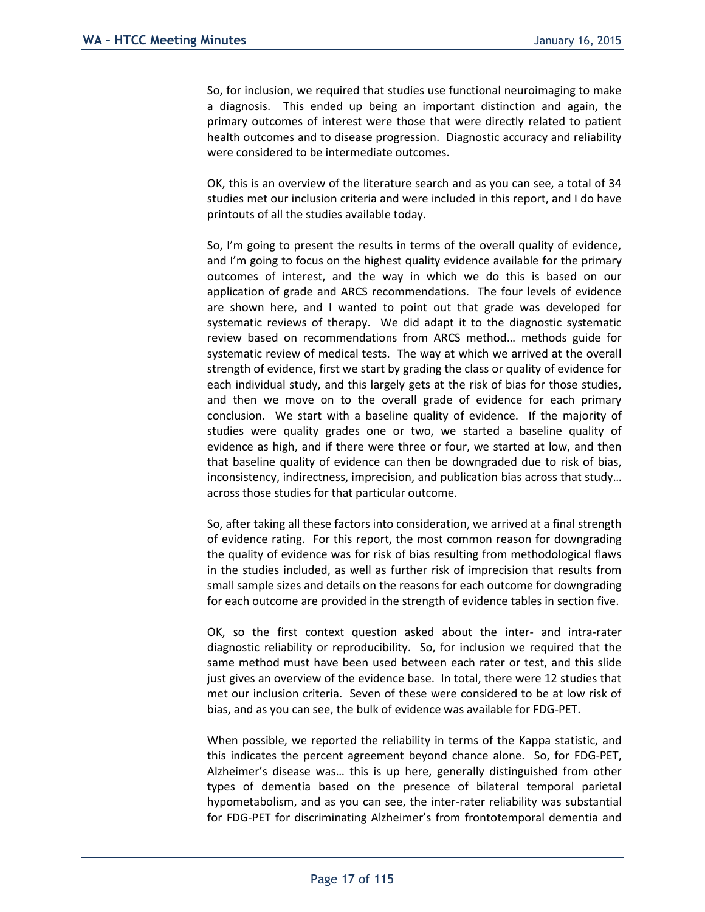So, for inclusion, we required that studies use functional neuroimaging to make a diagnosis. This ended up being an important distinction and again, the primary outcomes of interest were those that were directly related to patient health outcomes and to disease progression. Diagnostic accuracy and reliability were considered to be intermediate outcomes.

OK, this is an overview of the literature search and as you can see, a total of 34 studies met our inclusion criteria and were included in this report, and I do have printouts of all the studies available today.

So, I'm going to present the results in terms of the overall quality of evidence, and I'm going to focus on the highest quality evidence available for the primary outcomes of interest, and the way in which we do this is based on our application of grade and ARCS recommendations. The four levels of evidence are shown here, and I wanted to point out that grade was developed for systematic reviews of therapy. We did adapt it to the diagnostic systematic review based on recommendations from ARCS method… methods guide for systematic review of medical tests. The way at which we arrived at the overall strength of evidence, first we start by grading the class or quality of evidence for each individual study, and this largely gets at the risk of bias for those studies, and then we move on to the overall grade of evidence for each primary conclusion. We start with a baseline quality of evidence. If the majority of studies were quality grades one or two, we started a baseline quality of evidence as high, and if there were three or four, we started at low, and then that baseline quality of evidence can then be downgraded due to risk of bias, inconsistency, indirectness, imprecision, and publication bias across that study… across those studies for that particular outcome.

So, after taking all these factors into consideration, we arrived at a final strength of evidence rating. For this report, the most common reason for downgrading the quality of evidence was for risk of bias resulting from methodological flaws in the studies included, as well as further risk of imprecision that results from small sample sizes and details on the reasons for each outcome for downgrading for each outcome are provided in the strength of evidence tables in section five.

OK, so the first context question asked about the inter- and intra-rater diagnostic reliability or reproducibility. So, for inclusion we required that the same method must have been used between each rater or test, and this slide just gives an overview of the evidence base. In total, there were 12 studies that met our inclusion criteria. Seven of these were considered to be at low risk of bias, and as you can see, the bulk of evidence was available for FDG-PET.

When possible, we reported the reliability in terms of the Kappa statistic, and this indicates the percent agreement beyond chance alone. So, for FDG-PET, Alzheimer's disease was… this is up here, generally distinguished from other types of dementia based on the presence of bilateral temporal parietal hypometabolism, and as you can see, the inter-rater reliability was substantial for FDG-PET for discriminating Alzheimer's from frontotemporal dementia and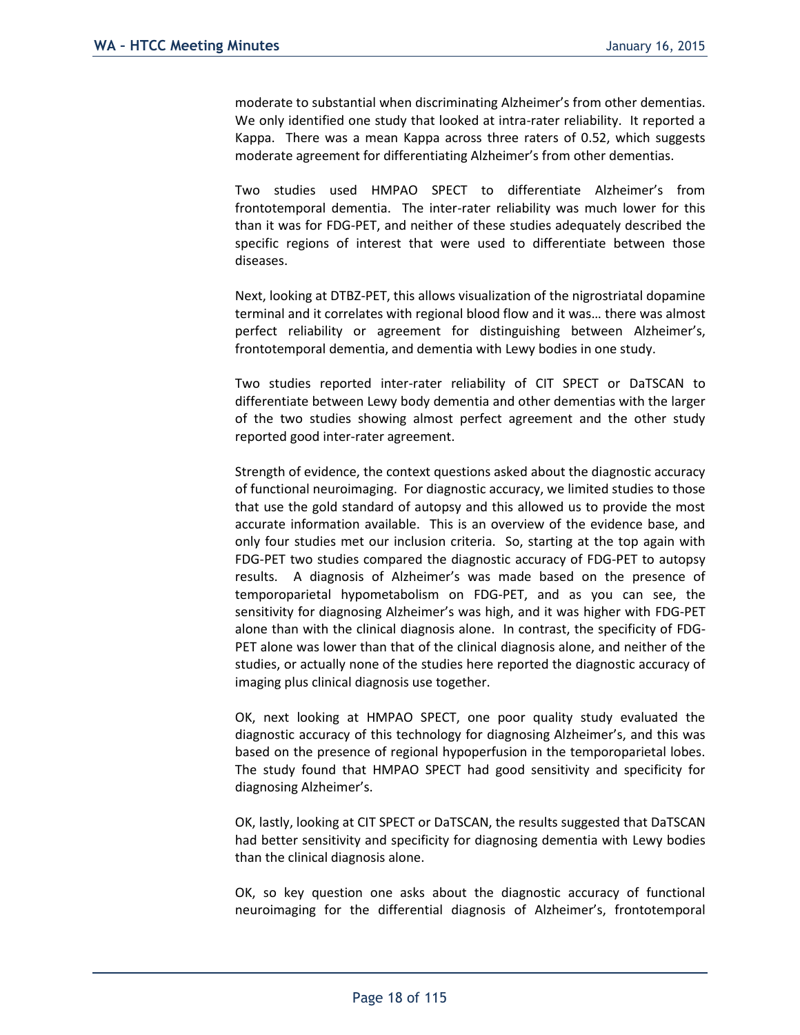moderate to substantial when discriminating Alzheimer's from other dementias. We only identified one study that looked at intra-rater reliability. It reported a Kappa. There was a mean Kappa across three raters of 0.52, which suggests moderate agreement for differentiating Alzheimer's from other dementias.

Two studies used HMPAO SPECT to differentiate Alzheimer's from frontotemporal dementia. The inter-rater reliability was much lower for this than it was for FDG-PET, and neither of these studies adequately described the specific regions of interest that were used to differentiate between those diseases.

Next, looking at DTBZ-PET, this allows visualization of the nigrostriatal dopamine terminal and it correlates with regional blood flow and it was… there was almost perfect reliability or agreement for distinguishing between Alzheimer's, frontotemporal dementia, and dementia with Lewy bodies in one study.

Two studies reported inter-rater reliability of CIT SPECT or DaTSCAN to differentiate between Lewy body dementia and other dementias with the larger of the two studies showing almost perfect agreement and the other study reported good inter-rater agreement.

Strength of evidence, the context questions asked about the diagnostic accuracy of functional neuroimaging. For diagnostic accuracy, we limited studies to those that use the gold standard of autopsy and this allowed us to provide the most accurate information available. This is an overview of the evidence base, and only four studies met our inclusion criteria. So, starting at the top again with FDG-PET two studies compared the diagnostic accuracy of FDG-PET to autopsy results. A diagnosis of Alzheimer's was made based on the presence of temporoparietal hypometabolism on FDG-PET, and as you can see, the sensitivity for diagnosing Alzheimer's was high, and it was higher with FDG-PET alone than with the clinical diagnosis alone. In contrast, the specificity of FDG-PET alone was lower than that of the clinical diagnosis alone, and neither of the studies, or actually none of the studies here reported the diagnostic accuracy of imaging plus clinical diagnosis use together.

OK, next looking at HMPAO SPECT, one poor quality study evaluated the diagnostic accuracy of this technology for diagnosing Alzheimer's, and this was based on the presence of regional hypoperfusion in the temporoparietal lobes. The study found that HMPAO SPECT had good sensitivity and specificity for diagnosing Alzheimer's.

OK, lastly, looking at CIT SPECT or DaTSCAN, the results suggested that DaTSCAN had better sensitivity and specificity for diagnosing dementia with Lewy bodies than the clinical diagnosis alone.

OK, so key question one asks about the diagnostic accuracy of functional neuroimaging for the differential diagnosis of Alzheimer's, frontotemporal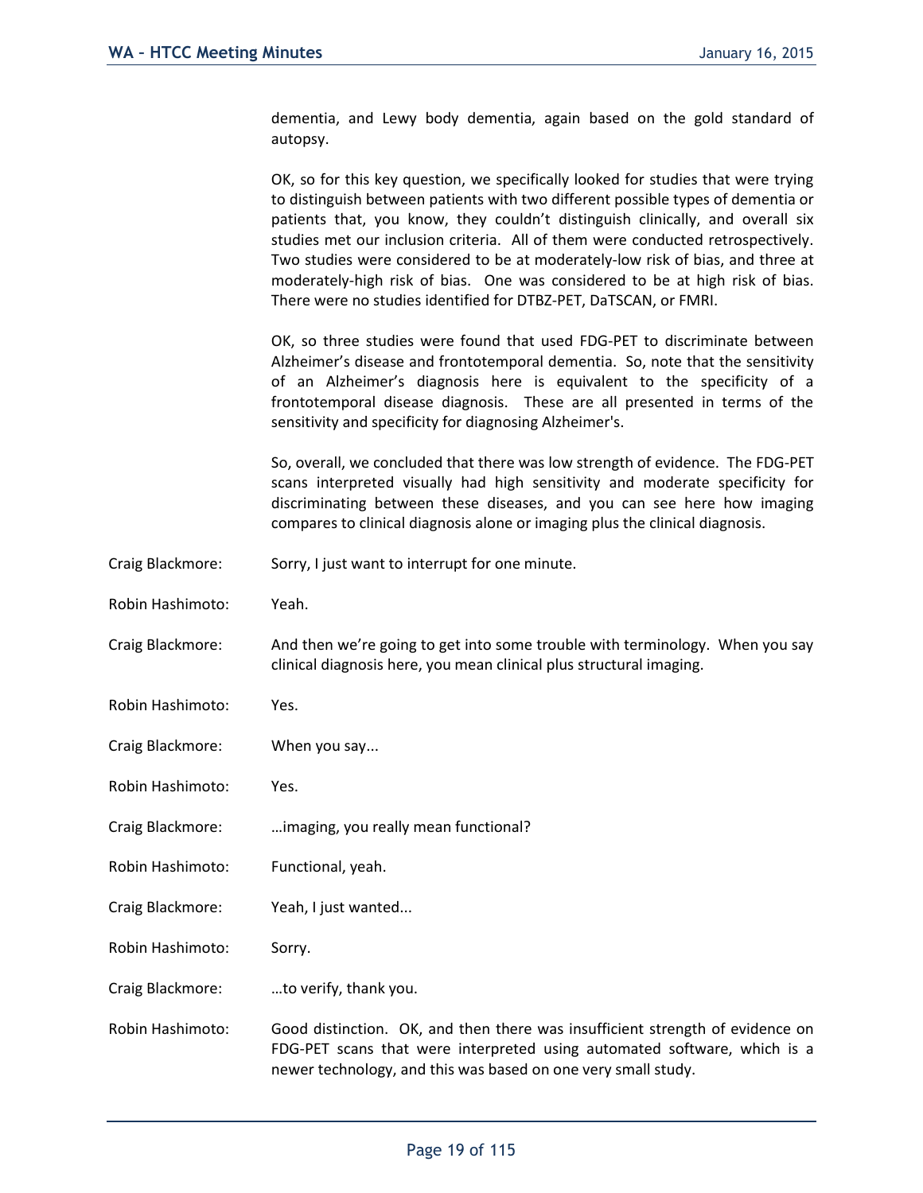dementia, and Lewy body dementia, again based on the gold standard of autopsy.

OK, so for this key question, we specifically looked for studies that were trying to distinguish between patients with two different possible types of dementia or patients that, you know, they couldn't distinguish clinically, and overall six studies met our inclusion criteria. All of them were conducted retrospectively. Two studies were considered to be at moderately-low risk of bias, and three at moderately-high risk of bias. One was considered to be at high risk of bias. There were no studies identified for DTBZ-PET, DaTSCAN, or FMRI.

OK, so three studies were found that used FDG-PET to discriminate between Alzheimer's disease and frontotemporal dementia. So, note that the sensitivity of an Alzheimer's diagnosis here is equivalent to the specificity of a frontotemporal disease diagnosis. These are all presented in terms of the sensitivity and specificity for diagnosing Alzheimer's.

So, overall, we concluded that there was low strength of evidence. The FDG-PET scans interpreted visually had high sensitivity and moderate specificity for discriminating between these diseases, and you can see here how imaging compares to clinical diagnosis alone or imaging plus the clinical diagnosis.

Craig Blackmore: Sorry, I just want to interrupt for one minute.

Robin Hashimoto: Yeah.

Craig Blackmore: And then we're going to get into some trouble with terminology. When you say clinical diagnosis here, you mean clinical plus structural imaging.

Robin Hashimoto: Yes.

Craig Blackmore: When you say...

Robin Hashimoto: Yes.

Craig Blackmore: …imaging, you really mean functional?

Robin Hashimoto: Functional, yeah.

Craig Blackmore: Yeah, I just wanted...

Robin Hashimoto: Sorry.

Craig Blackmore: …to verify, thank you.

Robin Hashimoto: Good distinction. OK, and then there was insufficient strength of evidence on FDG-PET scans that were interpreted using automated software, which is a newer technology, and this was based on one very small study.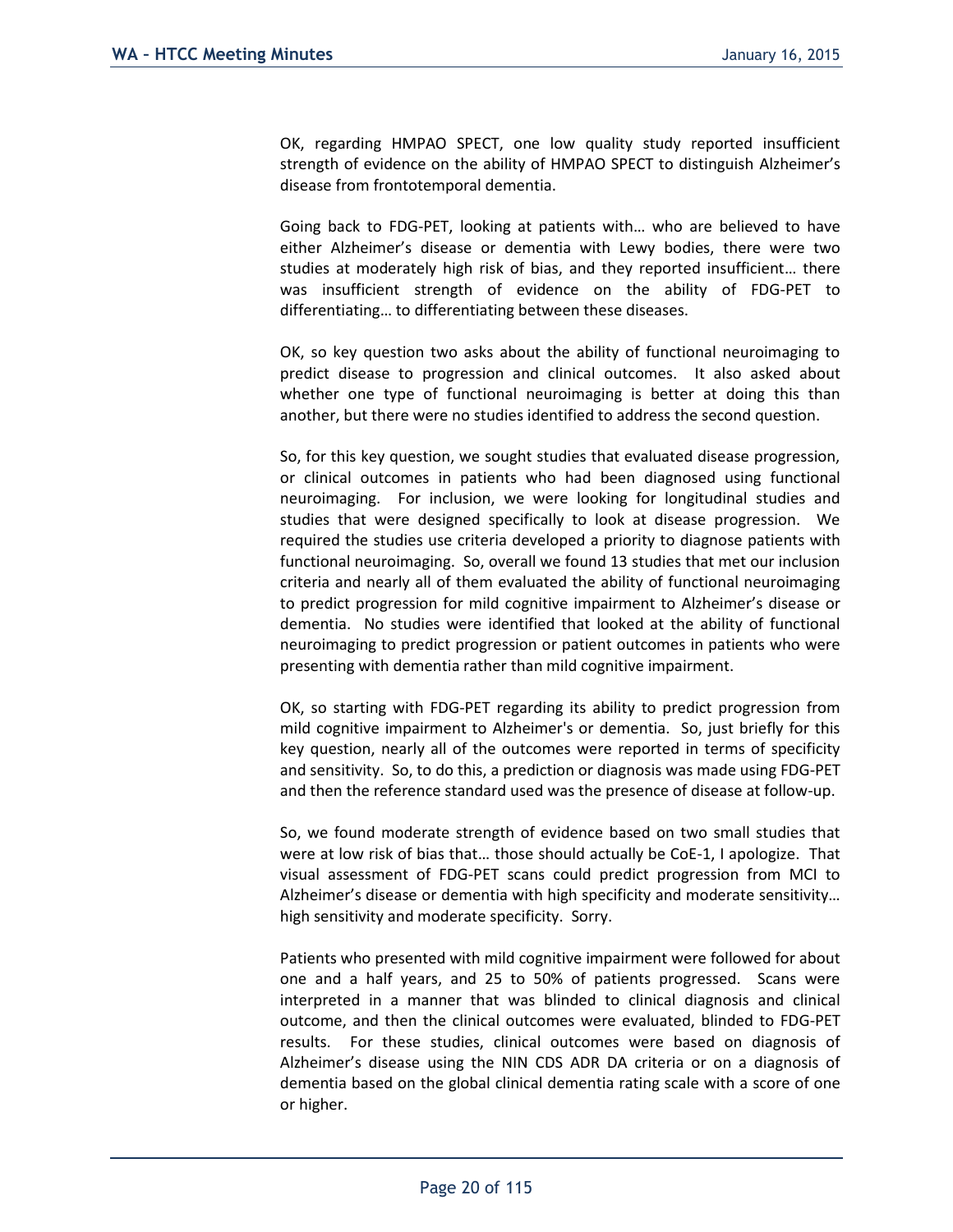OK, regarding HMPAO SPECT, one low quality study reported insufficient strength of evidence on the ability of HMPAO SPECT to distinguish Alzheimer's disease from frontotemporal dementia.

Going back to FDG-PET, looking at patients with… who are believed to have either Alzheimer's disease or dementia with Lewy bodies, there were two studies at moderately high risk of bias, and they reported insufficient… there was insufficient strength of evidence on the ability of FDG-PET to differentiating… to differentiating between these diseases.

OK, so key question two asks about the ability of functional neuroimaging to predict disease to progression and clinical outcomes. It also asked about whether one type of functional neuroimaging is better at doing this than another, but there were no studies identified to address the second question.

So, for this key question, we sought studies that evaluated disease progression, or clinical outcomes in patients who had been diagnosed using functional neuroimaging. For inclusion, we were looking for longitudinal studies and studies that were designed specifically to look at disease progression. We required the studies use criteria developed a priority to diagnose patients with functional neuroimaging. So, overall we found 13 studies that met our inclusion criteria and nearly all of them evaluated the ability of functional neuroimaging to predict progression for mild cognitive impairment to Alzheimer's disease or dementia. No studies were identified that looked at the ability of functional neuroimaging to predict progression or patient outcomes in patients who were presenting with dementia rather than mild cognitive impairment.

OK, so starting with FDG-PET regarding its ability to predict progression from mild cognitive impairment to Alzheimer's or dementia. So, just briefly for this key question, nearly all of the outcomes were reported in terms of specificity and sensitivity. So, to do this, a prediction or diagnosis was made using FDG-PET and then the reference standard used was the presence of disease at follow-up.

So, we found moderate strength of evidence based on two small studies that were at low risk of bias that… those should actually be CoE-1, I apologize. That visual assessment of FDG-PET scans could predict progression from MCI to Alzheimer's disease or dementia with high specificity and moderate sensitivity… high sensitivity and moderate specificity. Sorry.

Patients who presented with mild cognitive impairment were followed for about one and a half years, and 25 to 50% of patients progressed. Scans were interpreted in a manner that was blinded to clinical diagnosis and clinical outcome, and then the clinical outcomes were evaluated, blinded to FDG-PET results. For these studies, clinical outcomes were based on diagnosis of Alzheimer's disease using the NIN CDS ADR DA criteria or on a diagnosis of dementia based on the global clinical dementia rating scale with a score of one or higher.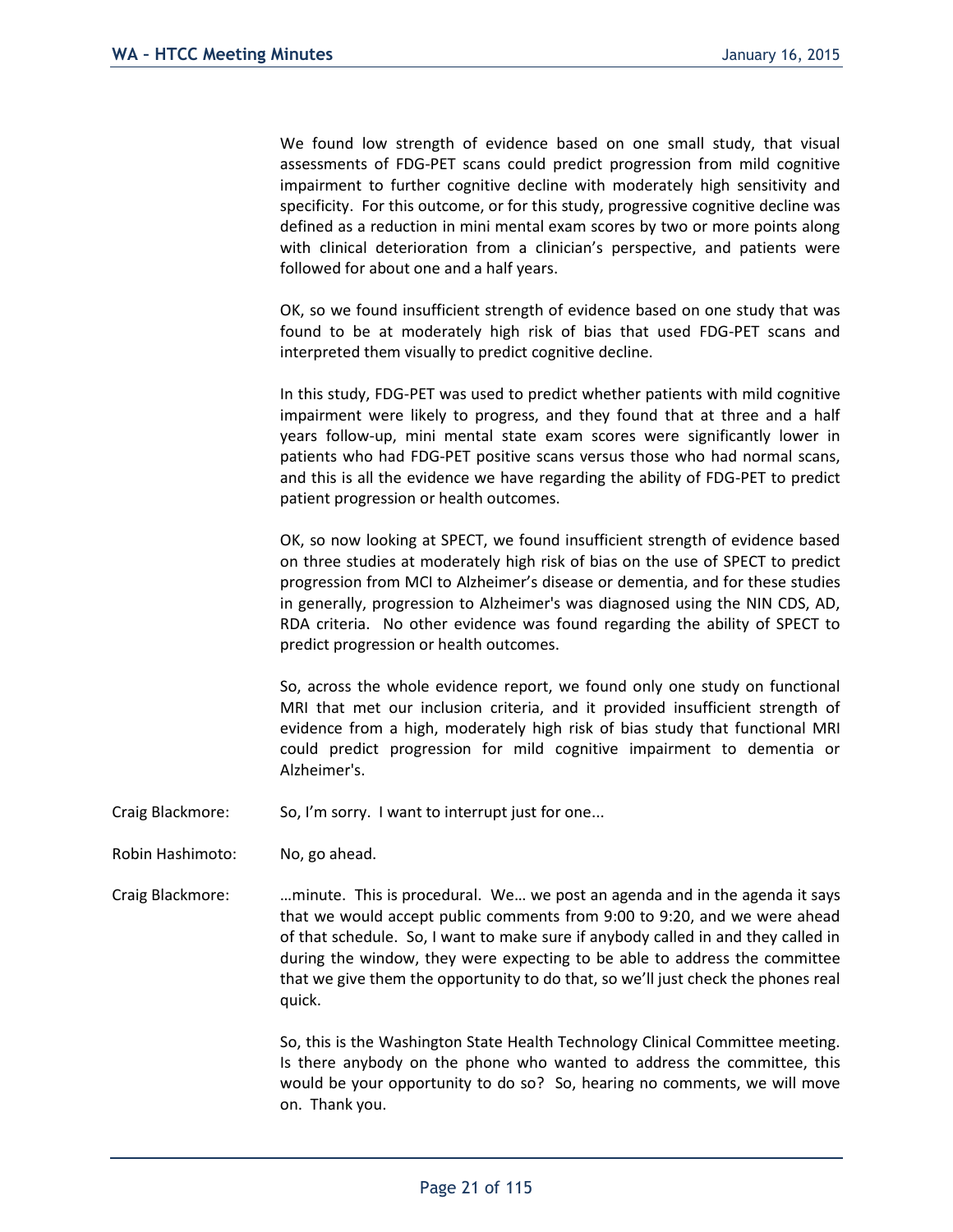We found low strength of evidence based on one small study, that visual assessments of FDG-PET scans could predict progression from mild cognitive impairment to further cognitive decline with moderately high sensitivity and specificity. For this outcome, or for this study, progressive cognitive decline was defined as a reduction in mini mental exam scores by two or more points along with clinical deterioration from a clinician's perspective, and patients were followed for about one and a half years.

OK, so we found insufficient strength of evidence based on one study that was found to be at moderately high risk of bias that used FDG-PET scans and interpreted them visually to predict cognitive decline.

In this study, FDG-PET was used to predict whether patients with mild cognitive impairment were likely to progress, and they found that at three and a half years follow-up, mini mental state exam scores were significantly lower in patients who had FDG-PET positive scans versus those who had normal scans, and this is all the evidence we have regarding the ability of FDG-PET to predict patient progression or health outcomes.

OK, so now looking at SPECT, we found insufficient strength of evidence based on three studies at moderately high risk of bias on the use of SPECT to predict progression from MCI to Alzheimer's disease or dementia, and for these studies in generally, progression to Alzheimer's was diagnosed using the NIN CDS, AD, RDA criteria. No other evidence was found regarding the ability of SPECT to predict progression or health outcomes.

So, across the whole evidence report, we found only one study on functional MRI that met our inclusion criteria, and it provided insufficient strength of evidence from a high, moderately high risk of bias study that functional MRI could predict progression for mild cognitive impairment to dementia or Alzheimer's.

Craig Blackmore: So, I'm sorry. I want to interrupt just for one...

Robin Hashimoto: No, go ahead.

Craig Blackmore: …minute. This is procedural. We… we post an agenda and in the agenda it says that we would accept public comments from 9:00 to 9:20, and we were ahead of that schedule. So, I want to make sure if anybody called in and they called in during the window, they were expecting to be able to address the committee that we give them the opportunity to do that, so we'll just check the phones real quick.

So, this is the Washington State Health Technology Clinical Committee meeting. Is there anybody on the phone who wanted to address the committee, this would be your opportunity to do so? So, hearing no comments, we will move on. Thank you.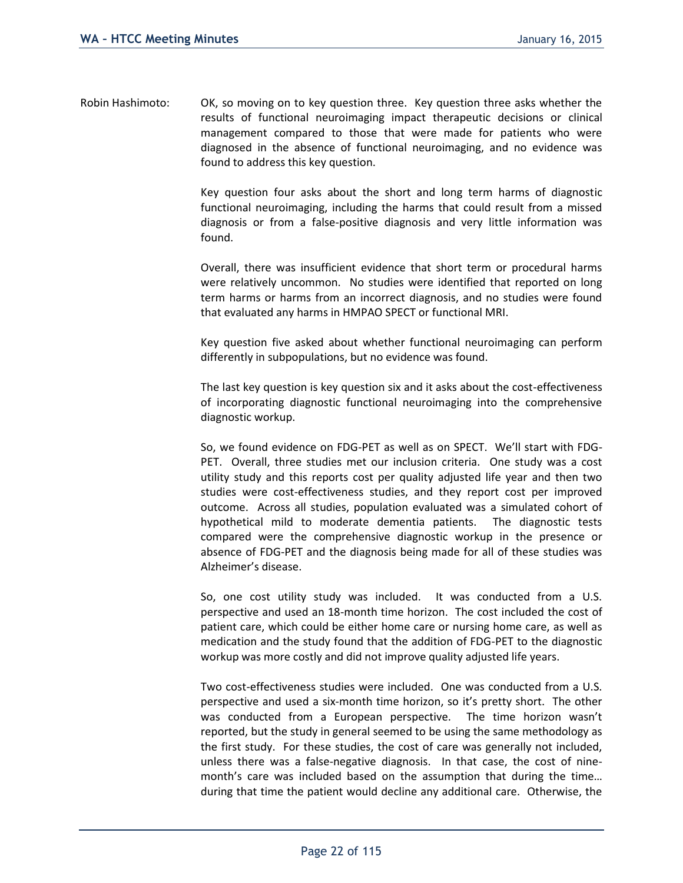Robin Hashimoto: OK, so moving on to key question three. Key question three asks whether the results of functional neuroimaging impact therapeutic decisions or clinical management compared to those that were made for patients who were diagnosed in the absence of functional neuroimaging, and no evidence was found to address this key question.

Key question four asks about the short and long term harms of diagnostic functional neuroimaging, including the harms that could result from a missed diagnosis or from a false-positive diagnosis and very little information was found.

Overall, there was insufficient evidence that short term or procedural harms were relatively uncommon. No studies were identified that reported on long term harms or harms from an incorrect diagnosis, and no studies were found that evaluated any harms in HMPAO SPECT or functional MRI.

Key question five asked about whether functional neuroimaging can perform differently in subpopulations, but no evidence was found.

The last key question is key question six and it asks about the cost-effectiveness of incorporating diagnostic functional neuroimaging into the comprehensive diagnostic workup.

So, we found evidence on FDG-PET as well as on SPECT. We'll start with FDG-PET. Overall, three studies met our inclusion criteria. One study was a cost utility study and this reports cost per quality adjusted life year and then two studies were cost-effectiveness studies, and they report cost per improved outcome. Across all studies, population evaluated was a simulated cohort of hypothetical mild to moderate dementia patients. The diagnostic tests compared were the comprehensive diagnostic workup in the presence or absence of FDG-PET and the diagnosis being made for all of these studies was Alzheimer's disease.

So, one cost utility study was included. It was conducted from a U.S. perspective and used an 18-month time horizon. The cost included the cost of patient care, which could be either home care or nursing home care, as well as medication and the study found that the addition of FDG-PET to the diagnostic workup was more costly and did not improve quality adjusted life years.

Two cost-effectiveness studies were included. One was conducted from a U.S. perspective and used a six-month time horizon, so it's pretty short. The other was conducted from a European perspective. The time horizon wasn't reported, but the study in general seemed to be using the same methodology as the first study. For these studies, the cost of care was generally not included, unless there was a false-negative diagnosis. In that case, the cost of nine-month's care was included based on the assumption that during the time… during that time the patient would decline any additional care. Otherwise, the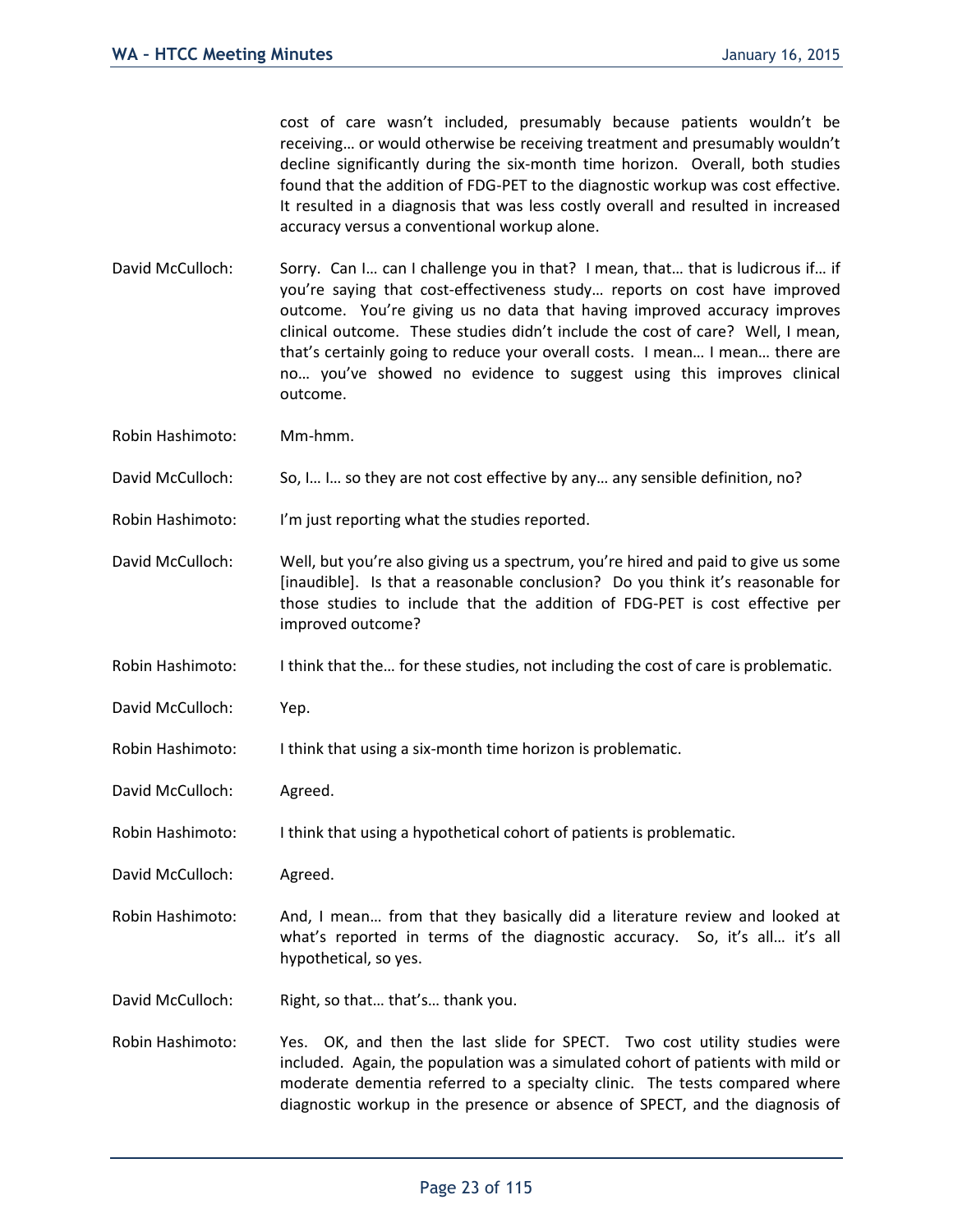cost of care wasn't included, presumably because patients wouldn't be receiving… or would otherwise be receiving treatment and presumably wouldn't decline significantly during the six-month time horizon. Overall, both studies found that the addition of FDG-PET to the diagnostic workup was cost effective. It resulted in a diagnosis that was less costly overall and resulted in increased accuracy versus a conventional workup alone.

David McCulloch: Sorry. Can I… can I challenge you in that? I mean, that… that is ludicrous if… if you're saying that cost-effectiveness study… reports on cost have improved outcome. You're giving us no data that having improved accuracy improves clinical outcome. These studies didn't include the cost of care? Well, I mean, that's certainly going to reduce your overall costs. I mean… I mean… there are no… you've showed no evidence to suggest using this improves clinical outcome.

Robin Hashimoto: Mm-hmm.

David McCulloch: So, I… I… so they are not cost effective by any… any sensible definition, no?

Robin Hashimoto: I'm just reporting what the studies reported.

David McCulloch: Well, but you're also giving us a spectrum, you're hired and paid to give us some [inaudible]. Is that a reasonable conclusion? Do you think it's reasonable for those studies to include that the addition of FDG-PET is cost effective per improved outcome?

Robin Hashimoto: I think that the… for these studies, not including the cost of care is problematic.

David McCulloch: Yep.

Robin Hashimoto: I think that using a six-month time horizon is problematic.

David McCulloch: Agreed.

Robin Hashimoto: I think that using a hypothetical cohort of patients is problematic.

David McCulloch: Agreed.

Robin Hashimoto: And, I mean… from that they basically did a literature review and looked at what's reported in terms of the diagnostic accuracy. So, it's all… it's all hypothetical, so yes.

David McCulloch: Right, so that… that's… thank you.

Robin Hashimoto: Yes. OK, and then the last slide for SPECT. Two cost utility studies were included. Again, the population was a simulated cohort of patients with mild or moderate dementia referred to a specialty clinic. The tests compared where diagnostic workup in the presence or absence of SPECT, and the diagnosis of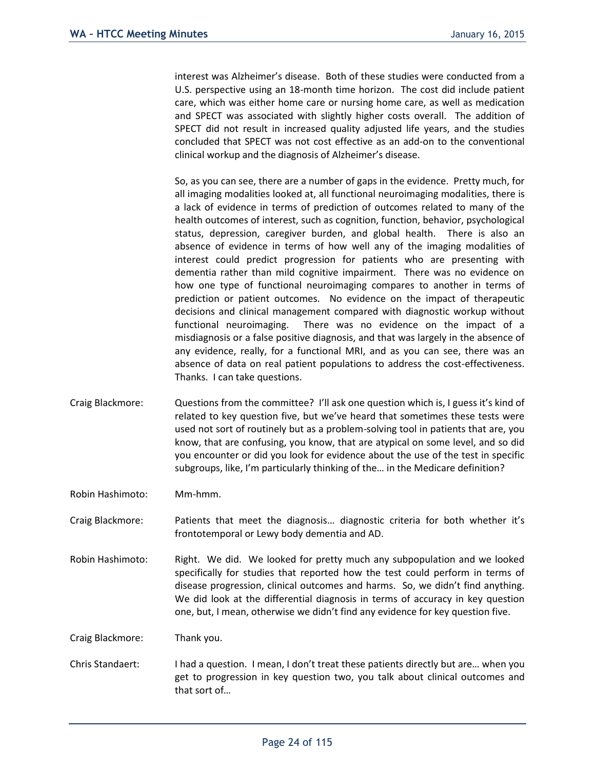interest was Alzheimer's disease. Both of these studies were conducted from a U.S. perspective using an 18-month time horizon. The cost did include patient care, which was either home care or nursing home care, as well as medication and SPECT was associated with slightly higher costs overall. The addition of SPECT did not result in increased quality adjusted life years, and the studies concluded that SPECT was not cost effective as an add-on to the conventional clinical workup and the diagnosis of Alzheimer's disease.

So, as you can see, there are a number of gaps in the evidence. Pretty much, for all imaging modalities looked at, all functional neuroimaging modalities, there is a lack of evidence in terms of prediction of outcomes related to many of the health outcomes of interest, such as cognition, function, behavior, psychological status, depression, caregiver burden, and global health. There is also an absence of evidence in terms of how well any of the imaging modalities of interest could predict progression for patients who are presenting with dementia rather than mild cognitive impairment. There was no evidence on how one type of functional neuroimaging compares to another in terms of prediction or patient outcomes. No evidence on the impact of therapeutic decisions and clinical management compared with diagnostic workup without functional neuroimaging. There was no evidence on the impact of a misdiagnosis or a false positive diagnosis, and that was largely in the absence of any evidence, really, for a functional MRI, and as you can see, there was an absence of data on real patient populations to address the cost-effectiveness. Thanks. I can take questions.

Craig Blackmore: Questions from the committee? I'll ask one question which is, I guess it's kind of related to key question five, but we've heard that sometimes these tests were used not sort of routinely but as a problem-solving tool in patients that are, you know, that are confusing, you know, that are atypical on some level, and so did you encounter or did you look for evidence about the use of the test in specific subgroups, like, I'm particularly thinking of the… in the Medicare definition?

Robin Hashimoto: Mm-hmm.

Craig Blackmore: Patients that meet the diagnosis… diagnostic criteria for both whether it's frontotemporal or Lewy body dementia and AD.

Robin Hashimoto: Right. We did. We looked for pretty much any subpopulation and we looked specifically for studies that reported how the test could perform in terms of disease progression, clinical outcomes and harms. So, we didn't find anything. We did look at the differential diagnosis in terms of accuracy in key question one, but, I mean, otherwise we didn't find any evidence for key question five.

Craig Blackmore: Thank you.

Chris Standaert: I had a question. I mean, I don't treat these patients directly but are… when you get to progression in key question two, you talk about clinical outcomes and that sort of…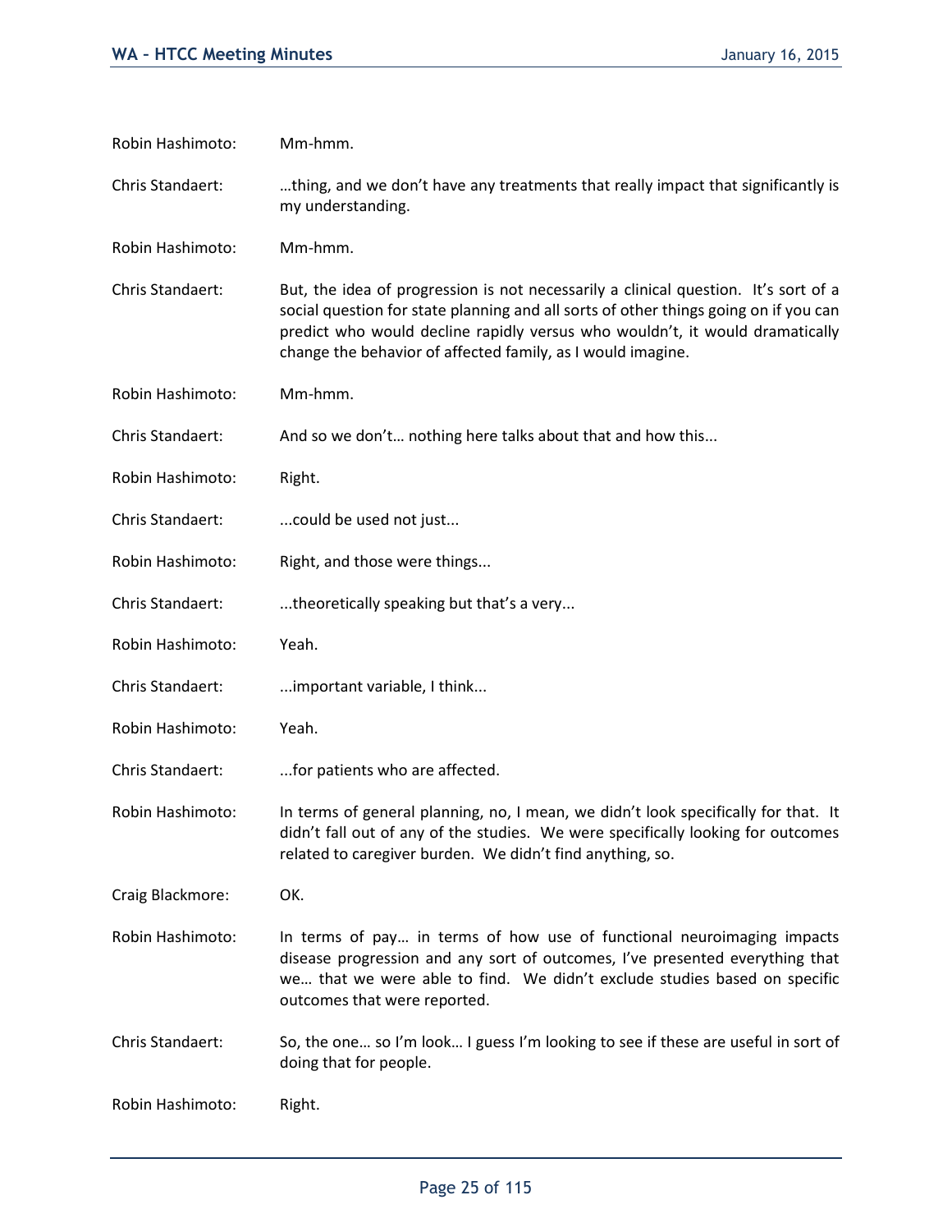Robin Hashimoto: Mm-hmm.

Chris Standaert: …thing, and we don't have any treatments that really impact that significantly is my understanding.

Robin Hashimoto: Mm-hmm.

Chris Standaert: But, the idea of progression is not necessarily a clinical question. It's sort of a social question for state planning and all sorts of other things going on if you can predict who would decline rapidly versus who wouldn't, it would dramatically change the behavior of affected family, as I would imagine.

Robin Hashimoto: Mm-hmm.

Chris Standaert: And so we don't… nothing here talks about that and how this...

Robin Hashimoto: Right.

Chris Standaert: ...could be used not just...

Robin Hashimoto: Right, and those were things...

Chris Standaert: ...theoretically speaking but that's a very...

Robin Hashimoto: Yeah.

Chris Standaert: ...important variable, I think...

Robin Hashimoto: Yeah.

Chris Standaert: ...for patients who are affected.

Robin Hashimoto: In terms of general planning, no, I mean, we didn't look specifically for that. It didn't fall out of any of the studies. We were specifically looking for outcomes related to caregiver burden. We didn't find anything, so.

Craig Blackmore: OK.

Robin Hashimoto: In terms of pay… in terms of how use of functional neuroimaging impacts disease progression and any sort of outcomes, I've presented everything that we… that we were able to find. We didn't exclude studies based on specific outcomes that were reported.

Chris Standaert: So, the one… so I'm look… I guess I'm looking to see if these are useful in sort of doing that for people.

Robin Hashimoto: Right.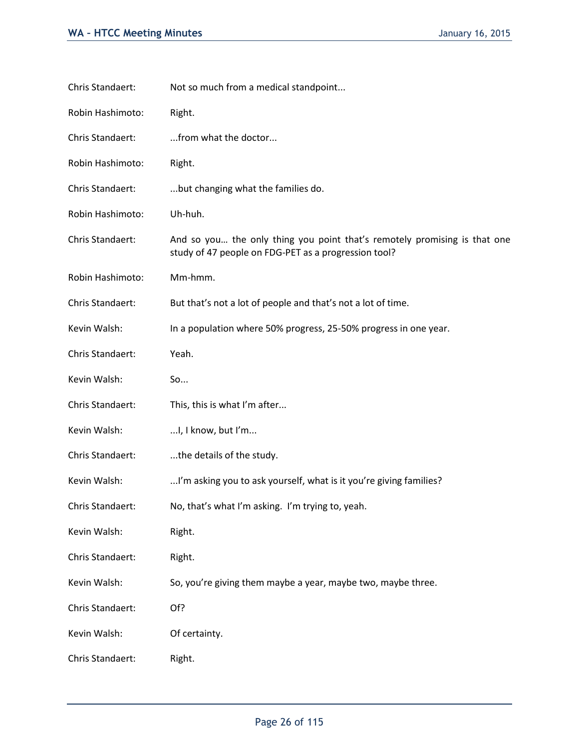Chris Standaert: Not so much from a medical standpoint...

Robin Hashimoto: Right.

Chris Standaert: ...from what the doctor...

Robin Hashimoto: Right.

Chris Standaert: ...but changing what the families do.

Robin Hashimoto: Uh-huh.

Chris Standaert: And so you… the only thing you point that's remotely promising is that one study of 47 people on FDG-PET as a progression tool?

Robin Hashimoto: Mm-hmm.

Chris Standaert: But that's not a lot of people and that's not a lot of time.

Kevin Walsh: In a population where 50% progress, 25-50% progress in one year.

Chris Standaert: Yeah.

Kevin Walsh: So...

Chris Standaert: This, this is what I'm after...

Kevin Walsh: ...I, I know, but I'm...

Chris Standaert: ...the details of the study.

Kevin Walsh: ...I'm asking you to ask yourself, what is it you're giving families?

Chris Standaert: No, that's what I'm asking. I'm trying to, yeah.

Kevin Walsh: Right.

Chris Standaert: Right.

Kevin Walsh: So, you're giving them maybe a year, maybe two, maybe three.

Chris Standaert: Of?

Kevin Walsh: Of certainty.

Chris Standaert: Right.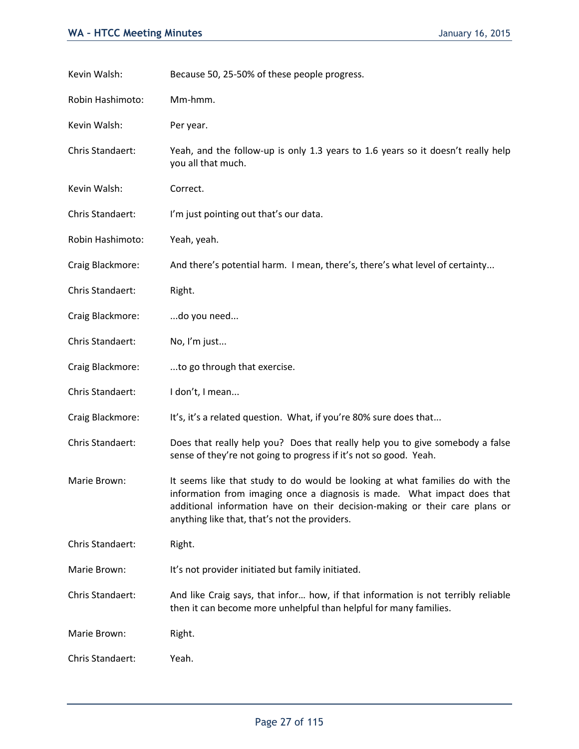Kevin Walsh: Because 50, 25-50% of these people progress.

Robin Hashimoto: Mm-hmm.

Kevin Walsh: Per year.

Chris Standaert: Yeah, and the follow-up is only 1.3 years to 1.6 years so it doesn't really help you all that much.

Kevin Walsh: Correct.

Chris Standaert: I'm just pointing out that's our data.

Robin Hashimoto: Yeah, yeah.

Craig Blackmore: And there's potential harm. I mean, there's, there's what level of certainty...

Chris Standaert: Right.

Craig Blackmore: ...do you need...

Chris Standaert: No, I'm just...

Craig Blackmore: ...to go through that exercise.

Chris Standaert: I don't, I mean...

Craig Blackmore: It's, it's a related question. What, if you're 80% sure does that...

Chris Standaert: Does that really help you? Does that really help you to give somebody a false sense of they're not going to progress if it's not so good. Yeah.

Marie Brown: It seems like that study to do would be looking at what families do with the information from imaging once a diagnosis is made. What impact does that additional information have on their decision-making or their care plans or anything like that, that's not the providers.

Chris Standaert: Right.

Marie Brown: It's not provider initiated but family initiated.

Chris Standaert: And like Craig says, that infor… how, if that information is not terribly reliable then it can become more unhelpful than helpful for many families.

Marie Brown: Right.

Chris Standaert: Yeah.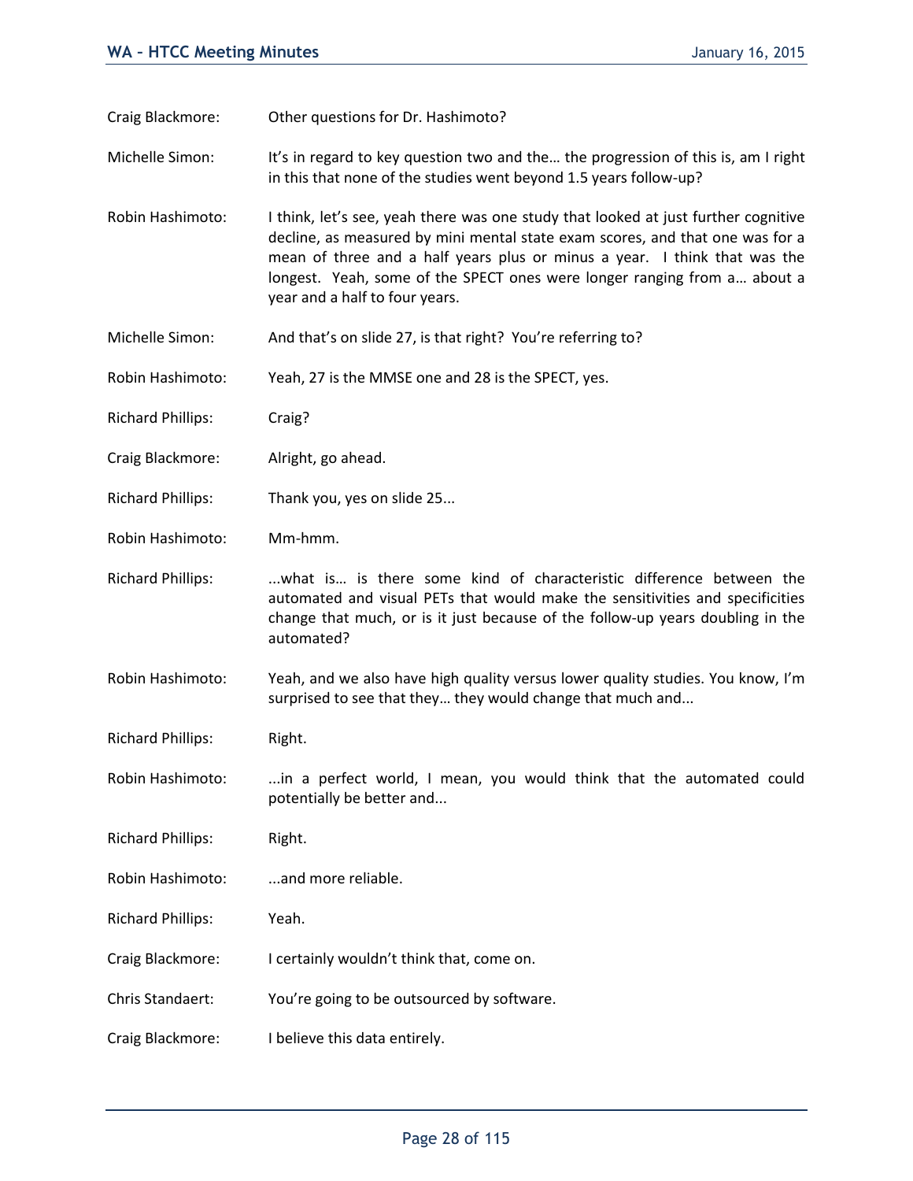Craig Blackmore: Other questions for Dr. Hashimoto?

Michelle Simon: It's in regard to key question two and the… the progression of this is, am I right in this that none of the studies went beyond 1.5 years follow-up?

Robin Hashimoto: I think, let's see, yeah there was one study that looked at just further cognitive decline, as measured by mini mental state exam scores, and that one was for a mean of three and a half years plus or minus a year. I think that was the longest. Yeah, some of the SPECT ones were longer ranging from a… about a year and a half to four years.

Michelle Simon: And that's on slide 27, is that right? You're referring to?

Robin Hashimoto: Yeah, 27 is the MMSE one and 28 is the SPECT, yes.

Richard Phillips: Craig?

Craig Blackmore: Alright, go ahead.

Richard Phillips: Thank you, yes on slide 25...

Robin Hashimoto: Mm-hmm.

Richard Phillips: ...what is… is there some kind of characteristic difference between the automated and visual PETs that would make the sensitivities and specificities change that much, or is it just because of the follow-up years doubling in the automated?

Robin Hashimoto: Yeah, and we also have high quality versus lower quality studies. You know, I'm surprised to see that they… they would change that much and...

Richard Phillips: Right.

Robin Hashimoto: ...in a perfect world, I mean, you would think that the automated could potentially be better and...

Richard Phillips: Right.

Robin Hashimoto: ...and more reliable.

Richard Phillips: Yeah.

Craig Blackmore: I certainly wouldn't think that, come on.

Chris Standaert: You're going to be outsourced by software.

Craig Blackmore: I believe this data entirely.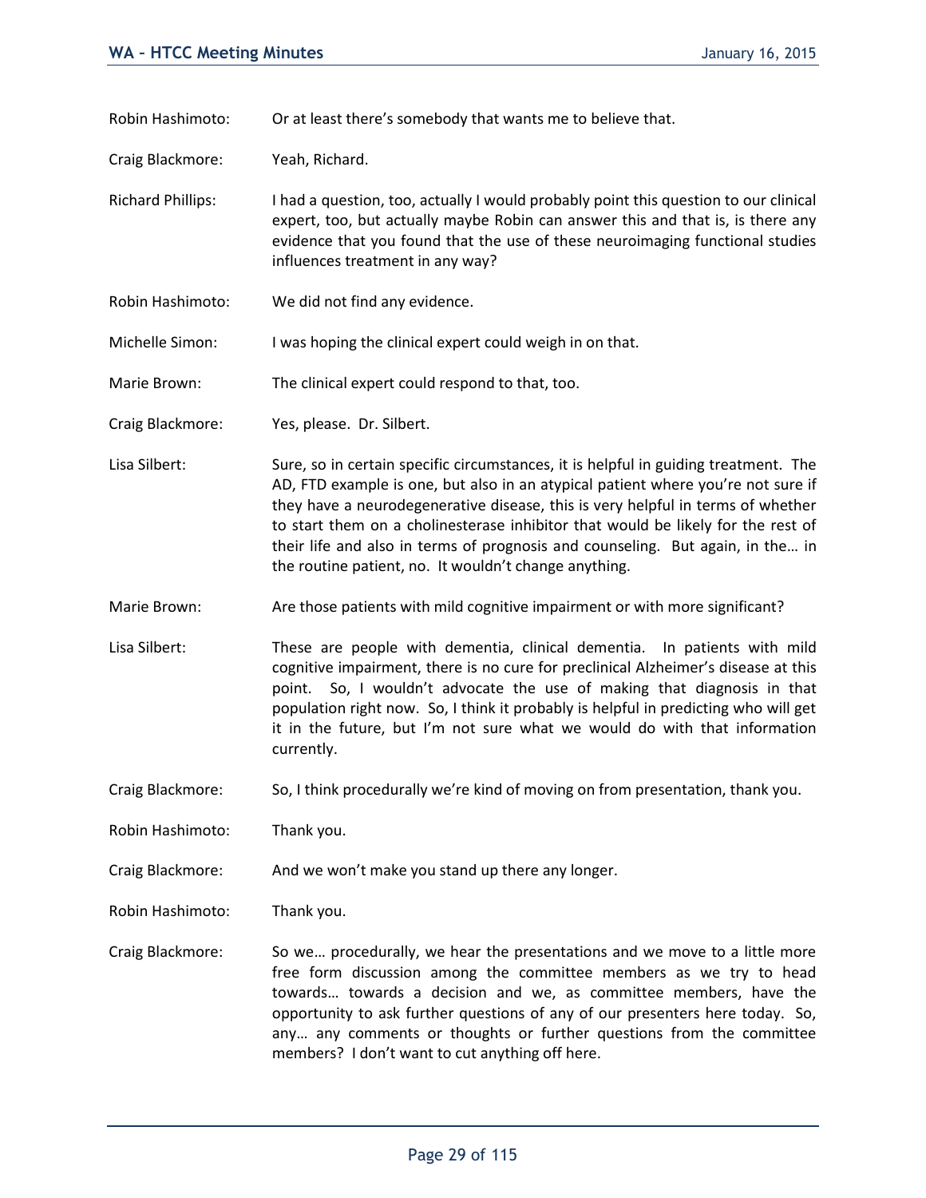Robin Hashimoto: Or at least there's somebody that wants me to believe that.

Craig Blackmore: Yeah, Richard.

Richard Phillips: I had a question, too, actually I would probably point this question to our clinical expert, too, but actually maybe Robin can answer this and that is, is there any evidence that you found that the use of these neuroimaging functional studies influences treatment in any way?

Robin Hashimoto: We did not find any evidence.

Michelle Simon: I was hoping the clinical expert could weigh in on that.

Marie Brown: The clinical expert could respond to that, too.

Craig Blackmore: Yes, please. Dr. Silbert.

Lisa Silbert: Sure, so in certain specific circumstances, it is helpful in guiding treatment. The AD, FTD example is one, but also in an atypical patient where you're not sure if they have a neurodegenerative disease, this is very helpful in terms of whether to start them on a cholinesterase inhibitor that would be likely for the rest of their life and also in terms of prognosis and counseling. But again, in the… in the routine patient, no. It wouldn't change anything.

Marie Brown: Are those patients with mild cognitive impairment or with more significant?

Lisa Silbert: These are people with dementia, clinical dementia. In patients with mild cognitive impairment, there is no cure for preclinical Alzheimer's disease at this point. So, I wouldn't advocate the use of making that diagnosis in that population right now. So, I think it probably is helpful in predicting who will get it in the future, but I'm not sure what we would do with that information currently.

Craig Blackmore: So, I think procedurally we're kind of moving on from presentation, thank you.

Robin Hashimoto: Thank you.

Craig Blackmore: And we won't make you stand up there any longer.

Robin Hashimoto: Thank you.

Craig Blackmore: So we… procedurally, we hear the presentations and we move to a little more free form discussion among the committee members as we try to head towards… towards a decision and we, as committee members, have the opportunity to ask further questions of any of our presenters here today. So, any… any comments or thoughts or further questions from the committee members? I don't want to cut anything off here.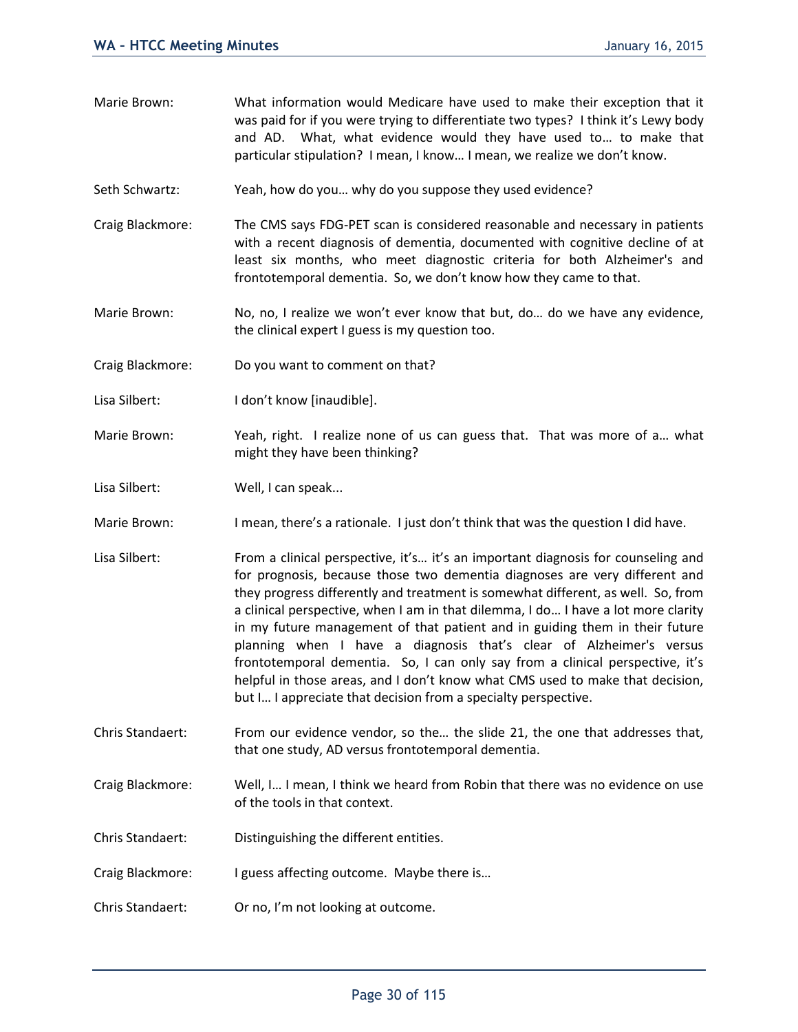Marie Brown: What information would Medicare have used to make their exception that it was paid for if you were trying to differentiate two types? I think it's Lewy body and AD. What, what evidence would they have used to… to make that particular stipulation? I mean, I know… I mean, we realize we don't know.

Seth Schwartz: Yeah, how do you… why do you suppose they used evidence?

Craig Blackmore: The CMS says FDG-PET scan is considered reasonable and necessary in patients with a recent diagnosis of dementia, documented with cognitive decline of at least six months, who meet diagnostic criteria for both Alzheimer's and frontotemporal dementia. So, we don't know how they came to that.

Marie Brown: No, no, I realize we won't ever know that but, do… do we have any evidence, the clinical expert I guess is my question too.

Craig Blackmore: Do you want to comment on that?

Lisa Silbert: I don't know [inaudible].

Marie Brown: Yeah, right. I realize none of us can guess that. That was more of a… what might they have been thinking?

Lisa Silbert: Well, I can speak...

Marie Brown: I mean, there's a rationale. I just don't think that was the question I did have.

Lisa Silbert: From a clinical perspective, it's… it's an important diagnosis for counseling and for prognosis, because those two dementia diagnoses are very different and they progress differently and treatment is somewhat different, as well. So, from a clinical perspective, when I am in that dilemma, I do… I have a lot more clarity in my future management of that patient and in guiding them in their future planning when I have a diagnosis that's clear of Alzheimer's versus frontotemporal dementia. So, I can only say from a clinical perspective, it's helpful in those areas, and I don't know what CMS used to make that decision, but I… I appreciate that decision from a specialty perspective.

Chris Standaert: From our evidence vendor, so the… the slide 21, the one that addresses that, that one study, AD versus frontotemporal dementia.

Craig Blackmore: Well, I… I mean, I think we heard from Robin that there was no evidence on use of the tools in that context.

Chris Standaert: Distinguishing the different entities.

Craig Blackmore: I guess affecting outcome. Maybe there is…

Chris Standaert: Or no, I'm not looking at outcome.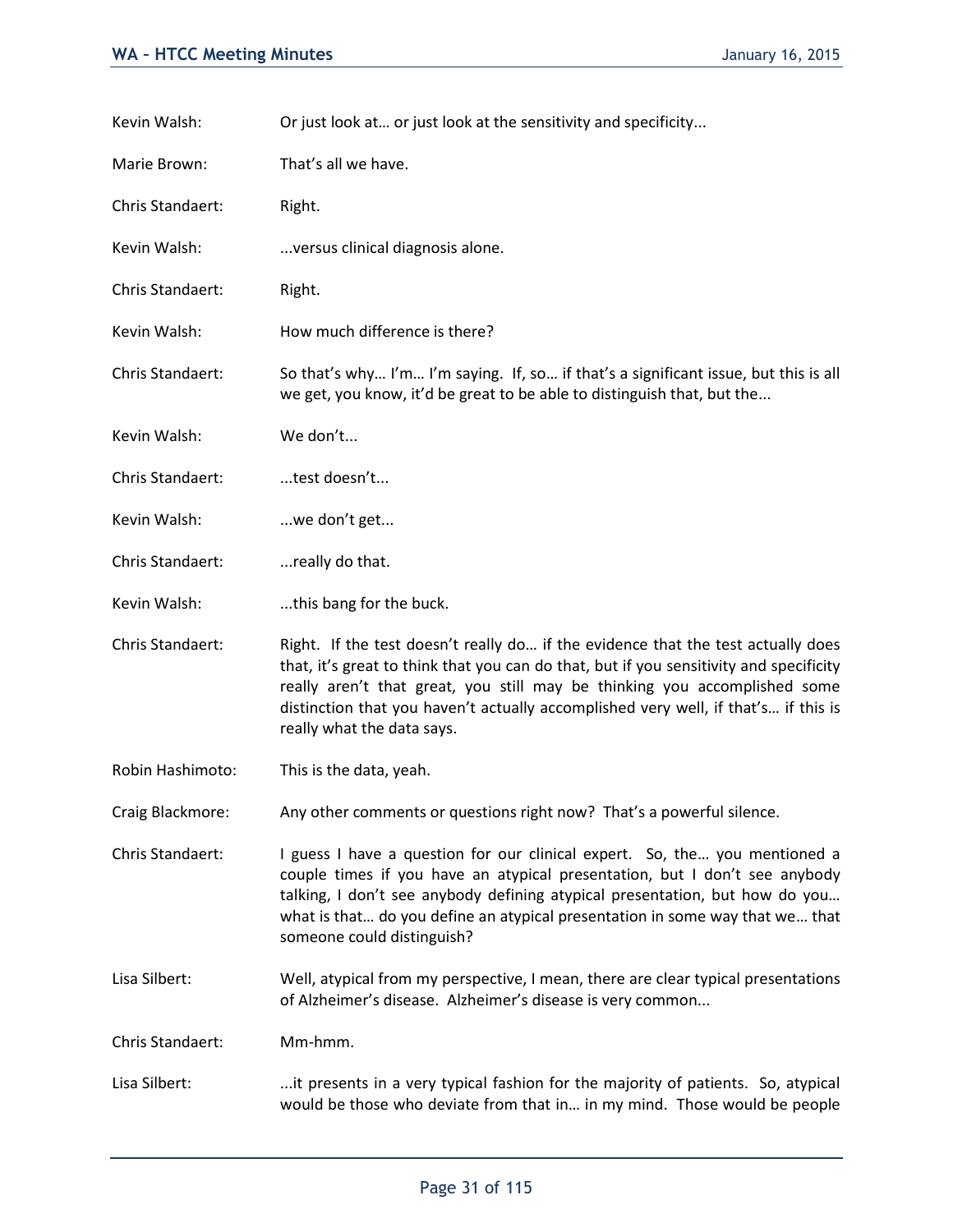Kevin Walsh: Or just look at… or just look at the sensitivity and specificity...

Marie Brown: That's all we have.

Chris Standaert: Right.

Kevin Walsh: ...versus clinical diagnosis alone.

Chris Standaert: Right.

Kevin Walsh: How much difference is there?

Chris Standaert: So that's why… I'm… I'm saying. If, so… if that's a significant issue, but this is all we get, you know, it'd be great to be able to distinguish that, but the...

Kevin Walsh: We don't...

Chris Standaert: ...test doesn't...

Kevin Walsh: ...we don't get...

Chris Standaert: ...really do that.

Kevin Walsh: ...this bang for the buck.

Chris Standaert: Right. If the test doesn't really do… if the evidence that the test actually does that, it's great to think that you can do that, but if you sensitivity and specificity really aren't that great, you still may be thinking you accomplished some distinction that you haven't actually accomplished very well, if that's… if this is really what the data says.

Robin Hashimoto: This is the data, yeah.

Craig Blackmore: Any other comments or questions right now? That's a powerful silence.

Chris Standaert: I guess I have a question for our clinical expert. So, the… you mentioned a couple times if you have an atypical presentation, but I don't see anybody talking, I don't see anybody defining atypical presentation, but how do you… what is that… do you define an atypical presentation in some way that we… that someone could distinguish?

Lisa Silbert: Well, atypical from my perspective, I mean, there are clear typical presentations of Alzheimer's disease. Alzheimer's disease is very common...

Chris Standaert: Mm-hmm.

Lisa Silbert: ...it presents in a very typical fashion for the majority of patients. So, atypical would be those who deviate from that in… in my mind. Those would be people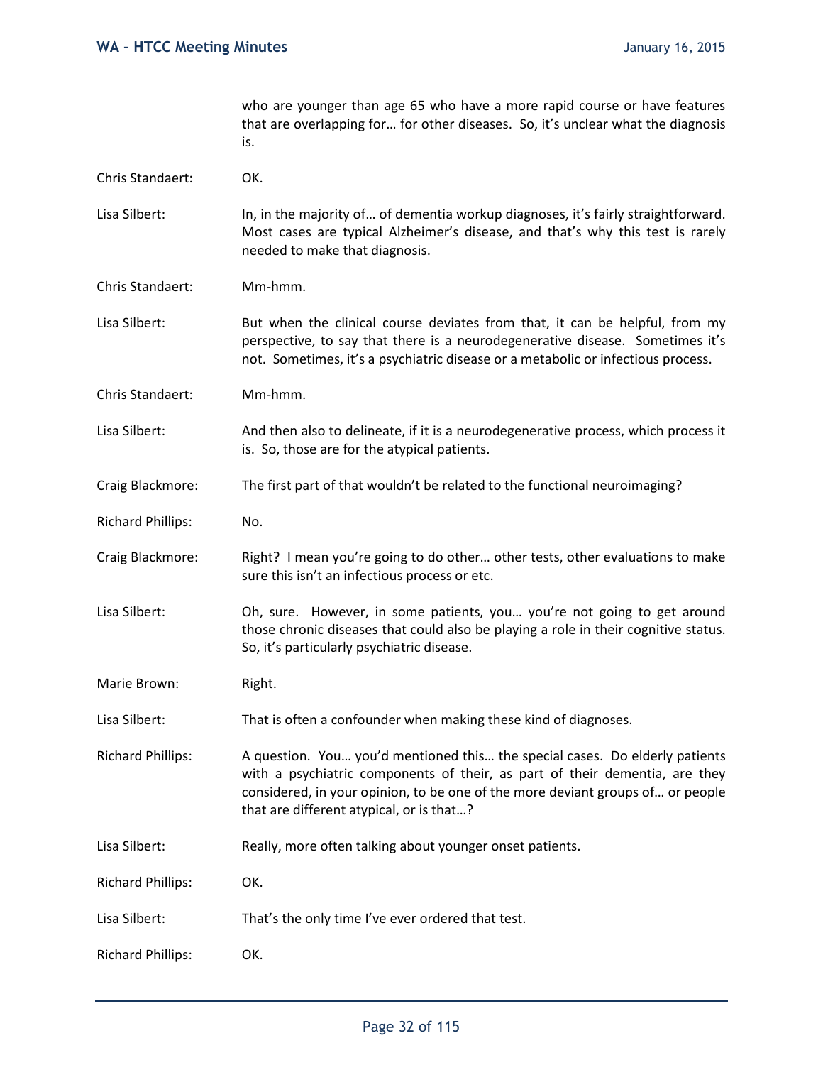who are younger than age 65 who have a more rapid course or have features that are overlapping for… for other diseases. So, it's unclear what the diagnosis is.

Chris Standaert: OK.

Lisa Silbert: In, in the majority of… of dementia workup diagnoses, it's fairly straightforward. Most cases are typical Alzheimer's disease, and that's why this test is rarely needed to make that diagnosis.

Chris Standaert: Mm-hmm.

Lisa Silbert: But when the clinical course deviates from that, it can be helpful, from my perspective, to say that there is a neurodegenerative disease. Sometimes it's not. Sometimes, it's a psychiatric disease or a metabolic or infectious process.

Chris Standaert: Mm-hmm.

Lisa Silbert: And then also to delineate, if it is a neurodegenerative process, which process it is. So, those are for the atypical patients.

Craig Blackmore: The first part of that wouldn't be related to the functional neuroimaging?

Richard Phillips: No.

Craig Blackmore: Right? I mean you're going to do other… other tests, other evaluations to make sure this isn't an infectious process or etc.

Lisa Silbert: Oh, sure. However, in some patients, you… you're not going to get around those chronic diseases that could also be playing a role in their cognitive status. So, it's particularly psychiatric disease.

Marie Brown: Right.

Lisa Silbert: That is often a confounder when making these kind of diagnoses.

Richard Phillips: A question. You… you'd mentioned this… the special cases. Do elderly patients with a psychiatric components of their, as part of their dementia, are they considered, in your opinion, to be one of the more deviant groups of… or people that are different atypical, or is that…?

Lisa Silbert: Really, more often talking about younger onset patients.

Richard Phillips: OK.

Lisa Silbert: That's the only time I've ever ordered that test.

Richard Phillips: OK.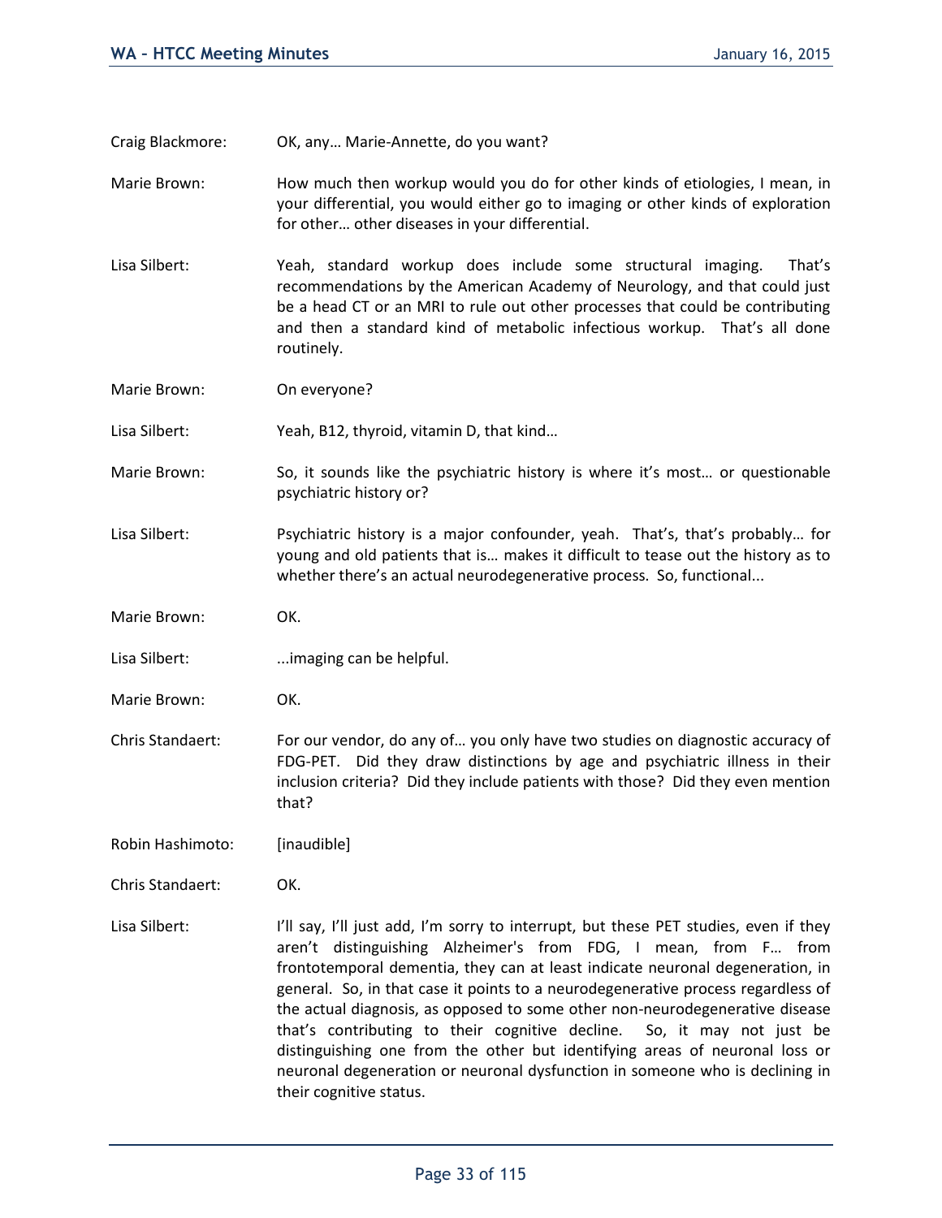Craig Blackmore: OK, any… Marie-Annette, do you want?

Marie Brown: How much then workup would you do for other kinds of etiologies, I mean, in your differential, you would either go to imaging or other kinds of exploration for other… other diseases in your differential.

Lisa Silbert: Yeah, standard workup does include some structural imaging. That's recommendations by the American Academy of Neurology, and that could just be a head CT or an MRI to rule out other processes that could be contributing and then a standard kind of metabolic infectious workup. That's all done routinely.

Marie Brown: On everyone?

Lisa Silbert: Yeah, B12, thyroid, vitamin D, that kind…

Marie Brown: So, it sounds like the psychiatric history is where it's most… or questionable psychiatric history or?

Lisa Silbert: Psychiatric history is a major confounder, yeah. That's, that's probably… for young and old patients that is… makes it difficult to tease out the history as to whether there's an actual neurodegenerative process. So, functional...

Marie Brown: OK.

Lisa Silbert: ...imaging can be helpful.

Marie Brown: OK.

Chris Standaert: For our vendor, do any of… you only have two studies on diagnostic accuracy of FDG-PET. Did they draw distinctions by age and psychiatric illness in their inclusion criteria? Did they include patients with those? Did they even mention that?

Robin Hashimoto: [inaudible]

Chris Standaert: OK.

Lisa Silbert: I'll say, I'll just add, I'm sorry to interrupt, but these PET studies, even if they aren't distinguishing Alzheimer's from FDG, I mean, from F… from frontotemporal dementia, they can at least indicate neuronal degeneration, in general. So, in that case it points to a neurodegenerative process regardless of the actual diagnosis, as opposed to some other non-neurodegenerative disease that's contributing to their cognitive decline. So, it may not just be distinguishing one from the other but identifying areas of neuronal loss or neuronal degeneration or neuronal dysfunction in someone who is declining in their cognitive status.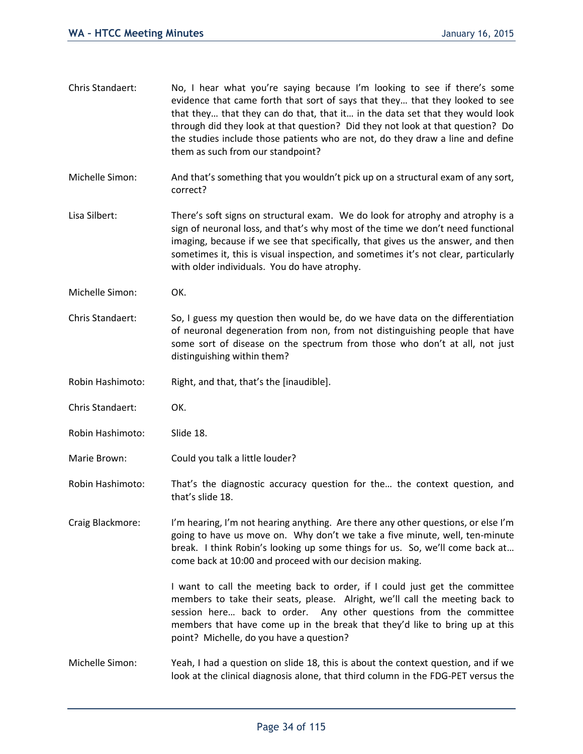Chris Standaert: No, I hear what you're saying because I'm looking to see if there's some evidence that came forth that sort of says that they… that they looked to see that they… that they can do that, that it… in the data set that they would look through did they look at that question? Did they not look at that question? Do the studies include those patients who are not, do they draw a line and define them as such from our standpoint?

Michelle Simon: And that's something that you wouldn't pick up on a structural exam of any sort, correct?

Lisa Silbert: There's soft signs on structural exam. We do look for atrophy and atrophy is a sign of neuronal loss, and that's why most of the time we don't need functional imaging, because if we see that specifically, that gives us the answer, and then sometimes it, this is visual inspection, and sometimes it's not clear, particularly with older individuals. You do have atrophy.

Michelle Simon: OK.

Chris Standaert: So, I guess my question then would be, do we have data on the differentiation of neuronal degeneration from non, from not distinguishing people that have some sort of disease on the spectrum from those who don't at all, not just distinguishing within them?

Robin Hashimoto: Right, and that, that's the [inaudible].

Chris Standaert: OK.

Robin Hashimoto: Slide 18.

Marie Brown: Could you talk a little louder?

Robin Hashimoto: That's the diagnostic accuracy question for the… the context question, and that's slide 18.

Craig Blackmore: I'm hearing, I'm not hearing anything. Are there any other questions, or else I'm going to have us move on. Why don't we take a five minute, well, ten-minute break. I think Robin's looking up some things for us. So, we'll come back at… come back at 10:00 and proceed with our decision making.

I want to call the meeting back to order, if I could just get the committee members to take their seats, please. Alright, we'll call the meeting back to session here… back to order. Any other questions from the committee members that have come up in the break that they'd like to bring up at this point? Michelle, do you have a question?

Michelle Simon: Yeah, I had a question on slide 18, this is about the context question, and if we look at the clinical diagnosis alone, that third column in the FDG-PET versus the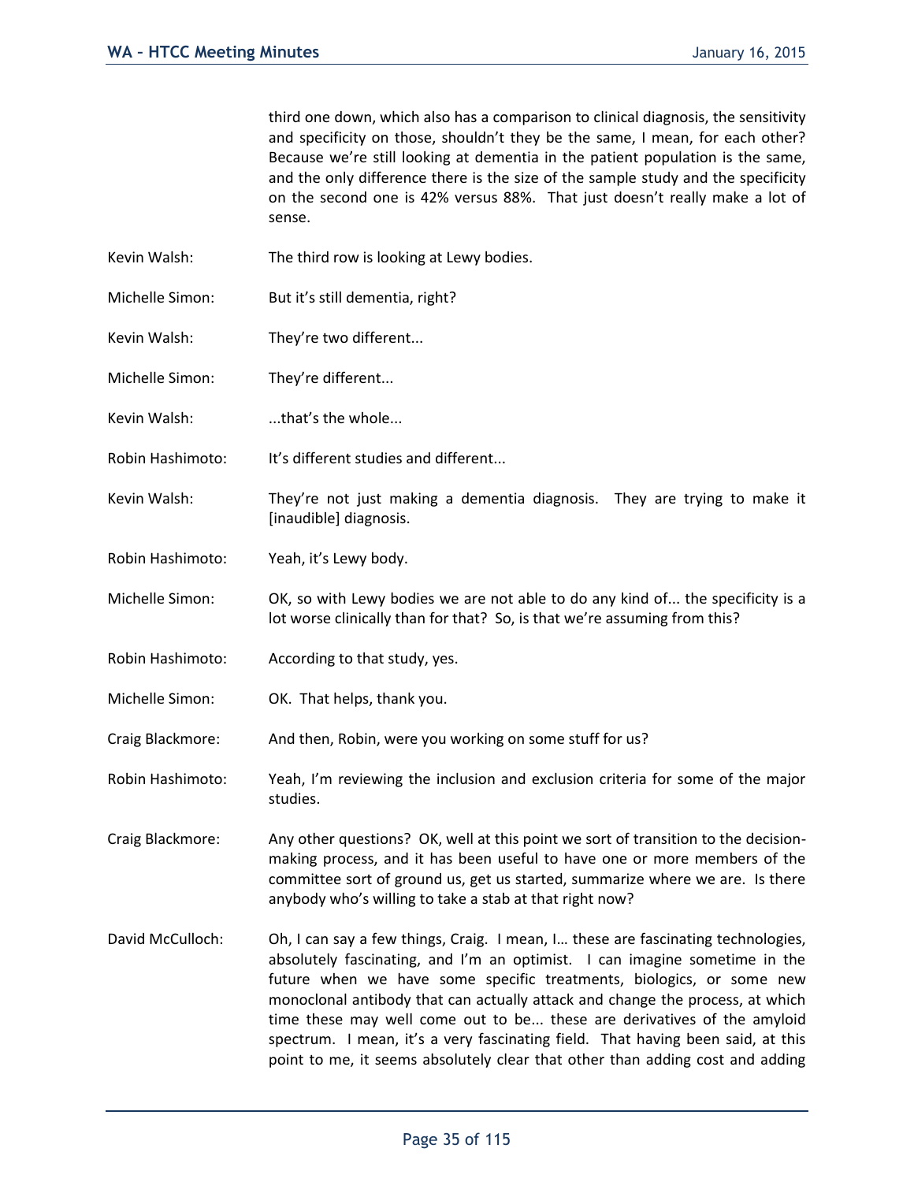third one down, which also has a comparison to clinical diagnosis, the sensitivity and specificity on those, shouldn't they be the same, I mean, for each other? Because we're still looking at dementia in the patient population is the same, and the only difference there is the size of the sample study and the specificity on the second one is 42% versus 88%. That just doesn't really make a lot of sense.

Kevin Walsh: The third row is looking at Lewy bodies.

Michelle Simon: But it's still dementia, right?

Kevin Walsh: They're two different...

Michelle Simon: They're different...

Kevin Walsh: ...that's the whole...

Robin Hashimoto: It's different studies and different...

Kevin Walsh: They're not just making a dementia diagnosis. They are trying to make it [inaudible] diagnosis.

Robin Hashimoto: Yeah, it's Lewy body.

Michelle Simon: OK, so with Lewy bodies we are not able to do any kind of... the specificity is a lot worse clinically than for that? So, is that we're assuming from this?

Robin Hashimoto: According to that study, yes.

Michelle Simon: OK. That helps, thank you.

Craig Blackmore: And then, Robin, were you working on some stuff for us?

Robin Hashimoto: Yeah, I'm reviewing the inclusion and exclusion criteria for some of the major studies.

Craig Blackmore: Any other questions? OK, well at this point we sort of transition to the decision-making process, and it has been useful to have one or more members of the committee sort of ground us, get us started, summarize where we are. Is there anybody who's willing to take a stab at that right now?

David McCulloch: Oh, I can say a few things, Craig. I mean, I… these are fascinating technologies, absolutely fascinating, and I'm an optimist. I can imagine sometime in the future when we have some specific treatments, biologics, or some new monoclonal antibody that can actually attack and change the process, at which time these may well come out to be... these are derivatives of the amyloid spectrum. I mean, it's a very fascinating field. That having been said, at this point to me, it seems absolutely clear that other than adding cost and adding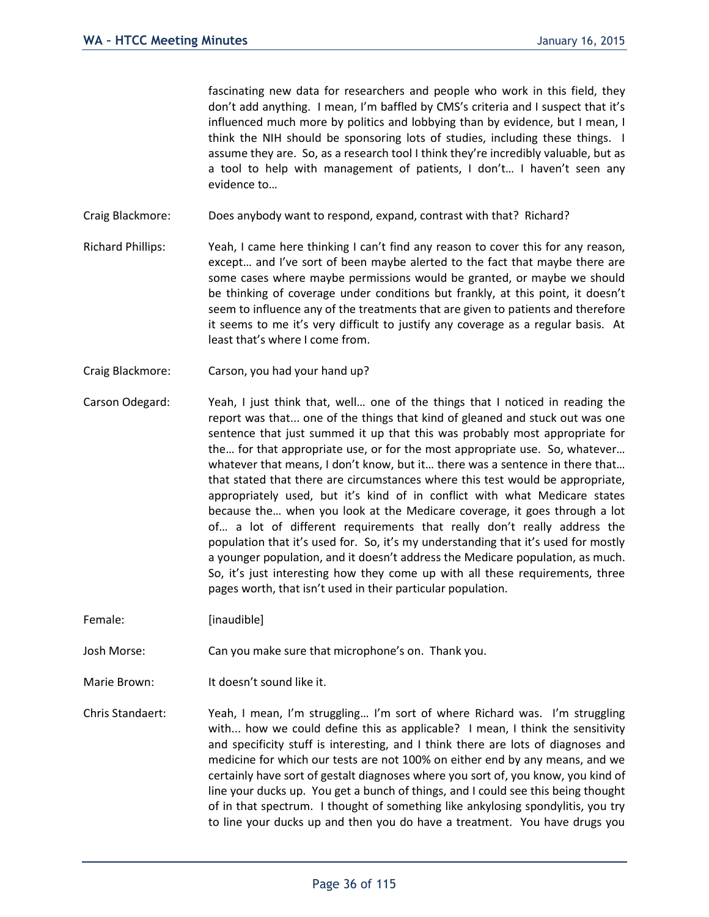fascinating new data for researchers and people who work in this field, they don't add anything. I mean, I'm baffled by CMS's criteria and I suspect that it's influenced much more by politics and lobbying than by evidence, but I mean, I think the NIH should be sponsoring lots of studies, including these things. I assume they are. So, as a research tool I think they're incredibly valuable, but as a tool to help with management of patients, I don't… I haven't seen any evidence to…

Craig Blackmore: Does anybody want to respond, expand, contrast with that? Richard?

Richard Phillips: Yeah, I came here thinking I can't find any reason to cover this for any reason, except… and I've sort of been maybe alerted to the fact that maybe there are some cases where maybe permissions would be granted, or maybe we should be thinking of coverage under conditions but frankly, at this point, it doesn't seem to influence any of the treatments that are given to patients and therefore it seems to me it's very difficult to justify any coverage as a regular basis. At least that's where I come from.

Craig Blackmore: Carson, you had your hand up?

Carson Odegard: Yeah, I just think that, well… one of the things that I noticed in reading the report was that... one of the things that kind of gleaned and stuck out was one sentence that just summed it up that this was probably most appropriate for the… for that appropriate use, or for the most appropriate use. So, whatever… whatever that means, I don't know, but it… there was a sentence in there that… that stated that there are circumstances where this test would be appropriate, appropriately used, but it's kind of in conflict with what Medicare states because the… when you look at the Medicare coverage, it goes through a lot of… a lot of different requirements that really don't really address the population that it's used for. So, it's my understanding that it's used for mostly a younger population, and it doesn't address the Medicare population, as much. So, it's just interesting how they come up with all these requirements, three pages worth, that isn't used in their particular population.

Female: [inaudible]

Josh Morse: Can you make sure that microphone's on. Thank you.

Marie Brown: It doesn't sound like it.

Chris Standaert: Yeah, I mean, I'm struggling… I'm sort of where Richard was. I'm struggling with... how we could define this as applicable? I mean, I think the sensitivity and specificity stuff is interesting, and I think there are lots of diagnoses and medicine for which our tests are not 100% on either end by any means, and we certainly have sort of gestalt diagnoses where you sort of, you know, you kind of line your ducks up. You get a bunch of things, and I could see this being thought of in that spectrum. I thought of something like ankylosing spondylitis, you try to line your ducks up and then you do have a treatment. You have drugs you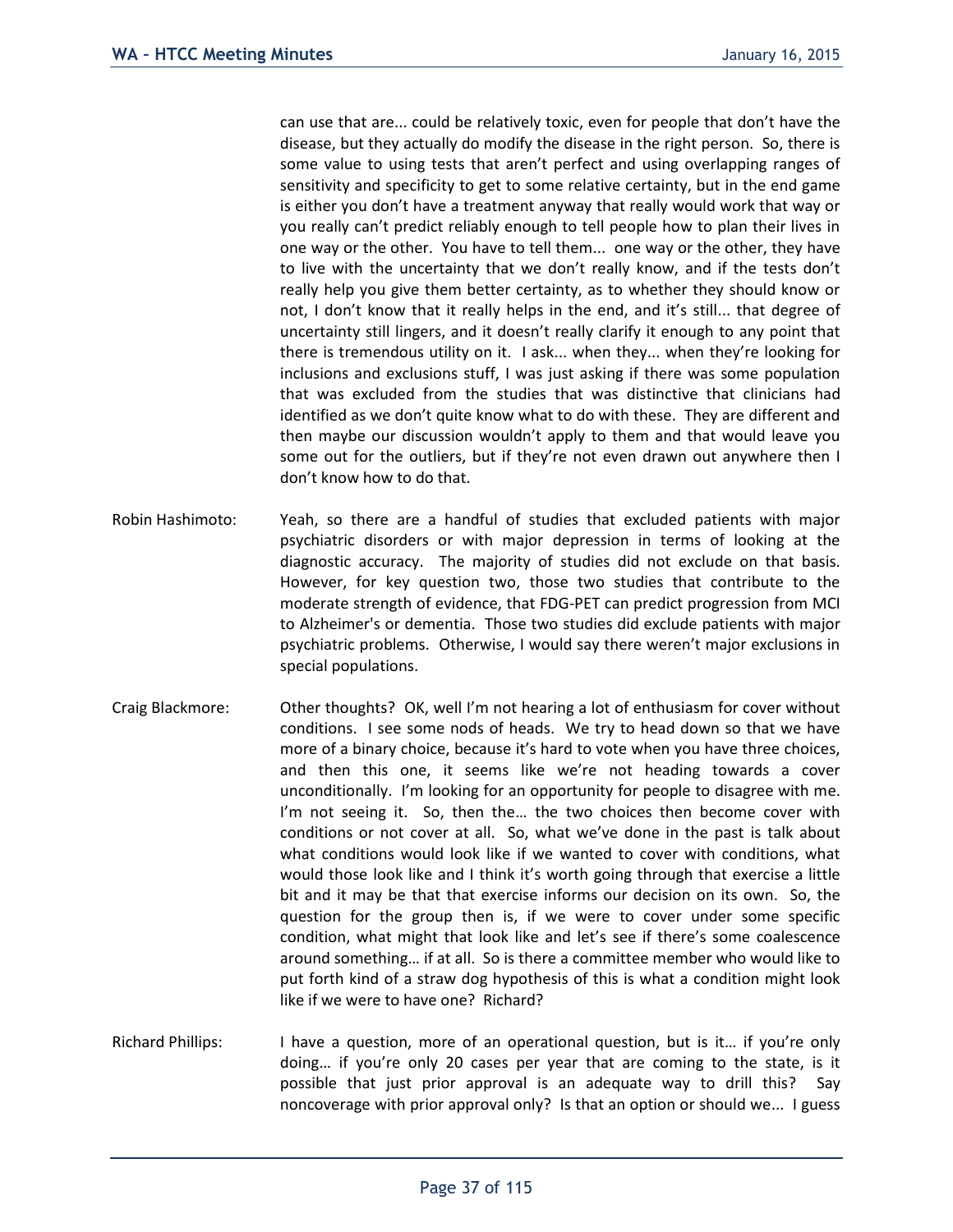can use that are... could be relatively toxic, even for people that don't have the disease, but they actually do modify the disease in the right person. So, there is some value to using tests that aren't perfect and using overlapping ranges of sensitivity and specificity to get to some relative certainty, but in the end game is either you don't have a treatment anyway that really would work that way or you really can't predict reliably enough to tell people how to plan their lives in one way or the other. You have to tell them... one way or the other, they have to live with the uncertainty that we don't really know, and if the tests don't really help you give them better certainty, as to whether they should know or not, I don't know that it really helps in the end, and it's still... that degree of uncertainty still lingers, and it doesn't really clarify it enough to any point that there is tremendous utility on it. I ask... when they... when they're looking for inclusions and exclusions stuff, I was just asking if there was some population that was excluded from the studies that was distinctive that clinicians had identified as we don't quite know what to do with these. They are different and then maybe our discussion wouldn't apply to them and that would leave you some out for the outliers, but if they're not even drawn out anywhere then I don't know how to do that.

Robin Hashimoto: Yeah, so there are a handful of studies that excluded patients with major psychiatric disorders or with major depression in terms of looking at the diagnostic accuracy. The majority of studies did not exclude on that basis. However, for key question two, those two studies that contribute to the moderate strength of evidence, that FDG-PET can predict progression from MCI to Alzheimer's or dementia. Those two studies did exclude patients with major psychiatric problems. Otherwise, I would say there weren't major exclusions in special populations.

Craig Blackmore: Other thoughts? OK, well I'm not hearing a lot of enthusiasm for cover without conditions. I see some nods of heads. We try to head down so that we have more of a binary choice, because it's hard to vote when you have three choices, and then this one, it seems like we're not heading towards a cover unconditionally. I'm looking for an opportunity for people to disagree with me. I'm not seeing it. So, then the… the two choices then become cover with conditions or not cover at all. So, what we've done in the past is talk about what conditions would look like if we wanted to cover with conditions, what would those look like and I think it's worth going through that exercise a little bit and it may be that that exercise informs our decision on its own. So, the question for the group then is, if we were to cover under some specific condition, what might that look like and let's see if there's some coalescence around something… if at all. So is there a committee member who would like to put forth kind of a straw dog hypothesis of this is what a condition might look like if we were to have one? Richard?

Richard Phillips: I have a question, more of an operational question, but is it… if you're only doing… if you're only 20 cases per year that are coming to the state, is it possible that just prior approval is an adequate way to drill this? Say noncoverage with prior approval only? Is that an option or should we... I guess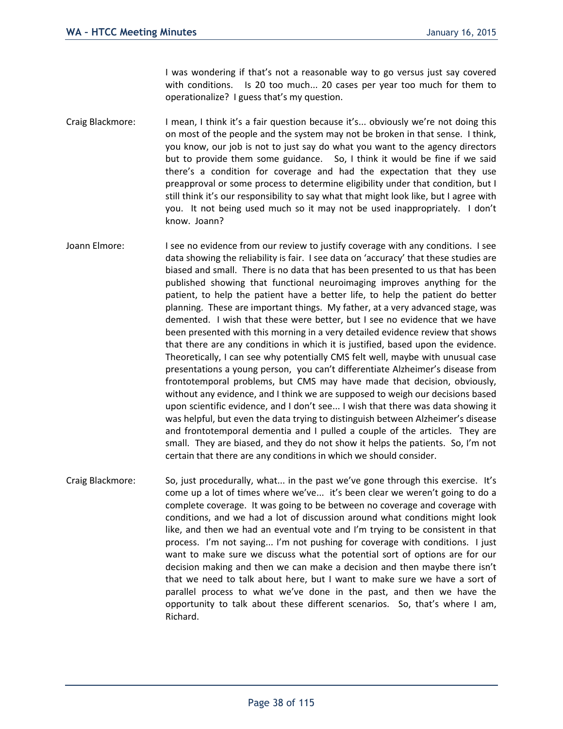I was wondering if that's not a reasonable way to go versus just say covered with conditions. Is 20 too much... 20 cases per year too much for them to operationalize? I guess that's my question.

Craig Blackmore: I mean, I think it's a fair question because it's... obviously we're not doing this on most of the people and the system may not be broken in that sense. I think, you know, our job is not to just say do what you want to the agency directors but to provide them some guidance. So, I think it would be fine if we said there's a condition for coverage and had the expectation that they use preapproval or some process to determine eligibility under that condition, but I still think it's our responsibility to say what that might look like, but I agree with you. It not being used much so it may not be used inappropriately. I don't know. Joann?

Joann Elmore: I see no evidence from our review to justify coverage with any conditions. I see data showing the reliability is fair. I see data on 'accuracy' that these studies are biased and small. There is no data that has been presented to us that has been published showing that functional neuroimaging improves anything for the patient, to help the patient have a better life, to help the patient do better planning. These are important things. My father, at a very advanced stage, was demented. I wish that these were better, but I see no evidence that we have been presented with this morning in a very detailed evidence review that shows that there are any conditions in which it is justified, based upon the evidence. Theoretically, I can see why potentially CMS felt well, maybe with unusual case presentations a young person, you can't differentiate Alzheimer's disease from frontotemporal problems, but CMS may have made that decision, obviously, without any evidence, and I think we are supposed to weigh our decisions based upon scientific evidence, and I don't see... I wish that there was data showing it was helpful, but even the data trying to distinguish between Alzheimer's disease and frontotemporal dementia and I pulled a couple of the articles. They are small. They are biased, and they do not show it helps the patients. So, I'm not certain that there are any conditions in which we should consider.

Craig Blackmore: So, just procedurally, what... in the past we've gone through this exercise. It's come up a lot of times where we've... it's been clear we weren't going to do a complete coverage. It was going to be between no coverage and coverage with conditions, and we had a lot of discussion around what conditions might look like, and then we had an eventual vote and I'm trying to be consistent in that process. I'm not saying... I'm not pushing for coverage with conditions. I just want to make sure we discuss what the potential sort of options are for our decision making and then we can make a decision and then maybe there isn't that we need to talk about here, but I want to make sure we have a sort of parallel process to what we've done in the past, and then we have the opportunity to talk about these different scenarios. So, that's where I am, Richard.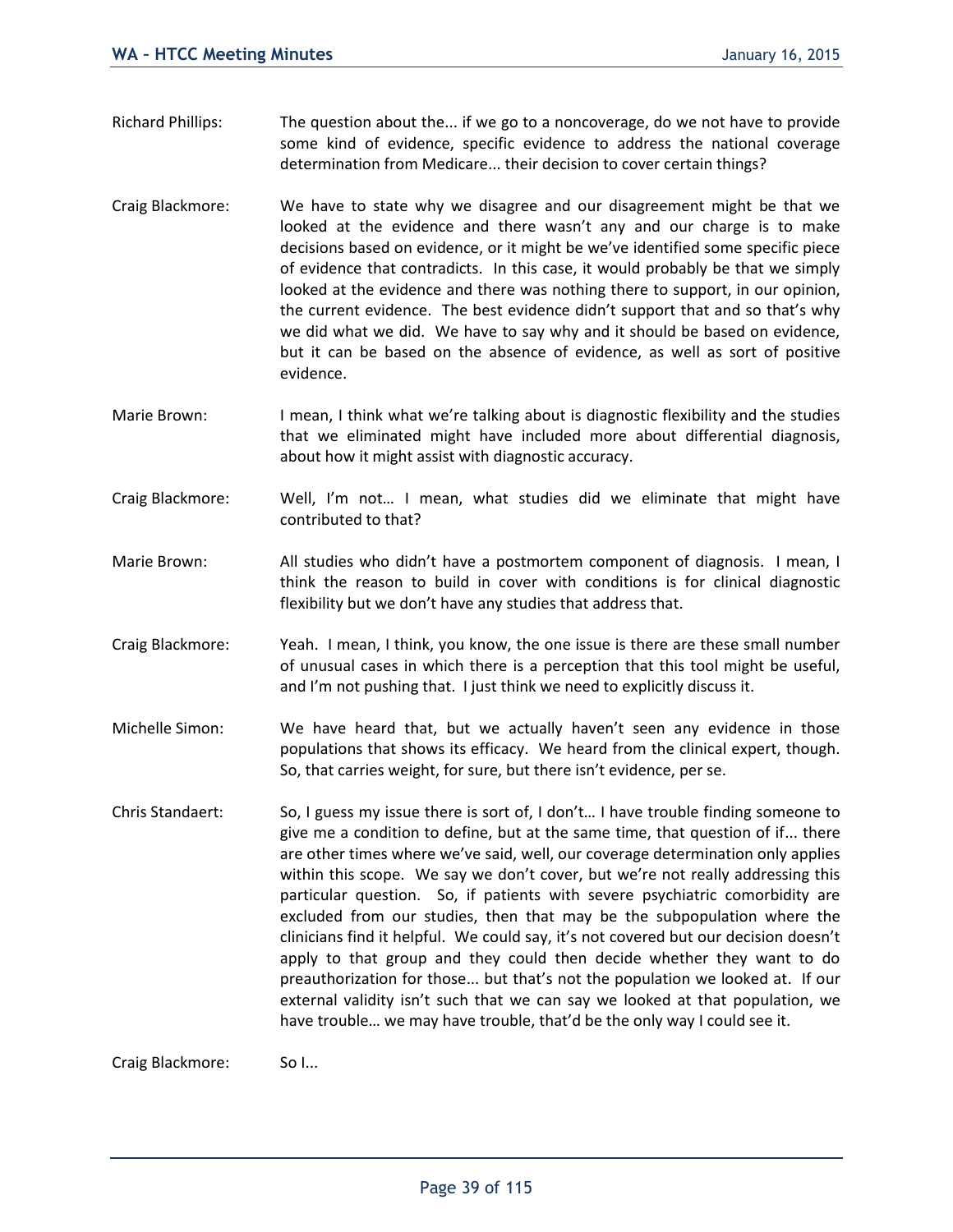Richard Phillips: The question about the... if we go to a noncoverage, do we not have to provide some kind of evidence, specific evidence to address the national coverage determination from Medicare... their decision to cover certain things?

Craig Blackmore: We have to state why we disagree and our disagreement might be that we looked at the evidence and there wasn't any and our charge is to make decisions based on evidence, or it might be we've identified some specific piece of evidence that contradicts. In this case, it would probably be that we simply looked at the evidence and there was nothing there to support, in our opinion, the current evidence. The best evidence didn't support that and so that's why we did what we did. We have to say why and it should be based on evidence, but it can be based on the absence of evidence, as well as sort of positive evidence.

Marie Brown: I mean, I think what we're talking about is diagnostic flexibility and the studies that we eliminated might have included more about differential diagnosis, about how it might assist with diagnostic accuracy.

Craig Blackmore: Well, I'm not… I mean, what studies did we eliminate that might have contributed to that?

Marie Brown: All studies who didn't have a postmortem component of diagnosis. I mean, I think the reason to build in cover with conditions is for clinical diagnostic flexibility but we don't have any studies that address that.

Craig Blackmore: Yeah. I mean, I think, you know, the one issue is there are these small number of unusual cases in which there is a perception that this tool might be useful, and I'm not pushing that. I just think we need to explicitly discuss it.

Michelle Simon: We have heard that, but we actually haven't seen any evidence in those populations that shows its efficacy. We heard from the clinical expert, though. So, that carries weight, for sure, but there isn't evidence, per se.

Chris Standaert: So, I guess my issue there is sort of, I don't… I have trouble finding someone to give me a condition to define, but at the same time, that question of if... there are other times where we've said, well, our coverage determination only applies within this scope. We say we don't cover, but we're not really addressing this particular question. So, if patients with severe psychiatric comorbidity are excluded from our studies, then that may be the subpopulation where the clinicians find it helpful. We could say, it's not covered but our decision doesn't apply to that group and they could then decide whether they want to do preauthorization for those... but that's not the population we looked at. If our external validity isn't such that we can say we looked at that population, we have trouble… we may have trouble, that'd be the only way I could see it.

Craig Blackmore: So I...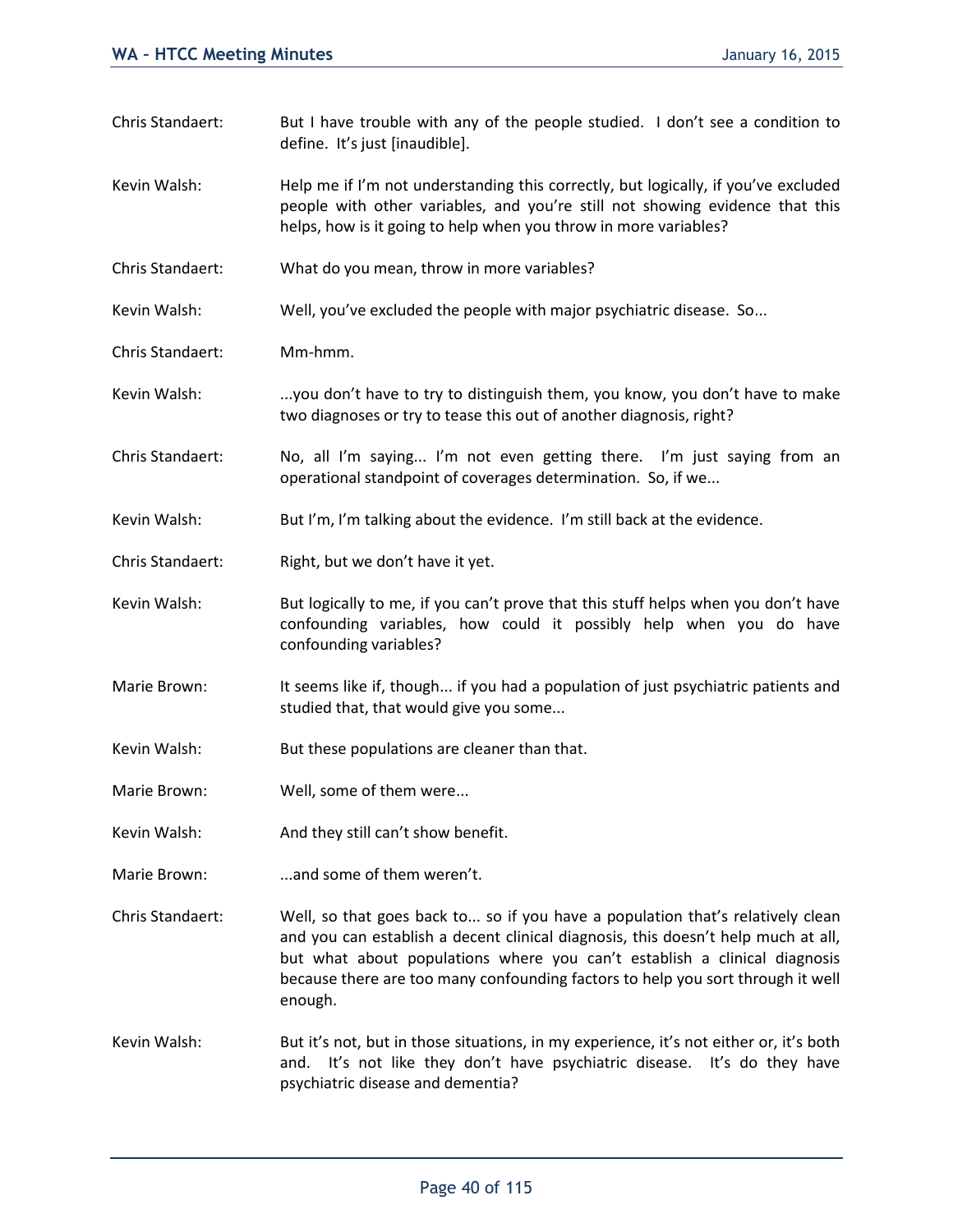Chris Standaert: But I have trouble with any of the people studied. I don't see a condition to define. It's just [inaudible].

Kevin Walsh: Help me if I'm not understanding this correctly, but logically, if you've excluded people with other variables, and you're still not showing evidence that this helps, how is it going to help when you throw in more variables?

Chris Standaert: What do you mean, throw in more variables?

Kevin Walsh: Well, you've excluded the people with major psychiatric disease. So...

Chris Standaert: Mm-hmm.

Kevin Walsh: ...you don't have to try to distinguish them, you know, you don't have to make two diagnoses or try to tease this out of another diagnosis, right?

Chris Standaert: No, all I'm saying... I'm not even getting there. I'm just saying from an operational standpoint of coverages determination. So, if we...

Kevin Walsh: But I'm, I'm talking about the evidence. I'm still back at the evidence.

Chris Standaert: Right, but we don't have it yet.

Kevin Walsh: But logically to me, if you can't prove that this stuff helps when you don't have confounding variables, how could it possibly help when you do have confounding variables?

Marie Brown: It seems like if, though... if you had a population of just psychiatric patients and studied that, that would give you some...

Kevin Walsh: But these populations are cleaner than that.

Marie Brown: Well, some of them were...

Kevin Walsh: And they still can't show benefit.

Marie Brown: ...and some of them weren't.

Chris Standaert: Well, so that goes back to... so if you have a population that's relatively clean and you can establish a decent clinical diagnosis, this doesn't help much at all, but what about populations where you can't establish a clinical diagnosis because there are too many confounding factors to help you sort through it well enough.

Kevin Walsh: But it's not, but in those situations, in my experience, it's not either or, it's both and. It's not like they don't have psychiatric disease. It's do they have psychiatric disease and dementia?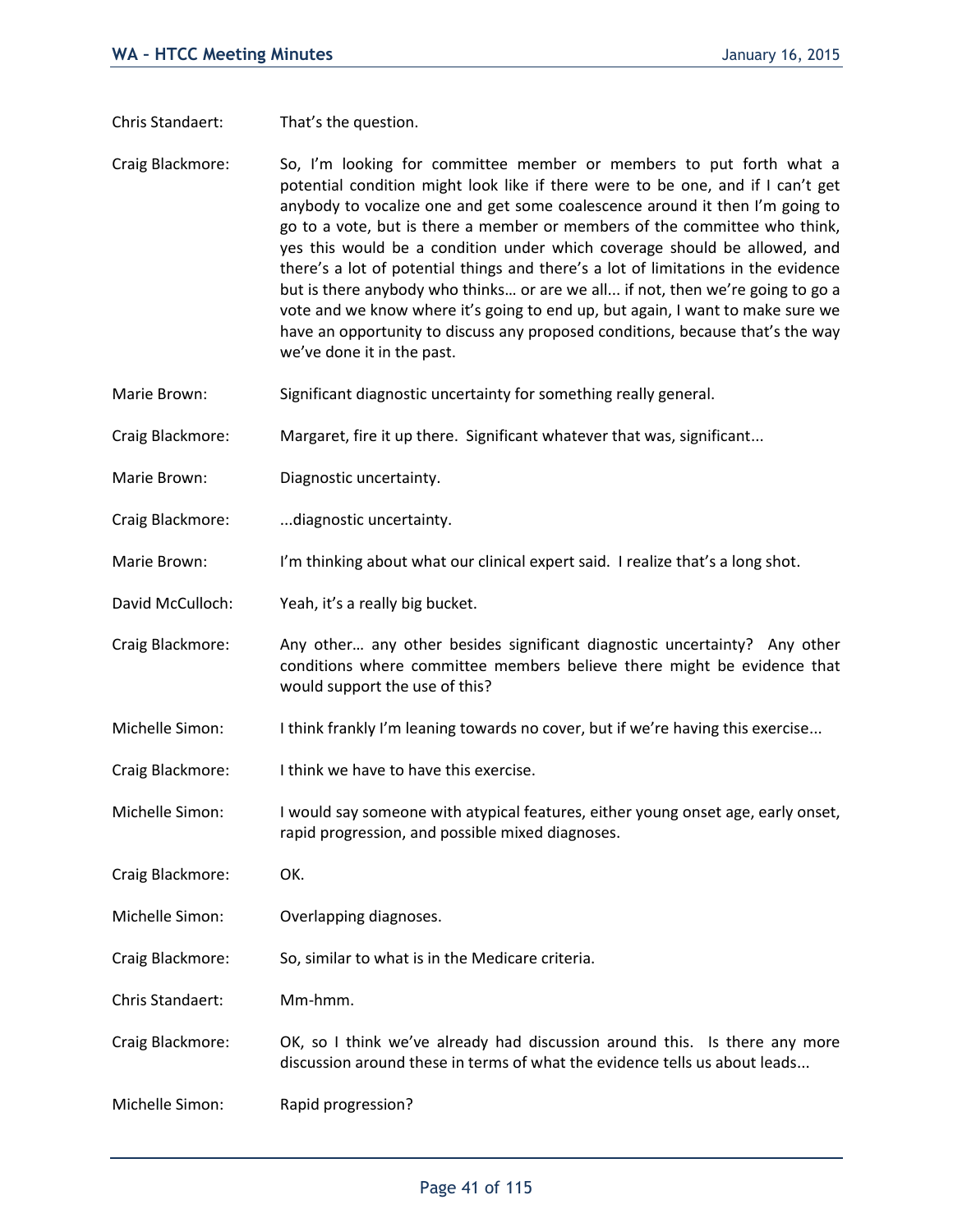Chris Standaert: That's the question.

Craig Blackmore: So, I'm looking for committee member or members to put forth what a potential condition might look like if there were to be one, and if I can't get anybody to vocalize one and get some coalescence around it then I'm going to go to a vote, but is there a member or members of the committee who think, yes this would be a condition under which coverage should be allowed, and there's a lot of potential things and there's a lot of limitations in the evidence but is there anybody who thinks… or are we all... if not, then we're going to go a vote and we know where it's going to end up, but again, I want to make sure we have an opportunity to discuss any proposed conditions, because that's the way we've done it in the past.

Marie Brown: Significant diagnostic uncertainty for something really general.

Craig Blackmore: Margaret, fire it up there. Significant whatever that was, significant...

Marie Brown: Diagnostic uncertainty.

Craig Blackmore: ...diagnostic uncertainty.

Marie Brown: I'm thinking about what our clinical expert said. I realize that's a long shot.

David McCulloch: Yeah, it's a really big bucket.

Craig Blackmore: Any other… any other besides significant diagnostic uncertainty? Any other conditions where committee members believe there might be evidence that would support the use of this?

Michelle Simon: I think frankly I'm leaning towards no cover, but if we're having this exercise...

Craig Blackmore: I think we have to have this exercise.

Michelle Simon: I would say someone with atypical features, either young onset age, early onset, rapid progression, and possible mixed diagnoses.

Craig Blackmore: OK.

Michelle Simon: Overlapping diagnoses.

Craig Blackmore: So, similar to what is in the Medicare criteria.

Chris Standaert: Mm-hmm.

Craig Blackmore: OK, so I think we've already had discussion around this. Is there any more discussion around these in terms of what the evidence tells us about leads...

Michelle Simon: Rapid progression?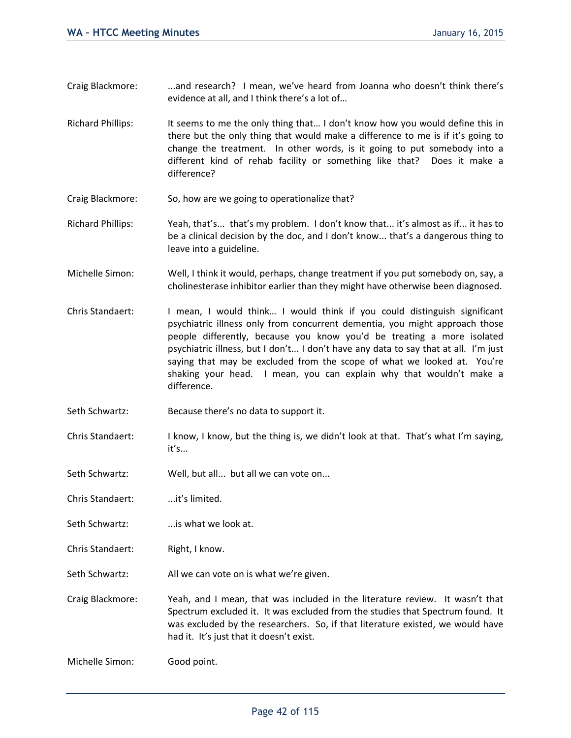Craig Blackmore: ...and research? I mean, we've heard from Joanna who doesn't think there's evidence at all, and I think there's a lot of…

Richard Phillips: It seems to me the only thing that… I don't know how you would define this in there but the only thing that would make a difference to me is if it's going to change the treatment. In other words, is it going to put somebody into a different kind of rehab facility or something like that? Does it make a difference?

Craig Blackmore: So, how are we going to operationalize that?

Richard Phillips: Yeah, that's... that's my problem. I don't know that... it's almost as if... it has to be a clinical decision by the doc, and I don't know... that's a dangerous thing to leave into a guideline.

Michelle Simon: Well, I think it would, perhaps, change treatment if you put somebody on, say, a cholinesterase inhibitor earlier than they might have otherwise been diagnosed.

Chris Standaert: I mean, I would think… I would think if you could distinguish significant psychiatric illness only from concurrent dementia, you might approach those people differently, because you know you'd be treating a more isolated psychiatric illness, but I don't... I don't have any data to say that at all. I'm just saying that may be excluded from the scope of what we looked at. You're shaking your head. I mean, you can explain why that wouldn't make a difference.

Seth Schwartz: Because there's no data to support it.

Chris Standaert: I know, I know, but the thing is, we didn't look at that. That's what I'm saying, it's...

Seth Schwartz: Well, but all... but all we can vote on...

Chris Standaert: ...it's limited.

Seth Schwartz: ...is what we look at.

Chris Standaert: Right, I know.

Seth Schwartz: All we can vote on is what we're given.

Craig Blackmore: Yeah, and I mean, that was included in the literature review. It wasn't that Spectrum excluded it. It was excluded from the studies that Spectrum found. It was excluded by the researchers. So, if that literature existed, we would have had it. It's just that it doesn't exist.

Michelle Simon: Good point.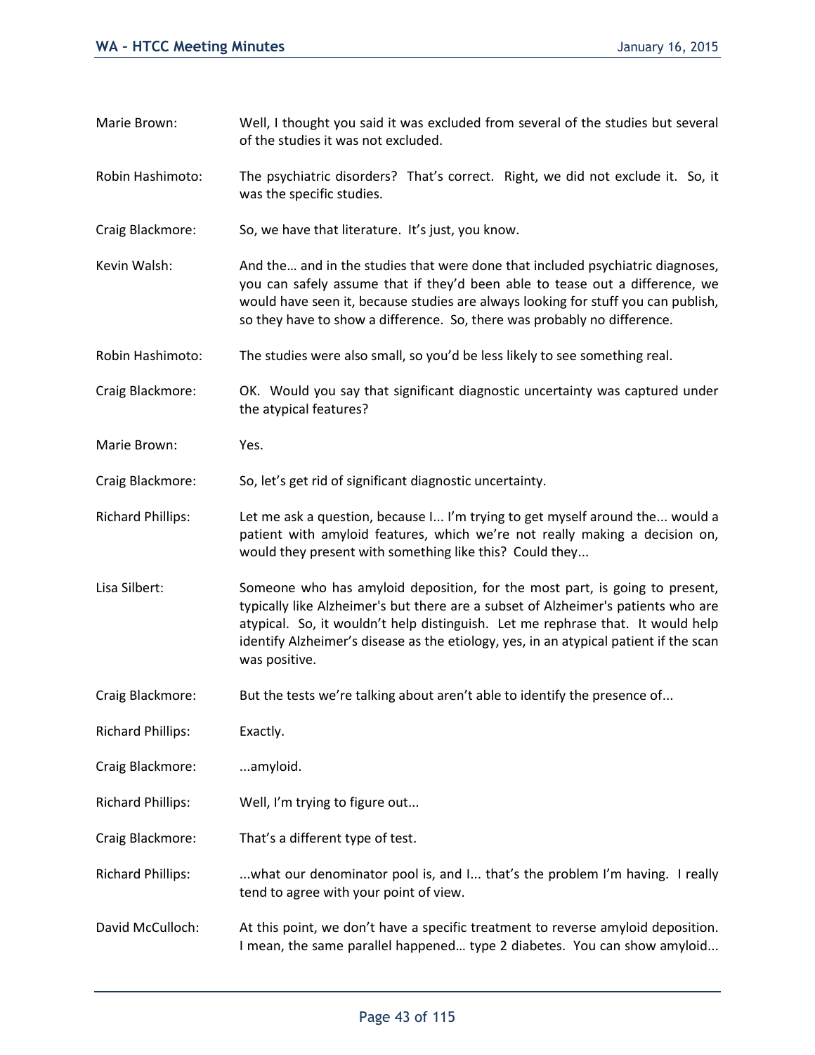Marie Brown: Well, I thought you said it was excluded from several of the studies but several of the studies it was not excluded.

Robin Hashimoto: The psychiatric disorders? That's correct. Right, we did not exclude it. So, it was the specific studies.

Craig Blackmore: So, we have that literature. It's just, you know.

Kevin Walsh: And the… and in the studies that were done that included psychiatric diagnoses, you can safely assume that if they'd been able to tease out a difference, we would have seen it, because studies are always looking for stuff you can publish, so they have to show a difference. So, there was probably no difference.

Robin Hashimoto: The studies were also small, so you'd be less likely to see something real.

Craig Blackmore: OK. Would you say that significant diagnostic uncertainty was captured under the atypical features?

Marie Brown: Yes.

Craig Blackmore: So, let's get rid of significant diagnostic uncertainty.

Richard Phillips: Let me ask a question, because I... I'm trying to get myself around the... would a patient with amyloid features, which we're not really making a decision on, would they present with something like this? Could they...

Lisa Silbert: Someone who has amyloid deposition, for the most part, is going to present, typically like Alzheimer's but there are a subset of Alzheimer's patients who are atypical. So, it wouldn't help distinguish. Let me rephrase that. It would help identify Alzheimer's disease as the etiology, yes, in an atypical patient if the scan was positive.

Craig Blackmore: But the tests we're talking about aren't able to identify the presence of...

Richard Phillips: Exactly.

Craig Blackmore: ...amyloid.

Richard Phillips: Well, I'm trying to figure out...

Craig Blackmore: That's a different type of test.

Richard Phillips: ...what our denominator pool is, and I... that's the problem I'm having. I really tend to agree with your point of view.

David McCulloch: At this point, we don't have a specific treatment to reverse amyloid deposition. I mean, the same parallel happened… type 2 diabetes. You can show amyloid...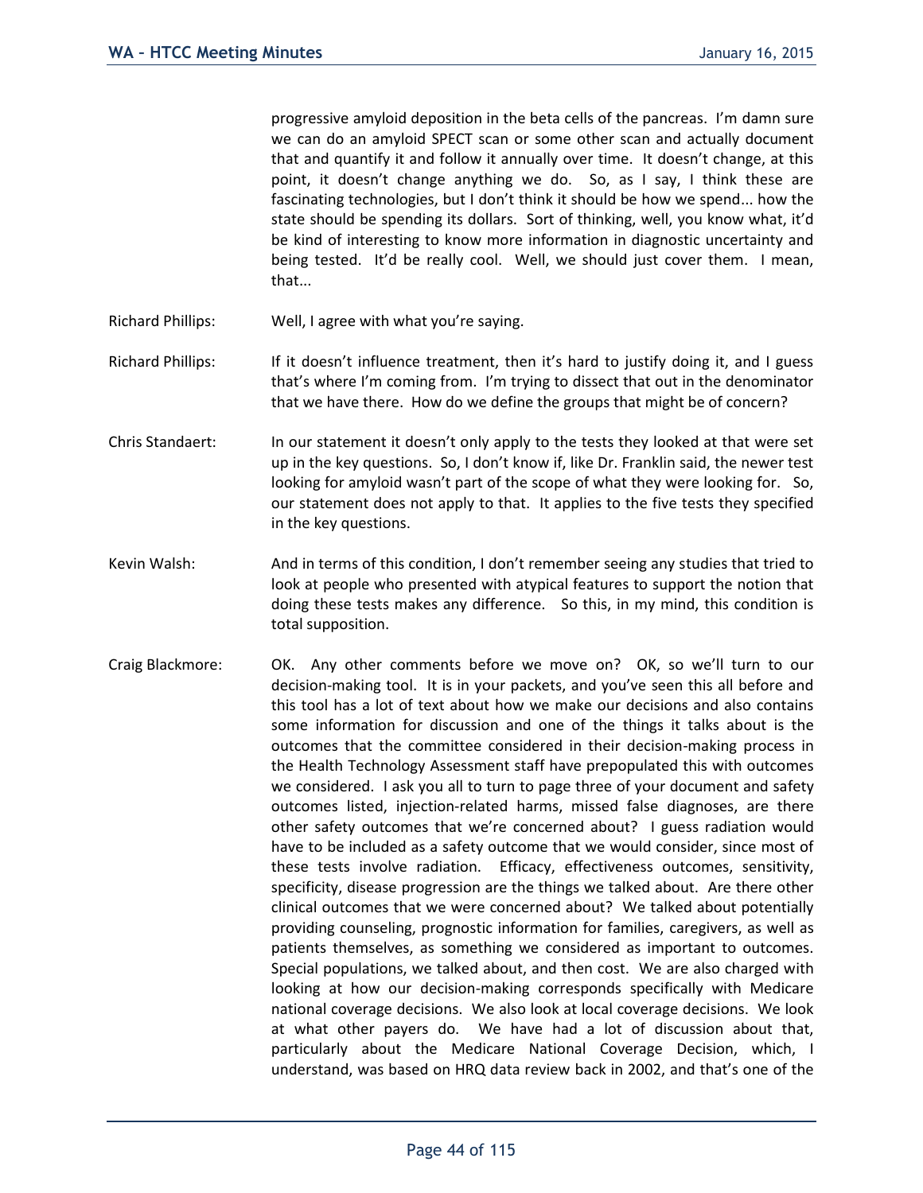progressive amyloid deposition in the beta cells of the pancreas. I'm damn sure we can do an amyloid SPECT scan or some other scan and actually document that and quantify it and follow it annually over time. It doesn't change, at this point, it doesn't change anything we do. So, as I say, I think these are fascinating technologies, but I don't think it should be how we spend... how the state should be spending its dollars. Sort of thinking, well, you know what, it'd be kind of interesting to know more information in diagnostic uncertainty and being tested. It'd be really cool. Well, we should just cover them. I mean, that...

Richard Phillips: Well, I agree with what you're saying.

Richard Phillips: If it doesn't influence treatment, then it's hard to justify doing it, and I guess that's where I'm coming from. I'm trying to dissect that out in the denominator that we have there. How do we define the groups that might be of concern?

Chris Standaert: In our statement it doesn't only apply to the tests they looked at that were set up in the key questions. So, I don't know if, like Dr. Franklin said, the newer test looking for amyloid wasn't part of the scope of what they were looking for. So, our statement does not apply to that. It applies to the five tests they specified in the key questions.

Kevin Walsh: And in terms of this condition, I don't remember seeing any studies that tried to look at people who presented with atypical features to support the notion that doing these tests makes any difference. So this, in my mind, this condition is total supposition.

Craig Blackmore: OK. Any other comments before we move on? OK, so we'll turn to our decision-making tool. It is in your packets, and you've seen this all before and this tool has a lot of text about how we make our decisions and also contains some information for discussion and one of the things it talks about is the outcomes that the committee considered in their decision-making process in the Health Technology Assessment staff have prepopulated this with outcomes we considered. I ask you all to turn to page three of your document and safety outcomes listed, injection-related harms, missed false diagnoses, are there other safety outcomes that we're concerned about? I guess radiation would have to be included as a safety outcome that we would consider, since most of these tests involve radiation. Efficacy, effectiveness outcomes, sensitivity, specificity, disease progression are the things we talked about. Are there other clinical outcomes that we were concerned about? We talked about potentially providing counseling, prognostic information for families, caregivers, as well as patients themselves, as something we considered as important to outcomes. Special populations, we talked about, and then cost. We are also charged with looking at how our decision-making corresponds specifically with Medicare national coverage decisions. We also look at local coverage decisions. We look at what other payers do. We have had a lot of discussion about that, particularly about the Medicare National Coverage Decision, which, I understand, was based on HRQ data review back in 2002, and that's one of the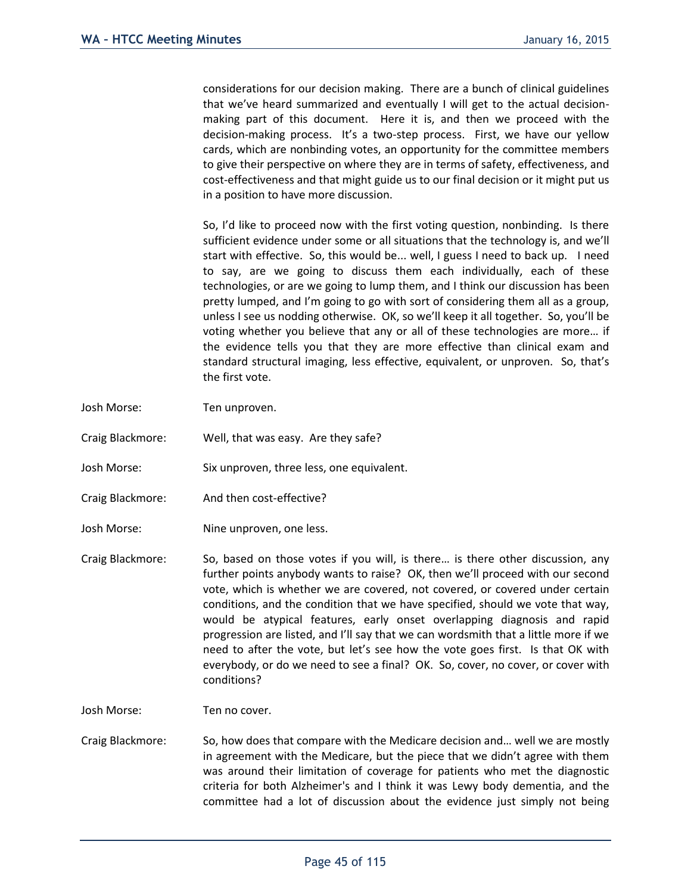considerations for our decision making. There are a bunch of clinical guidelines that we've heard summarized and eventually I will get to the actual decision-making part of this document. Here it is, and then we proceed with the decision-making process. It's a two-step process. First, we have our yellow cards, which are nonbinding votes, an opportunity for the committee members to give their perspective on where they are in terms of safety, effectiveness, and cost-effectiveness and that might guide us to our final decision or it might put us in a position to have more discussion.

So, I'd like to proceed now with the first voting question, nonbinding. Is there sufficient evidence under some or all situations that the technology is, and we'll start with effective. So, this would be... well, I guess I need to back up. I need to say, are we going to discuss them each individually, each of these technologies, or are we going to lump them, and I think our discussion has been pretty lumped, and I'm going to go with sort of considering them all as a group, unless I see us nodding otherwise. OK, so we'll keep it all together. So, you'll be voting whether you believe that any or all of these technologies are more… if the evidence tells you that they are more effective than clinical exam and standard structural imaging, less effective, equivalent, or unproven. So, that's the first vote.

Josh Morse: Ten unproven.

Craig Blackmore: Well, that was easy. Are they safe?

Josh Morse: Six unproven, three less, one equivalent.

Craig Blackmore: And then cost-effective?

Josh Morse: Nine unproven, one less.

Craig Blackmore: So, based on those votes if you will, is there… is there other discussion, any further points anybody wants to raise? OK, then we'll proceed with our second vote, which is whether we are covered, not covered, or covered under certain conditions, and the condition that we have specified, should we vote that way, would be atypical features, early onset overlapping diagnosis and rapid progression are listed, and I'll say that we can wordsmith that a little more if we need to after the vote, but let's see how the vote goes first. Is that OK with everybody, or do we need to see a final? OK. So, cover, no cover, or cover with conditions?

Josh Morse: Ten no cover.

Craig Blackmore: So, how does that compare with the Medicare decision and… well we are mostly in agreement with the Medicare, but the piece that we didn't agree with them was around their limitation of coverage for patients who met the diagnostic criteria for both Alzheimer's and I think it was Lewy body dementia, and the committee had a lot of discussion about the evidence just simply not being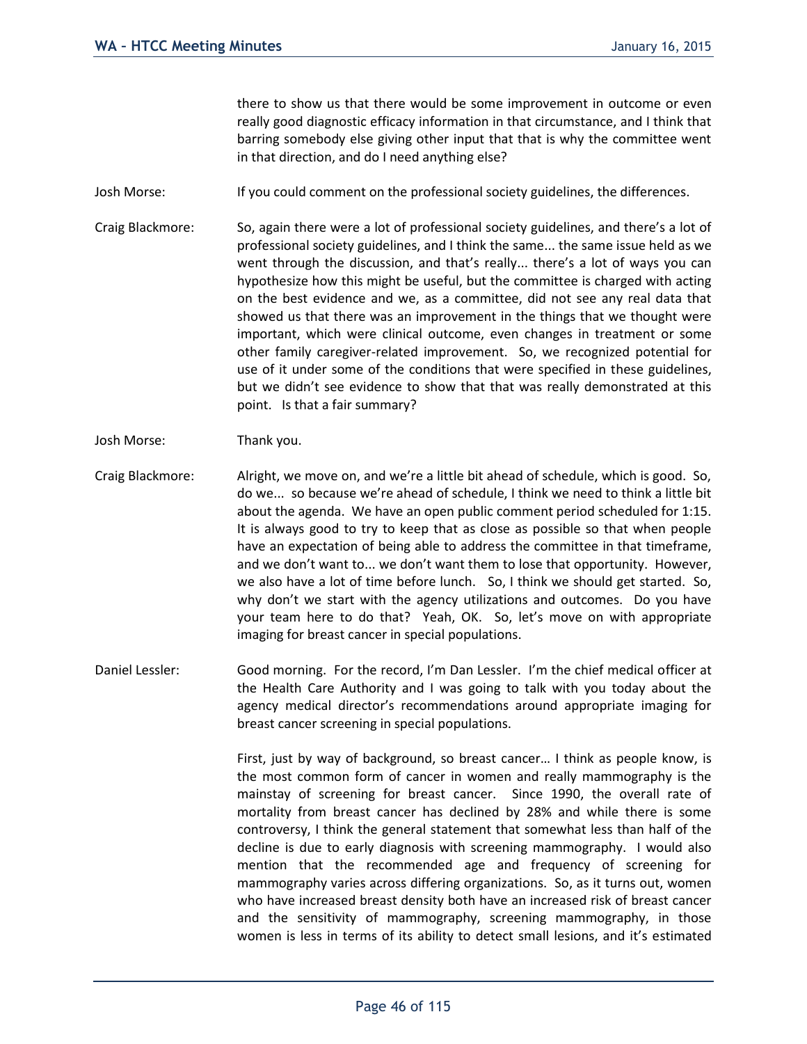there to show us that there would be some improvement in outcome or even really good diagnostic efficacy information in that circumstance, and I think that barring somebody else giving other input that that is why the committee went in that direction, and do I need anything else?

Josh Morse: If you could comment on the professional society guidelines, the differences.

Craig Blackmore: So, again there were a lot of professional society guidelines, and there's a lot of professional society guidelines, and I think the same... the same issue held as we went through the discussion, and that's really... there's a lot of ways you can hypothesize how this might be useful, but the committee is charged with acting on the best evidence and we, as a committee, did not see any real data that showed us that there was an improvement in the things that we thought were important, which were clinical outcome, even changes in treatment or some other family caregiver-related improvement. So, we recognized potential for use of it under some of the conditions that were specified in these guidelines, but we didn't see evidence to show that that was really demonstrated at this point. Is that a fair summary?

Josh Morse: Thank you.

Craig Blackmore: Alright, we move on, and we're a little bit ahead of schedule, which is good. So, do we... so because we're ahead of schedule, I think we need to think a little bit about the agenda. We have an open public comment period scheduled for 1:15. It is always good to try to keep that as close as possible so that when people have an expectation of being able to address the committee in that timeframe, and we don't want to... we don't want them to lose that opportunity. However, we also have a lot of time before lunch. So, I think we should get started. So, why don't we start with the agency utilizations and outcomes. Do you have your team here to do that? Yeah, OK. So, let's move on with appropriate imaging for breast cancer in special populations.

Daniel Lessler: Good morning. For the record, I'm Dan Lessler. I'm the chief medical officer at the Health Care Authority and I was going to talk with you today about the agency medical director's recommendations around appropriate imaging for breast cancer screening in special populations.

First, just by way of background, so breast cancer… I think as people know, is the most common form of cancer in women and really mammography is the mainstay of screening for breast cancer. Since 1990, the overall rate of mortality from breast cancer has declined by 28% and while there is some controversy, I think the general statement that somewhat less than half of the decline is due to early diagnosis with screening mammography. I would also mention that the recommended age and frequency of screening for mammography varies across differing organizations. So, as it turns out, women who have increased breast density both have an increased risk of breast cancer and the sensitivity of mammography, screening mammography, in those women is less in terms of its ability to detect small lesions, and it's estimated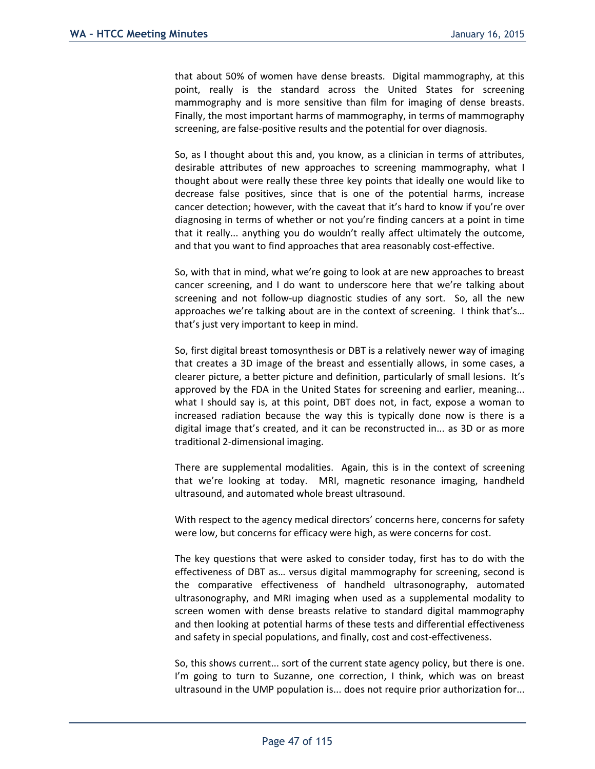that about 50% of women have dense breasts. Digital mammography, at this point, really is the standard across the United States for screening mammography and is more sensitive than film for imaging of dense breasts. Finally, the most important harms of mammography, in terms of mammography screening, are false-positive results and the potential for over diagnosis.

So, as I thought about this and, you know, as a clinician in terms of attributes, desirable attributes of new approaches to screening mammography, what I thought about were really these three key points that ideally one would like to decrease false positives, since that is one of the potential harms, increase cancer detection; however, with the caveat that it's hard to know if you're over diagnosing in terms of whether or not you're finding cancers at a point in time that it really... anything you do wouldn't really affect ultimately the outcome, and that you want to find approaches that area reasonably cost-effective.

So, with that in mind, what we're going to look at are new approaches to breast cancer screening, and I do want to underscore here that we're talking about screening and not follow-up diagnostic studies of any sort. So, all the new approaches we're talking about are in the context of screening. I think that's… that's just very important to keep in mind.

So, first digital breast tomosynthesis or DBT is a relatively newer way of imaging that creates a 3D image of the breast and essentially allows, in some cases, a clearer picture, a better picture and definition, particularly of small lesions. It's approved by the FDA in the United States for screening and earlier, meaning... what I should say is, at this point, DBT does not, in fact, expose a woman to increased radiation because the way this is typically done now is there is a digital image that's created, and it can be reconstructed in... as 3D or as more traditional 2-dimensional imaging.

There are supplemental modalities. Again, this is in the context of screening that we're looking at today. MRI, magnetic resonance imaging, handheld ultrasound, and automated whole breast ultrasound.

With respect to the agency medical directors' concerns here, concerns for safety were low, but concerns for efficacy were high, as were concerns for cost.

The key questions that were asked to consider today, first has to do with the effectiveness of DBT as… versus digital mammography for screening, second is the comparative effectiveness of handheld ultrasonography, automated ultrasonography, and MRI imaging when used as a supplemental modality to screen women with dense breasts relative to standard digital mammography and then looking at potential harms of these tests and differential effectiveness and safety in special populations, and finally, cost and cost-effectiveness.

So, this shows current... sort of the current state agency policy, but there is one. I'm going to turn to Suzanne, one correction, I think, which was on breast ultrasound in the UMP population is... does not require prior authorization for...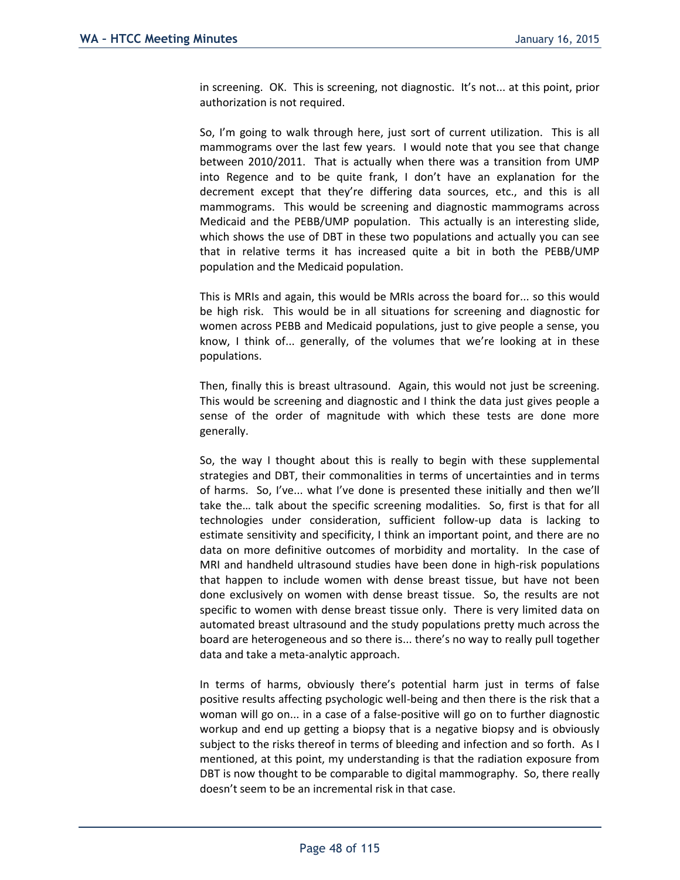in screening. OK. This is screening, not diagnostic. It's not... at this point, prior authorization is not required.

So, I'm going to walk through here, just sort of current utilization. This is all mammograms over the last few years. I would note that you see that change between 2010/2011. That is actually when there was a transition from UMP into Regence and to be quite frank, I don't have an explanation for the decrement except that they're differing data sources, etc., and this is all mammograms. This would be screening and diagnostic mammograms across Medicaid and the PEBB/UMP population. This actually is an interesting slide, which shows the use of DBT in these two populations and actually you can see that in relative terms it has increased quite a bit in both the PEBB/UMP population and the Medicaid population.

This is MRIs and again, this would be MRIs across the board for... so this would be high risk. This would be in all situations for screening and diagnostic for women across PEBB and Medicaid populations, just to give people a sense, you know, I think of... generally, of the volumes that we're looking at in these populations.

Then, finally this is breast ultrasound. Again, this would not just be screening. This would be screening and diagnostic and I think the data just gives people a sense of the order of magnitude with which these tests are done more generally.

So, the way I thought about this is really to begin with these supplemental strategies and DBT, their commonalities in terms of uncertainties and in terms of harms. So, I've... what I've done is presented these initially and then we'll take the… talk about the specific screening modalities. So, first is that for all technologies under consideration, sufficient follow-up data is lacking to estimate sensitivity and specificity, I think an important point, and there are no data on more definitive outcomes of morbidity and mortality. In the case of MRI and handheld ultrasound studies have been done in high-risk populations that happen to include women with dense breast tissue, but have not been done exclusively on women with dense breast tissue. So, the results are not specific to women with dense breast tissue only. There is very limited data on automated breast ultrasound and the study populations pretty much across the board are heterogeneous and so there is... there's no way to really pull together data and take a meta-analytic approach.

In terms of harms, obviously there's potential harm just in terms of false positive results affecting psychologic well-being and then there is the risk that a woman will go on... in a case of a false-positive will go on to further diagnostic workup and end up getting a biopsy that is a negative biopsy and is obviously subject to the risks thereof in terms of bleeding and infection and so forth. As I mentioned, at this point, my understanding is that the radiation exposure from DBT is now thought to be comparable to digital mammography. So, there really doesn't seem to be an incremental risk in that case.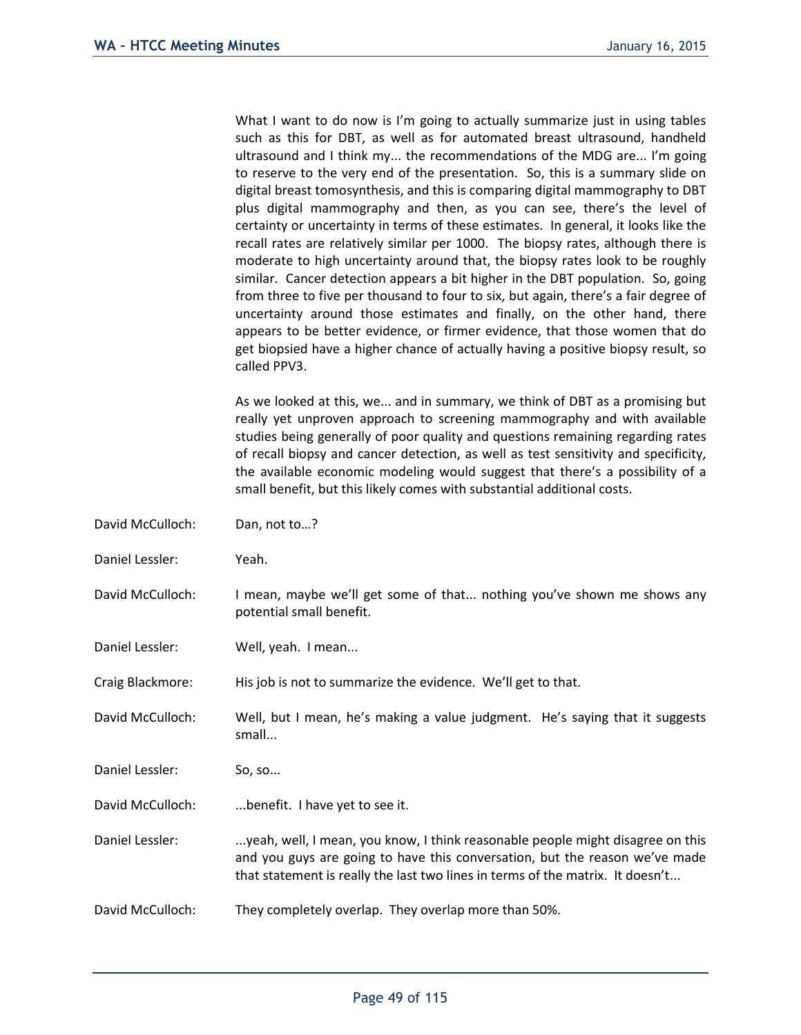What I want to do now is I'm going to actually summarize just in using tables such as this for DBT, as well as for automated breast ultrasound, handheld ultrasound and I think my... the recommendations of the MDG are... I'm going to reserve to the very end of the presentation. So, this is a summary slide on digital breast tomosynthesis, and this is comparing digital mammography to DBT plus digital mammography and then, as you can see, there's the level of certainty or uncertainty in terms of these estimates. In general, it looks like the recall rates are relatively similar per 1000. The biopsy rates, although there is moderate to high uncertainty around that, the biopsy rates look to be roughly similar. Cancer detection appears a bit higher in the DBT population. So, going from three to five per thousand to four to six, but again, there's a fair degree of uncertainty around those estimates and finally, on the other hand, there appears to be better evidence, or firmer evidence, that those women that do get biopsied have a higher chance of actually having a positive biopsy result, so called PPV3.

As we looked at this, we... and in summary, we think of DBT as a promising but really yet unproven approach to screening mammography and with available studies being generally of poor quality and questions remaining regarding rates of recall biopsy and cancer detection, as well as test sensitivity and specificity, the available economic modeling would suggest that there's a possibility of a small benefit, but this likely comes with substantial additional costs.

David McCulloch: Dan, not to…?

Daniel Lessler: Yeah.

David McCulloch: I mean, maybe we'll get some of that... nothing you've shown me shows any potential small benefit.

Daniel Lessler: Well, yeah. I mean...

Craig Blackmore: His job is not to summarize the evidence. We'll get to that.

David McCulloch: Well, but I mean, he's making a value judgment. He's saying that it suggests small...

Daniel Lessler: So, so...

David McCulloch: ...benefit. I have yet to see it.

Daniel Lessler: ...yeah, well, I mean, you know, I think reasonable people might disagree on this and you guys are going to have this conversation, but the reason we've made that statement is really the last two lines in terms of the matrix. It doesn't...

David McCulloch: They completely overlap. They overlap more than 50%.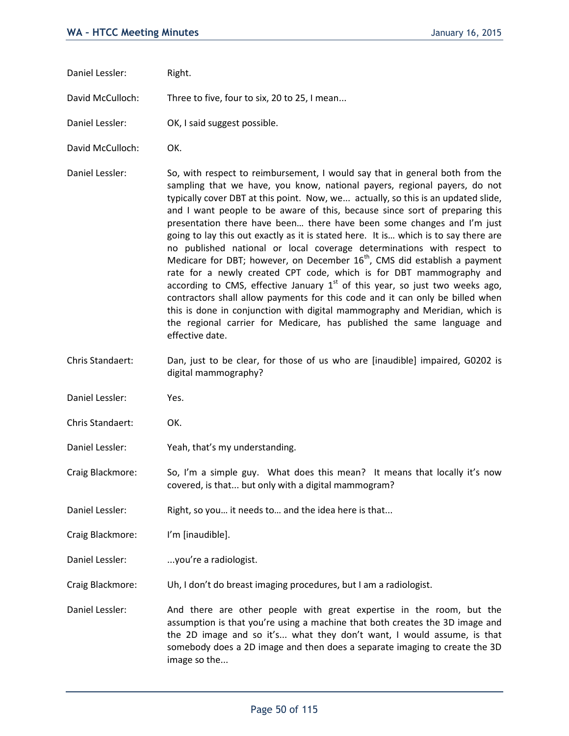Daniel Lessler: Right.

David McCulloch: Three to five, four to six, 20 to 25, I mean...

Daniel Lessler: OK, I said suggest possible.

David McCulloch: OK.

Daniel Lessler: So, with respect to reimbursement, I would say that in general both from the sampling that we have, you know, national payers, regional payers, do not typically cover DBT at this point. Now, we... actually, so this is an updated slide, and I want people to be aware of this, because since sort of preparing this presentation there have been… there have been some changes and I'm just going to lay this out exactly as it is stated here. It is… which is to say there are no published national or local coverage determinations with respect to Medicare for DBT; however, on December 16th, CMS did establish a payment rate for a newly created CPT code, which is for DBT mammography and according to CMS, effective January 1st of this year, so just two weeks ago, contractors shall allow payments for this code and it can only be billed when this is done in conjunction with digital mammography and Meridian, which is the regional carrier for Medicare, has published the same language and effective date.

Chris Standaert: Dan, just to be clear, for those of us who are [inaudible] impaired, G0202 is digital mammography?

Daniel Lessler: Yes.

Chris Standaert: OK.

Daniel Lessler: Yeah, that's my understanding.

Craig Blackmore: So, I'm a simple guy. What does this mean? It means that locally it's now covered, is that... but only with a digital mammogram?

Daniel Lessler: Right, so you… it needs to… and the idea here is that...

Craig Blackmore: I'm [inaudible].

Daniel Lessler: ...you're a radiologist.

Craig Blackmore: Uh, I don't do breast imaging procedures, but I am a radiologist.

Daniel Lessler: And there are other people with great expertise in the room, but the assumption is that you're using a machine that both creates the 3D image and the 2D image and so it's... what they don't want, I would assume, is that somebody does a 2D image and then does a separate imaging to create the 3D image so the...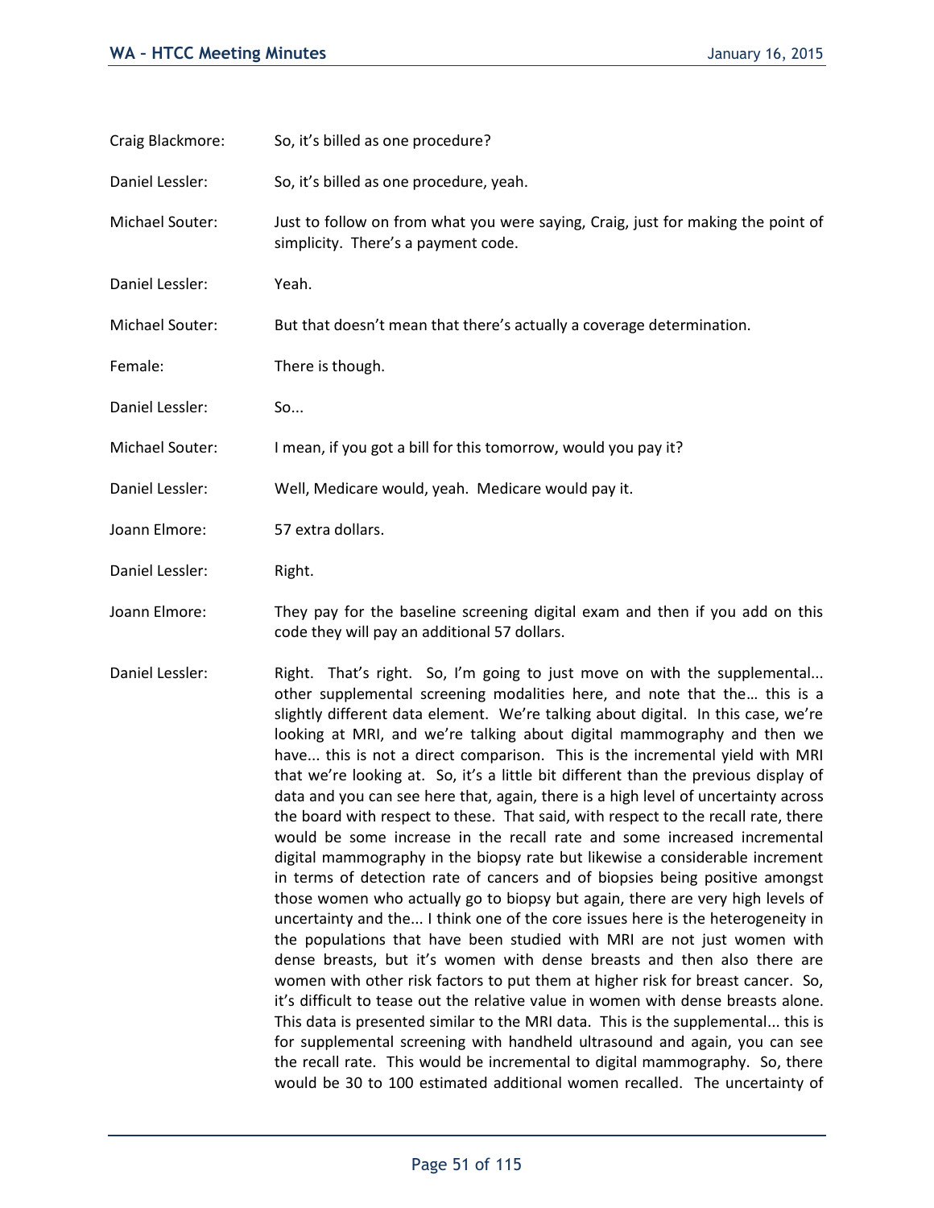Craig Blackmore: So, it's billed as one procedure?

Daniel Lessler: So, it's billed as one procedure, yeah.

Michael Souter: Just to follow on from what you were saying, Craig, just for making the point of simplicity. There's a payment code.

Daniel Lessler: Yeah.

Michael Souter: But that doesn't mean that there's actually a coverage determination.

Female: There is though.

Daniel Lessler: So...

Michael Souter: I mean, if you got a bill for this tomorrow, would you pay it?

Daniel Lessler: Well, Medicare would, yeah. Medicare would pay it.

Joann Elmore: 57 extra dollars.

Daniel Lessler: Right.

Joann Elmore: They pay for the baseline screening digital exam and then if you add on this code they will pay an additional 57 dollars.

Daniel Lessler: Right. That's right. So, I'm going to just move on with the supplemental... other supplemental screening modalities here, and note that the… this is a slightly different data element. We're talking about digital. In this case, we're looking at MRI, and we're talking about digital mammography and then we have... this is not a direct comparison. This is the incremental yield with MRI that we're looking at. So, it's a little bit different than the previous display of data and you can see here that, again, there is a high level of uncertainty across the board with respect to these. That said, with respect to the recall rate, there would be some increase in the recall rate and some increased incremental digital mammography in the biopsy rate but likewise a considerable increment in terms of detection rate of cancers and of biopsies being positive amongst those women who actually go to biopsy but again, there are very high levels of uncertainty and the... I think one of the core issues here is the heterogeneity in the populations that have been studied with MRI are not just women with dense breasts, but it's women with dense breasts and then also there are women with other risk factors to put them at higher risk for breast cancer. So, it's difficult to tease out the relative value in women with dense breasts alone. This data is presented similar to the MRI data. This is the supplemental... this is for supplemental screening with handheld ultrasound and again, you can see the recall rate. This would be incremental to digital mammography. So, there would be 30 to 100 estimated additional women recalled. The uncertainty of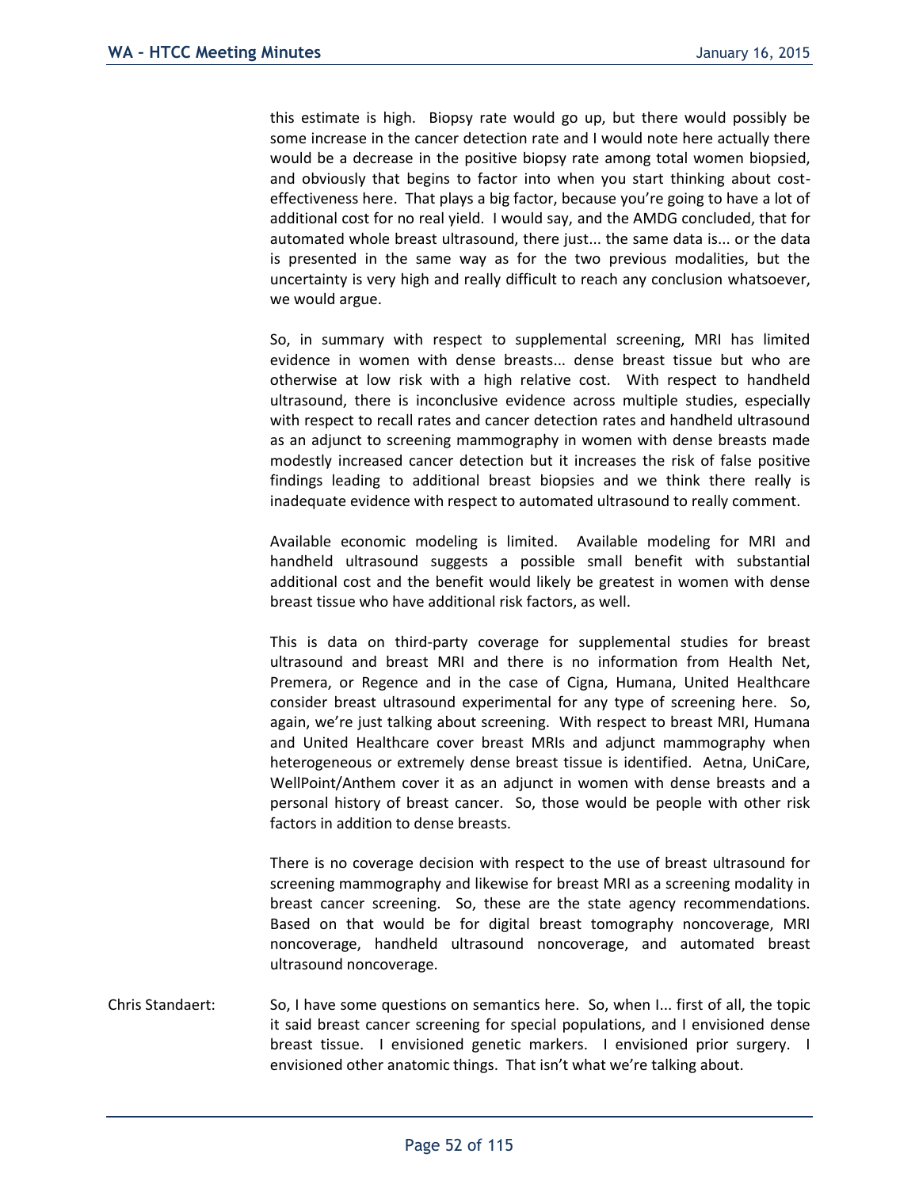this estimate is high. Biopsy rate would go up, but there would possibly be some increase in the cancer detection rate and I would note here actually there would be a decrease in the positive biopsy rate among total women biopsied, and obviously that begins to factor into when you start thinking about cost-effectiveness here. That plays a big factor, because you're going to have a lot of additional cost for no real yield. I would say, and the AMDG concluded, that for automated whole breast ultrasound, there just... the same data is... or the data is presented in the same way as for the two previous modalities, but the uncertainty is very high and really difficult to reach any conclusion whatsoever, we would argue.

So, in summary with respect to supplemental screening, MRI has limited evidence in women with dense breasts... dense breast tissue but who are otherwise at low risk with a high relative cost. With respect to handheld ultrasound, there is inconclusive evidence across multiple studies, especially with respect to recall rates and cancer detection rates and handheld ultrasound as an adjunct to screening mammography in women with dense breasts made modestly increased cancer detection but it increases the risk of false positive findings leading to additional breast biopsies and we think there really is inadequate evidence with respect to automated ultrasound to really comment.

Available economic modeling is limited. Available modeling for MRI and handheld ultrasound suggests a possible small benefit with substantial additional cost and the benefit would likely be greatest in women with dense breast tissue who have additional risk factors, as well.

This is data on third-party coverage for supplemental studies for breast ultrasound and breast MRI and there is no information from Health Net, Premera, or Regence and in the case of Cigna, Humana, United Healthcare consider breast ultrasound experimental for any type of screening here. So, again, we're just talking about screening. With respect to breast MRI, Humana and United Healthcare cover breast MRIs and adjunct mammography when heterogeneous or extremely dense breast tissue is identified. Aetna, UniCare, WellPoint/Anthem cover it as an adjunct in women with dense breasts and a personal history of breast cancer. So, those would be people with other risk factors in addition to dense breasts.

There is no coverage decision with respect to the use of breast ultrasound for screening mammography and likewise for breast MRI as a screening modality in breast cancer screening. So, these are the state agency recommendations. Based on that would be for digital breast tomography noncoverage, MRI noncoverage, handheld ultrasound noncoverage, and automated breast ultrasound noncoverage.

Chris Standaert: So, I have some questions on semantics here. So, when I... first of all, the topic it said breast cancer screening for special populations, and I envisioned dense breast tissue. I envisioned genetic markers. I envisioned prior surgery. I envisioned other anatomic things. That isn't what we're talking about.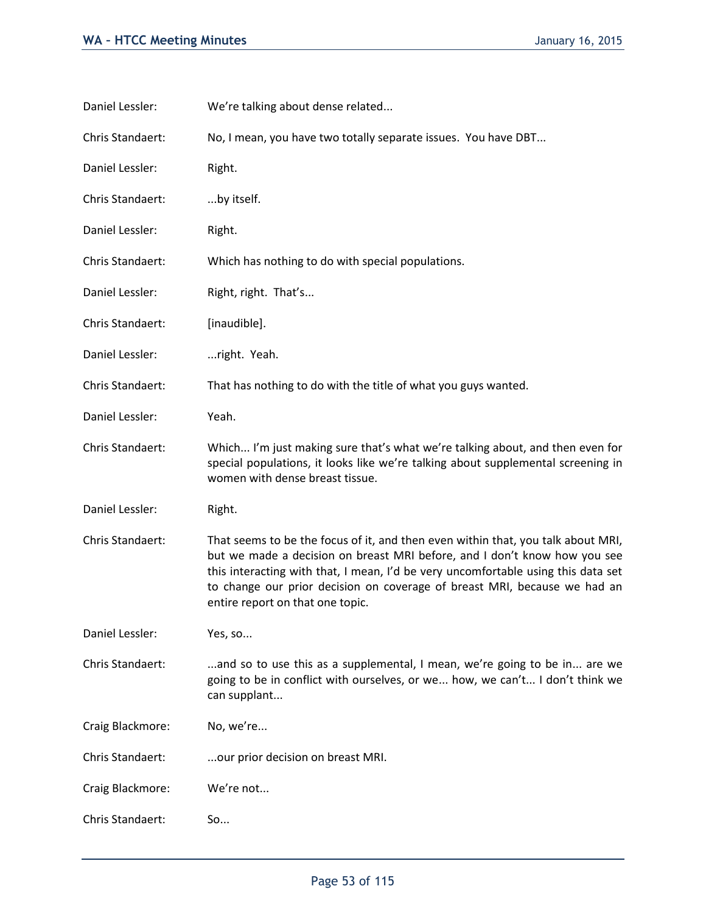Daniel Lessler: We're talking about dense related...

Chris Standaert: No, I mean, you have two totally separate issues. You have DBT...

Daniel Lessler: Right.

Chris Standaert: ...by itself.

Daniel Lessler: Right.

Chris Standaert: Which has nothing to do with special populations.

Daniel Lessler: Right, right. That's...

Chris Standaert: [inaudible].

Daniel Lessler: ...right. Yeah.

Chris Standaert: That has nothing to do with the title of what you guys wanted.

Daniel Lessler: Yeah.

Chris Standaert: Which... I'm just making sure that's what we're talking about, and then even for special populations, it looks like we're talking about supplemental screening in women with dense breast tissue.

Daniel Lessler: Right.

Chris Standaert: That seems to be the focus of it, and then even within that, you talk about MRI, but we made a decision on breast MRI before, and I don't know how you see this interacting with that, I mean, I'd be very uncomfortable using this data set to change our prior decision on coverage of breast MRI, because we had an entire report on that one topic.

Daniel Lessler: Yes, so...

Chris Standaert: ...and so to use this as a supplemental, I mean, we're going to be in... are we going to be in conflict with ourselves, or we... how, we can't... I don't think we can supplant...

Craig Blackmore: No, we're...

Chris Standaert: ...our prior decision on breast MRI.

Craig Blackmore: We're not...

Chris Standaert: So...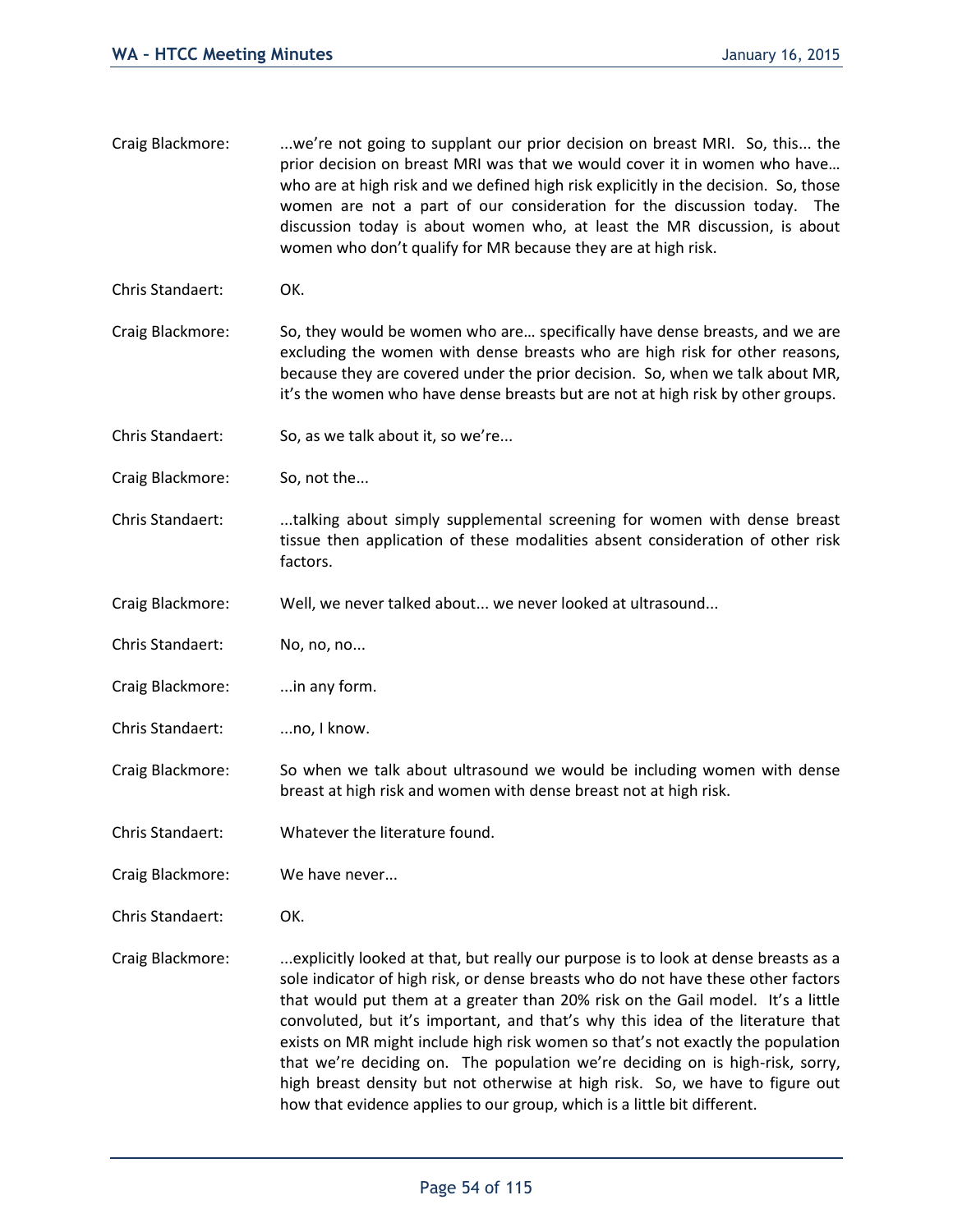Craig Blackmore: ...we're not going to supplant our prior decision on breast MRI. So, this... the prior decision on breast MRI was that we would cover it in women who have… who are at high risk and we defined high risk explicitly in the decision. So, those women are not a part of our consideration for the discussion today. The discussion today is about women who, at least the MR discussion, is about women who don't qualify for MR because they are at high risk.

Chris Standaert: OK.

Craig Blackmore: So, they would be women who are… specifically have dense breasts, and we are excluding the women with dense breasts who are high risk for other reasons, because they are covered under the prior decision. So, when we talk about MR, it's the women who have dense breasts but are not at high risk by other groups.

Chris Standaert: So, as we talk about it, so we're...

Craig Blackmore: So, not the...

Chris Standaert: ...talking about simply supplemental screening for women with dense breast tissue then application of these modalities absent consideration of other risk factors.

Craig Blackmore: Well, we never talked about... we never looked at ultrasound...

Chris Standaert: No, no, no...

Craig Blackmore: ...in any form.

Chris Standaert: ...no, I know.

Craig Blackmore: So when we talk about ultrasound we would be including women with dense breast at high risk and women with dense breast not at high risk.

Chris Standaert: Whatever the literature found.

Craig Blackmore: We have never...

Chris Standaert: OK.

Craig Blackmore: ...explicitly looked at that, but really our purpose is to look at dense breasts as a sole indicator of high risk, or dense breasts who do not have these other factors that would put them at a greater than 20% risk on the Gail model. It's a little convoluted, but it's important, and that's why this idea of the literature that exists on MR might include high risk women so that's not exactly the population that we're deciding on. The population we're deciding on is high-risk, sorry, high breast density but not otherwise at high risk. So, we have to figure out how that evidence applies to our group, which is a little bit different.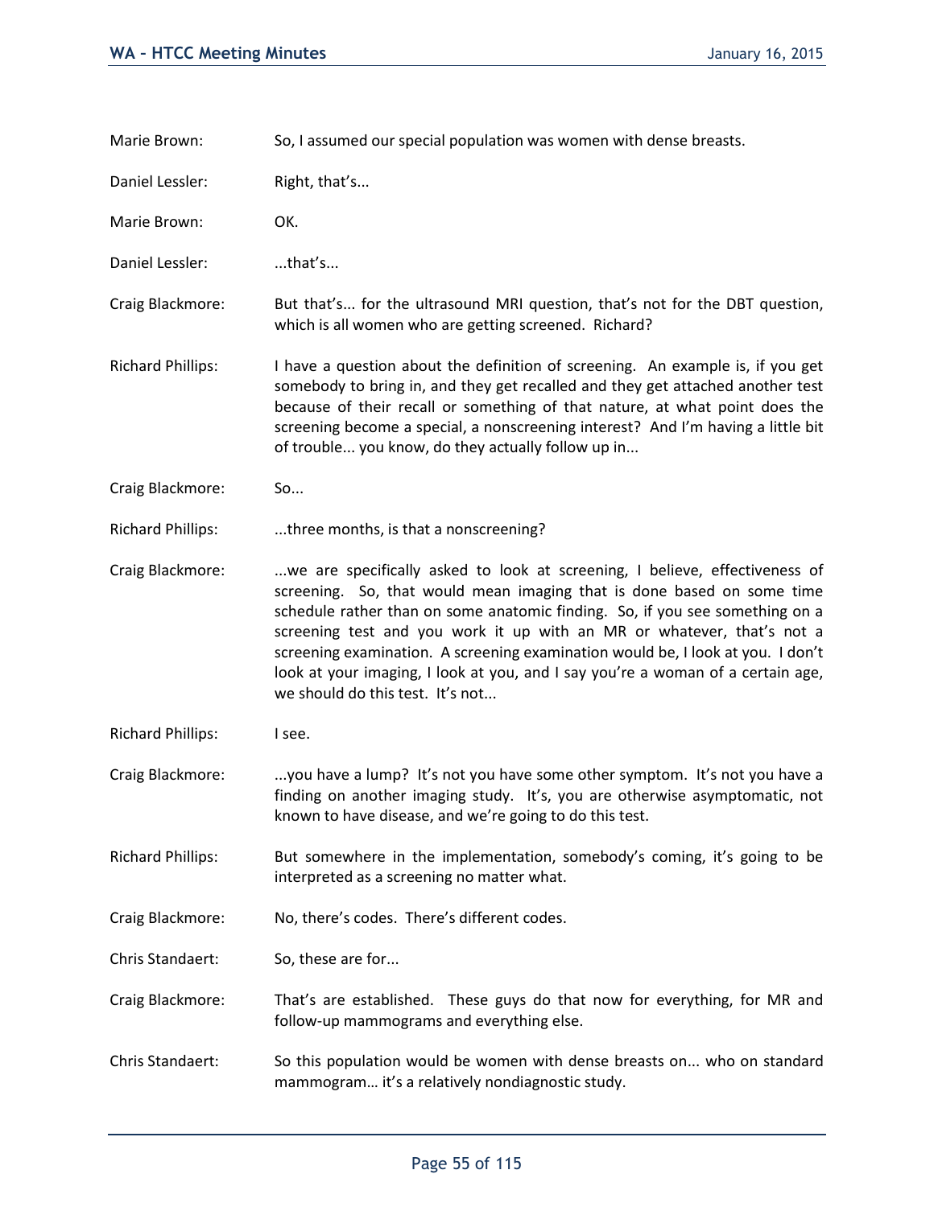Marie Brown: So, I assumed our special population was women with dense breasts.

Daniel Lessler: Right, that's...

Marie Brown: OK.

Daniel Lessler: ...that's...

Craig Blackmore: But that's... for the ultrasound MRI question, that's not for the DBT question, which is all women who are getting screened. Richard?

Richard Phillips: I have a question about the definition of screening. An example is, if you get somebody to bring in, and they get recalled and they get attached another test because of their recall or something of that nature, at what point does the screening become a special, a nonscreening interest? And I'm having a little bit of trouble... you know, do they actually follow up in...

Craig Blackmore: So...

Richard Phillips: ...three months, is that a nonscreening?

Craig Blackmore: ...we are specifically asked to look at screening, I believe, effectiveness of screening. So, that would mean imaging that is done based on some time schedule rather than on some anatomic finding. So, if you see something on a screening test and you work it up with an MR or whatever, that's not a screening examination. A screening examination would be, I look at you. I don't look at your imaging, I look at you, and I say you're a woman of a certain age, we should do this test. It's not...

Richard Phillips: I see.

Craig Blackmore: ...you have a lump? It's not you have some other symptom. It's not you have a finding on another imaging study. It's, you are otherwise asymptomatic, not known to have disease, and we're going to do this test.

Richard Phillips: But somewhere in the implementation, somebody's coming, it's going to be interpreted as a screening no matter what.

Craig Blackmore: No, there's codes. There's different codes.

Chris Standaert: So, these are for...

Craig Blackmore: That's are established. These guys do that now for everything, for MR and follow-up mammograms and everything else.

Chris Standaert: So this population would be women with dense breasts on... who on standard mammogram… it's a relatively nondiagnostic study.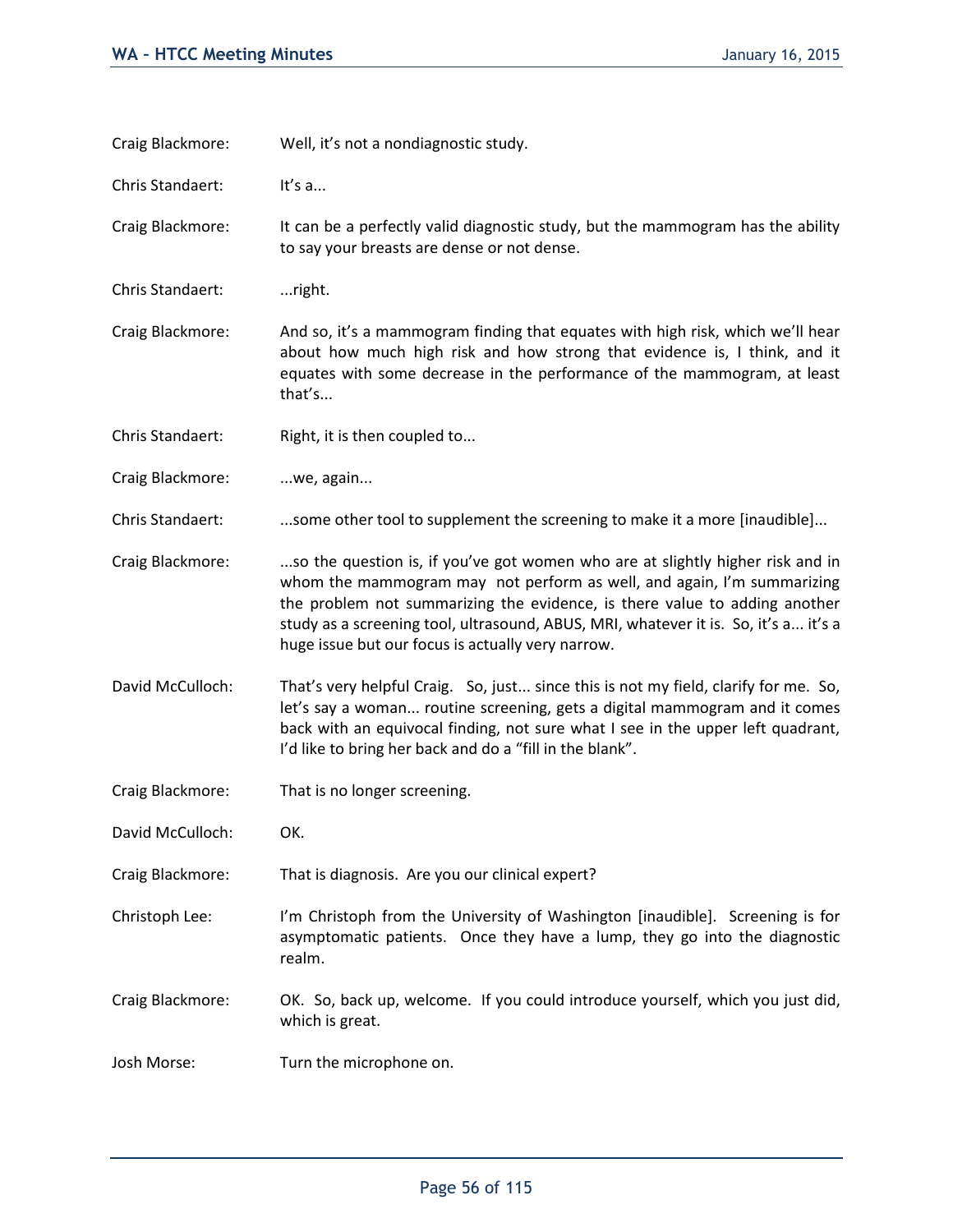Craig Blackmore: Well, it's not a nondiagnostic study.

Chris Standaert: It's a...

Craig Blackmore: It can be a perfectly valid diagnostic study, but the mammogram has the ability to say your breasts are dense or not dense.

Chris Standaert: ...right.

Craig Blackmore: And so, it's a mammogram finding that equates with high risk, which we'll hear about how much high risk and how strong that evidence is, I think, and it equates with some decrease in the performance of the mammogram, at least that's...

Chris Standaert: Right, it is then coupled to...

Craig Blackmore: ...we, again...

Chris Standaert: ...some other tool to supplement the screening to make it a more [inaudible]...

Craig Blackmore: ...so the question is, if you've got women who are at slightly higher risk and in whom the mammogram may not perform as well, and again, I'm summarizing the problem not summarizing the evidence, is there value to adding another study as a screening tool, ultrasound, ABUS, MRI, whatever it is. So, it's a... it's a huge issue but our focus is actually very narrow.

David McCulloch: That's very helpful Craig. So, just... since this is not my field, clarify for me. So, let's say a woman... routine screening, gets a digital mammogram and it comes back with an equivocal finding, not sure what I see in the upper left quadrant, I'd like to bring her back and do a "fill in the blank".

Craig Blackmore: That is no longer screening.

David McCulloch: OK.

Craig Blackmore: That is diagnosis. Are you our clinical expert?

Christoph Lee: I'm Christoph from the University of Washington [inaudible]. Screening is for asymptomatic patients. Once they have a lump, they go into the diagnostic realm.

Craig Blackmore: OK. So, back up, welcome. If you could introduce yourself, which you just did, which is great.

Josh Morse: Turn the microphone on.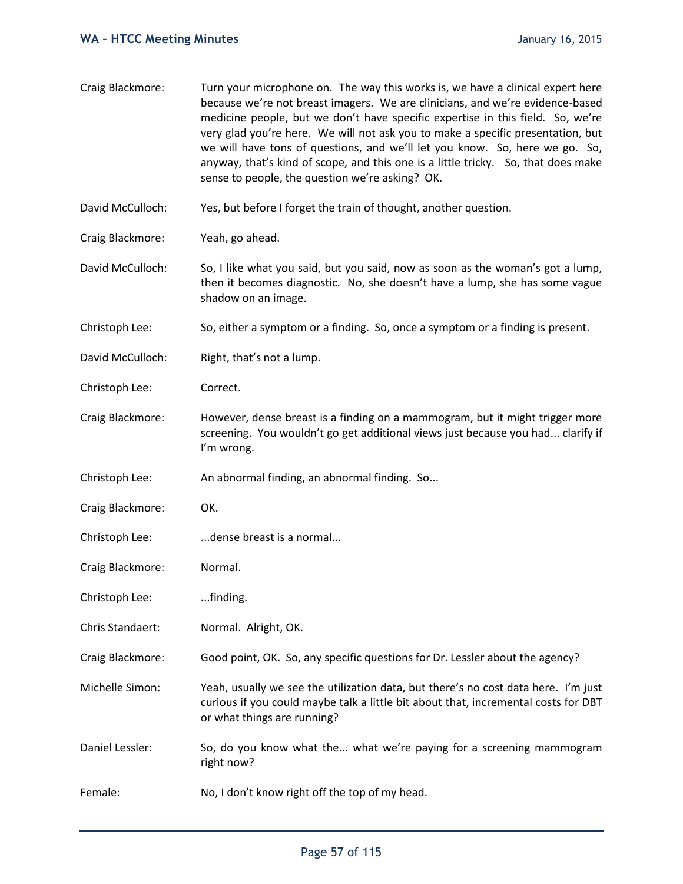Craig Blackmore: Turn your microphone on. The way this works is, we have a clinical expert here because we're not breast imagers. We are clinicians, and we're evidence-based medicine people, but we don't have specific expertise in this field. So, we're very glad you're here. We will not ask you to make a specific presentation, but we will have tons of questions, and we'll let you know. So, here we go. So, anyway, that's kind of scope, and this one is a little tricky. So, that does make sense to people, the question we're asking? OK.

David McCulloch: Yes, but before I forget the train of thought, another question.

Craig Blackmore: Yeah, go ahead.

David McCulloch: So, I like what you said, but you said, now as soon as the woman's got a lump, then it becomes diagnostic. No, she doesn't have a lump, she has some vague shadow on an image.

Christoph Lee: So, either a symptom or a finding. So, once a symptom or a finding is present.

David McCulloch: Right, that's not a lump.

Christoph Lee: Correct.

Craig Blackmore: However, dense breast is a finding on a mammogram, but it might trigger more screening. You wouldn't go get additional views just because you had... clarify if I'm wrong.

Christoph Lee: An abnormal finding, an abnormal finding. So...

Craig Blackmore: OK.

Christoph Lee: ...dense breast is a normal...

Craig Blackmore: Normal.

Christoph Lee: ...finding.

Chris Standaert: Normal. Alright, OK.

Craig Blackmore: Good point, OK. So, any specific questions for Dr. Lessler about the agency?

Michelle Simon: Yeah, usually we see the utilization data, but there's no cost data here. I'm just curious if you could maybe talk a little bit about that, incremental costs for DBT or what things are running?

Daniel Lessler: So, do you know what the... what we're paying for a screening mammogram right now?

Female: No, I don't know right off the top of my head.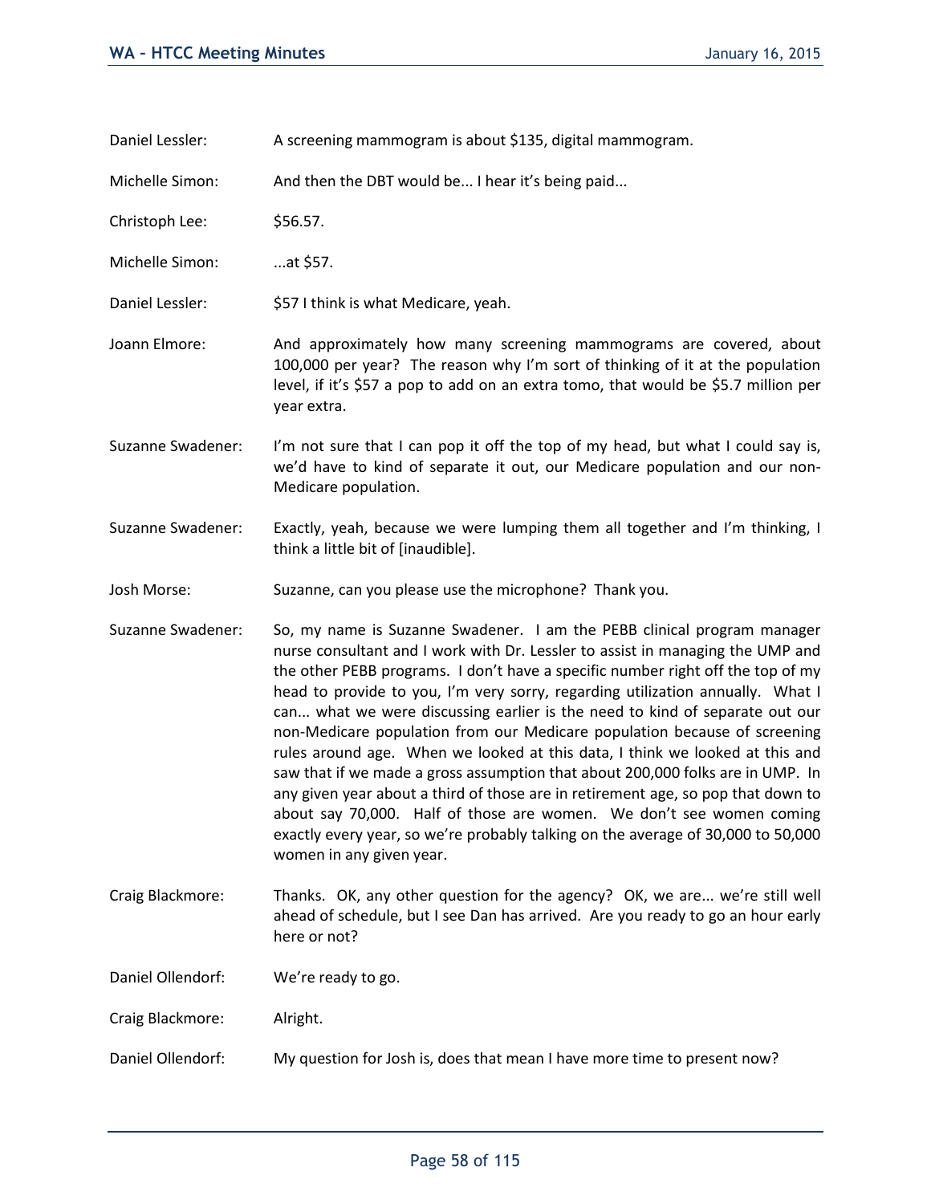Daniel Lessler: A screening mammogram is about $135, digital mammogram.

Michelle Simon: And then the DBT would be... I hear it's being paid...

Christoph Lee: $56.57.

Michelle Simon: ...at $57.

Daniel Lessler: $57 I think is what Medicare, yeah.

Joann Elmore: And approximately how many screening mammograms are covered, about 100,000 per year? The reason why I'm sort of thinking of it at the population level, if it's $57 a pop to add on an extra tomo, that would be $5.7 million per year extra.

Suzanne Swadener: I'm not sure that I can pop it off the top of my head, but what I could say is, we'd have to kind of separate it out, our Medicare population and our non-Medicare population.

Suzanne Swadener: Exactly, yeah, because we were lumping them all together and I'm thinking, I think a little bit of [inaudible].

Josh Morse: Suzanne, can you please use the microphone? Thank you.

Suzanne Swadener: So, my name is Suzanne Swadener. I am the PEBB clinical program manager nurse consultant and I work with Dr. Lessler to assist in managing the UMP and the other PEBB programs. I don't have a specific number right off the top of my head to provide to you, I'm very sorry, regarding utilization annually. What I can... what we were discussing earlier is the need to kind of separate out our non-Medicare population from our Medicare population because of screening rules around age. When we looked at this data, I think we looked at this and saw that if we made a gross assumption that about 200,000 folks are in UMP. In any given year about a third of those are in retirement age, so pop that down to about say 70,000. Half of those are women. We don't see women coming exactly every year, so we're probably talking on the average of 30,000 to 50,000 women in any given year.

Craig Blackmore: Thanks. OK, any other question for the agency? OK, we are... we're still well ahead of schedule, but I see Dan has arrived. Are you ready to go an hour early here or not?

Daniel Ollendorf: We're ready to go.

Craig Blackmore: Alright.

Daniel Ollendorf: My question for Josh is, does that mean I have more time to present now?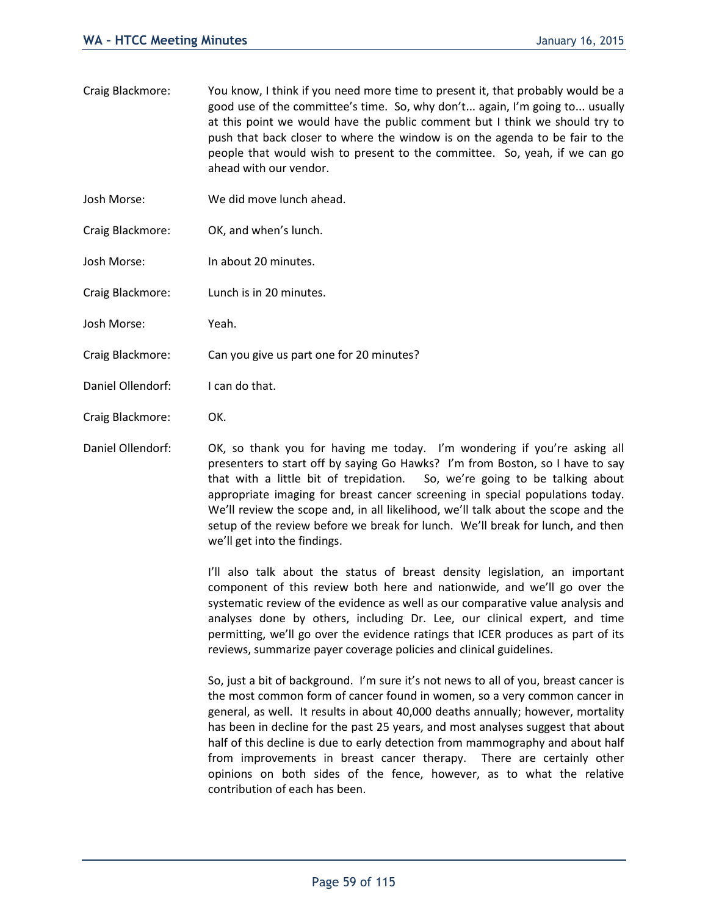Craig Blackmore: You know, I think if you need more time to present it, that probably would be a good use of the committee's time. So, why don't... again, I'm going to... usually at this point we would have the public comment but I think we should try to push that back closer to where the window is on the agenda to be fair to the people that would wish to present to the committee. So, yeah, if we can go ahead with our vendor.

Josh Morse: We did move lunch ahead.

Craig Blackmore: OK, and when's lunch.

Josh Morse: In about 20 minutes.

Craig Blackmore: Lunch is in 20 minutes.

Josh Morse: Yeah.

Craig Blackmore: Can you give us part one for 20 minutes?

Daniel Ollendorf: I can do that.

Craig Blackmore: OK.

Daniel Ollendorf: OK, so thank you for having me today. I'm wondering if you're asking all presenters to start off by saying Go Hawks? I'm from Boston, so I have to say that with a little bit of trepidation. So, we're going to be talking about appropriate imaging for breast cancer screening in special populations today. We'll review the scope and, in all likelihood, we'll talk about the scope and the setup of the review before we break for lunch. We'll break for lunch, and then we'll get into the findings.

I'll also talk about the status of breast density legislation, an important component of this review both here and nationwide, and we'll go over the systematic review of the evidence as well as our comparative value analysis and analyses done by others, including Dr. Lee, our clinical expert, and time permitting, we'll go over the evidence ratings that ICER produces as part of its reviews, summarize payer coverage policies and clinical guidelines.

So, just a bit of background. I'm sure it's not news to all of you, breast cancer is the most common form of cancer found in women, so a very common cancer in general, as well. It results in about 40,000 deaths annually; however, mortality has been in decline for the past 25 years, and most analyses suggest that about half of this decline is due to early detection from mammography and about half from improvements in breast cancer therapy. There are certainly other opinions on both sides of the fence, however, as to what the relative contribution of each has been.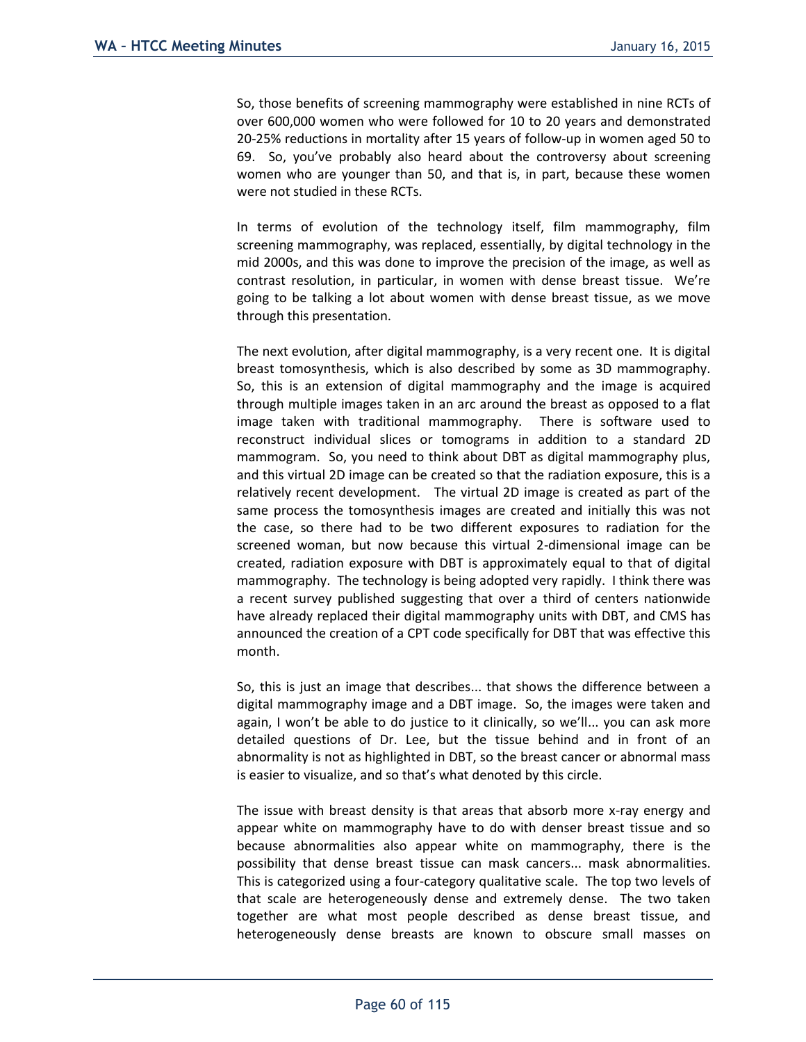So, those benefits of screening mammography were established in nine RCTs of over 600,000 women who were followed for 10 to 20 years and demonstrated 20-25% reductions in mortality after 15 years of follow-up in women aged 50 to 69. So, you've probably also heard about the controversy about screening women who are younger than 50, and that is, in part, because these women were not studied in these RCTs.

In terms of evolution of the technology itself, film mammography, film screening mammography, was replaced, essentially, by digital technology in the mid 2000s, and this was done to improve the precision of the image, as well as contrast resolution, in particular, in women with dense breast tissue. We're going to be talking a lot about women with dense breast tissue, as we move through this presentation.

The next evolution, after digital mammography, is a very recent one. It is digital breast tomosynthesis, which is also described by some as 3D mammography. So, this is an extension of digital mammography and the image is acquired through multiple images taken in an arc around the breast as opposed to a flat image taken with traditional mammography. There is software used to reconstruct individual slices or tomograms in addition to a standard 2D mammogram. So, you need to think about DBT as digital mammography plus, and this virtual 2D image can be created so that the radiation exposure, this is a relatively recent development. The virtual 2D image is created as part of the same process the tomosynthesis images are created and initially this was not the case, so there had to be two different exposures to radiation for the screened woman, but now because this virtual 2-dimensional image can be created, radiation exposure with DBT is approximately equal to that of digital mammography. The technology is being adopted very rapidly. I think there was a recent survey published suggesting that over a third of centers nationwide have already replaced their digital mammography units with DBT, and CMS has announced the creation of a CPT code specifically for DBT that was effective this month.

So, this is just an image that describes... that shows the difference between a digital mammography image and a DBT image. So, the images were taken and again, I won't be able to do justice to it clinically, so we'll... you can ask more detailed questions of Dr. Lee, but the tissue behind and in front of an abnormality is not as highlighted in DBT, so the breast cancer or abnormal mass is easier to visualize, and so that's what denoted by this circle.

The issue with breast density is that areas that absorb more x-ray energy and appear white on mammography have to do with denser breast tissue and so because abnormalities also appear white on mammography, there is the possibility that dense breast tissue can mask cancers... mask abnormalities. This is categorized using a four-category qualitative scale. The top two levels of that scale are heterogeneously dense and extremely dense. The two taken together are what most people described as dense breast tissue, and heterogeneously dense breasts are known to obscure small masses on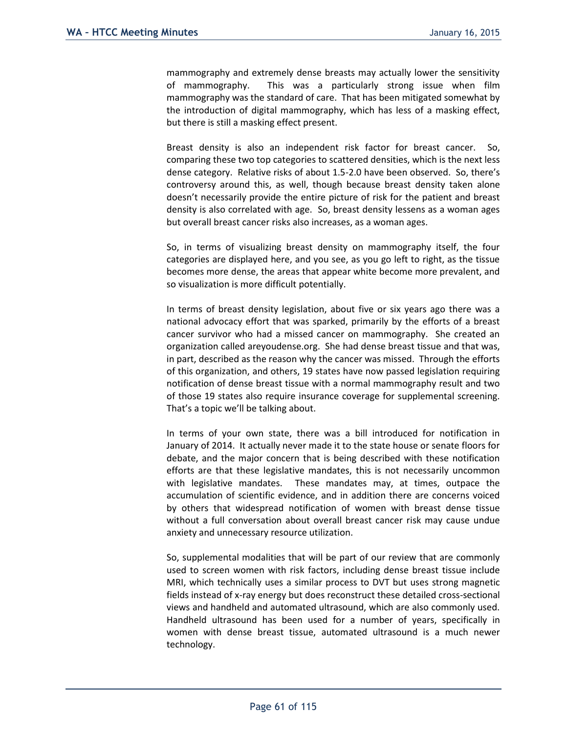mammography and extremely dense breasts may actually lower the sensitivity of mammography. This was a particularly strong issue when film mammography was the standard of care. That has been mitigated somewhat by the introduction of digital mammography, which has less of a masking effect, but there is still a masking effect present.

Breast density is also an independent risk factor for breast cancer. So, comparing these two top categories to scattered densities, which is the next less dense category. Relative risks of about 1.5-2.0 have been observed. So, there's controversy around this, as well, though because breast density taken alone doesn't necessarily provide the entire picture of risk for the patient and breast density is also correlated with age. So, breast density lessens as a woman ages but overall breast cancer risks also increases, as a woman ages.

So, in terms of visualizing breast density on mammography itself, the four categories are displayed here, and you see, as you go left to right, as the tissue becomes more dense, the areas that appear white become more prevalent, and so visualization is more difficult potentially.

In terms of breast density legislation, about five or six years ago there was a national advocacy effort that was sparked, primarily by the efforts of a breast cancer survivor who had a missed cancer on mammography. She created an organization called areyoudense.org. She had dense breast tissue and that was, in part, described as the reason why the cancer was missed. Through the efforts of this organization, and others, 19 states have now passed legislation requiring notification of dense breast tissue with a normal mammography result and two of those 19 states also require insurance coverage for supplemental screening. That's a topic we'll be talking about.

In terms of your own state, there was a bill introduced for notification in January of 2014. It actually never made it to the state house or senate floors for debate, and the major concern that is being described with these notification efforts are that these legislative mandates, this is not necessarily uncommon with legislative mandates. These mandates may, at times, outpace the accumulation of scientific evidence, and in addition there are concerns voiced by others that widespread notification of women with breast dense tissue without a full conversation about overall breast cancer risk may cause undue anxiety and unnecessary resource utilization.

So, supplemental modalities that will be part of our review that are commonly used to screen women with risk factors, including dense breast tissue include MRI, which technically uses a similar process to DVT but uses strong magnetic fields instead of x-ray energy but does reconstruct these detailed cross-sectional views and handheld and automated ultrasound, which are also commonly used. Handheld ultrasound has been used for a number of years, specifically in women with dense breast tissue, automated ultrasound is a much newer technology.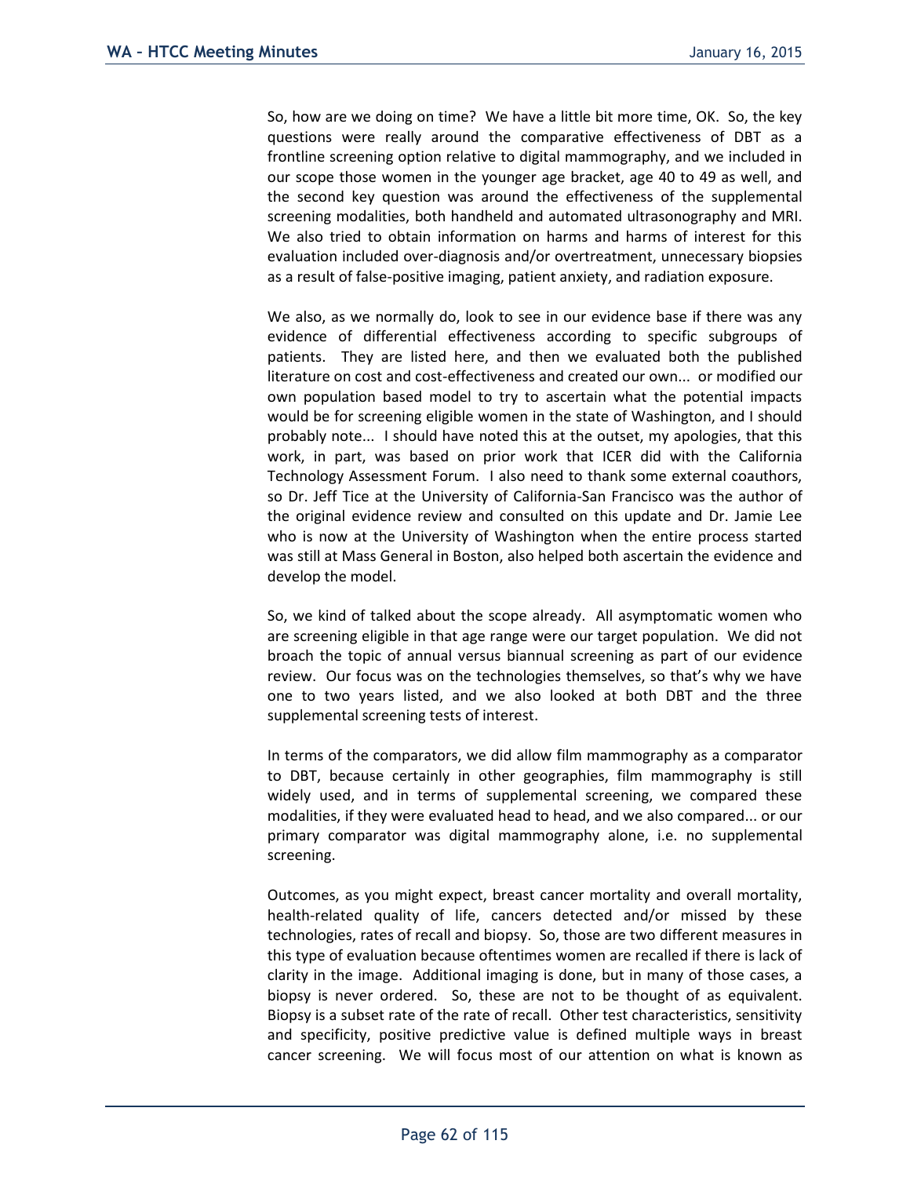So, how are we doing on time? We have a little bit more time, OK. So, the key questions were really around the comparative effectiveness of DBT as a frontline screening option relative to digital mammography, and we included in our scope those women in the younger age bracket, age 40 to 49 as well, and the second key question was around the effectiveness of the supplemental screening modalities, both handheld and automated ultrasonography and MRI. We also tried to obtain information on harms and harms of interest for this evaluation included over-diagnosis and/or overtreatment, unnecessary biopsies as a result of false-positive imaging, patient anxiety, and radiation exposure.

We also, as we normally do, look to see in our evidence base if there was any evidence of differential effectiveness according to specific subgroups of patients. They are listed here, and then we evaluated both the published literature on cost and cost-effectiveness and created our own... or modified our own population based model to try to ascertain what the potential impacts would be for screening eligible women in the state of Washington, and I should probably note... I should have noted this at the outset, my apologies, that this work, in part, was based on prior work that ICER did with the California Technology Assessment Forum. I also need to thank some external coauthors, so Dr. Jeff Tice at the University of California-San Francisco was the author of the original evidence review and consulted on this update and Dr. Jamie Lee who is now at the University of Washington when the entire process started was still at Mass General in Boston, also helped both ascertain the evidence and develop the model.

So, we kind of talked about the scope already. All asymptomatic women who are screening eligible in that age range were our target population. We did not broach the topic of annual versus biannual screening as part of our evidence review. Our focus was on the technologies themselves, so that's why we have one to two years listed, and we also looked at both DBT and the three supplemental screening tests of interest.

In terms of the comparators, we did allow film mammography as a comparator to DBT, because certainly in other geographies, film mammography is still widely used, and in terms of supplemental screening, we compared these modalities, if they were evaluated head to head, and we also compared... or our primary comparator was digital mammography alone, i.e. no supplemental screening.

Outcomes, as you might expect, breast cancer mortality and overall mortality, health-related quality of life, cancers detected and/or missed by these technologies, rates of recall and biopsy. So, those are two different measures in this type of evaluation because oftentimes women are recalled if there is lack of clarity in the image. Additional imaging is done, but in many of those cases, a biopsy is never ordered. So, these are not to be thought of as equivalent. Biopsy is a subset rate of the rate of recall. Other test characteristics, sensitivity and specificity, positive predictive value is defined multiple ways in breast cancer screening. We will focus most of our attention on what is known as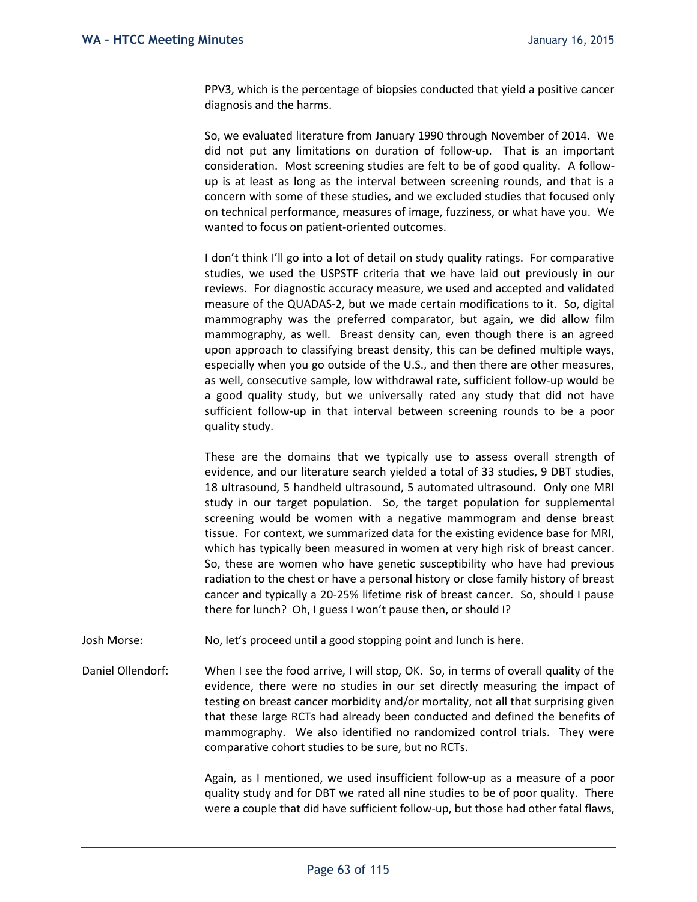PPV3, which is the percentage of biopsies conducted that yield a positive cancer diagnosis and the harms.

So, we evaluated literature from January 1990 through November of 2014. We did not put any limitations on duration of follow-up. That is an important consideration. Most screening studies are felt to be of good quality. A follow-up is at least as long as the interval between screening rounds, and that is a concern with some of these studies, and we excluded studies that focused only on technical performance, measures of image, fuzziness, or what have you. We wanted to focus on patient-oriented outcomes.

I don't think I'll go into a lot of detail on study quality ratings. For comparative studies, we used the USPSTF criteria that we have laid out previously in our reviews. For diagnostic accuracy measure, we used and accepted and validated measure of the QUADAS-2, but we made certain modifications to it. So, digital mammography was the preferred comparator, but again, we did allow film mammography, as well. Breast density can, even though there is an agreed upon approach to classifying breast density, this can be defined multiple ways, especially when you go outside of the U.S., and then there are other measures, as well, consecutive sample, low withdrawal rate, sufficient follow-up would be a good quality study, but we universally rated any study that did not have sufficient follow-up in that interval between screening rounds to be a poor quality study.

These are the domains that we typically use to assess overall strength of evidence, and our literature search yielded a total of 33 studies, 9 DBT studies, 18 ultrasound, 5 handheld ultrasound, 5 automated ultrasound. Only one MRI study in our target population. So, the target population for supplemental screening would be women with a negative mammogram and dense breast tissue. For context, we summarized data for the existing evidence base for MRI, which has typically been measured in women at very high risk of breast cancer. So, these are women who have genetic susceptibility who have had previous radiation to the chest or have a personal history or close family history of breast cancer and typically a 20-25% lifetime risk of breast cancer. So, should I pause there for lunch? Oh, I guess I won't pause then, or should I?

Josh Morse: No, let's proceed until a good stopping point and lunch is here.

Daniel Ollendorf: When I see the food arrive, I will stop, OK. So, in terms of overall quality of the evidence, there were no studies in our set directly measuring the impact of testing on breast cancer morbidity and/or mortality, not all that surprising given that these large RCTs had already been conducted and defined the benefits of mammography. We also identified no randomized control trials. They were comparative cohort studies to be sure, but no RCTs.

Again, as I mentioned, we used insufficient follow-up as a measure of a poor quality study and for DBT we rated all nine studies to be of poor quality. There were a couple that did have sufficient follow-up, but those had other fatal flaws,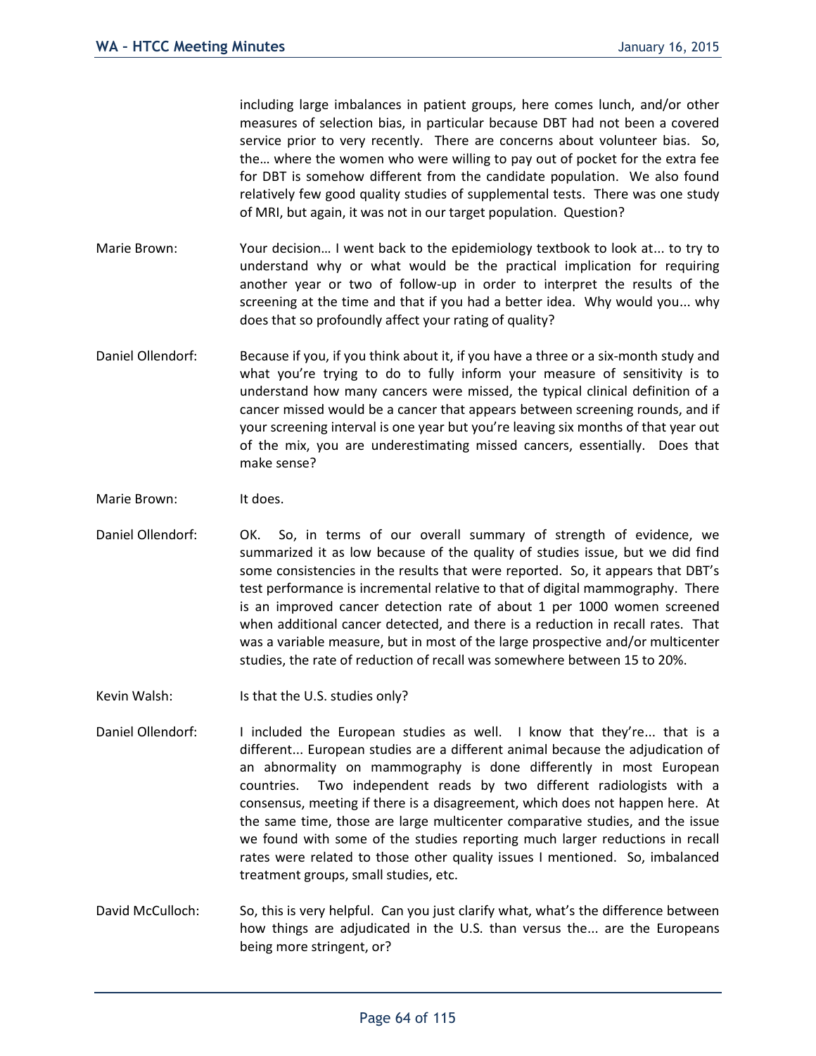including large imbalances in patient groups, here comes lunch, and/or other measures of selection bias, in particular because DBT had not been a covered service prior to very recently. There are concerns about volunteer bias. So, the… where the women who were willing to pay out of pocket for the extra fee for DBT is somehow different from the candidate population. We also found relatively few good quality studies of supplemental tests. There was one study of MRI, but again, it was not in our target population. Question?

Marie Brown: Your decision… I went back to the epidemiology textbook to look at... to try to understand why or what would be the practical implication for requiring another year or two of follow-up in order to interpret the results of the screening at the time and that if you had a better idea. Why would you... why does that so profoundly affect your rating of quality?

Daniel Ollendorf: Because if you, if you think about it, if you have a three or a six-month study and what you're trying to do to fully inform your measure of sensitivity is to understand how many cancers were missed, the typical clinical definition of a cancer missed would be a cancer that appears between screening rounds, and if your screening interval is one year but you're leaving six months of that year out of the mix, you are underestimating missed cancers, essentially. Does that make sense?

Marie Brown: It does.

Daniel Ollendorf: OK. So, in terms of our overall summary of strength of evidence, we summarized it as low because of the quality of studies issue, but we did find some consistencies in the results that were reported. So, it appears that DBT's test performance is incremental relative to that of digital mammography. There is an improved cancer detection rate of about 1 per 1000 women screened when additional cancer detected, and there is a reduction in recall rates. That was a variable measure, but in most of the large prospective and/or multicenter studies, the rate of reduction of recall was somewhere between 15 to 20%.

Kevin Walsh: Is that the U.S. studies only?

Daniel Ollendorf: I included the European studies as well. I know that they're... that is a different... European studies are a different animal because the adjudication of an abnormality on mammography is done differently in most European countries. Two independent reads by two different radiologists with a consensus, meeting if there is a disagreement, which does not happen here. At the same time, those are large multicenter comparative studies, and the issue we found with some of the studies reporting much larger reductions in recall rates were related to those other quality issues I mentioned. So, imbalanced treatment groups, small studies, etc.

David McCulloch: So, this is very helpful. Can you just clarify what, what's the difference between how things are adjudicated in the U.S. than versus the... are the Europeans being more stringent, or?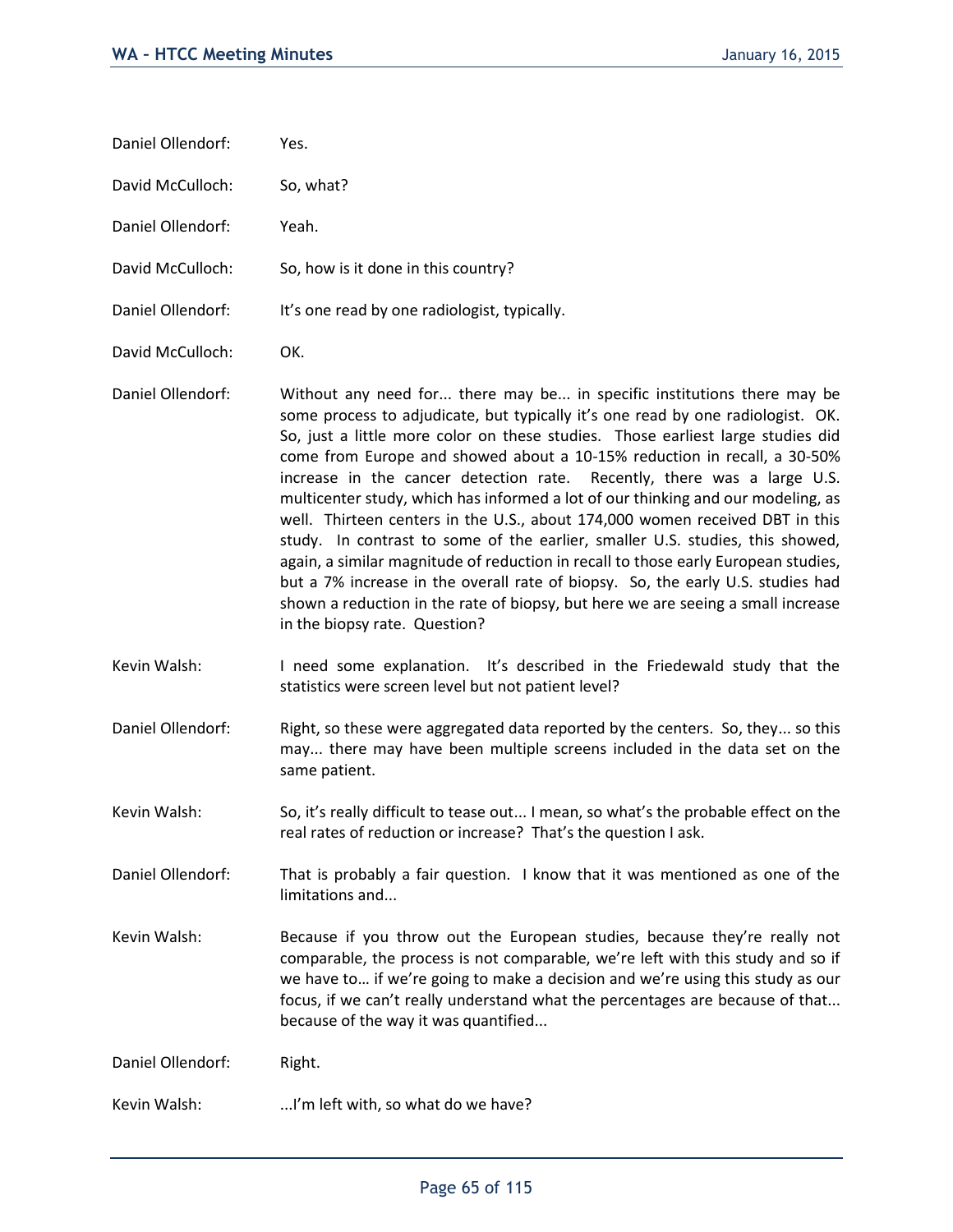Daniel Ollendorf: Yes.

David McCulloch: So, what?

Daniel Ollendorf: Yeah.

David McCulloch: So, how is it done in this country?

Daniel Ollendorf: It's one read by one radiologist, typically.

David McCulloch: OK.

Daniel Ollendorf: Without any need for... there may be... in specific institutions there may be some process to adjudicate, but typically it's one read by one radiologist. OK. So, just a little more color on these studies. Those earliest large studies did come from Europe and showed about a 10-15% reduction in recall, a 30-50% increase in the cancer detection rate. Recently, there was a large U.S. multicenter study, which has informed a lot of our thinking and our modeling, as well. Thirteen centers in the U.S., about 174,000 women received DBT in this study. In contrast to some of the earlier, smaller U.S. studies, this showed, again, a similar magnitude of reduction in recall to those early European studies, but a 7% increase in the overall rate of biopsy. So, the early U.S. studies had shown a reduction in the rate of biopsy, but here we are seeing a small increase in the biopsy rate. Question?

Kevin Walsh: I need some explanation. It's described in the Friedewald study that the statistics were screen level but not patient level?

Daniel Ollendorf: Right, so these were aggregated data reported by the centers. So, they... so this may... there may have been multiple screens included in the data set on the same patient.

Kevin Walsh: So, it's really difficult to tease out... I mean, so what's the probable effect on the real rates of reduction or increase? That's the question I ask.

Daniel Ollendorf: That is probably a fair question. I know that it was mentioned as one of the limitations and...

Kevin Walsh: Because if you throw out the European studies, because they're really not comparable, the process is not comparable, we're left with this study and so if we have to… if we're going to make a decision and we're using this study as our focus, if we can't really understand what the percentages are because of that... because of the way it was quantified...

Daniel Ollendorf: Right.

Kevin Walsh: ...I'm left with, so what do we have?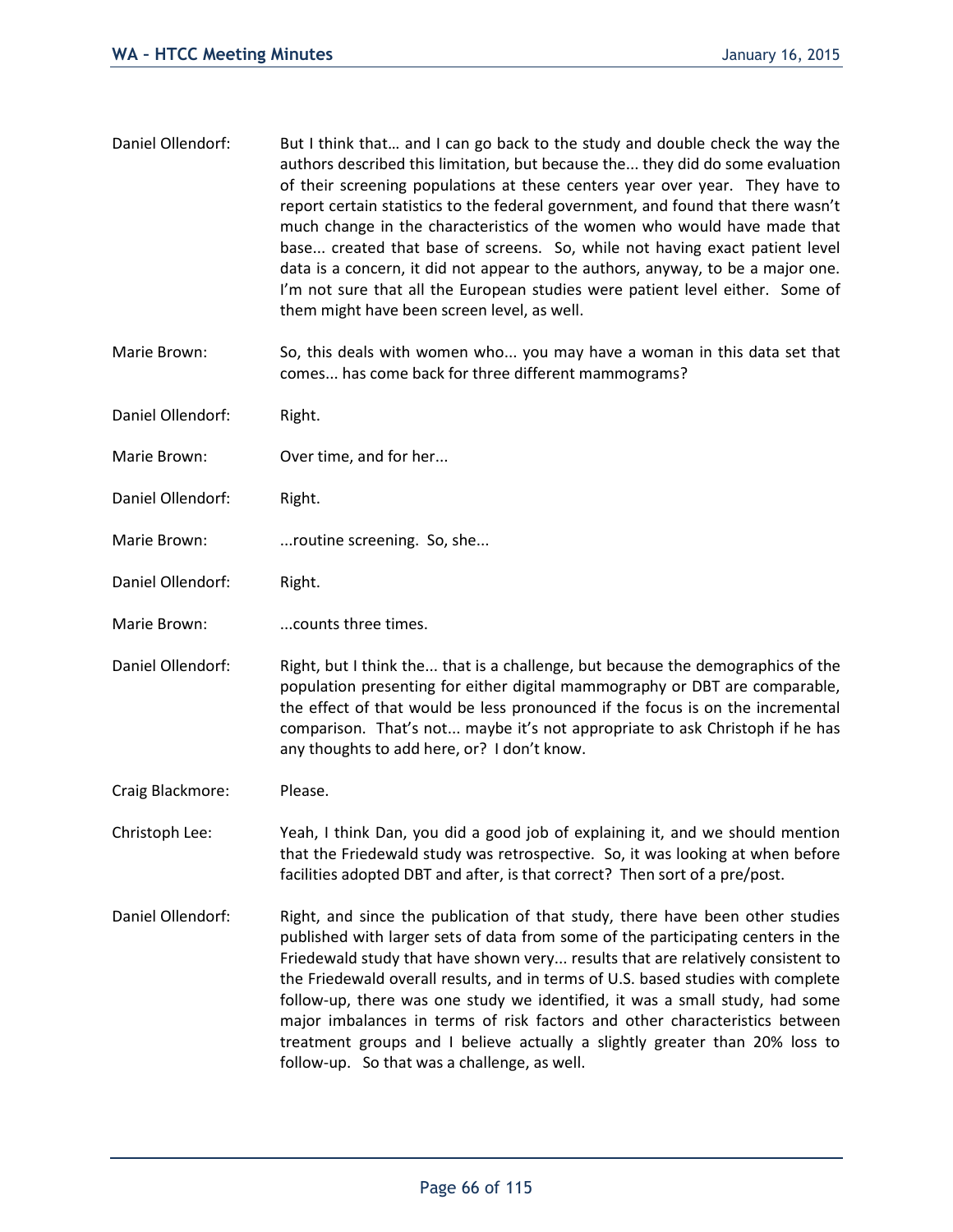Daniel Ollendorf: But I think that… and I can go back to the study and double check the way the authors described this limitation, but because the... they did do some evaluation of their screening populations at these centers year over year. They have to report certain statistics to the federal government, and found that there wasn't much change in the characteristics of the women who would have made that base... created that base of screens. So, while not having exact patient level data is a concern, it did not appear to the authors, anyway, to be a major one. I'm not sure that all the European studies were patient level either. Some of them might have been screen level, as well.

Marie Brown: So, this deals with women who... you may have a woman in this data set that comes... has come back for three different mammograms?

Daniel Ollendorf: Right.

Marie Brown: Over time, and for her...

Daniel Ollendorf: Right.

Marie Brown: ...routine screening. So, she...

Daniel Ollendorf: Right.

Marie Brown: ...counts three times.

Daniel Ollendorf: Right, but I think the... that is a challenge, but because the demographics of the population presenting for either digital mammography or DBT are comparable, the effect of that would be less pronounced if the focus is on the incremental comparison. That's not... maybe it's not appropriate to ask Christoph if he has any thoughts to add here, or? I don't know.

Craig Blackmore: Please.

Christoph Lee: Yeah, I think Dan, you did a good job of explaining it, and we should mention that the Friedewald study was retrospective. So, it was looking at when before facilities adopted DBT and after, is that correct? Then sort of a pre/post.

Daniel Ollendorf: Right, and since the publication of that study, there have been other studies published with larger sets of data from some of the participating centers in the Friedewald study that have shown very... results that are relatively consistent to the Friedewald overall results, and in terms of U.S. based studies with complete follow-up, there was one study we identified, it was a small study, had some major imbalances in terms of risk factors and other characteristics between treatment groups and I believe actually a slightly greater than 20% loss to follow-up. So that was a challenge, as well.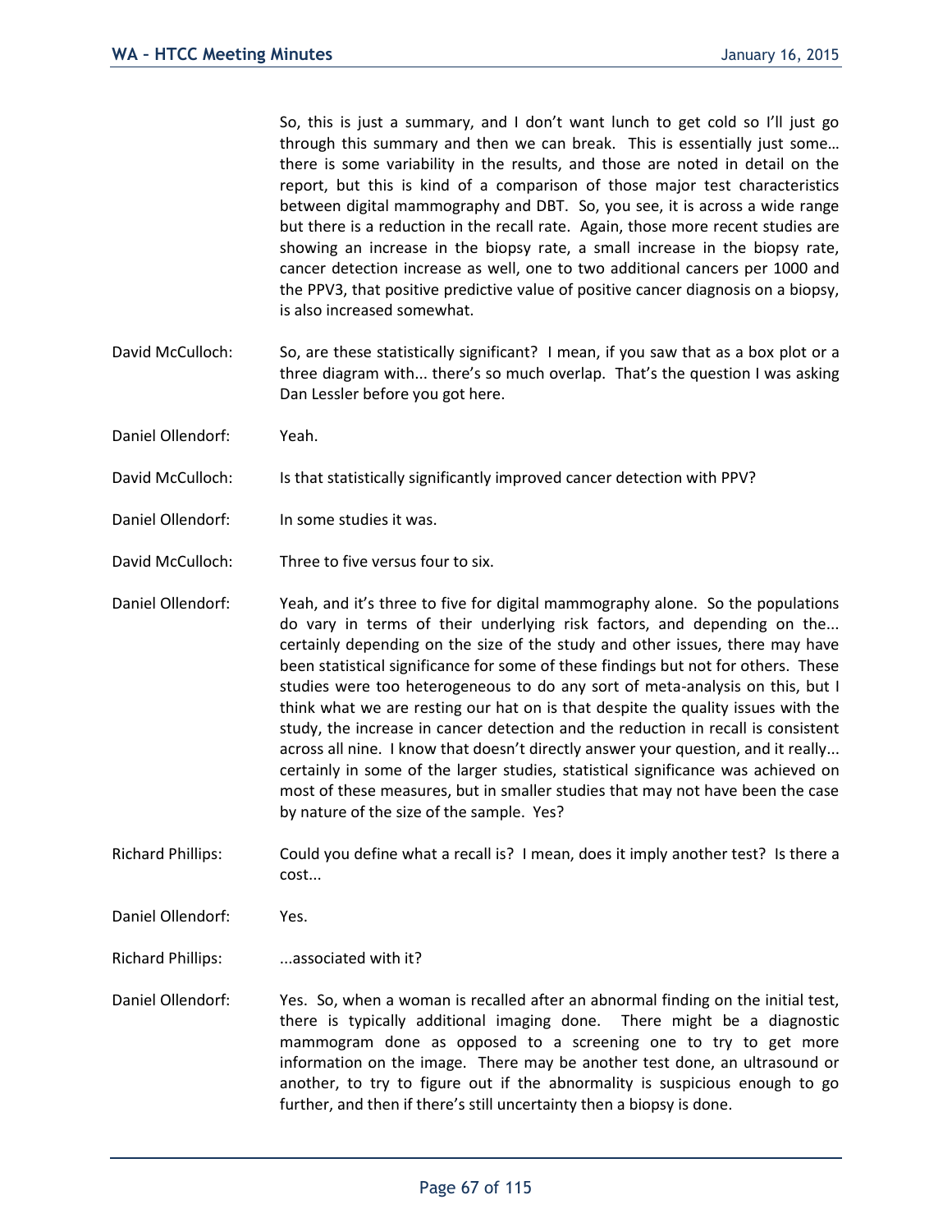So, this is just a summary, and I don't want lunch to get cold so I'll just go through this summary and then we can break. This is essentially just some… there is some variability in the results, and those are noted in detail on the report, but this is kind of a comparison of those major test characteristics between digital mammography and DBT. So, you see, it is across a wide range but there is a reduction in the recall rate. Again, those more recent studies are showing an increase in the biopsy rate, a small increase in the biopsy rate, cancer detection increase as well, one to two additional cancers per 1000 and the PPV3, that positive predictive value of positive cancer diagnosis on a biopsy, is also increased somewhat.

David McCulloch: So, are these statistically significant? I mean, if you saw that as a box plot or a three diagram with... there's so much overlap. That's the question I was asking Dan Lessler before you got here.

Daniel Ollendorf: Yeah.

David McCulloch: Is that statistically significantly improved cancer detection with PPV?

Daniel Ollendorf: In some studies it was.

David McCulloch: Three to five versus four to six.

Daniel Ollendorf: Yeah, and it's three to five for digital mammography alone. So the populations do vary in terms of their underlying risk factors, and depending on the... certainly depending on the size of the study and other issues, there may have been statistical significance for some of these findings but not for others. These studies were too heterogeneous to do any sort of meta-analysis on this, but I think what we are resting our hat on is that despite the quality issues with the study, the increase in cancer detection and the reduction in recall is consistent across all nine. I know that doesn't directly answer your question, and it really... certainly in some of the larger studies, statistical significance was achieved on most of these measures, but in smaller studies that may not have been the case by nature of the size of the sample. Yes?

Richard Phillips: Could you define what a recall is? I mean, does it imply another test? Is there a cost...

Daniel Ollendorf: Yes.

Richard Phillips: ...associated with it?

Daniel Ollendorf: Yes. So, when a woman is recalled after an abnormal finding on the initial test, there is typically additional imaging done. There might be a diagnostic mammogram done as opposed to a screening one to try to get more information on the image. There may be another test done, an ultrasound or another, to try to figure out if the abnormality is suspicious enough to go further, and then if there's still uncertainty then a biopsy is done.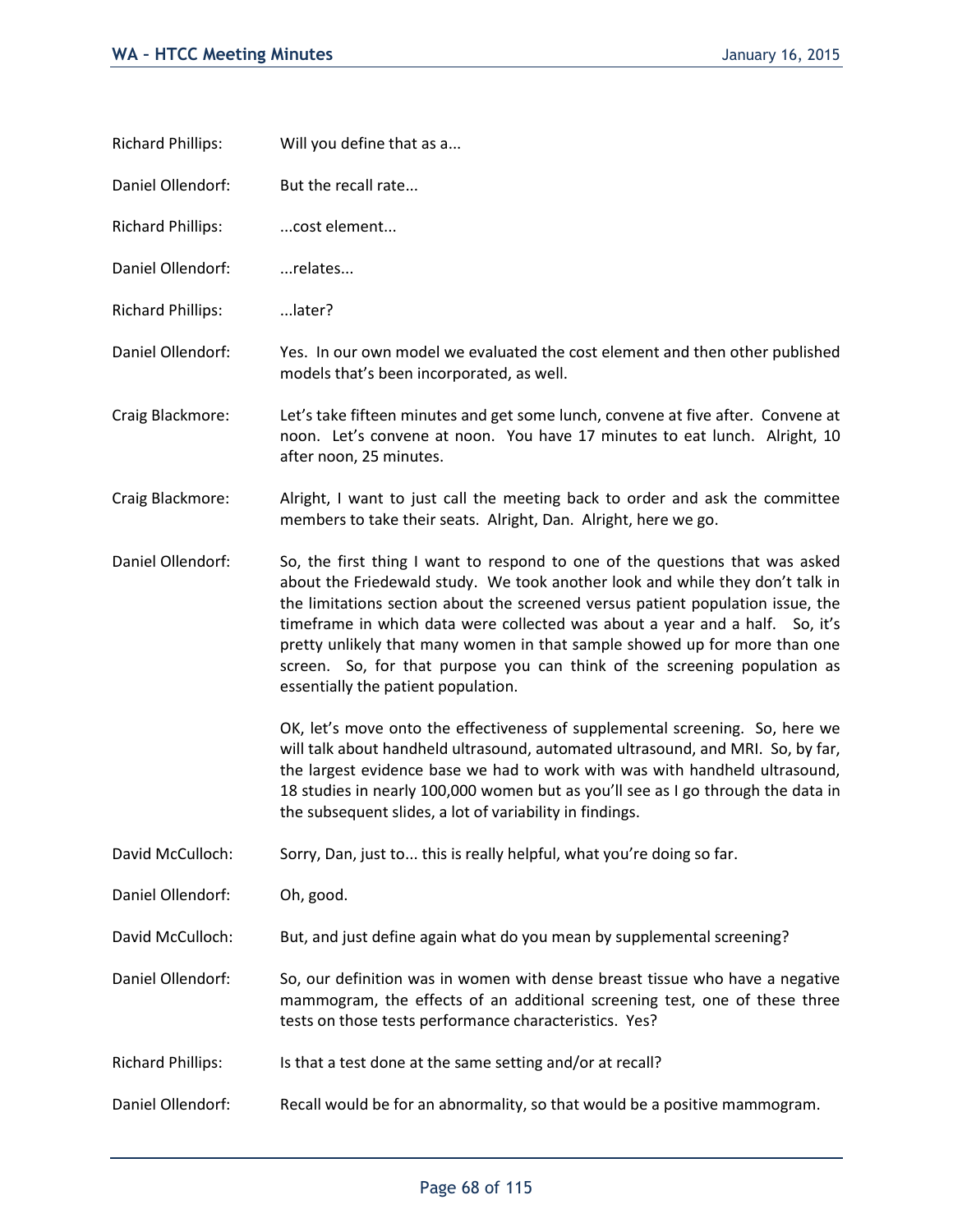Richard Phillips: Will you define that as a...

Daniel Ollendorf: But the recall rate...

Richard Phillips: ...cost element...

Daniel Ollendorf: ...relates...

Richard Phillips: ...later?

Daniel Ollendorf: Yes. In our own model we evaluated the cost element and then other published models that's been incorporated, as well.

Craig Blackmore: Let's take fifteen minutes and get some lunch, convene at five after. Convene at noon. Let's convene at noon. You have 17 minutes to eat lunch. Alright, 10 after noon, 25 minutes.

Craig Blackmore: Alright, I want to just call the meeting back to order and ask the committee members to take their seats. Alright, Dan. Alright, here we go.

Daniel Ollendorf: So, the first thing I want to respond to one of the questions that was asked about the Friedewald study. We took another look and while they don't talk in the limitations section about the screened versus patient population issue, the timeframe in which data were collected was about a year and a half. So, it's pretty unlikely that many women in that sample showed up for more than one screen. So, for that purpose you can think of the screening population as essentially the patient population.

OK, let's move onto the effectiveness of supplemental screening. So, here we will talk about handheld ultrasound, automated ultrasound, and MRI. So, by far, the largest evidence base we had to work with was with handheld ultrasound, 18 studies in nearly 100,000 women but as you'll see as I go through the data in the subsequent slides, a lot of variability in findings.

David McCulloch: Sorry, Dan, just to... this is really helpful, what you're doing so far.

Daniel Ollendorf: Oh, good.

David McCulloch: But, and just define again what do you mean by supplemental screening?

Daniel Ollendorf: So, our definition was in women with dense breast tissue who have a negative mammogram, the effects of an additional screening test, one of these three tests on those tests performance characteristics. Yes?

Richard Phillips: Is that a test done at the same setting and/or at recall?

Daniel Ollendorf: Recall would be for an abnormality, so that would be a positive mammogram.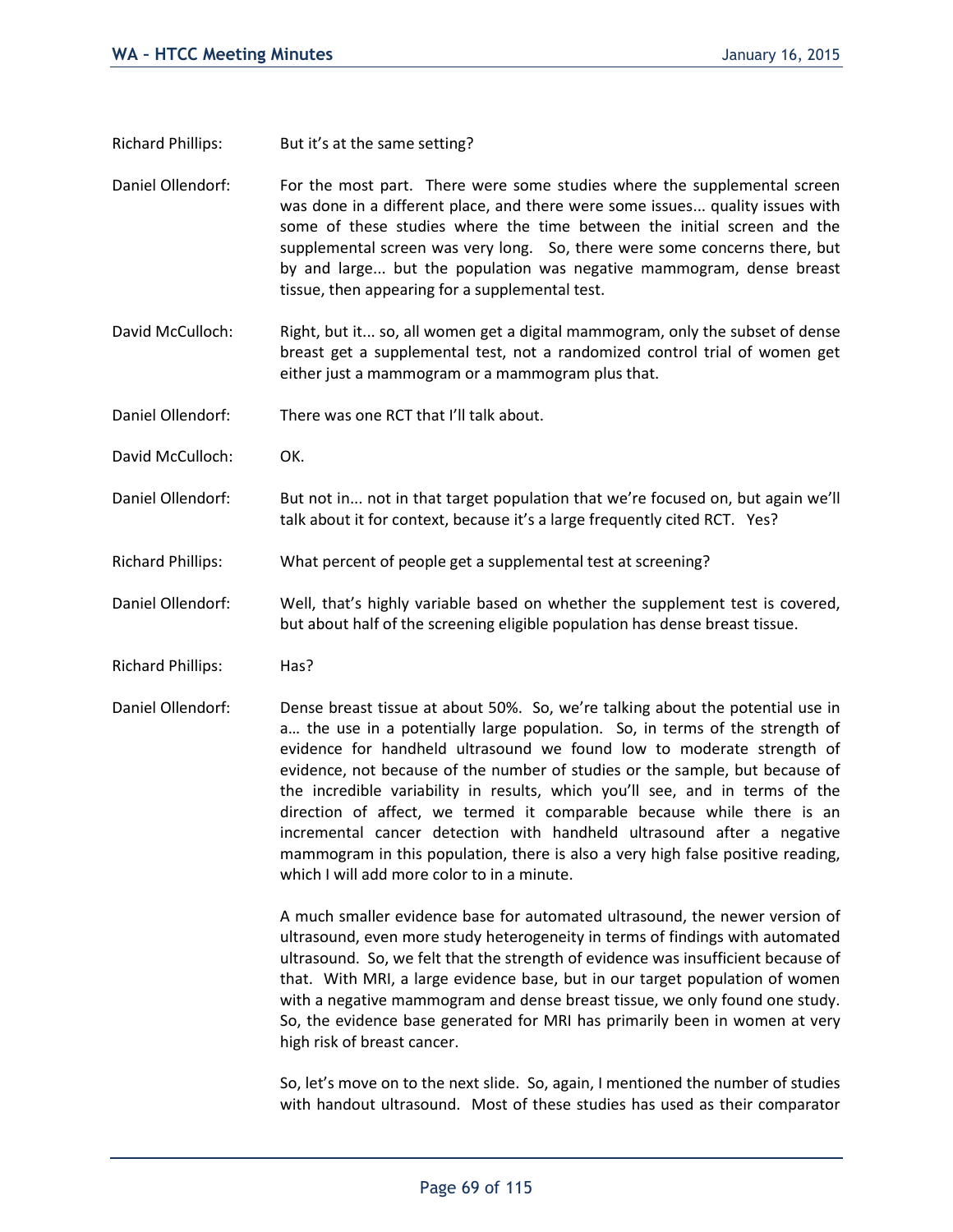Richard Phillips: But it's at the same setting?

Daniel Ollendorf: For the most part. There were some studies where the supplemental screen was done in a different place, and there were some issues... quality issues with some of these studies where the time between the initial screen and the supplemental screen was very long. So, there were some concerns there, but by and large... but the population was negative mammogram, dense breast tissue, then appearing for a supplemental test.

David McCulloch: Right, but it... so, all women get a digital mammogram, only the subset of dense breast get a supplemental test, not a randomized control trial of women get either just a mammogram or a mammogram plus that.

Daniel Ollendorf: There was one RCT that I'll talk about.

David McCulloch: OK.

Daniel Ollendorf: But not in... not in that target population that we're focused on, but again we'll talk about it for context, because it's a large frequently cited RCT. Yes?

Richard Phillips: What percent of people get a supplemental test at screening?

Daniel Ollendorf: Well, that's highly variable based on whether the supplement test is covered, but about half of the screening eligible population has dense breast tissue.

Richard Phillips: Has?

Daniel Ollendorf: Dense breast tissue at about 50%. So, we're talking about the potential use in a… the use in a potentially large population. So, in terms of the strength of evidence for handheld ultrasound we found low to moderate strength of evidence, not because of the number of studies or the sample, but because of the incredible variability in results, which you'll see, and in terms of the direction of affect, we termed it comparable because while there is an incremental cancer detection with handheld ultrasound after a negative mammogram in this population, there is also a very high false positive reading, which I will add more color to in a minute.

A much smaller evidence base for automated ultrasound, the newer version of ultrasound, even more study heterogeneity in terms of findings with automated ultrasound. So, we felt that the strength of evidence was insufficient because of that. With MRI, a large evidence base, but in our target population of women with a negative mammogram and dense breast tissue, we only found one study. So, the evidence base generated for MRI has primarily been in women at very high risk of breast cancer.

So, let's move on to the next slide. So, again, I mentioned the number of studies with handout ultrasound. Most of these studies has used as their comparator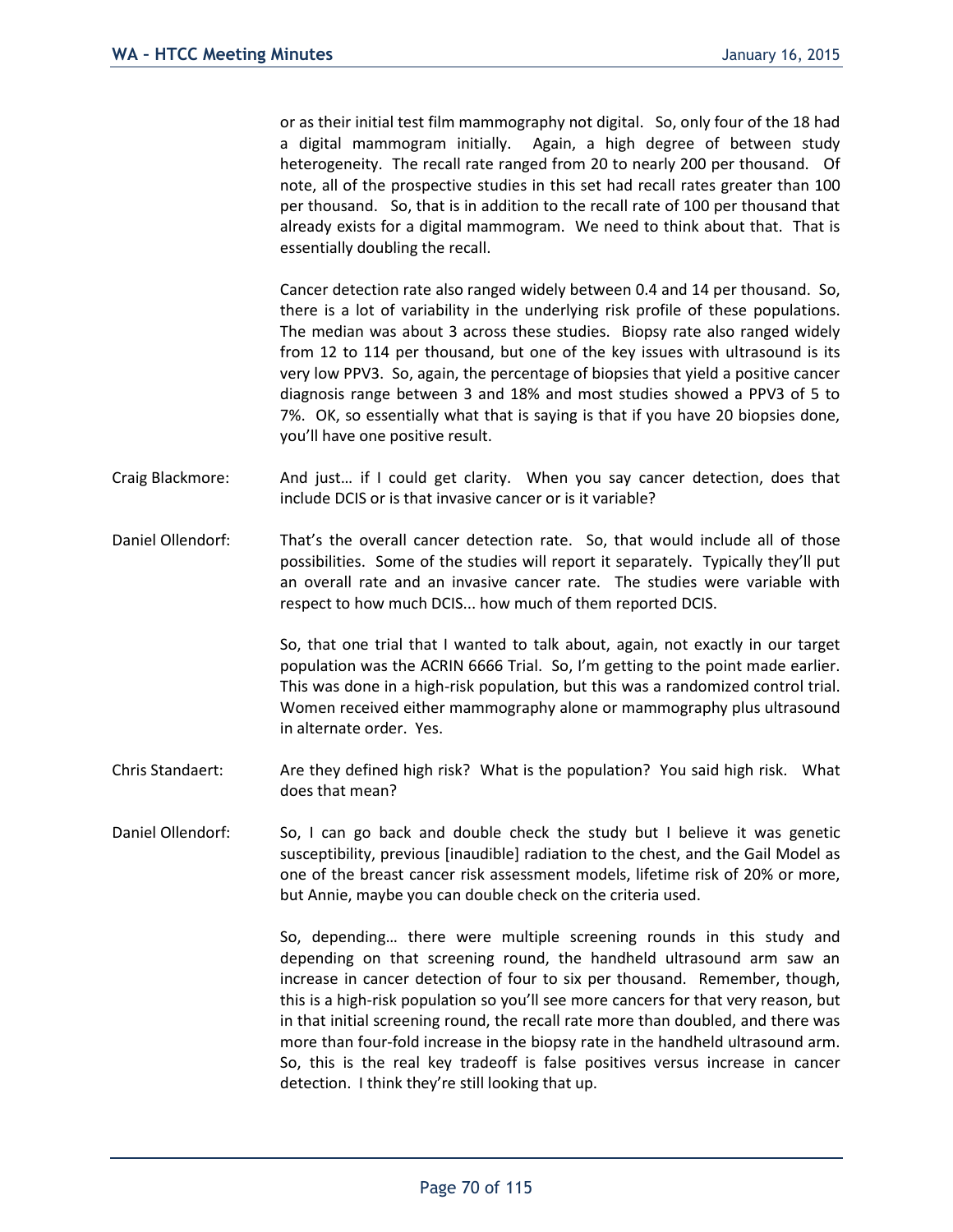or as their initial test film mammography not digital. So, only four of the 18 had a digital mammogram initially. Again, a high degree of between study heterogeneity. The recall rate ranged from 20 to nearly 200 per thousand. Of note, all of the prospective studies in this set had recall rates greater than 100 per thousand. So, that is in addition to the recall rate of 100 per thousand that already exists for a digital mammogram. We need to think about that. That is essentially doubling the recall.

Cancer detection rate also ranged widely between 0.4 and 14 per thousand. So, there is a lot of variability in the underlying risk profile of these populations. The median was about 3 across these studies. Biopsy rate also ranged widely from 12 to 114 per thousand, but one of the key issues with ultrasound is its very low PPV3. So, again, the percentage of biopsies that yield a positive cancer diagnosis range between 3 and 18% and most studies showed a PPV3 of 5 to 7%. OK, so essentially what that is saying is that if you have 20 biopsies done, you'll have one positive result.

Craig Blackmore: And just… if I could get clarity. When you say cancer detection, does that include DCIS or is that invasive cancer or is it variable?

Daniel Ollendorf: That's the overall cancer detection rate. So, that would include all of those possibilities. Some of the studies will report it separately. Typically they'll put an overall rate and an invasive cancer rate. The studies were variable with respect to how much DCIS... how much of them reported DCIS.

So, that one trial that I wanted to talk about, again, not exactly in our target population was the ACRIN 6666 Trial. So, I'm getting to the point made earlier. This was done in a high-risk population, but this was a randomized control trial. Women received either mammography alone or mammography plus ultrasound in alternate order. Yes.

Chris Standaert: Are they defined high risk? What is the population? You said high risk. What does that mean?

Daniel Ollendorf: So, I can go back and double check the study but I believe it was genetic susceptibility, previous [inaudible] radiation to the chest, and the Gail Model as one of the breast cancer risk assessment models, lifetime risk of 20% or more, but Annie, maybe you can double check on the criteria used.

So, depending… there were multiple screening rounds in this study and depending on that screening round, the handheld ultrasound arm saw an increase in cancer detection of four to six per thousand. Remember, though, this is a high-risk population so you'll see more cancers for that very reason, but in that initial screening round, the recall rate more than doubled, and there was more than four-fold increase in the biopsy rate in the handheld ultrasound arm. So, this is the real key tradeoff is false positives versus increase in cancer detection. I think they're still looking that up.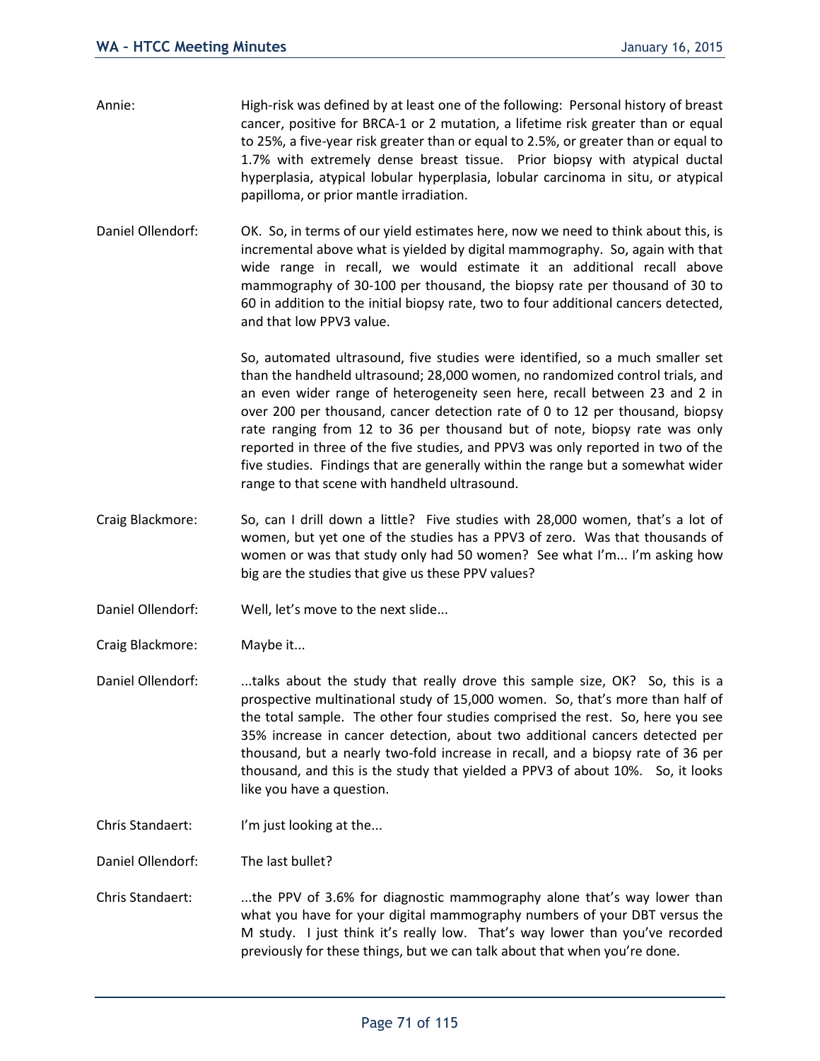Annie: High-risk was defined by at least one of the following: Personal history of breast cancer, positive for BRCA-1 or 2 mutation, a lifetime risk greater than or equal to 25%, a five-year risk greater than or equal to 2.5%, or greater than or equal to 1.7% with extremely dense breast tissue. Prior biopsy with atypical ductal hyperplasia, atypical lobular hyperplasia, lobular carcinoma in situ, or atypical papilloma, or prior mantle irradiation.

Daniel Ollendorf: OK. So, in terms of our yield estimates here, now we need to think about this, is incremental above what is yielded by digital mammography. So, again with that wide range in recall, we would estimate it an additional recall above mammography of 30-100 per thousand, the biopsy rate per thousand of 30 to 60 in addition to the initial biopsy rate, two to four additional cancers detected, and that low PPV3 value.

So, automated ultrasound, five studies were identified, so a much smaller set than the handheld ultrasound; 28,000 women, no randomized control trials, and an even wider range of heterogeneity seen here, recall between 23 and 2 in over 200 per thousand, cancer detection rate of 0 to 12 per thousand, biopsy rate ranging from 12 to 36 per thousand but of note, biopsy rate was only reported in three of the five studies, and PPV3 was only reported in two of the five studies. Findings that are generally within the range but a somewhat wider range to that scene with handheld ultrasound.

Craig Blackmore: So, can I drill down a little? Five studies with 28,000 women, that's a lot of women, but yet one of the studies has a PPV3 of zero. Was that thousands of women or was that study only had 50 women? See what I'm... I'm asking how big are the studies that give us these PPV values?

Daniel Ollendorf: Well, let's move to the next slide...

Craig Blackmore: Maybe it...

Daniel Ollendorf: ...talks about the study that really drove this sample size, OK? So, this is a prospective multinational study of 15,000 women. So, that's more than half of the total sample. The other four studies comprised the rest. So, here you see 35% increase in cancer detection, about two additional cancers detected per thousand, but a nearly two-fold increase in recall, and a biopsy rate of 36 per thousand, and this is the study that yielded a PPV3 of about 10%. So, it looks like you have a question.

Chris Standaert: I'm just looking at the...

Daniel Ollendorf: The last bullet?

Chris Standaert: ...the PPV of 3.6% for diagnostic mammography alone that's way lower than what you have for your digital mammography numbers of your DBT versus the M study. I just think it's really low. That's way lower than you've recorded previously for these things, but we can talk about that when you're done.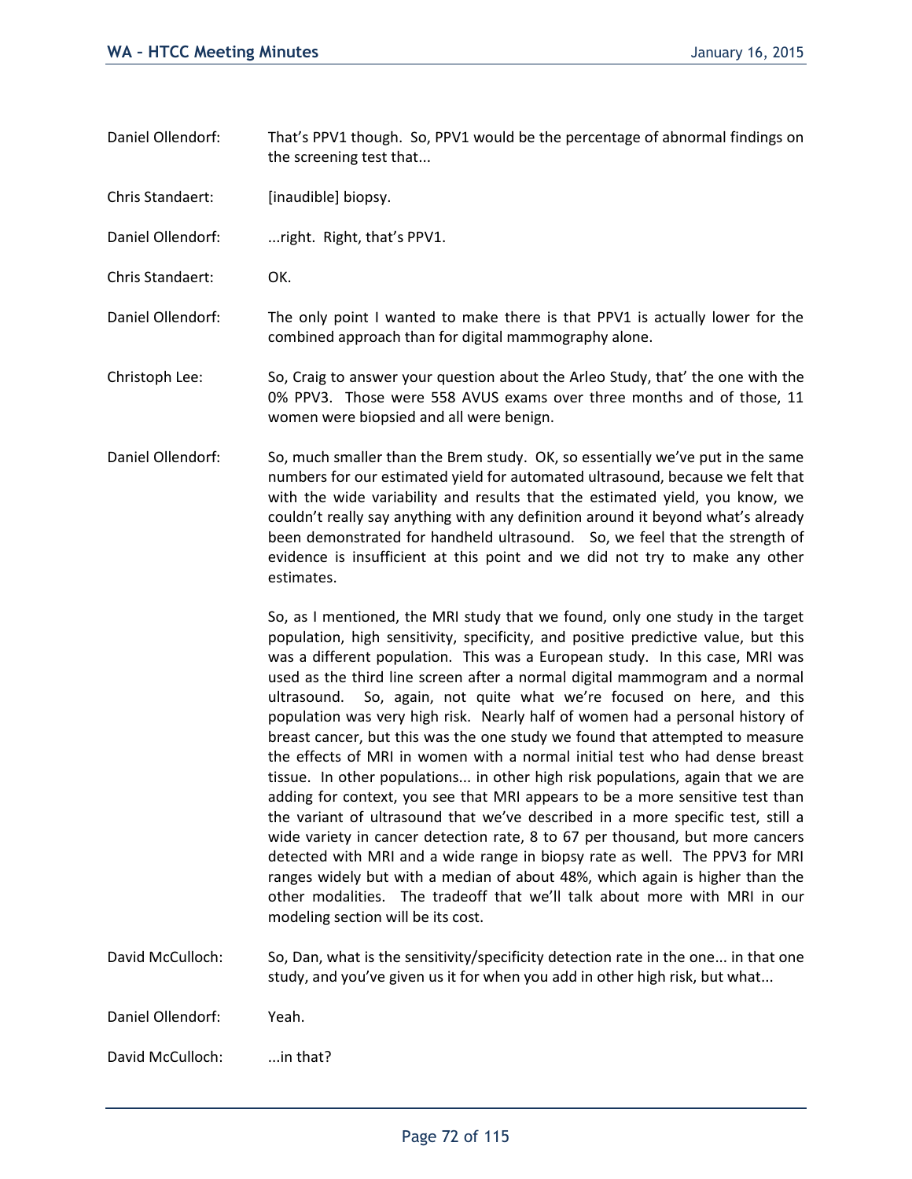Daniel Ollendorf: That's PPV1 though. So, PPV1 would be the percentage of abnormal findings on the screening test that...

Chris Standaert: [inaudible] biopsy.

Daniel Ollendorf: ...right. Right, that's PPV1.

Chris Standaert: OK.

Daniel Ollendorf: The only point I wanted to make there is that PPV1 is actually lower for the combined approach than for digital mammography alone.

Christoph Lee: So, Craig to answer your question about the Arleo Study, that' the one with the 0% PPV3. Those were 558 AVUS exams over three months and of those, 11 women were biopsied and all were benign.

Daniel Ollendorf: So, much smaller than the Brem study. OK, so essentially we've put in the same numbers for our estimated yield for automated ultrasound, because we felt that with the wide variability and results that the estimated yield, you know, we couldn't really say anything with any definition around it beyond what's already been demonstrated for handheld ultrasound. So, we feel that the strength of evidence is insufficient at this point and we did not try to make any other estimates.

So, as I mentioned, the MRI study that we found, only one study in the target population, high sensitivity, specificity, and positive predictive value, but this was a different population. This was a European study. In this case, MRI was used as the third line screen after a normal digital mammogram and a normal ultrasound. So, again, not quite what we're focused on here, and this population was very high risk. Nearly half of women had a personal history of breast cancer, but this was the one study we found that attempted to measure the effects of MRI in women with a normal initial test who had dense breast tissue. In other populations... in other high risk populations, again that we are adding for context, you see that MRI appears to be a more sensitive test than the variant of ultrasound that we've described in a more specific test, still a wide variety in cancer detection rate, 8 to 67 per thousand, but more cancers detected with MRI and a wide range in biopsy rate as well. The PPV3 for MRI ranges widely but with a median of about 48%, which again is higher than the other modalities. The tradeoff that we'll talk about more with MRI in our modeling section will be its cost.

David McCulloch: So, Dan, what is the sensitivity/specificity detection rate in the one... in that one study, and you've given us it for when you add in other high risk, but what...

Daniel Ollendorf: Yeah.

David McCulloch: ...in that?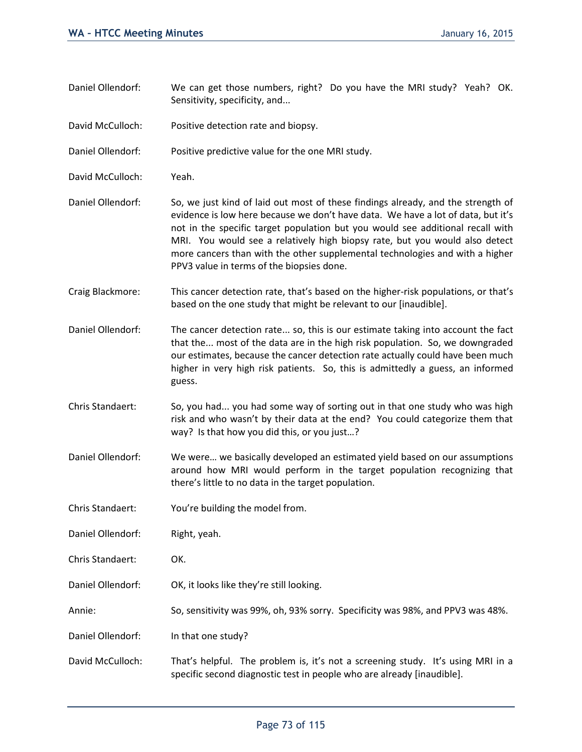Daniel Ollendorf: We can get those numbers, right? Do you have the MRI study? Yeah? OK. Sensitivity, specificity, and...

David McCulloch: Positive detection rate and biopsy.

Daniel Ollendorf: Positive predictive value for the one MRI study.

David McCulloch: Yeah.

Daniel Ollendorf: So, we just kind of laid out most of these findings already, and the strength of evidence is low here because we don't have data. We have a lot of data, but it's not in the specific target population but you would see additional recall with MRI. You would see a relatively high biopsy rate, but you would also detect more cancers than with the other supplemental technologies and with a higher PPV3 value in terms of the biopsies done.

Craig Blackmore: This cancer detection rate, that's based on the higher-risk populations, or that's based on the one study that might be relevant to our [inaudible].

Daniel Ollendorf: The cancer detection rate... so, this is our estimate taking into account the fact that the... most of the data are in the high risk population. So, we downgraded our estimates, because the cancer detection rate actually could have been much higher in very high risk patients. So, this is admittedly a guess, an informed guess.

Chris Standaert: So, you had... you had some way of sorting out in that one study who was high risk and who wasn't by their data at the end? You could categorize them that way? Is that how you did this, or you just...?

Daniel Ollendorf: We were... we basically developed an estimated yield based on our assumptions around how MRI would perform in the target population recognizing that there's little to no data in the target population.

Chris Standaert: You're building the model from.

Daniel Ollendorf: Right, yeah.

Chris Standaert: OK.

Daniel Ollendorf: OK, it looks like they're still looking.

Annie: So, sensitivity was 99%, oh, 93% sorry. Specificity was 98%, and PPV3 was 48%.

Daniel Ollendorf: In that one study?

David McCulloch: That's helpful. The problem is, it's not a screening study. It's using MRI in a specific second diagnostic test in people who are already [inaudible].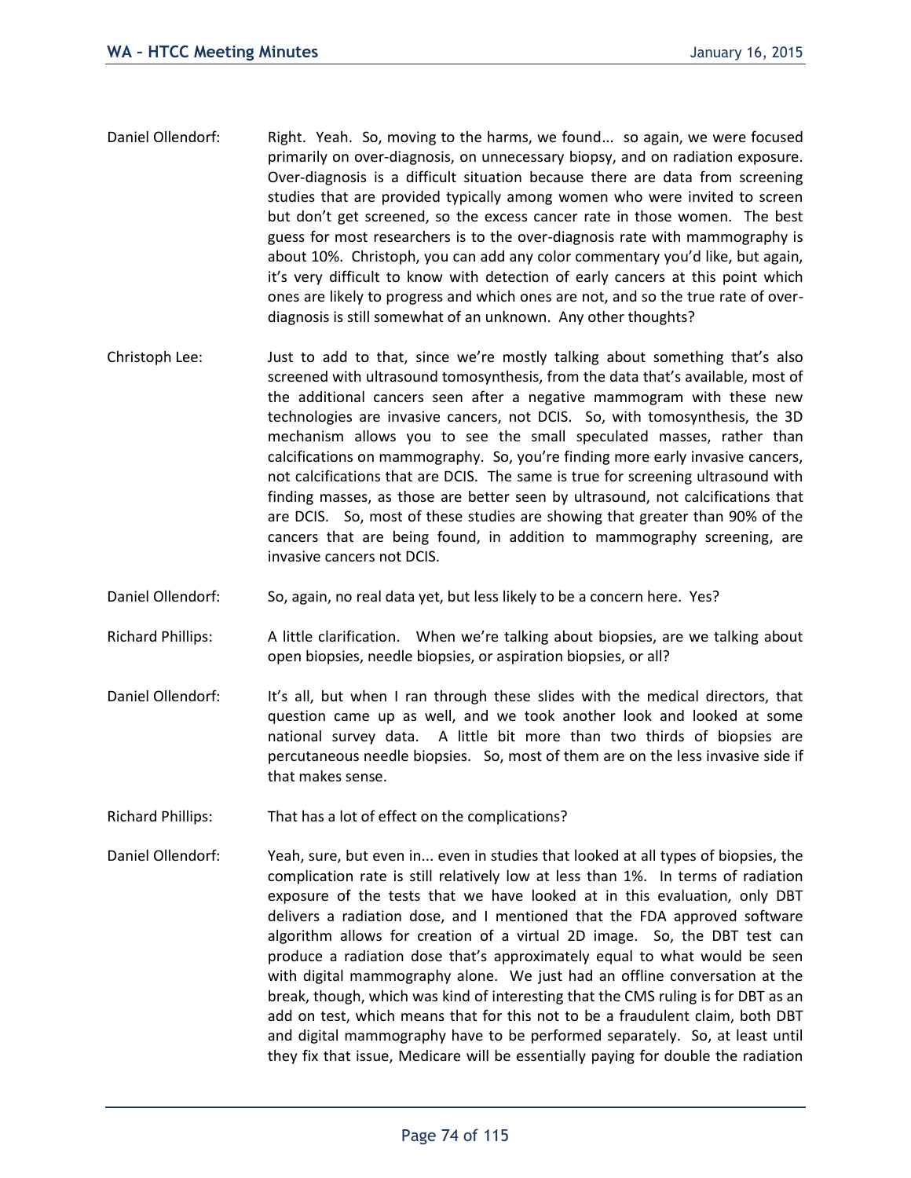Daniel Ollendorf: Right. Yeah. So, moving to the harms, we found... so again, we were focused primarily on over-diagnosis, on unnecessary biopsy, and on radiation exposure. Over-diagnosis is a difficult situation because there are data from screening studies that are provided typically among women who were invited to screen but don't get screened, so the excess cancer rate in those women. The best guess for most researchers is to the over-diagnosis rate with mammography is about 10%. Christoph, you can add any color commentary you'd like, but again, it's very difficult to know with detection of early cancers at this point which ones are likely to progress and which ones are not, and so the true rate of over-diagnosis is still somewhat of an unknown. Any other thoughts?

Christoph Lee: Just to add to that, since we're mostly talking about something that's also screened with ultrasound tomosynthesis, from the data that's available, most of the additional cancers seen after a negative mammogram with these new technologies are invasive cancers, not DCIS. So, with tomosynthesis, the 3D mechanism allows you to see the small speculated masses, rather than calcifications on mammography. So, you're finding more early invasive cancers, not calcifications that are DCIS. The same is true for screening ultrasound with finding masses, as those are better seen by ultrasound, not calcifications that are DCIS. So, most of these studies are showing that greater than 90% of the cancers that are being found, in addition to mammography screening, are invasive cancers not DCIS.

Daniel Ollendorf: So, again, no real data yet, but less likely to be a concern here. Yes?

Richard Phillips: A little clarification. When we're talking about biopsies, are we talking about open biopsies, needle biopsies, or aspiration biopsies, or all?

Daniel Ollendorf: It's all, but when I ran through these slides with the medical directors, that question came up as well, and we took another look and looked at some national survey data. A little bit more than two thirds of biopsies are percutaneous needle biopsies. So, most of them are on the less invasive side if that makes sense.

Richard Phillips: That has a lot of effect on the complications?

Daniel Ollendorf: Yeah, sure, but even in... even in studies that looked at all types of biopsies, the complication rate is still relatively low at less than 1%. In terms of radiation exposure of the tests that we have looked at in this evaluation, only DBT delivers a radiation dose, and I mentioned that the FDA approved software algorithm allows for creation of a virtual 2D image. So, the DBT test can produce a radiation dose that's approximately equal to what would be seen with digital mammography alone. We just had an offline conversation at the break, though, which was kind of interesting that the CMS ruling is for DBT as an add on test, which means that for this not to be a fraudulent claim, both DBT and digital mammography have to be performed separately. So, at least until they fix that issue, Medicare will be essentially paying for double the radiation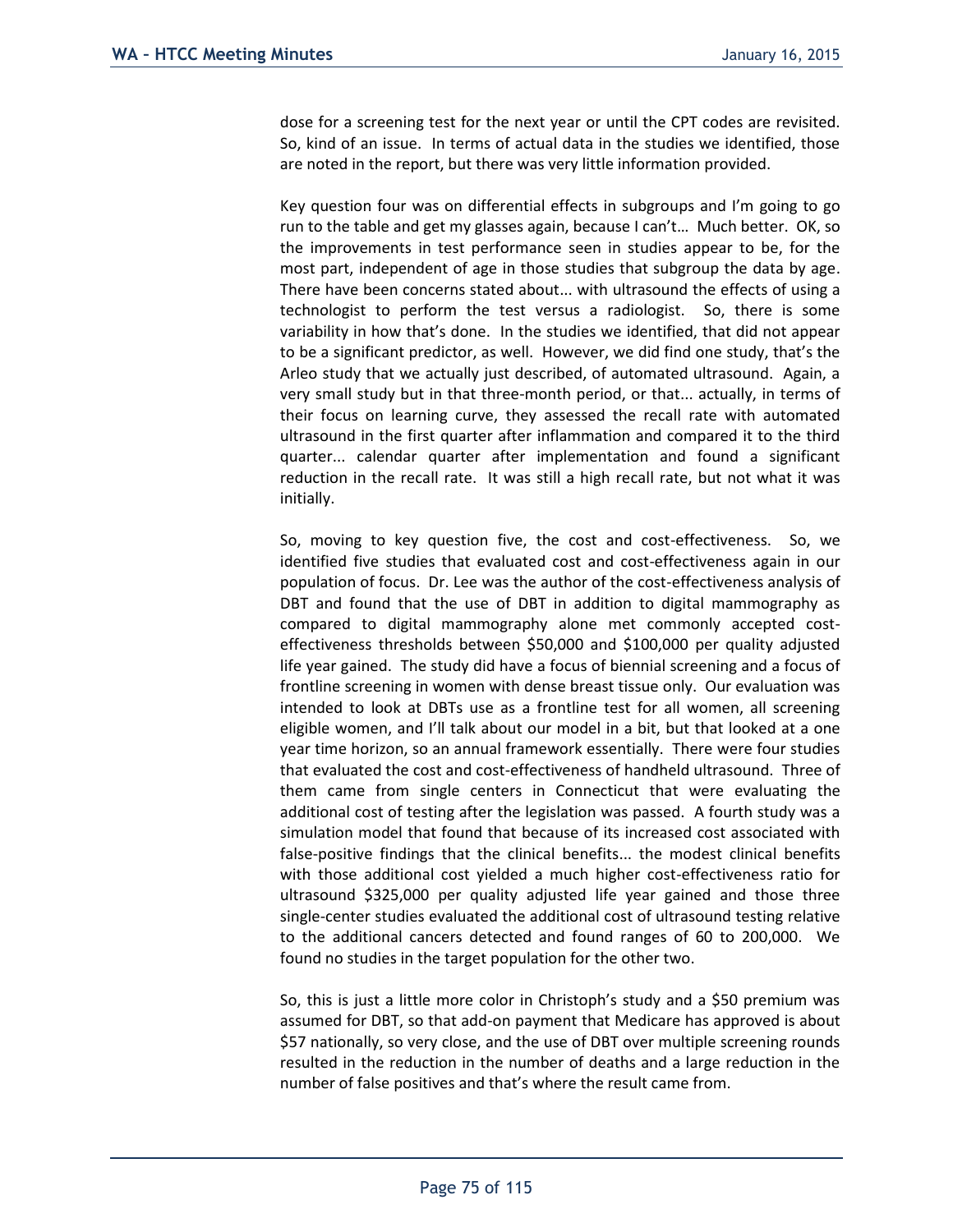dose for a screening test for the next year or until the CPT codes are revisited. So, kind of an issue. In terms of actual data in the studies we identified, those are noted in the report, but there was very little information provided.

Key question four was on differential effects in subgroups and I'm going to go run to the table and get my glasses again, because I can't… Much better. OK, so the improvements in test performance seen in studies appear to be, for the most part, independent of age in those studies that subgroup the data by age. There have been concerns stated about... with ultrasound the effects of using a technologist to perform the test versus a radiologist. So, there is some variability in how that's done. In the studies we identified, that did not appear to be a significant predictor, as well. However, we did find one study, that's the Arleo study that we actually just described, of automated ultrasound. Again, a very small study but in that three-month period, or that... actually, in terms of their focus on learning curve, they assessed the recall rate with automated ultrasound in the first quarter after inflammation and compared it to the third quarter... calendar quarter after implementation and found a significant reduction in the recall rate. It was still a high recall rate, but not what it was initially.

So, moving to key question five, the cost and cost-effectiveness. So, we identified five studies that evaluated cost and cost-effectiveness again in our population of focus. Dr. Lee was the author of the cost-effectiveness analysis of DBT and found that the use of DBT in addition to digital mammography as compared to digital mammography alone met commonly accepted cost-effectiveness thresholds between $50,000 and $100,000 per quality adjusted life year gained. The study did have a focus of biennial screening and a focus of frontline screening in women with dense breast tissue only. Our evaluation was intended to look at DBTs use as a frontline test for all women, all screening eligible women, and I'll talk about our model in a bit, but that looked at a one year time horizon, so an annual framework essentially. There were four studies that evaluated the cost and cost-effectiveness of handheld ultrasound. Three of them came from single centers in Connecticut that were evaluating the additional cost of testing after the legislation was passed. A fourth study was a simulation model that found that because of its increased cost associated with false-positive findings that the clinical benefits... the modest clinical benefits with those additional cost yielded a much higher cost-effectiveness ratio for ultrasound $325,000 per quality adjusted life year gained and those three single-center studies evaluated the additional cost of ultrasound testing relative to the additional cancers detected and found ranges of 60 to 200,000. We found no studies in the target population for the other two.

So, this is just a little more color in Christoph's study and a $50 premium was assumed for DBT, so that add-on payment that Medicare has approved is about $57 nationally, so very close, and the use of DBT over multiple screening rounds resulted in the reduction in the number of deaths and a large reduction in the number of false positives and that's where the result came from.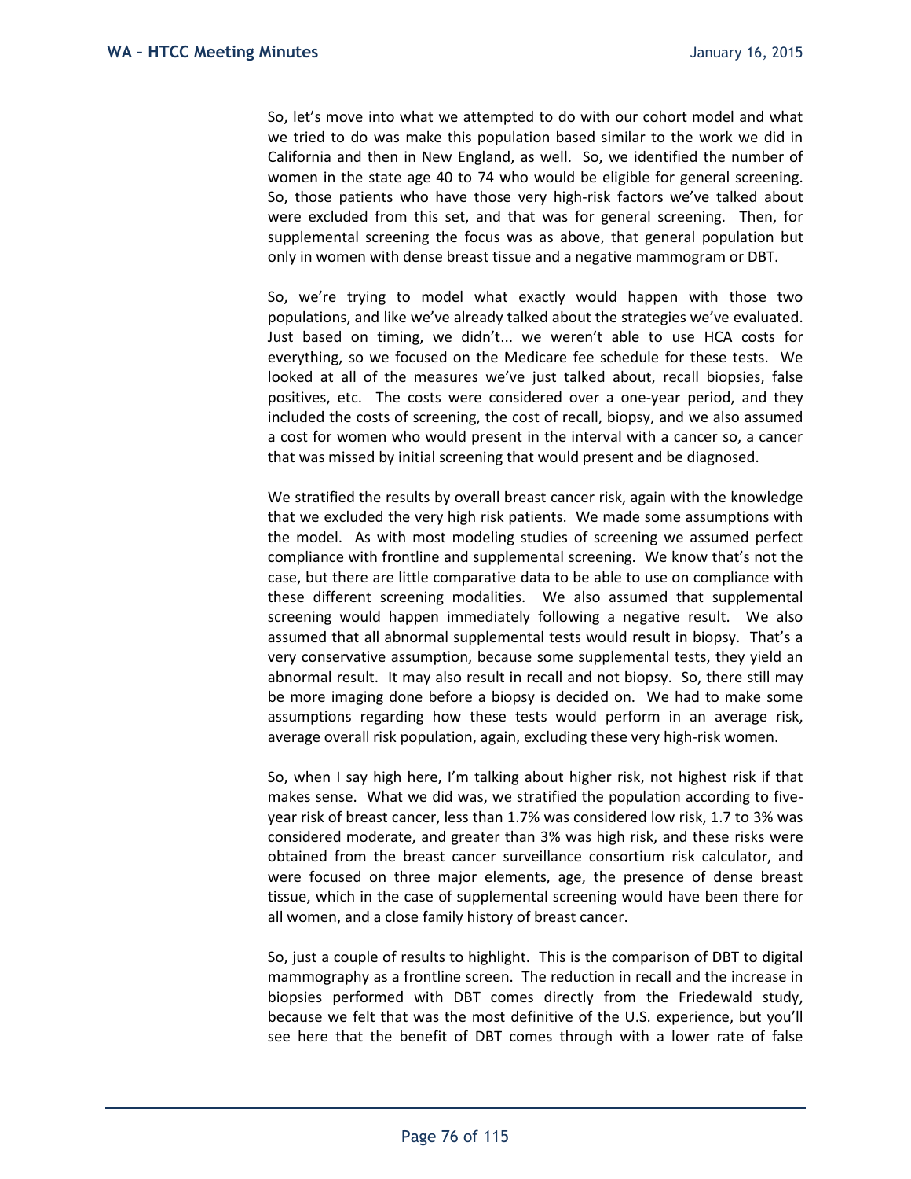So, let's move into what we attempted to do with our cohort model and what we tried to do was make this population based similar to the work we did in California and then in New England, as well. So, we identified the number of women in the state age 40 to 74 who would be eligible for general screening. So, those patients who have those very high-risk factors we've talked about were excluded from this set, and that was for general screening. Then, for supplemental screening the focus was as above, that general population but only in women with dense breast tissue and a negative mammogram or DBT.

So, we're trying to model what exactly would happen with those two populations, and like we've already talked about the strategies we've evaluated. Just based on timing, we didn't... we weren't able to use HCA costs for everything, so we focused on the Medicare fee schedule for these tests. We looked at all of the measures we've just talked about, recall biopsies, false positives, etc. The costs were considered over a one-year period, and they included the costs of screening, the cost of recall, biopsy, and we also assumed a cost for women who would present in the interval with a cancer so, a cancer that was missed by initial screening that would present and be diagnosed.

We stratified the results by overall breast cancer risk, again with the knowledge that we excluded the very high risk patients. We made some assumptions with the model. As with most modeling studies of screening we assumed perfect compliance with frontline and supplemental screening. We know that's not the case, but there are little comparative data to be able to use on compliance with these different screening modalities. We also assumed that supplemental screening would happen immediately following a negative result. We also assumed that all abnormal supplemental tests would result in biopsy. That's a very conservative assumption, because some supplemental tests, they yield an abnormal result. It may also result in recall and not biopsy. So, there still may be more imaging done before a biopsy is decided on. We had to make some assumptions regarding how these tests would perform in an average risk, average overall risk population, again, excluding these very high-risk women.

So, when I say high here, I'm talking about higher risk, not highest risk if that makes sense. What we did was, we stratified the population according to five-year risk of breast cancer, less than 1.7% was considered low risk, 1.7 to 3% was considered moderate, and greater than 3% was high risk, and these risks were obtained from the breast cancer surveillance consortium risk calculator, and were focused on three major elements, age, the presence of dense breast tissue, which in the case of supplemental screening would have been there for all women, and a close family history of breast cancer.

So, just a couple of results to highlight. This is the comparison of DBT to digital mammography as a frontline screen. The reduction in recall and the increase in biopsies performed with DBT comes directly from the Friedewald study, because we felt that was the most definitive of the U.S. experience, but you'll see here that the benefit of DBT comes through with a lower rate of false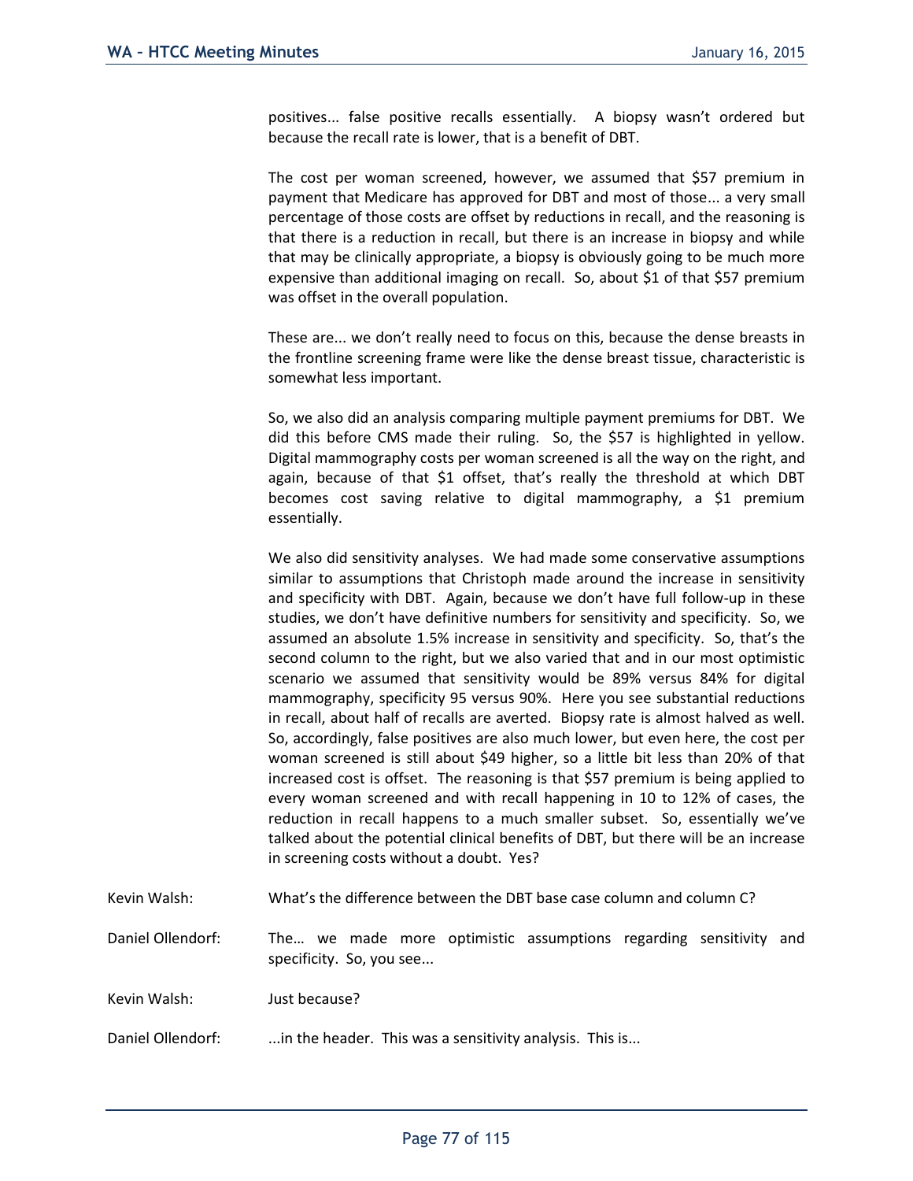positives... false positive recalls essentially. A biopsy wasn't ordered but because the recall rate is lower, that is a benefit of DBT.

The cost per woman screened, however, we assumed that $57 premium in payment that Medicare has approved for DBT and most of those... a very small percentage of those costs are offset by reductions in recall, and the reasoning is that there is a reduction in recall, but there is an increase in biopsy and while that may be clinically appropriate, a biopsy is obviously going to be much more expensive than additional imaging on recall. So, about $1 of that $57 premium was offset in the overall population.

These are... we don't really need to focus on this, because the dense breasts in the frontline screening frame were like the dense breast tissue, characteristic is somewhat less important.

So, we also did an analysis comparing multiple payment premiums for DBT. We did this before CMS made their ruling. So, the $57 is highlighted in yellow. Digital mammography costs per woman screened is all the way on the right, and again, because of that $1 offset, that's really the threshold at which DBT becomes cost saving relative to digital mammography, a $1 premium essentially.

We also did sensitivity analyses. We had made some conservative assumptions similar to assumptions that Christoph made around the increase in sensitivity and specificity with DBT. Again, because we don't have full follow-up in these studies, we don't have definitive numbers for sensitivity and specificity. So, we assumed an absolute 1.5% increase in sensitivity and specificity. So, that's the second column to the right, but we also varied that and in our most optimistic scenario we assumed that sensitivity would be 89% versus 84% for digital mammography, specificity 95 versus 90%. Here you see substantial reductions in recall, about half of recalls are averted. Biopsy rate is almost halved as well. So, accordingly, false positives are also much lower, but even here, the cost per woman screened is still about $49 higher, so a little bit less than 20% of that increased cost is offset. The reasoning is that $57 premium is being applied to every woman screened and with recall happening in 10 to 12% of cases, the reduction in recall happens to a much smaller subset. So, essentially we've talked about the potential clinical benefits of DBT, but there will be an increase in screening costs without a doubt. Yes?

Kevin Walsh: What's the difference between the DBT base case column and column C?

Daniel Ollendorf: The… we made more optimistic assumptions regarding sensitivity and specificity. So, you see...

Kevin Walsh: Just because?

Daniel Ollendorf: ...in the header. This was a sensitivity analysis. This is...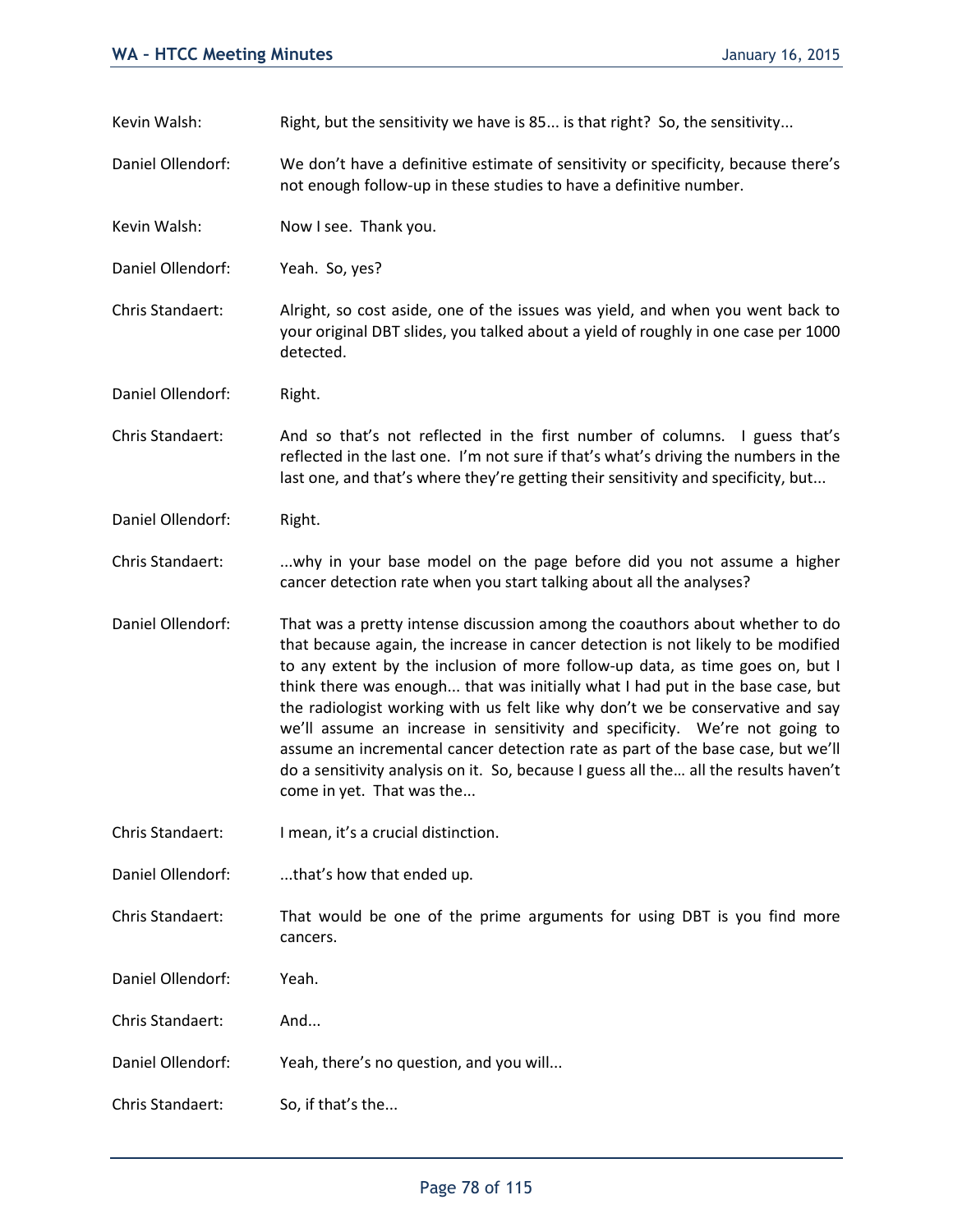Kevin Walsh: Right, but the sensitivity we have is 85... is that right? So, the sensitivity...

Daniel Ollendorf: We don't have a definitive estimate of sensitivity or specificity, because there's not enough follow-up in these studies to have a definitive number.

Kevin Walsh: Now I see. Thank you.

Daniel Ollendorf: Yeah. So, yes?

Chris Standaert: Alright, so cost aside, one of the issues was yield, and when you went back to your original DBT slides, you talked about a yield of roughly in one case per 1000 detected.

Daniel Ollendorf: Right.

Chris Standaert: And so that's not reflected in the first number of columns. I guess that's reflected in the last one. I'm not sure if that's what's driving the numbers in the last one, and that's where they're getting their sensitivity and specificity, but...

Daniel Ollendorf: Right.

Chris Standaert: ...why in your base model on the page before did you not assume a higher cancer detection rate when you start talking about all the analyses?

Daniel Ollendorf: That was a pretty intense discussion among the coauthors about whether to do that because again, the increase in cancer detection is not likely to be modified to any extent by the inclusion of more follow-up data, as time goes on, but I think there was enough... that was initially what I had put in the base case, but the radiologist working with us felt like why don't we be conservative and say we'll assume an increase in sensitivity and specificity. We're not going to assume an incremental cancer detection rate as part of the base case, but we'll do a sensitivity analysis on it. So, because I guess all the… all the results haven't come in yet. That was the...

Chris Standaert: I mean, it's a crucial distinction.

Daniel Ollendorf: ...that's how that ended up.

Chris Standaert: That would be one of the prime arguments for using DBT is you find more cancers.

Daniel Ollendorf: Yeah.

Chris Standaert: And...

Daniel Ollendorf: Yeah, there's no question, and you will...

Chris Standaert: So, if that's the...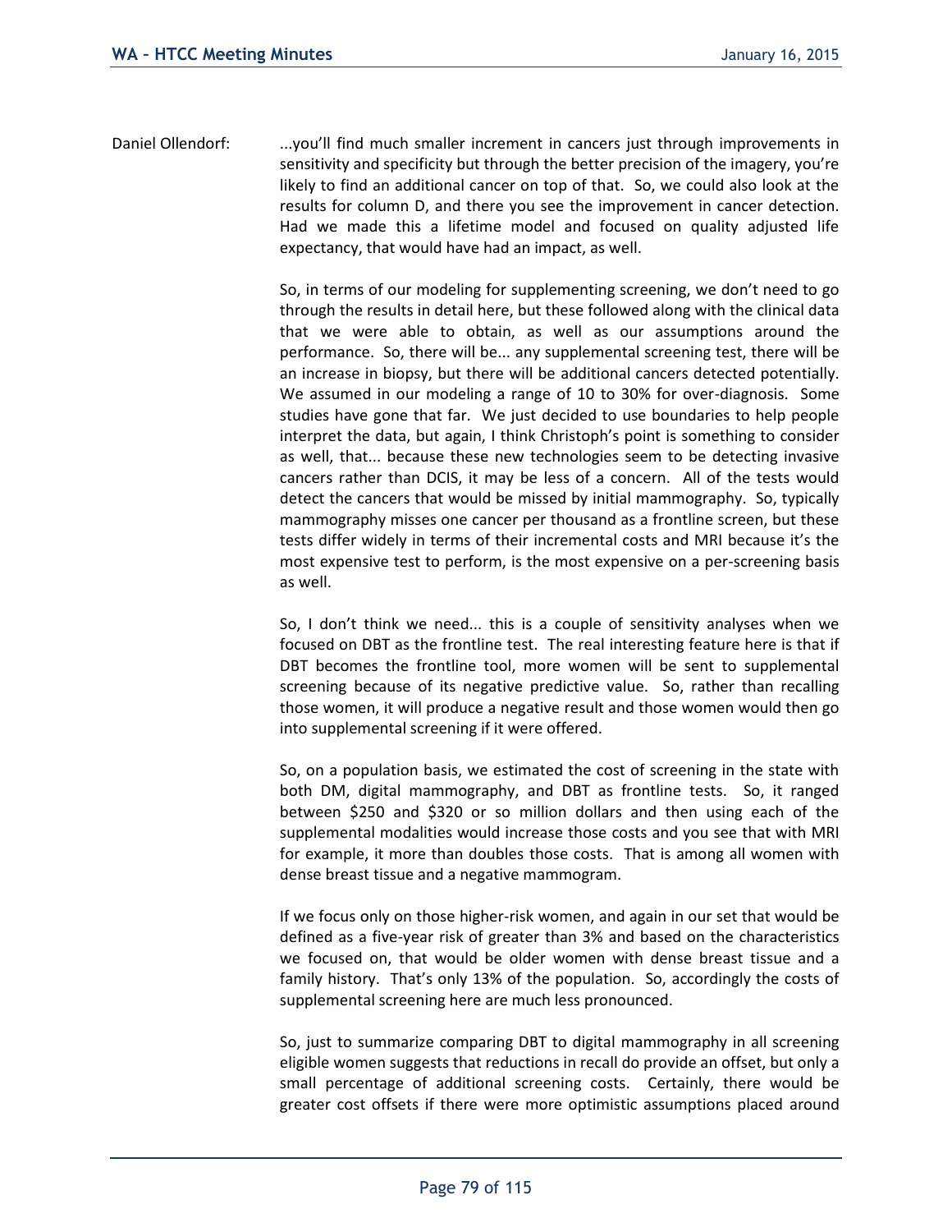Daniel Ollendorf: ...you'll find much smaller increment in cancers just through improvements in sensitivity and specificity but through the better precision of the imagery, you're likely to find an additional cancer on top of that. So, we could also look at the results for column D, and there you see the improvement in cancer detection. Had we made this a lifetime model and focused on quality adjusted life expectancy, that would have had an impact, as well.

So, in terms of our modeling for supplementing screening, we don't need to go through the results in detail here, but these followed along with the clinical data that we were able to obtain, as well as our assumptions around the performance. So, there will be... any supplemental screening test, there will be an increase in biopsy, but there will be additional cancers detected potentially. We assumed in our modeling a range of 10 to 30% for over-diagnosis. Some studies have gone that far. We just decided to use boundaries to help people interpret the data, but again, I think Christoph's point is something to consider as well, that... because these new technologies seem to be detecting invasive cancers rather than DCIS, it may be less of a concern. All of the tests would detect the cancers that would be missed by initial mammography. So, typically mammography misses one cancer per thousand as a frontline screen, but these tests differ widely in terms of their incremental costs and MRI because it's the most expensive test to perform, is the most expensive on a per-screening basis as well.

So, I don't think we need... this is a couple of sensitivity analyses when we focused on DBT as the frontline test. The real interesting feature here is that if DBT becomes the frontline tool, more women will be sent to supplemental screening because of its negative predictive value. So, rather than recalling those women, it will produce a negative result and those women would then go into supplemental screening if it were offered.

So, on a population basis, we estimated the cost of screening in the state with both DM, digital mammography, and DBT as frontline tests. So, it ranged between $250 and $320 or so million dollars and then using each of the supplemental modalities would increase those costs and you see that with MRI for example, it more than doubles those costs. That is among all women with dense breast tissue and a negative mammogram.

If we focus only on those higher-risk women, and again in our set that would be defined as a five-year risk of greater than 3% and based on the characteristics we focused on, that would be older women with dense breast tissue and a family history. That's only 13% of the population. So, accordingly the costs of supplemental screening here are much less pronounced.

So, just to summarize comparing DBT to digital mammography in all screening eligible women suggests that reductions in recall do provide an offset, but only a small percentage of additional screening costs. Certainly, there would be greater cost offsets if there were more optimistic assumptions placed around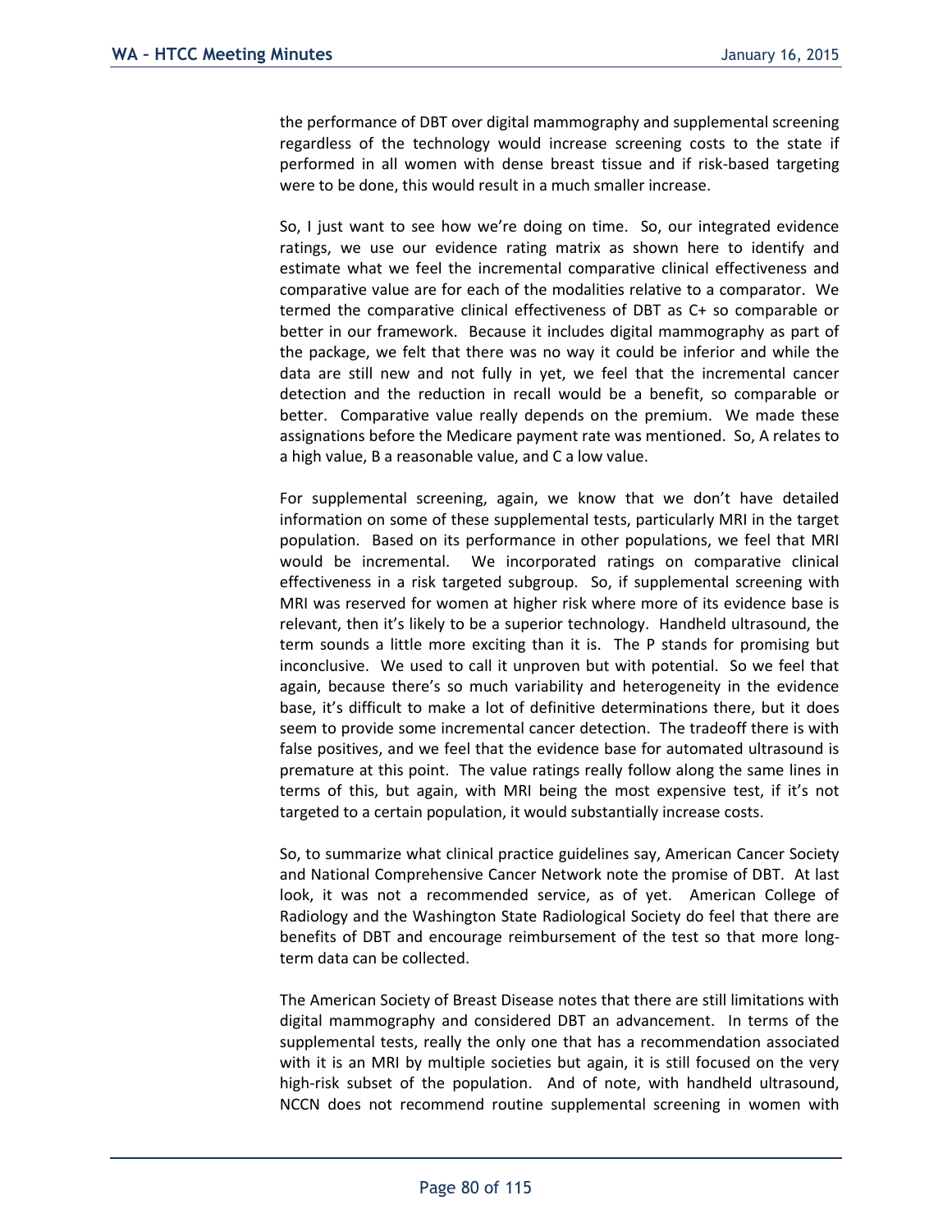the performance of DBT over digital mammography and supplemental screening regardless of the technology would increase screening costs to the state if performed in all women with dense breast tissue and if risk-based targeting were to be done, this would result in a much smaller increase.

So, I just want to see how we're doing on time. So, our integrated evidence ratings, we use our evidence rating matrix as shown here to identify and estimate what we feel the incremental comparative clinical effectiveness and comparative value are for each of the modalities relative to a comparator. We termed the comparative clinical effectiveness of DBT as C+ so comparable or better in our framework. Because it includes digital mammography as part of the package, we felt that there was no way it could be inferior and while the data are still new and not fully in yet, we feel that the incremental cancer detection and the reduction in recall would be a benefit, so comparable or better. Comparative value really depends on the premium. We made these assignations before the Medicare payment rate was mentioned. So, A relates to a high value, B a reasonable value, and C a low value.

For supplemental screening, again, we know that we don't have detailed information on some of these supplemental tests, particularly MRI in the target population. Based on its performance in other populations, we feel that MRI would be incremental. We incorporated ratings on comparative clinical effectiveness in a risk targeted subgroup. So, if supplemental screening with MRI was reserved for women at higher risk where more of its evidence base is relevant, then it's likely to be a superior technology. Handheld ultrasound, the term sounds a little more exciting than it is. The P stands for promising but inconclusive. We used to call it unproven but with potential. So we feel that again, because there's so much variability and heterogeneity in the evidence base, it's difficult to make a lot of definitive determinations there, but it does seem to provide some incremental cancer detection. The tradeoff there is with false positives, and we feel that the evidence base for automated ultrasound is premature at this point. The value ratings really follow along the same lines in terms of this, but again, with MRI being the most expensive test, if it's not targeted to a certain population, it would substantially increase costs.

So, to summarize what clinical practice guidelines say, American Cancer Society and National Comprehensive Cancer Network note the promise of DBT. At last look, it was not a recommended service, as of yet. American College of Radiology and the Washington State Radiological Society do feel that there are benefits of DBT and encourage reimbursement of the test so that more long-term data can be collected.

The American Society of Breast Disease notes that there are still limitations with digital mammography and considered DBT an advancement. In terms of the supplemental tests, really the only one that has a recommendation associated with it is an MRI by multiple societies but again, it is still focused on the very high-risk subset of the population. And of note, with handheld ultrasound, NCCN does not recommend routine supplemental screening in women with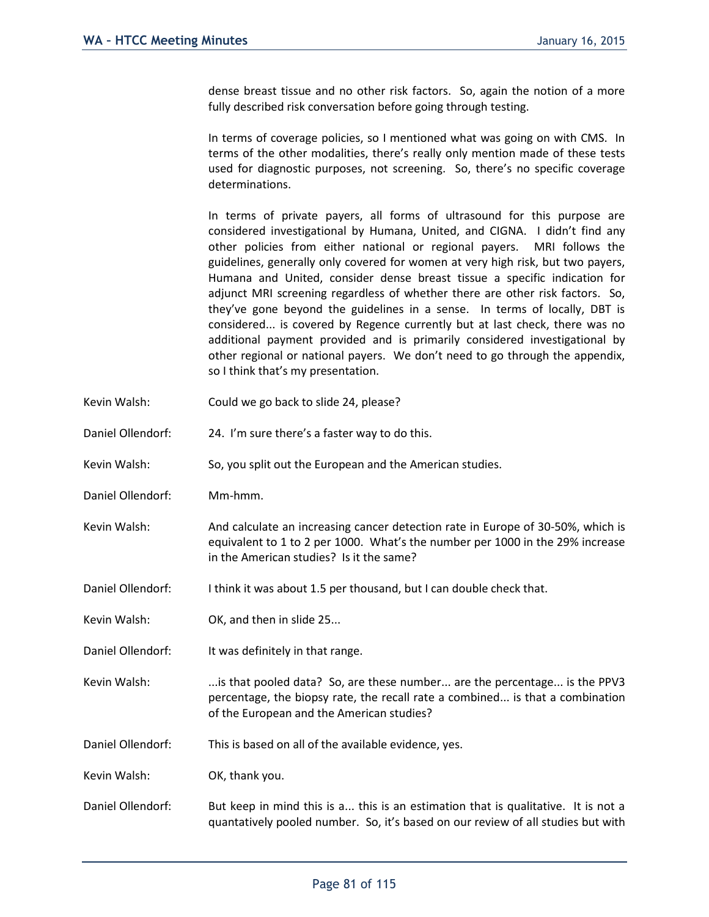dense breast tissue and no other risk factors. So, again the notion of a more fully described risk conversation before going through testing.

In terms of coverage policies, so I mentioned what was going on with CMS. In terms of the other modalities, there's really only mention made of these tests used for diagnostic purposes, not screening. So, there's no specific coverage determinations.

In terms of private payers, all forms of ultrasound for this purpose are considered investigational by Humana, United, and CIGNA. I didn't find any other policies from either national or regional payers. MRI follows the guidelines, generally only covered for women at very high risk, but two payers, Humana and United, consider dense breast tissue a specific indication for adjunct MRI screening regardless of whether there are other risk factors. So, they've gone beyond the guidelines in a sense. In terms of locally, DBT is considered... is covered by Regence currently but at last check, there was no additional payment provided and is primarily considered investigational by other regional or national payers. We don't need to go through the appendix, so I think that's my presentation.

Kevin Walsh: Could we go back to slide 24, please?

Daniel Ollendorf: 24. I'm sure there's a faster way to do this.

Kevin Walsh: So, you split out the European and the American studies.

Daniel Ollendorf: Mm-hmm.

Kevin Walsh: And calculate an increasing cancer detection rate in Europe of 30-50%, which is equivalent to 1 to 2 per 1000. What's the number per 1000 in the 29% increase in the American studies? Is it the same?

Daniel Ollendorf: I think it was about 1.5 per thousand, but I can double check that.

Kevin Walsh: OK, and then in slide 25...

Daniel Ollendorf: It was definitely in that range.

Kevin Walsh: ...is that pooled data? So, are these number... are the percentage... is the PPV3 percentage, the biopsy rate, the recall rate a combined... is that a combination of the European and the American studies?

Daniel Ollendorf: This is based on all of the available evidence, yes.

Kevin Walsh: OK, thank you.

Daniel Ollendorf: But keep in mind this is a... this is an estimation that is qualitative. It is not a quantatively pooled number. So, it's based on our review of all studies but with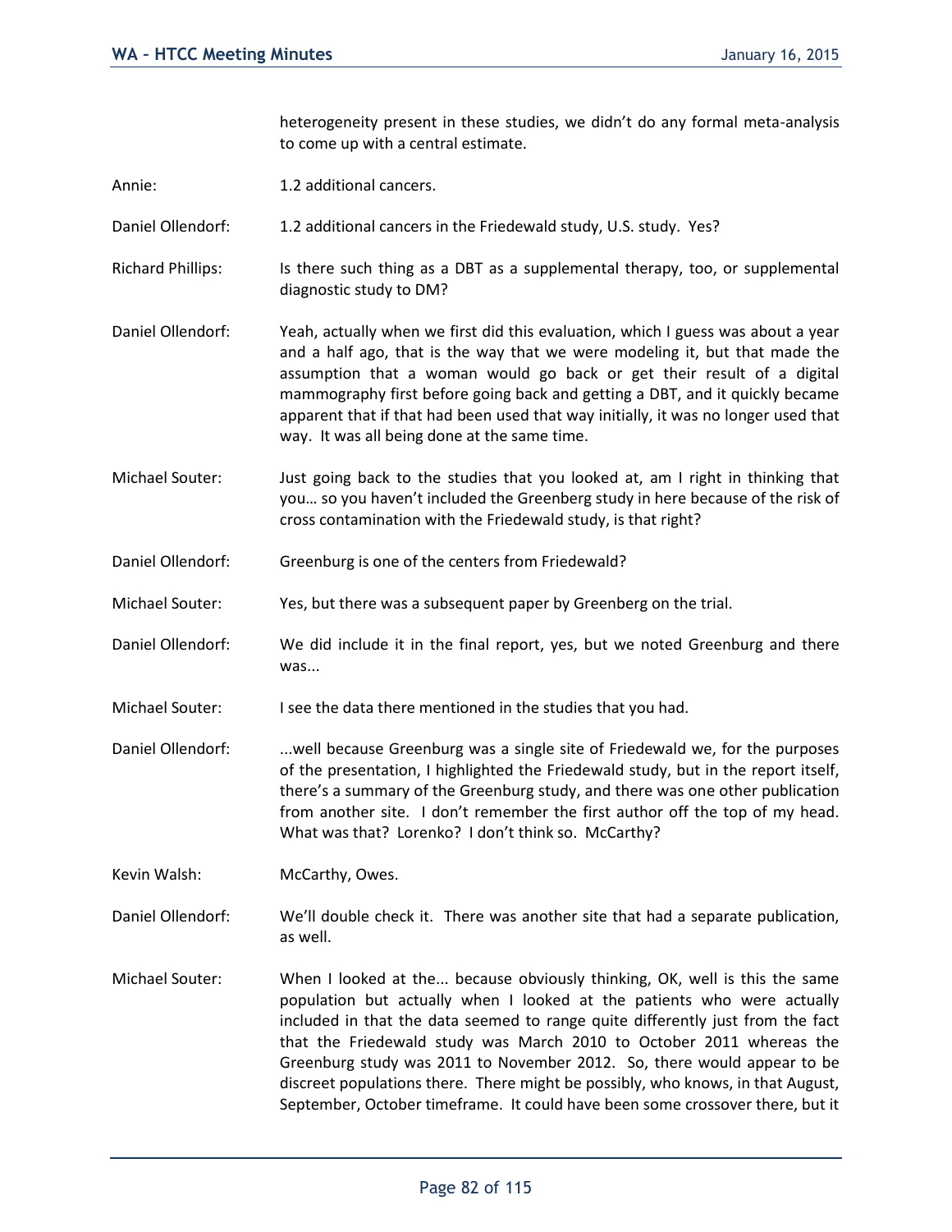heterogeneity present in these studies, we didn't do any formal meta-analysis to come up with a central estimate.

Annie: 1.2 additional cancers.

Daniel Ollendorf: 1.2 additional cancers in the Friedewald study, U.S. study. Yes?

Richard Phillips: Is there such thing as a DBT as a supplemental therapy, too, or supplemental diagnostic study to DM?

Daniel Ollendorf: Yeah, actually when we first did this evaluation, which I guess was about a year and a half ago, that is the way that we were modeling it, but that made the assumption that a woman would go back or get their result of a digital mammography first before going back and getting a DBT, and it quickly became apparent that if that had been used that way initially, it was no longer used that way. It was all being done at the same time.

Michael Souter: Just going back to the studies that you looked at, am I right in thinking that you… so you haven't included the Greenberg study in here because of the risk of cross contamination with the Friedewald study, is that right?

Daniel Ollendorf: Greenburg is one of the centers from Friedewald?

Michael Souter: Yes, but there was a subsequent paper by Greenberg on the trial.

Daniel Ollendorf: We did include it in the final report, yes, but we noted Greenburg and there was...

Michael Souter: I see the data there mentioned in the studies that you had.

Daniel Ollendorf: ...well because Greenburg was a single site of Friedewald we, for the purposes of the presentation, I highlighted the Friedewald study, but in the report itself, there's a summary of the Greenburg study, and there was one other publication from another site. I don't remember the first author off the top of my head. What was that? Lorenko? I don't think so. McCarthy?

Kevin Walsh: McCarthy, Owes.

Daniel Ollendorf: We'll double check it. There was another site that had a separate publication, as well.

Michael Souter: When I looked at the... because obviously thinking, OK, well is this the same population but actually when I looked at the patients who were actually included in that the data seemed to range quite differently just from the fact that the Friedewald study was March 2010 to October 2011 whereas the Greenburg study was 2011 to November 2012. So, there would appear to be discreet populations there. There might be possibly, who knows, in that August, September, October timeframe. It could have been some crossover there, but it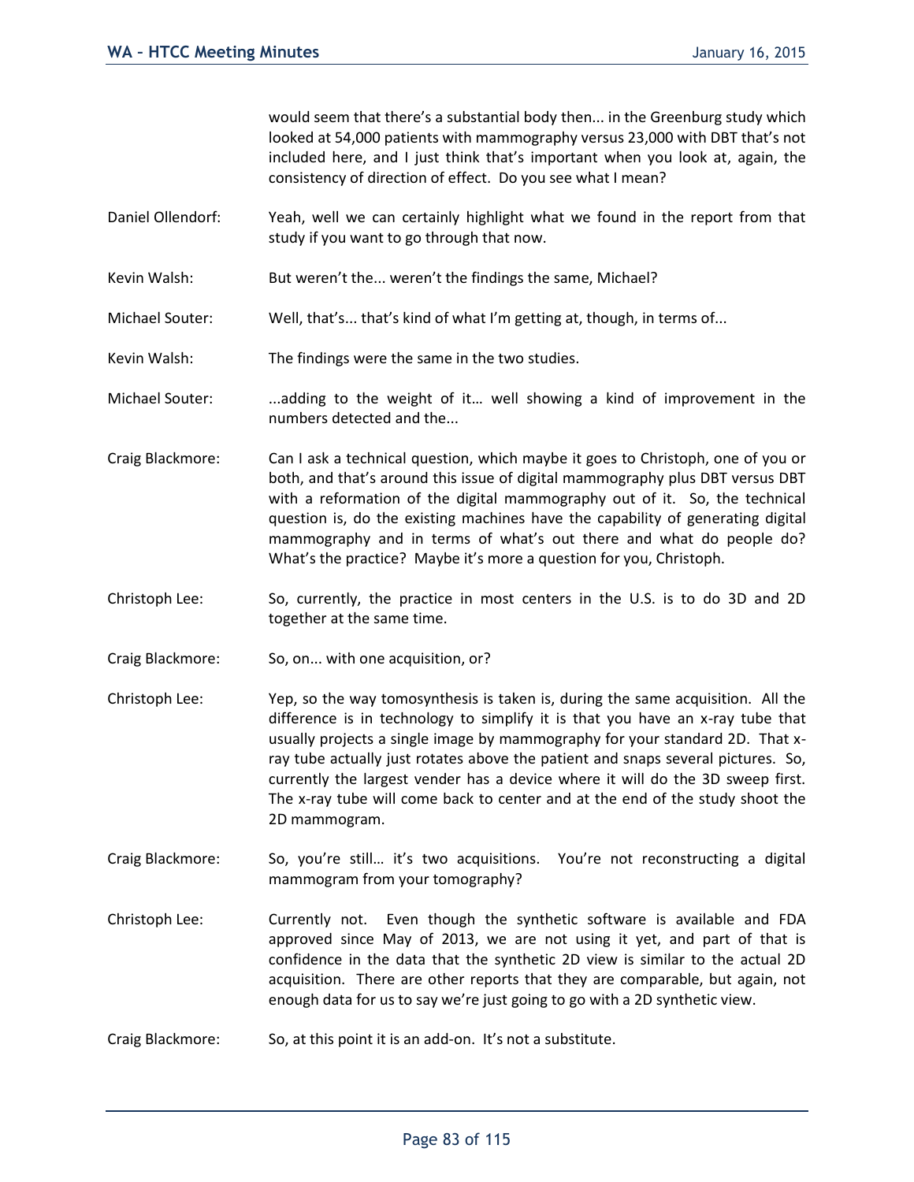would seem that there's a substantial body then... in the Greenburg study which looked at 54,000 patients with mammography versus 23,000 with DBT that's not included here, and I just think that's important when you look at, again, the consistency of direction of effect. Do you see what I mean?

Daniel Ollendorf: Yeah, well we can certainly highlight what we found in the report from that study if you want to go through that now.

Kevin Walsh: But weren't the... weren't the findings the same, Michael?

Michael Souter: Well, that's... that's kind of what I'm getting at, though, in terms of...

Kevin Walsh: The findings were the same in the two studies.

Michael Souter: ...adding to the weight of it… well showing a kind of improvement in the numbers detected and the...

Craig Blackmore: Can I ask a technical question, which maybe it goes to Christoph, one of you or both, and that's around this issue of digital mammography plus DBT versus DBT with a reformation of the digital mammography out of it. So, the technical question is, do the existing machines have the capability of generating digital mammography and in terms of what's out there and what do people do? What's the practice? Maybe it's more a question for you, Christoph.

Christoph Lee: So, currently, the practice in most centers in the U.S. is to do 3D and 2D together at the same time.

Craig Blackmore: So, on... with one acquisition, or?

Christoph Lee: Yep, so the way tomosynthesis is taken is, during the same acquisition. All the difference is in technology to simplify it is that you have an x-ray tube that usually projects a single image by mammography for your standard 2D. That x-ray tube actually just rotates above the patient and snaps several pictures. So, currently the largest vender has a device where it will do the 3D sweep first. The x-ray tube will come back to center and at the end of the study shoot the 2D mammogram.

Craig Blackmore: So, you're still… it's two acquisitions. You're not reconstructing a digital mammogram from your tomography?

Christoph Lee: Currently not. Even though the synthetic software is available and FDA approved since May of 2013, we are not using it yet, and part of that is confidence in the data that the synthetic 2D view is similar to the actual 2D acquisition. There are other reports that they are comparable, but again, not enough data for us to say we're just going to go with a 2D synthetic view.

Craig Blackmore: So, at this point it is an add-on. It's not a substitute.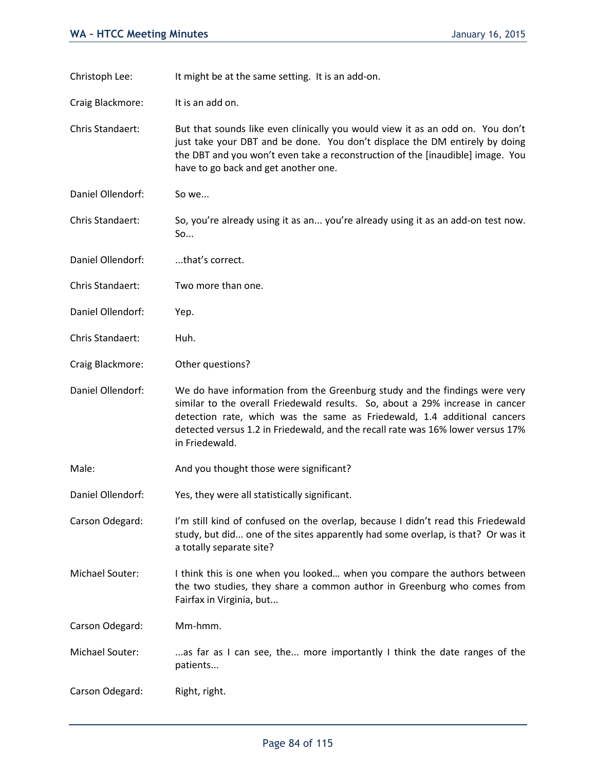Christoph Lee: It might be at the same setting. It is an add-on.

Craig Blackmore: It is an add on.

Chris Standaert: But that sounds like even clinically you would view it as an odd on. You don't just take your DBT and be done. You don't displace the DM entirely by doing the DBT and you won't even take a reconstruction of the [inaudible] image. You have to go back and get another one.

Daniel Ollendorf: So we...

Chris Standaert: So, you're already using it as an... you're already using it as an add-on test now. So...

Daniel Ollendorf: ...that's correct.

Chris Standaert: Two more than one.

Daniel Ollendorf: Yep.

Chris Standaert: Huh.

Craig Blackmore: Other questions?

Daniel Ollendorf: We do have information from the Greenburg study and the findings were very similar to the overall Friedewald results. So, about a 29% increase in cancer detection rate, which was the same as Friedewald, 1.4 additional cancers detected versus 1.2 in Friedewald, and the recall rate was 16% lower versus 17% in Friedewald.

Male: And you thought those were significant?

Daniel Ollendorf: Yes, they were all statistically significant.

Carson Odegard: I'm still kind of confused on the overlap, because I didn't read this Friedewald study, but did... one of the sites apparently had some overlap, is that? Or was it a totally separate site?

Michael Souter: I think this is one when you looked… when you compare the authors between the two studies, they share a common author in Greenburg who comes from Fairfax in Virginia, but...

Carson Odegard: Mm-hmm.

Michael Souter: ...as far as I can see, the... more importantly I think the date ranges of the patients...

Carson Odegard: Right, right.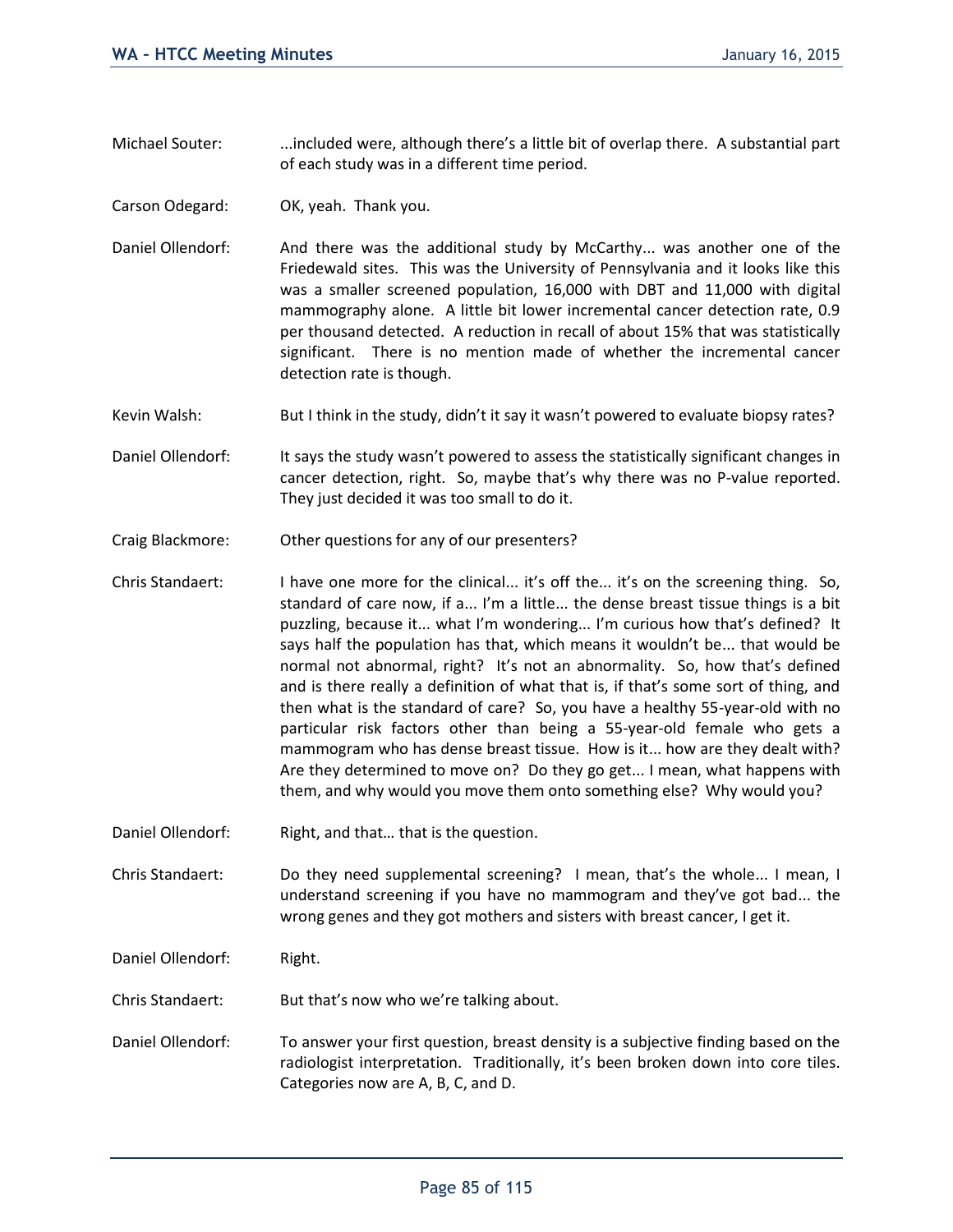Michael Souter: ...included were, although there's a little bit of overlap there. A substantial part of each study was in a different time period.

Carson Odegard: OK, yeah. Thank you.

Daniel Ollendorf: And there was the additional study by McCarthy... was another one of the Friedewald sites. This was the University of Pennsylvania and it looks like this was a smaller screened population, 16,000 with DBT and 11,000 with digital mammography alone. A little bit lower incremental cancer detection rate, 0.9 per thousand detected. A reduction in recall of about 15% that was statistically significant. There is no mention made of whether the incremental cancer detection rate is though.

Kevin Walsh: But I think in the study, didn't it say it wasn't powered to evaluate biopsy rates?

Daniel Ollendorf: It says the study wasn't powered to assess the statistically significant changes in cancer detection, right. So, maybe that's why there was no P-value reported. They just decided it was too small to do it.

Craig Blackmore: Other questions for any of our presenters?

Chris Standaert: I have one more for the clinical... it's off the... it's on the screening thing. So, standard of care now, if a... I'm a little... the dense breast tissue things is a bit puzzling, because it... what I'm wondering... I'm curious how that's defined? It says half the population has that, which means it wouldn't be... that would be normal not abnormal, right? It's not an abnormality. So, how that's defined and is there really a definition of what that is, if that's some sort of thing, and then what is the standard of care? So, you have a healthy 55-year-old with no particular risk factors other than being a 55-year-old female who gets a mammogram who has dense breast tissue. How is it... how are they dealt with? Are they determined to move on? Do they go get... I mean, what happens with them, and why would you move them onto something else? Why would you?

Daniel Ollendorf: Right, and that… that is the question.

Chris Standaert: Do they need supplemental screening? I mean, that's the whole... I mean, I understand screening if you have no mammogram and they've got bad... the wrong genes and they got mothers and sisters with breast cancer, I get it.

Daniel Ollendorf: Right.

Chris Standaert: But that's now who we're talking about.

Daniel Ollendorf: To answer your first question, breast density is a subjective finding based on the radiologist interpretation. Traditionally, it's been broken down into core tiles. Categories now are A, B, C, and D.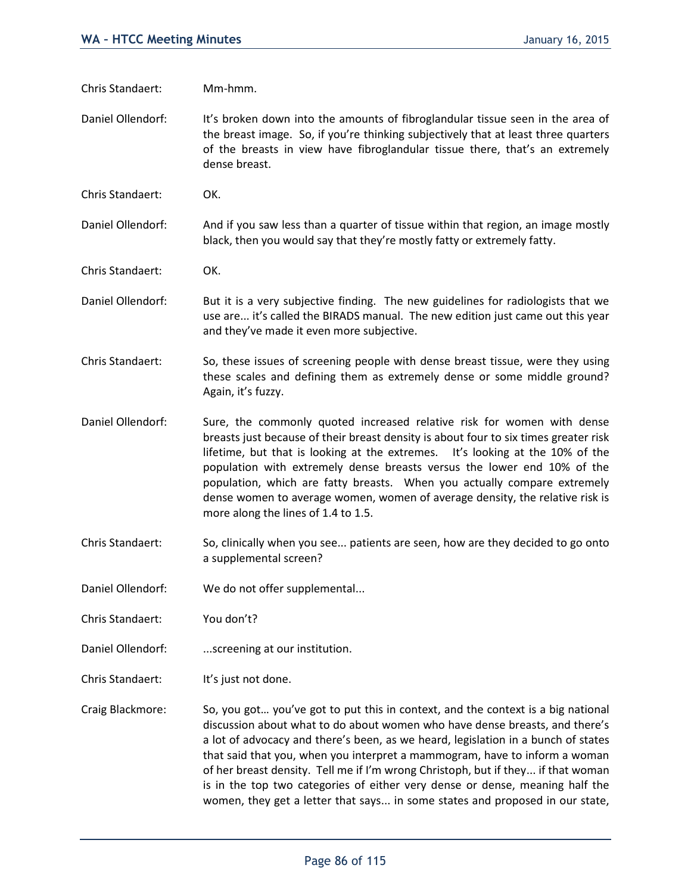Chris Standaert: Mm-hmm.

Daniel Ollendorf: It's broken down into the amounts of fibroglandular tissue seen in the area of the breast image. So, if you're thinking subjectively that at least three quarters of the breasts in view have fibroglandular tissue there, that's an extremely dense breast.

Chris Standaert: OK.

Daniel Ollendorf: And if you saw less than a quarter of tissue within that region, an image mostly black, then you would say that they're mostly fatty or extremely fatty.

Chris Standaert: OK.

Daniel Ollendorf: But it is a very subjective finding. The new guidelines for radiologists that we use are... it's called the BIRADS manual. The new edition just came out this year and they've made it even more subjective.

Chris Standaert: So, these issues of screening people with dense breast tissue, were they using these scales and defining them as extremely dense or some middle ground? Again, it's fuzzy.

Daniel Ollendorf: Sure, the commonly quoted increased relative risk for women with dense breasts just because of their breast density is about four to six times greater risk lifetime, but that is looking at the extremes. It's looking at the 10% of the population with extremely dense breasts versus the lower end 10% of the population, which are fatty breasts. When you actually compare extremely dense women to average women, women of average density, the relative risk is more along the lines of 1.4 to 1.5.

Chris Standaert: So, clinically when you see... patients are seen, how are they decided to go onto a supplemental screen?

Daniel Ollendorf: We do not offer supplemental...

Chris Standaert: You don't?

Daniel Ollendorf: ...screening at our institution.

Chris Standaert: It's just not done.

Craig Blackmore: So, you got… you've got to put this in context, and the context is a big national discussion about what to do about women who have dense breasts, and there's a lot of advocacy and there's been, as we heard, legislation in a bunch of states that said that you, when you interpret a mammogram, have to inform a woman of her breast density. Tell me if I'm wrong Christoph, but if they... if that woman is in the top two categories of either very dense or dense, meaning half the women, they get a letter that says... in some states and proposed in our state,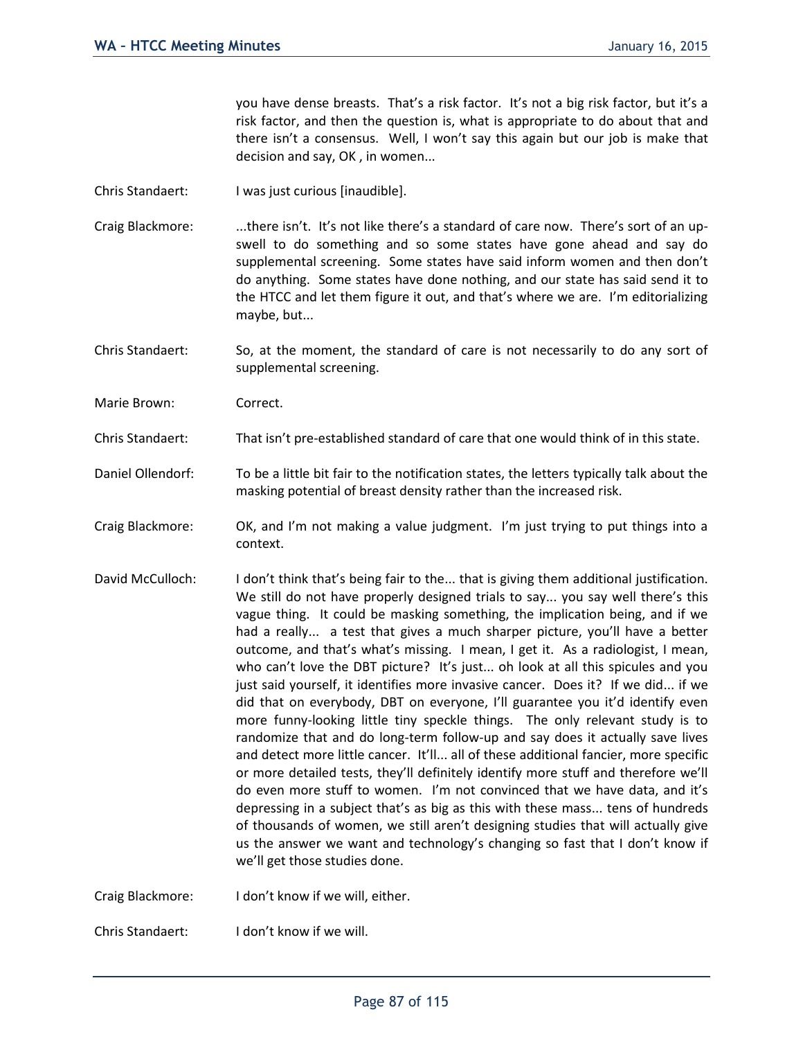you have dense breasts. That's a risk factor. It's not a big risk factor, but it's a risk factor, and then the question is, what is appropriate to do about that and there isn't a consensus. Well, I won't say this again but our job is make that decision and say, OK , in women...

Chris Standaert: I was just curious [inaudible].

Craig Blackmore: ...there isn't. It's not like there's a standard of care now. There's sort of an up-swell to do something and so some states have gone ahead and say do supplemental screening. Some states have said inform women and then don't do anything. Some states have done nothing, and our state has said send it to the HTCC and let them figure it out, and that's where we are. I'm editorializing maybe, but...

Chris Standaert: So, at the moment, the standard of care is not necessarily to do any sort of supplemental screening.

Marie Brown: Correct.

Chris Standaert: That isn't pre-established standard of care that one would think of in this state.

Daniel Ollendorf: To be a little bit fair to the notification states, the letters typically talk about the masking potential of breast density rather than the increased risk.

Craig Blackmore: OK, and I'm not making a value judgment. I'm just trying to put things into a context.

David McCulloch: I don't think that's being fair to the... that is giving them additional justification. We still do not have properly designed trials to say... you say well there's this vague thing. It could be masking something, the implication being, and if we had a really... a test that gives a much sharper picture, you'll have a better outcome, and that's what's missing. I mean, I get it. As a radiologist, I mean, who can't love the DBT picture? It's just... oh look at all this spicules and you just said yourself, it identifies more invasive cancer. Does it? If we did... if we did that on everybody, DBT on everyone, I'll guarantee you it'd identify even more funny-looking little tiny speckle things. The only relevant study is to randomize that and do long-term follow-up and say does it actually save lives and detect more little cancer. It'll... all of these additional fancier, more specific or more detailed tests, they'll definitely identify more stuff and therefore we'll do even more stuff to women. I'm not convinced that we have data, and it's depressing in a subject that's as big as this with these mass... tens of hundreds of thousands of women, we still aren't designing studies that will actually give us the answer we want and technology's changing so fast that I don't know if we'll get those studies done.

Craig Blackmore: I don't know if we will, either.

Chris Standaert: I don't know if we will.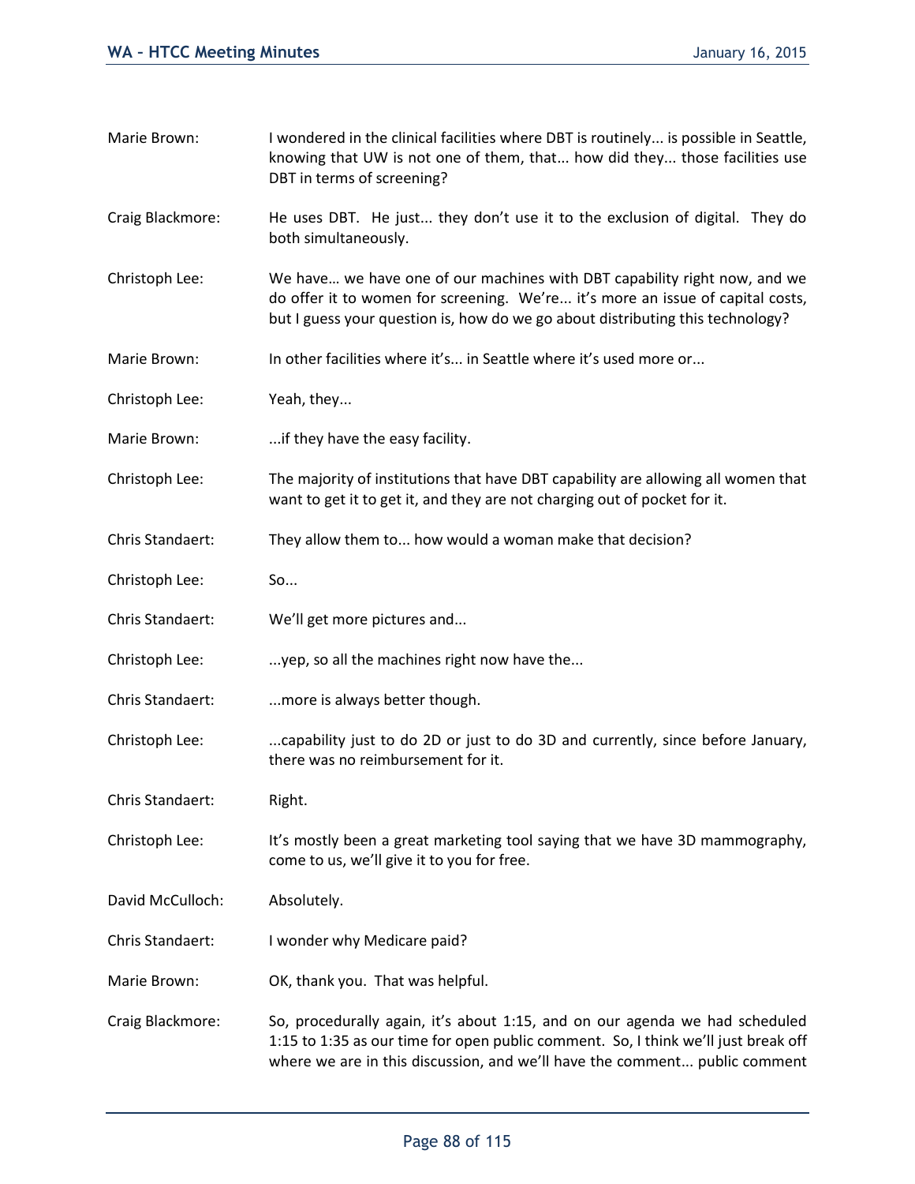Marie Brown: I wondered in the clinical facilities where DBT is routinely... is possible in Seattle, knowing that UW is not one of them, that... how did they... those facilities use DBT in terms of screening?

Craig Blackmore: He uses DBT. He just... they don't use it to the exclusion of digital. They do both simultaneously.

Christoph Lee: We have… we have one of our machines with DBT capability right now, and we do offer it to women for screening. We're... it's more an issue of capital costs, but I guess your question is, how do we go about distributing this technology?

Marie Brown: In other facilities where it's... in Seattle where it's used more or...

Christoph Lee: Yeah, they...

Marie Brown: ...if they have the easy facility.

Christoph Lee: The majority of institutions that have DBT capability are allowing all women that want to get it to get it, and they are not charging out of pocket for it.

Chris Standaert: They allow them to... how would a woman make that decision?

Christoph Lee: So...

Chris Standaert: We'll get more pictures and...

Christoph Lee: ...yep, so all the machines right now have the...

Chris Standaert: ...more is always better though.

Christoph Lee: ...capability just to do 2D or just to do 3D and currently, since before January, there was no reimbursement for it.

Chris Standaert: Right.

Christoph Lee: It's mostly been a great marketing tool saying that we have 3D mammography, come to us, we'll give it to you for free.

David McCulloch: Absolutely.

Chris Standaert: I wonder why Medicare paid?

Marie Brown: OK, thank you. That was helpful.

Craig Blackmore: So, procedurally again, it's about 1:15, and on our agenda we had scheduled 1:15 to 1:35 as our time for open public comment. So, I think we'll just break off where we are in this discussion, and we'll have the comment... public comment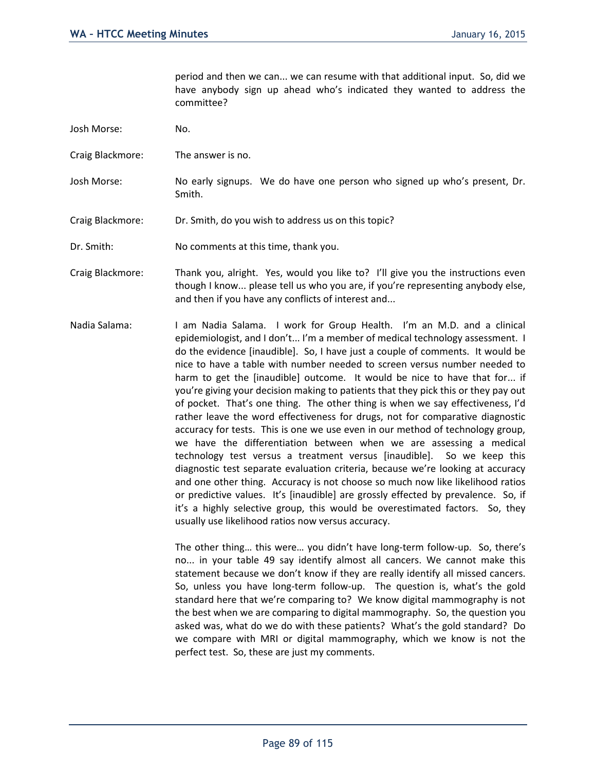period and then we can... we can resume with that additional input. So, did we have anybody sign up ahead who's indicated they wanted to address the committee?

Josh Morse: No.

Craig Blackmore: The answer is no.

Josh Morse: No early signups. We do have one person who signed up who's present, Dr. Smith.

Craig Blackmore: Dr. Smith, do you wish to address us on this topic?

Dr. Smith: No comments at this time, thank you.

Craig Blackmore: Thank you, alright. Yes, would you like to? I'll give you the instructions even though I know... please tell us who you are, if you're representing anybody else, and then if you have any conflicts of interest and...

Nadia Salama: I am Nadia Salama. I work for Group Health. I'm an M.D. and a clinical epidemiologist, and I don't... I'm a member of medical technology assessment. I do the evidence [inaudible]. So, I have just a couple of comments. It would be nice to have a table with number needed to screen versus number needed to harm to get the [inaudible] outcome. It would be nice to have that for... if you're giving your decision making to patients that they pick this or they pay out of pocket. That's one thing. The other thing is when we say effectiveness, I'd rather leave the word effectiveness for drugs, not for comparative diagnostic accuracy for tests. This is one we use even in our method of technology group, we have the differentiation between when we are assessing a medical technology test versus a treatment versus [inaudible]. So we keep this diagnostic test separate evaluation criteria, because we're looking at accuracy and one other thing. Accuracy is not choose so much now like likelihood ratios or predictive values. It's [inaudible] are grossly effected by prevalence. So, if it's a highly selective group, this would be overestimated factors. So, they usually use likelihood ratios now versus accuracy.

The other thing… this were… you didn't have long-term follow-up. So, there's no... in your table 49 say identify almost all cancers. We cannot make this statement because we don't know if they are really identify all missed cancers. So, unless you have long-term follow-up. The question is, what's the gold standard here that we're comparing to? We know digital mammography is not the best when we are comparing to digital mammography. So, the question you asked was, what do we do with these patients? What's the gold standard? Do we compare with MRI or digital mammography, which we know is not the perfect test. So, these are just my comments.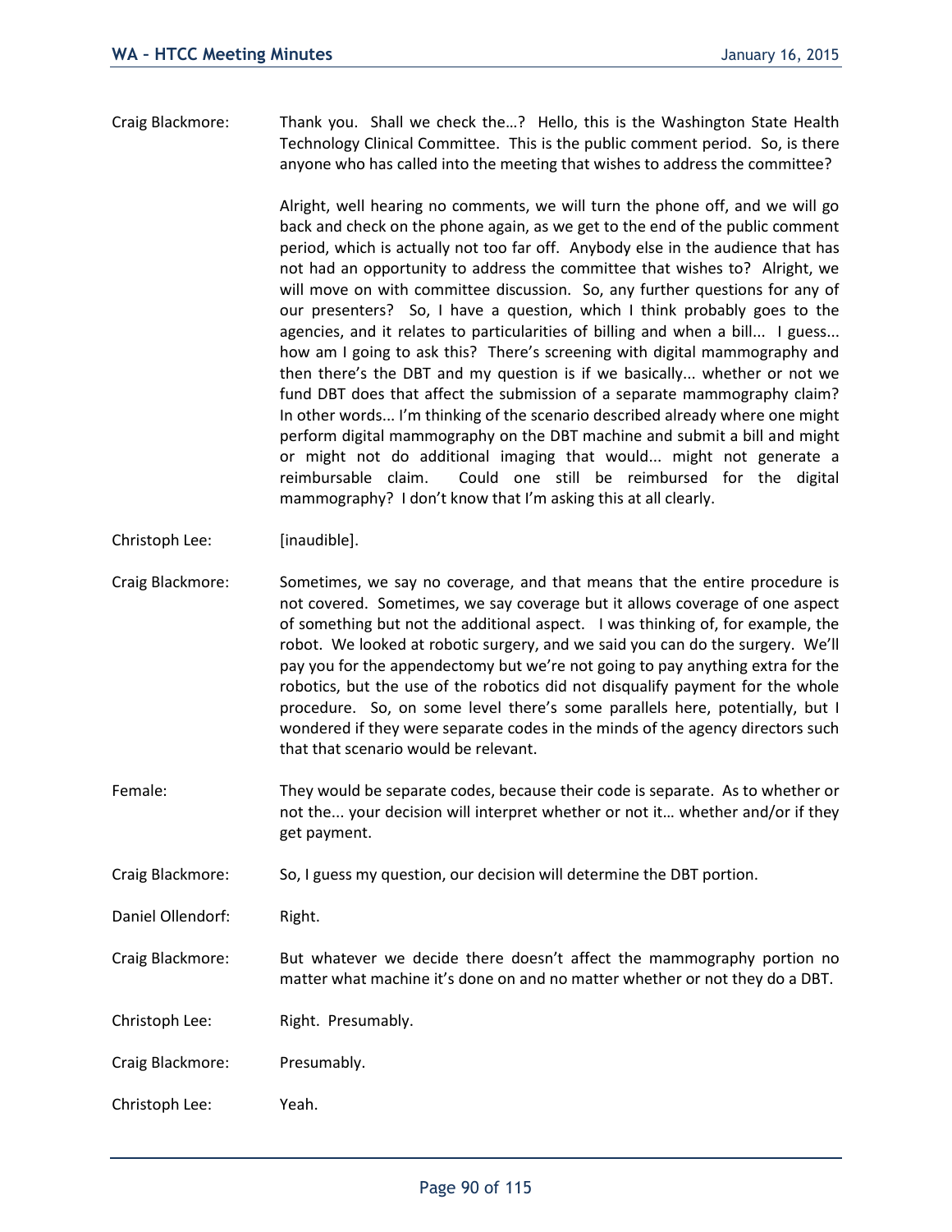Craig Blackmore: Thank you. Shall we check the…? Hello, this is the Washington State Health Technology Clinical Committee. This is the public comment period. So, is there anyone who has called into the meeting that wishes to address the committee?

Alright, well hearing no comments, we will turn the phone off, and we will go back and check on the phone again, as we get to the end of the public comment period, which is actually not too far off. Anybody else in the audience that has not had an opportunity to address the committee that wishes to? Alright, we will move on with committee discussion. So, any further questions for any of our presenters? So, I have a question, which I think probably goes to the agencies, and it relates to particularities of billing and when a bill... I guess... how am I going to ask this? There's screening with digital mammography and then there's the DBT and my question is if we basically... whether or not we fund DBT does that affect the submission of a separate mammography claim? In other words... I'm thinking of the scenario described already where one might perform digital mammography on the DBT machine and submit a bill and might or might not do additional imaging that would... might not generate a reimbursable claim. Could one still be reimbursed for the digital mammography? I don't know that I'm asking this at all clearly.

Christoph Lee: [inaudible].

Craig Blackmore: Sometimes, we say no coverage, and that means that the entire procedure is not covered. Sometimes, we say coverage but it allows coverage of one aspect of something but not the additional aspect. I was thinking of, for example, the robot. We looked at robotic surgery, and we said you can do the surgery. We'll pay you for the appendectomy but we're not going to pay anything extra for the robotics, but the use of the robotics did not disqualify payment for the whole procedure. So, on some level there's some parallels here, potentially, but I wondered if they were separate codes in the minds of the agency directors such that that scenario would be relevant.

Female: They would be separate codes, because their code is separate. As to whether or not the... your decision will interpret whether or not it… whether and/or if they get payment.

Craig Blackmore: So, I guess my question, our decision will determine the DBT portion.

Daniel Ollendorf: Right.

Craig Blackmore: But whatever we decide there doesn't affect the mammography portion no matter what machine it's done on and no matter whether or not they do a DBT.

Christoph Lee: Right. Presumably.

Craig Blackmore: Presumably.

Christoph Lee: Yeah.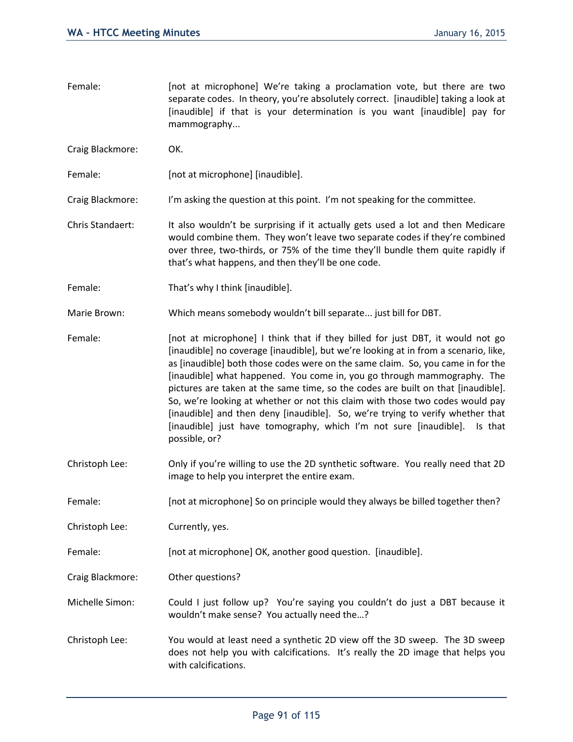Female: [not at microphone] We're taking a proclamation vote, but there are two separate codes. In theory, you're absolutely correct. [inaudible] taking a look at [inaudible] if that is your determination is you want [inaudible] pay for mammography...

Craig Blackmore: OK.

Female: [not at microphone] [inaudible].

Craig Blackmore: I'm asking the question at this point. I'm not speaking for the committee.

Chris Standaert: It also wouldn't be surprising if it actually gets used a lot and then Medicare would combine them. They won't leave two separate codes if they're combined over three, two-thirds, or 75% of the time they'll bundle them quite rapidly if that's what happens, and then they'll be one code.

Female: That's why I think [inaudible].

Marie Brown: Which means somebody wouldn't bill separate... just bill for DBT.

Female: [not at microphone] I think that if they billed for just DBT, it would not go [inaudible] no coverage [inaudible], but we're looking at in from a scenario, like, as [inaudible] both those codes were on the same claim. So, you came in for the [inaudible] what happened. You come in, you go through mammography. The pictures are taken at the same time, so the codes are built on that [inaudible]. So, we're looking at whether or not this claim with those two codes would pay [inaudible] and then deny [inaudible]. So, we're trying to verify whether that [inaudible] just have tomography, which I'm not sure [inaudible]. Is that possible, or?

Christoph Lee: Only if you're willing to use the 2D synthetic software. You really need that 2D image to help you interpret the entire exam.

Female: [not at microphone] So on principle would they always be billed together then?

Christoph Lee: Currently, yes.

Female: [not at microphone] OK, another good question. [inaudible].

Craig Blackmore: Other questions?

Michelle Simon: Could I just follow up? You're saying you couldn't do just a DBT because it wouldn't make sense? You actually need the…?

Christoph Lee: You would at least need a synthetic 2D view off the 3D sweep. The 3D sweep does not help you with calcifications. It's really the 2D image that helps you with calcifications.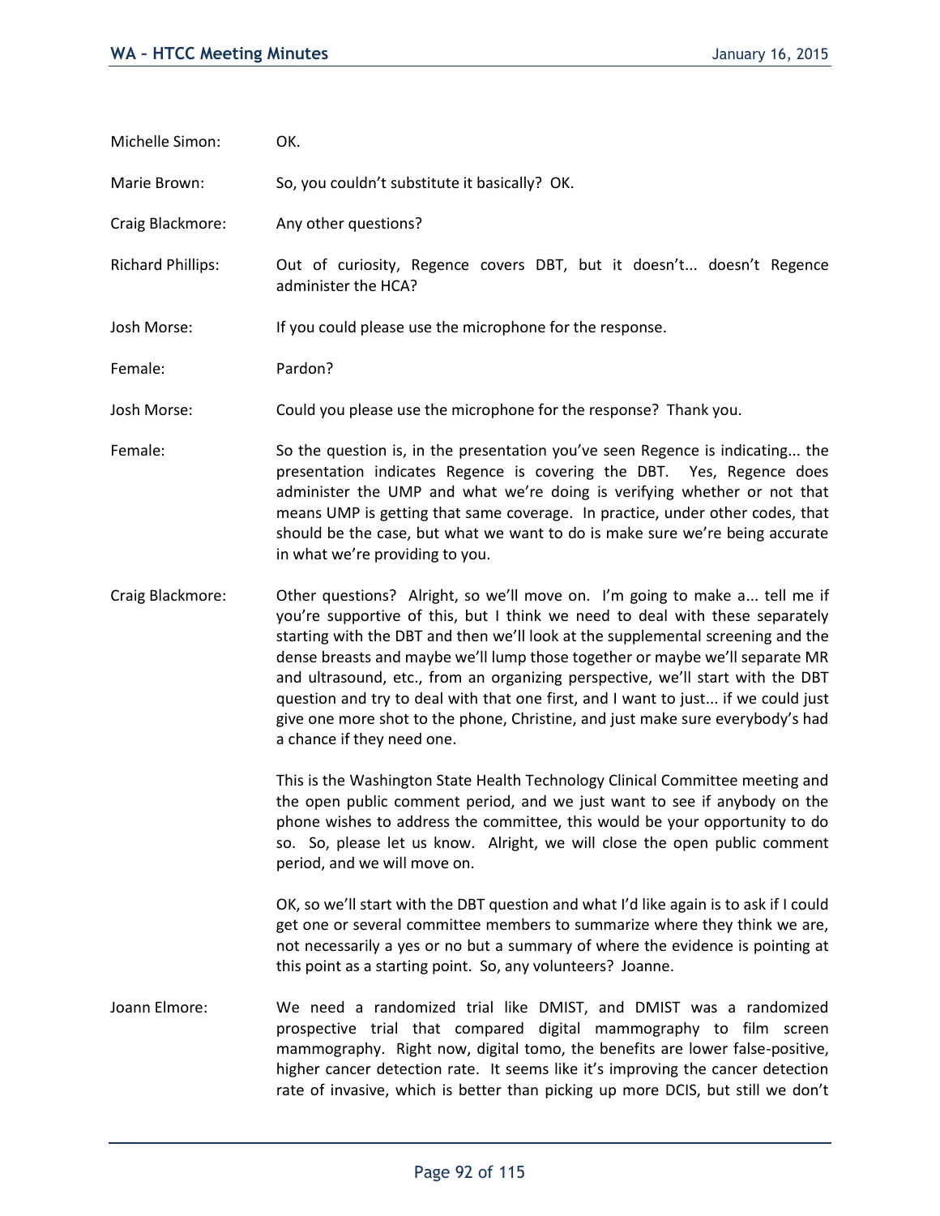Michelle Simon: OK.

Marie Brown: So, you couldn't substitute it basically? OK.

Craig Blackmore: Any other questions?

Richard Phillips: Out of curiosity, Regence covers DBT, but it doesn't... doesn't Regence administer the HCA?

Josh Morse: If you could please use the microphone for the response.

Female: Pardon?

Josh Morse: Could you please use the microphone for the response? Thank you.

Female: So the question is, in the presentation you've seen Regence is indicating... the presentation indicates Regence is covering the DBT. Yes, Regence does administer the UMP and what we're doing is verifying whether or not that means UMP is getting that same coverage. In practice, under other codes, that should be the case, but what we want to do is make sure we're being accurate in what we're providing to you.

Craig Blackmore: Other questions? Alright, so we'll move on. I'm going to make a... tell me if you're supportive of this, but I think we need to deal with these separately starting with the DBT and then we'll look at the supplemental screening and the dense breasts and maybe we'll lump those together or maybe we'll separate MR and ultrasound, etc., from an organizing perspective, we'll start with the DBT question and try to deal with that one first, and I want to just... if we could just give one more shot to the phone, Christine, and just make sure everybody's had a chance if they need one.

This is the Washington State Health Technology Clinical Committee meeting and the open public comment period, and we just want to see if anybody on the phone wishes to address the committee, this would be your opportunity to do so. So, please let us know. Alright, we will close the open public comment period, and we will move on.

OK, so we'll start with the DBT question and what I'd like again is to ask if I could get one or several committee members to summarize where they think we are, not necessarily a yes or no but a summary of where the evidence is pointing at this point as a starting point. So, any volunteers? Joanne.

Joann Elmore: We need a randomized trial like DMIST, and DMIST was a randomized prospective trial that compared digital mammography to film screen mammography. Right now, digital tomo, the benefits are lower false-positive, higher cancer detection rate. It seems like it's improving the cancer detection rate of invasive, which is better than picking up more DCIS, but still we don't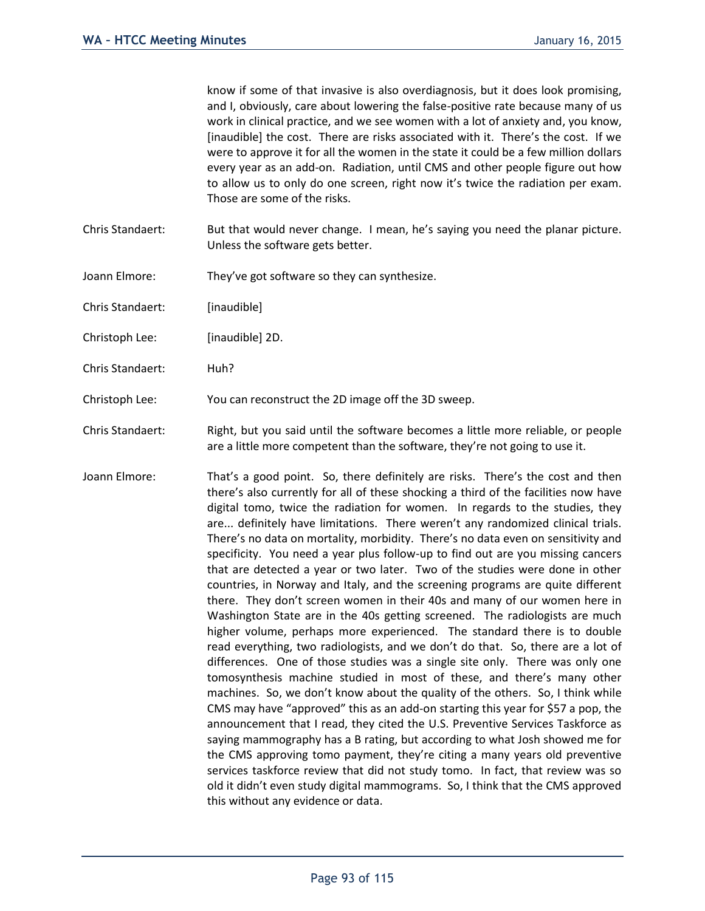know if some of that invasive is also overdiagnosis, but it does look promising, and I, obviously, care about lowering the false-positive rate because many of us work in clinical practice, and we see women with a lot of anxiety and, you know, [inaudible] the cost. There are risks associated with it. There's the cost. If we were to approve it for all the women in the state it could be a few million dollars every year as an add-on. Radiation, until CMS and other people figure out how to allow us to only do one screen, right now it's twice the radiation per exam. Those are some of the risks.

Chris Standaert: But that would never change. I mean, he's saying you need the planar picture. Unless the software gets better.

Joann Elmore: They've got software so they can synthesize.

Chris Standaert: [inaudible]

Christoph Lee: [inaudible] 2D.

Chris Standaert: Huh?

Christoph Lee: You can reconstruct the 2D image off the 3D sweep.

Chris Standaert: Right, but you said until the software becomes a little more reliable, or people are a little more competent than the software, they're not going to use it.

Joann Elmore: That's a good point. So, there definitely are risks. There's the cost and then there's also currently for all of these shocking a third of the facilities now have digital tomo, twice the radiation for women. In regards to the studies, they are... definitely have limitations. There weren't any randomized clinical trials. There's no data on mortality, morbidity. There's no data even on sensitivity and specificity. You need a year plus follow-up to find out are you missing cancers that are detected a year or two later. Two of the studies were done in other countries, in Norway and Italy, and the screening programs are quite different there. They don't screen women in their 40s and many of our women here in Washington State are in the 40s getting screened. The radiologists are much higher volume, perhaps more experienced. The standard there is to double read everything, two radiologists, and we don't do that. So, there are a lot of differences. One of those studies was a single site only. There was only one tomosynthesis machine studied in most of these, and there's many other machines. So, we don't know about the quality of the others. So, I think while CMS may have "approved" this as an add-on starting this year for $57 a pop, the announcement that I read, they cited the U.S. Preventive Services Taskforce as saying mammography has a B rating, but according to what Josh showed me for the CMS approving tomo payment, they're citing a many years old preventive services taskforce review that did not study tomo. In fact, that review was so old it didn't even study digital mammograms. So, I think that the CMS approved this without any evidence or data.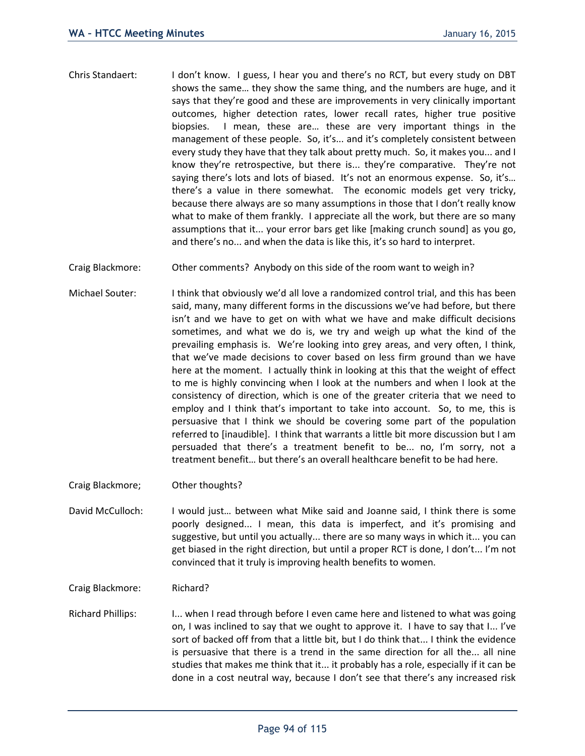Chris Standaert: I don't know. I guess, I hear you and there's no RCT, but every study on DBT shows the same… they show the same thing, and the numbers are huge, and it says that they're good and these are improvements in very clinically important outcomes, higher detection rates, lower recall rates, higher true positive biopsies. I mean, these are… these are very important things in the management of these people. So, it's... and it's completely consistent between every study they have that they talk about pretty much. So, it makes you... and I know they're retrospective, but there is... they're comparative. They're not saying there's lots and lots of biased. It's not an enormous expense. So, it's… there's a value in there somewhat. The economic models get very tricky, because there always are so many assumptions in those that I don't really know what to make of them frankly. I appreciate all the work, but there are so many assumptions that it... your error bars get like [making crunch sound] as you go, and there's no... and when the data is like this, it's so hard to interpret.

Craig Blackmore: Other comments? Anybody on this side of the room want to weigh in?

Michael Souter: I think that obviously we'd all love a randomized control trial, and this has been said, many, many different forms in the discussions we've had before, but there isn't and we have to get on with what we have and make difficult decisions sometimes, and what we do is, we try and weigh up what the kind of the prevailing emphasis is. We're looking into grey areas, and very often, I think, that we've made decisions to cover based on less firm ground than we have here at the moment. I actually think in looking at this that the weight of effect to me is highly convincing when I look at the numbers and when I look at the consistency of direction, which is one of the greater criteria that we need to employ and I think that's important to take into account. So, to me, this is persuasive that I think we should be covering some part of the population referred to [inaudible]. I think that warrants a little bit more discussion but I am persuaded that there's a treatment benefit to be... no, I'm sorry, not a treatment benefit… but there's an overall healthcare benefit to be had here.

Craig Blackmore; Other thoughts?

David McCulloch: I would just… between what Mike said and Joanne said, I think there is some poorly designed... I mean, this data is imperfect, and it's promising and suggestive, but until you actually... there are so many ways in which it... you can get biased in the right direction, but until a proper RCT is done, I don't... I'm not convinced that it truly is improving health benefits to women.

Craig Blackmore: Richard?

Richard Phillips: I... when I read through before I even came here and listened to what was going on, I was inclined to say that we ought to approve it. I have to say that I... I've sort of backed off from that a little bit, but I do think that... I think the evidence is persuasive that there is a trend in the same direction for all the... all nine studies that makes me think that it... it probably has a role, especially if it can be done in a cost neutral way, because I don't see that there's any increased risk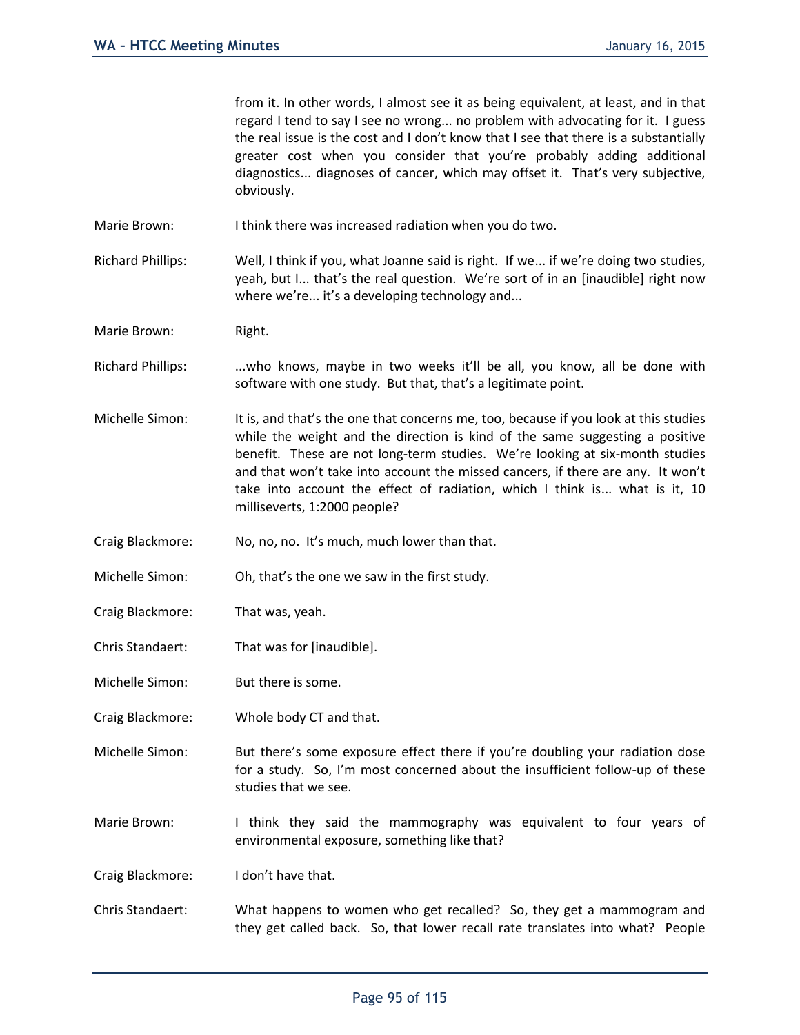from it. In other words, I almost see it as being equivalent, at least, and in that regard I tend to say I see no wrong... no problem with advocating for it. I guess the real issue is the cost and I don't know that I see that there is a substantially greater cost when you consider that you're probably adding additional diagnostics... diagnoses of cancer, which may offset it. That's very subjective, obviously.

Marie Brown: I think there was increased radiation when you do two.

Richard Phillips: Well, I think if you, what Joanne said is right. If we... if we're doing two studies, yeah, but I... that's the real question. We're sort of in an [inaudible] right now where we're... it's a developing technology and...

Marie Brown: Right.

Richard Phillips: ...who knows, maybe in two weeks it'll be all, you know, all be done with software with one study. But that, that's a legitimate point.

Michelle Simon: It is, and that's the one that concerns me, too, because if you look at this studies while the weight and the direction is kind of the same suggesting a positive benefit. These are not long-term studies. We're looking at six-month studies and that won't take into account the missed cancers, if there are any. It won't take into account the effect of radiation, which I think is... what is it, 10 milliseverts, 1:2000 people?

Craig Blackmore: No, no, no. It's much, much lower than that.

Michelle Simon: Oh, that's the one we saw in the first study.

Craig Blackmore: That was, yeah.

Chris Standaert: That was for [inaudible].

Michelle Simon: But there is some.

Craig Blackmore: Whole body CT and that.

Michelle Simon: But there's some exposure effect there if you're doubling your radiation dose for a study. So, I'm most concerned about the insufficient follow-up of these studies that we see.

Marie Brown: I think they said the mammography was equivalent to four years of environmental exposure, something like that?

Craig Blackmore: I don't have that.

Chris Standaert: What happens to women who get recalled? So, they get a mammogram and they get called back. So, that lower recall rate translates into what? People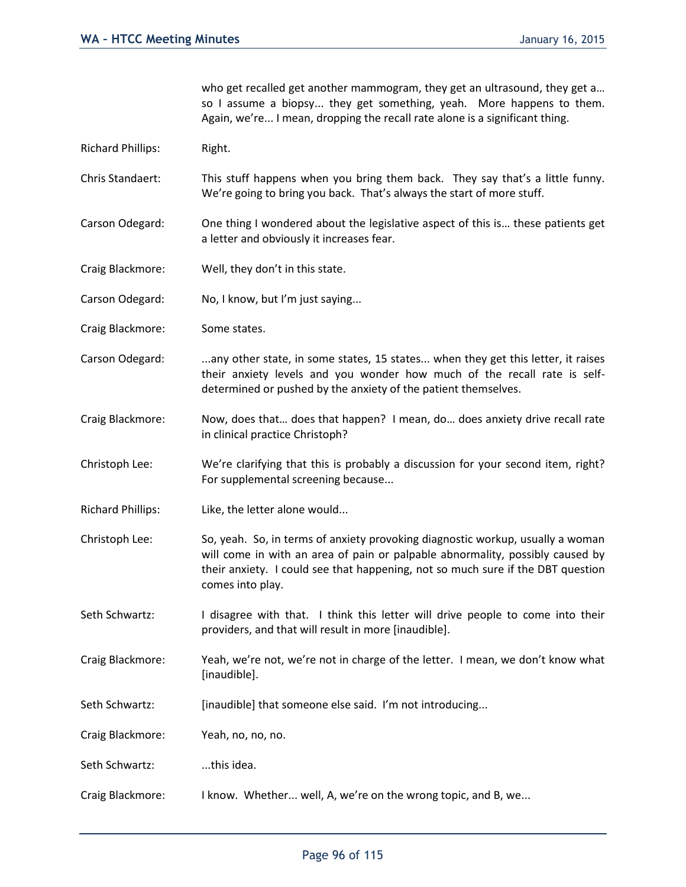who get recalled get another mammogram, they get an ultrasound, they get a… so I assume a biopsy... they get something, yeah. More happens to them. Again, we're... I mean, dropping the recall rate alone is a significant thing.

Richard Phillips: Right.

Chris Standaert: This stuff happens when you bring them back. They say that's a little funny. We're going to bring you back. That's always the start of more stuff.

Carson Odegard: One thing I wondered about the legislative aspect of this is… these patients get a letter and obviously it increases fear.

Craig Blackmore: Well, they don't in this state.

Carson Odegard: No, I know, but I'm just saying...

Craig Blackmore: Some states.

Carson Odegard: ...any other state, in some states, 15 states... when they get this letter, it raises their anxiety levels and you wonder how much of the recall rate is self-determined or pushed by the anxiety of the patient themselves.

Craig Blackmore: Now, does that… does that happen? I mean, do… does anxiety drive recall rate in clinical practice Christoph?

Christoph Lee: We're clarifying that this is probably a discussion for your second item, right? For supplemental screening because...

Richard Phillips: Like, the letter alone would...

Christoph Lee: So, yeah. So, in terms of anxiety provoking diagnostic workup, usually a woman will come in with an area of pain or palpable abnormality, possibly caused by their anxiety. I could see that happening, not so much sure if the DBT question comes into play.

Seth Schwartz: I disagree with that. I think this letter will drive people to come into their providers, and that will result in more [inaudible].

Craig Blackmore: Yeah, we're not, we're not in charge of the letter. I mean, we don't know what [inaudible].

Seth Schwartz: [inaudible] that someone else said. I'm not introducing...

Craig Blackmore: Yeah, no, no, no.

Seth Schwartz: ...this idea.

Craig Blackmore: I know. Whether... well, A, we're on the wrong topic, and B, we...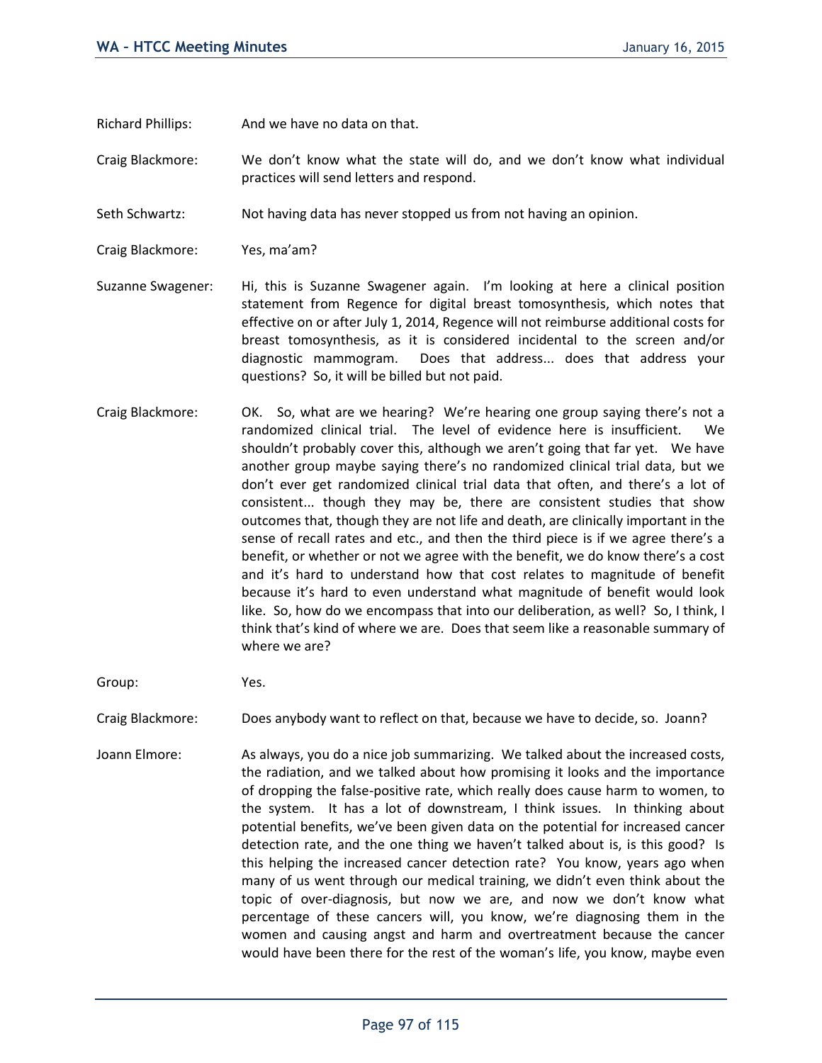Richard Phillips: And we have no data on that.

Craig Blackmore: We don't know what the state will do, and we don't know what individual practices will send letters and respond.

Seth Schwartz: Not having data has never stopped us from not having an opinion.

Craig Blackmore: Yes, ma'am?

Suzanne Swagener: Hi, this is Suzanne Swagener again. I'm looking at here a clinical position statement from Regence for digital breast tomosynthesis, which notes that effective on or after July 1, 2014, Regence will not reimburse additional costs for breast tomosynthesis, as it is considered incidental to the screen and/or diagnostic mammogram. Does that address... does that address your questions? So, it will be billed but not paid.

Craig Blackmore: OK. So, what are we hearing? We're hearing one group saying there's not a randomized clinical trial. The level of evidence here is insufficient. We shouldn't probably cover this, although we aren't going that far yet. We have another group maybe saying there's no randomized clinical trial data, but we don't ever get randomized clinical trial data that often, and there's a lot of consistent... though they may be, there are consistent studies that show outcomes that, though they are not life and death, are clinically important in the sense of recall rates and etc., and then the third piece is if we agree there's a benefit, or whether or not we agree with the benefit, we do know there's a cost and it's hard to understand how that cost relates to magnitude of benefit because it's hard to even understand what magnitude of benefit would look like. So, how do we encompass that into our deliberation, as well? So, I think, I think that's kind of where we are. Does that seem like a reasonable summary of where we are?

Group: Yes.

Craig Blackmore: Does anybody want to reflect on that, because we have to decide, so. Joann?

Joann Elmore: As always, you do a nice job summarizing. We talked about the increased costs, the radiation, and we talked about how promising it looks and the importance of dropping the false-positive rate, which really does cause harm to women, to the system. It has a lot of downstream, I think issues. In thinking about potential benefits, we've been given data on the potential for increased cancer detection rate, and the one thing we haven't talked about is, is this good? Is this helping the increased cancer detection rate? You know, years ago when many of us went through our medical training, we didn't even think about the topic of over-diagnosis, but now we are, and now we don't know what percentage of these cancers will, you know, we're diagnosing them in the women and causing angst and harm and overtreatment because the cancer would have been there for the rest of the woman's life, you know, maybe even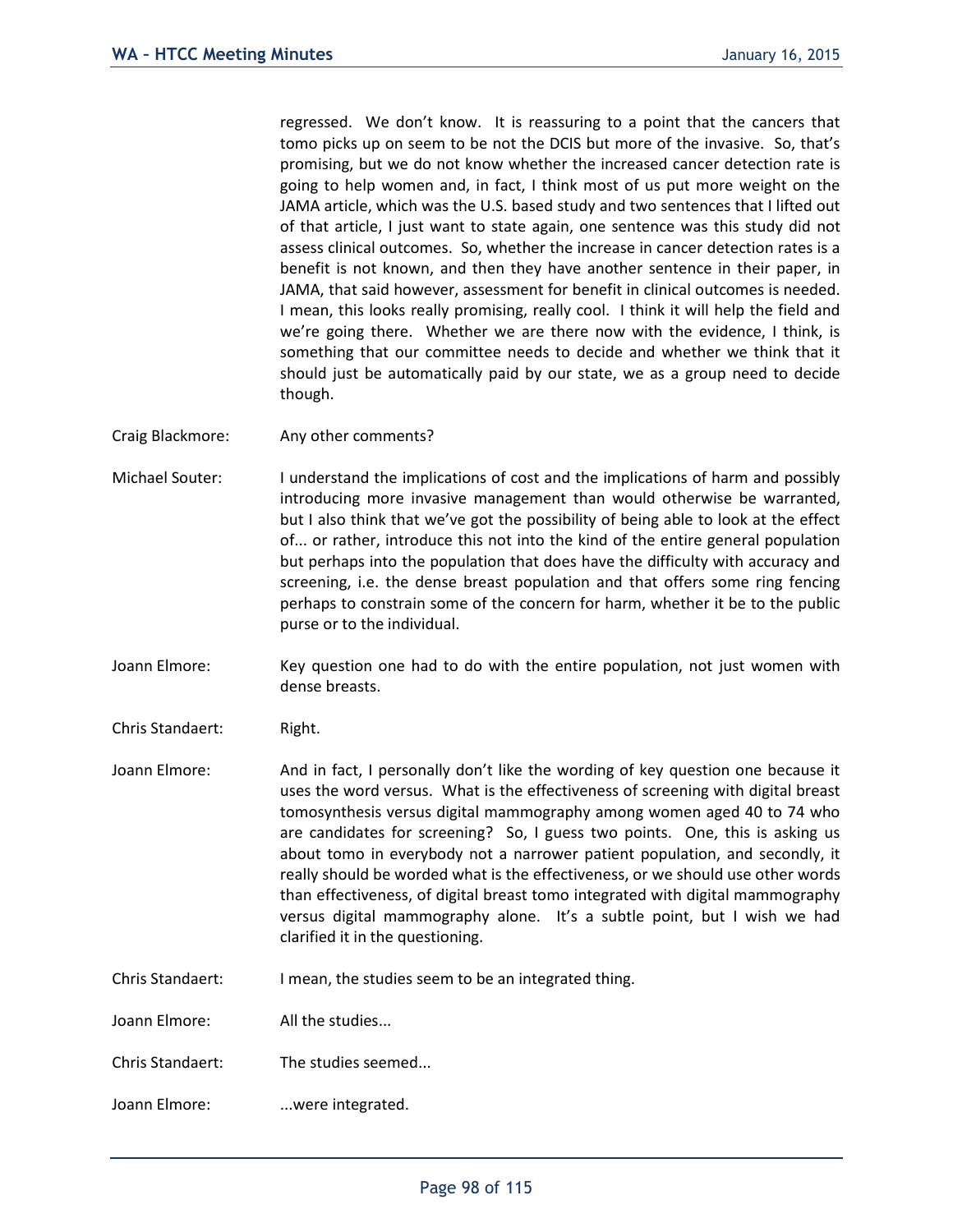regressed. We don't know. It is reassuring to a point that the cancers that tomo picks up on seem to be not the DCIS but more of the invasive. So, that's promising, but we do not know whether the increased cancer detection rate is going to help women and, in fact, I think most of us put more weight on the JAMA article, which was the U.S. based study and two sentences that I lifted out of that article, I just want to state again, one sentence was this study did not assess clinical outcomes. So, whether the increase in cancer detection rates is a benefit is not known, and then they have another sentence in their paper, in JAMA, that said however, assessment for benefit in clinical outcomes is needed. I mean, this looks really promising, really cool. I think it will help the field and we're going there. Whether we are there now with the evidence, I think, is something that our committee needs to decide and whether we think that it should just be automatically paid by our state, we as a group need to decide though.

Craig Blackmore: Any other comments?

Michael Souter: I understand the implications of cost and the implications of harm and possibly introducing more invasive management than would otherwise be warranted, but I also think that we've got the possibility of being able to look at the effect of... or rather, introduce this not into the kind of the entire general population but perhaps into the population that does have the difficulty with accuracy and screening, i.e. the dense breast population and that offers some ring fencing perhaps to constrain some of the concern for harm, whether it be to the public purse or to the individual.

Joann Elmore: Key question one had to do with the entire population, not just women with dense breasts.

Chris Standaert: Right.

Joann Elmore: And in fact, I personally don't like the wording of key question one because it uses the word versus. What is the effectiveness of screening with digital breast tomosynthesis versus digital mammography among women aged 40 to 74 who are candidates for screening? So, I guess two points. One, this is asking us about tomo in everybody not a narrower patient population, and secondly, it really should be worded what is the effectiveness, or we should use other words than effectiveness, of digital breast tomo integrated with digital mammography versus digital mammography alone. It's a subtle point, but I wish we had clarified it in the questioning.

Chris Standaert: I mean, the studies seem to be an integrated thing.

Joann Elmore: All the studies...

Chris Standaert: The studies seemed...

Joann Elmore: ...were integrated.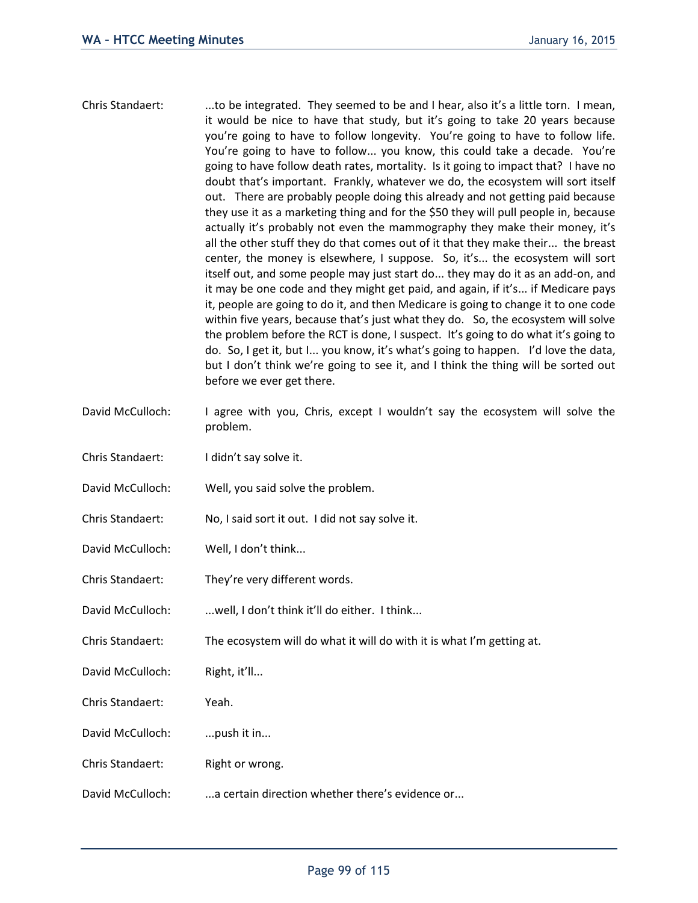Chris Standaert: ...to be integrated. They seemed to be and I hear, also it's a little torn. I mean, it would be nice to have that study, but it's going to take 20 years because you're going to have to follow longevity. You're going to have to follow life. You're going to have to follow... you know, this could take a decade. You're going to have follow death rates, mortality. Is it going to impact that? I have no doubt that's important. Frankly, whatever we do, the ecosystem will sort itself out. There are probably people doing this already and not getting paid because they use it as a marketing thing and for the $50 they will pull people in, because actually it's probably not even the mammography they make their money, it's all the other stuff they do that comes out of it that they make their... the breast center, the money is elsewhere, I suppose. So, it's... the ecosystem will sort itself out, and some people may just start do... they may do it as an add-on, and it may be one code and they might get paid, and again, if it's... if Medicare pays it, people are going to do it, and then Medicare is going to change it to one code within five years, because that's just what they do. So, the ecosystem will solve the problem before the RCT is done, I suspect. It's going to do what it's going to do. So, I get it, but I... you know, it's what's going to happen. I'd love the data, but I don't think we're going to see it, and I think the thing will be sorted out before we ever get there.

David McCulloch: I agree with you, Chris, except I wouldn't say the ecosystem will solve the problem.

Chris Standaert: I didn't say solve it.

David McCulloch: Well, you said solve the problem.

Chris Standaert: No, I said sort it out. I did not say solve it.

David McCulloch: Well, I don't think...

Chris Standaert: They're very different words.

David McCulloch: ...well, I don't think it'll do either. I think...

Chris Standaert: The ecosystem will do what it will do with it is what I'm getting at.

David McCulloch: Right, it'll...

Chris Standaert: Yeah.

David McCulloch: ...push it in...

Chris Standaert: Right or wrong.

David McCulloch: ...a certain direction whether there's evidence or...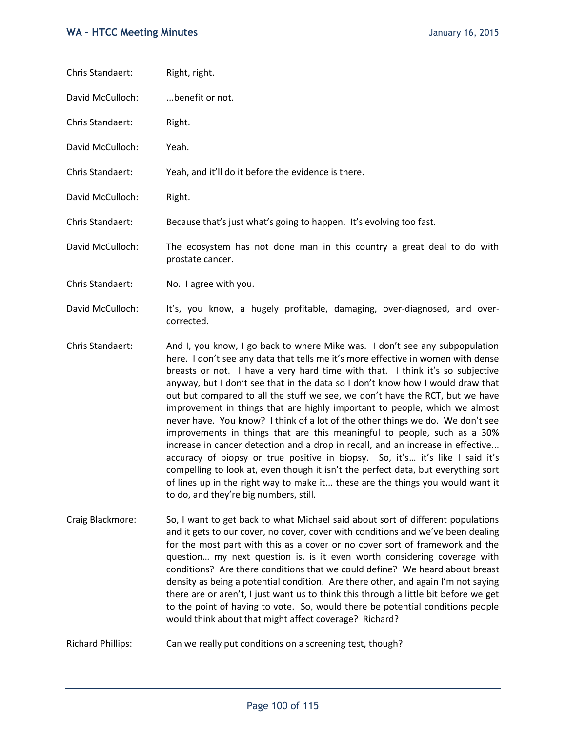Chris Standaert: Right, right.

David McCulloch: ...benefit or not.

Chris Standaert: Right.

David McCulloch: Yeah.

Chris Standaert: Yeah, and it'll do it before the evidence is there.

David McCulloch: Right.

Chris Standaert: Because that's just what's going to happen. It's evolving too fast.

David McCulloch: The ecosystem has not done man in this country a great deal to do with prostate cancer.

Chris Standaert: No. I agree with you.

David McCulloch: It's, you know, a hugely profitable, damaging, over-diagnosed, and over-corrected.

Chris Standaert: And I, you know, I go back to where Mike was. I don't see any subpopulation here. I don't see any data that tells me it's more effective in women with dense breasts or not. I have a very hard time with that. I think it's so subjective anyway, but I don't see that in the data so I don't know how I would draw that out but compared to all the stuff we see, we don't have the RCT, but we have improvement in things that are highly important to people, which we almost never have. You know? I think of a lot of the other things we do. We don't see improvements in things that are this meaningful to people, such as a 30% increase in cancer detection and a drop in recall, and an increase in effective... accuracy of biopsy or true positive in biopsy. So, it's… it's like I said it's compelling to look at, even though it isn't the perfect data, but everything sort of lines up in the right way to make it... these are the things you would want it to do, and they're big numbers, still.

Craig Blackmore: So, I want to get back to what Michael said about sort of different populations and it gets to our cover, no cover, cover with conditions and we've been dealing for the most part with this as a cover or no cover sort of framework and the question… my next question is, is it even worth considering coverage with conditions? Are there conditions that we could define? We heard about breast density as being a potential condition. Are there other, and again I'm not saying there are or aren't, I just want us to think this through a little bit before we get to the point of having to vote. So, would there be potential conditions people would think about that might affect coverage? Richard?

Richard Phillips: Can we really put conditions on a screening test, though?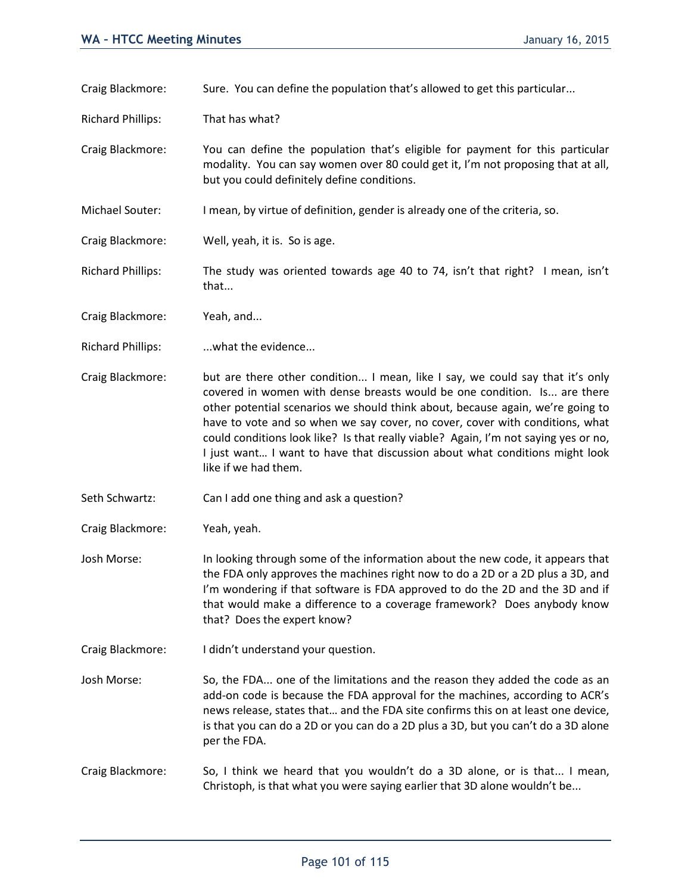Craig Blackmore: Sure. You can define the population that's allowed to get this particular...

Richard Phillips: That has what?

Craig Blackmore: You can define the population that's eligible for payment for this particular modality. You can say women over 80 could get it, I'm not proposing that at all, but you could definitely define conditions.

Michael Souter: I mean, by virtue of definition, gender is already one of the criteria, so.

Craig Blackmore: Well, yeah, it is. So is age.

Richard Phillips: The study was oriented towards age 40 to 74, isn't that right? I mean, isn't that...

Craig Blackmore: Yeah, and...

Richard Phillips: ...what the evidence...

Craig Blackmore: but are there other condition... I mean, like I say, we could say that it's only covered in women with dense breasts would be one condition. Is... are there other potential scenarios we should think about, because again, we're going to have to vote and so when we say cover, no cover, cover with conditions, what could conditions look like? Is that really viable? Again, I'm not saying yes or no, I just want… I want to have that discussion about what conditions might look like if we had them.

Seth Schwartz: Can I add one thing and ask a question?

Craig Blackmore: Yeah, yeah.

Josh Morse: In looking through some of the information about the new code, it appears that the FDA only approves the machines right now to do a 2D or a 2D plus a 3D, and I'm wondering if that software is FDA approved to do the 2D and the 3D and if that would make a difference to a coverage framework? Does anybody know that? Does the expert know?

Craig Blackmore: I didn't understand your question.

Josh Morse: So, the FDA... one of the limitations and the reason they added the code as an add-on code is because the FDA approval for the machines, according to ACR's news release, states that… and the FDA site confirms this on at least one device, is that you can do a 2D or you can do a 2D plus a 3D, but you can't do a 3D alone per the FDA.

Craig Blackmore: So, I think we heard that you wouldn't do a 3D alone, or is that... I mean, Christoph, is that what you were saying earlier that 3D alone wouldn't be...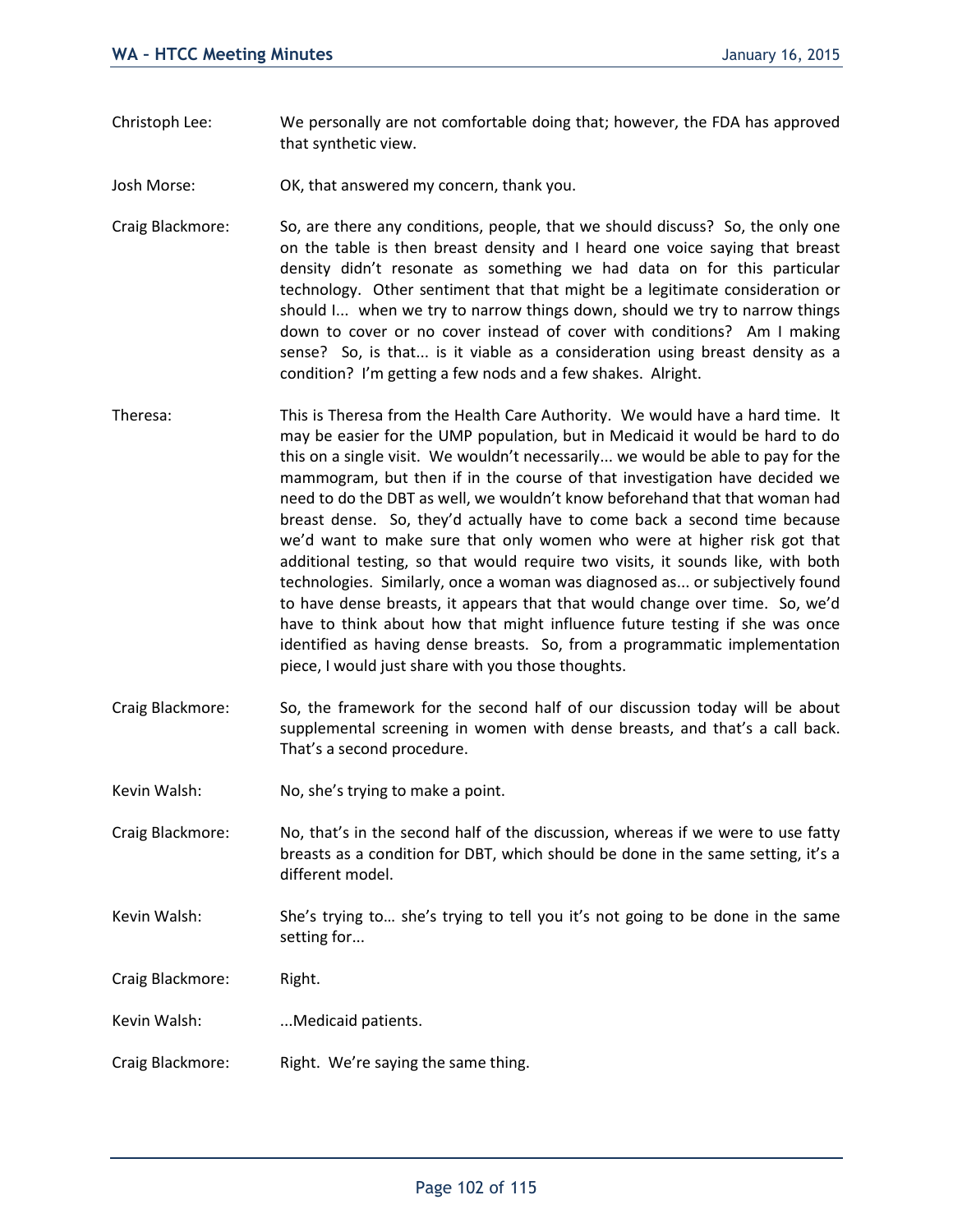Christoph Lee: We personally are not comfortable doing that; however, the FDA has approved that synthetic view.

Josh Morse: OK, that answered my concern, thank you.

Craig Blackmore: So, are there any conditions, people, that we should discuss? So, the only one on the table is then breast density and I heard one voice saying that breast density didn't resonate as something we had data on for this particular technology. Other sentiment that that might be a legitimate consideration or should I... when we try to narrow things down, should we try to narrow things down to cover or no cover instead of cover with conditions? Am I making sense? So, is that... is it viable as a consideration using breast density as a condition? I'm getting a few nods and a few shakes. Alright.

Theresa: This is Theresa from the Health Care Authority. We would have a hard time. It may be easier for the UMP population, but in Medicaid it would be hard to do this on a single visit. We wouldn't necessarily... we would be able to pay for the mammogram, but then if in the course of that investigation have decided we need to do the DBT as well, we wouldn't know beforehand that that woman had breast dense. So, they'd actually have to come back a second time because we'd want to make sure that only women who were at higher risk got that additional testing, so that would require two visits, it sounds like, with both technologies. Similarly, once a woman was diagnosed as... or subjectively found to have dense breasts, it appears that that would change over time. So, we'd have to think about how that might influence future testing if she was once identified as having dense breasts. So, from a programmatic implementation piece, I would just share with you those thoughts.

Craig Blackmore: So, the framework for the second half of our discussion today will be about supplemental screening in women with dense breasts, and that's a call back. That's a second procedure.

Kevin Walsh: No, she's trying to make a point.

Craig Blackmore: No, that's in the second half of the discussion, whereas if we were to use fatty breasts as a condition for DBT, which should be done in the same setting, it's a different model.

Kevin Walsh: She's trying to… she's trying to tell you it's not going to be done in the same setting for...

Craig Blackmore: Right.

Kevin Walsh: ...Medicaid patients.

Craig Blackmore: Right. We're saying the same thing.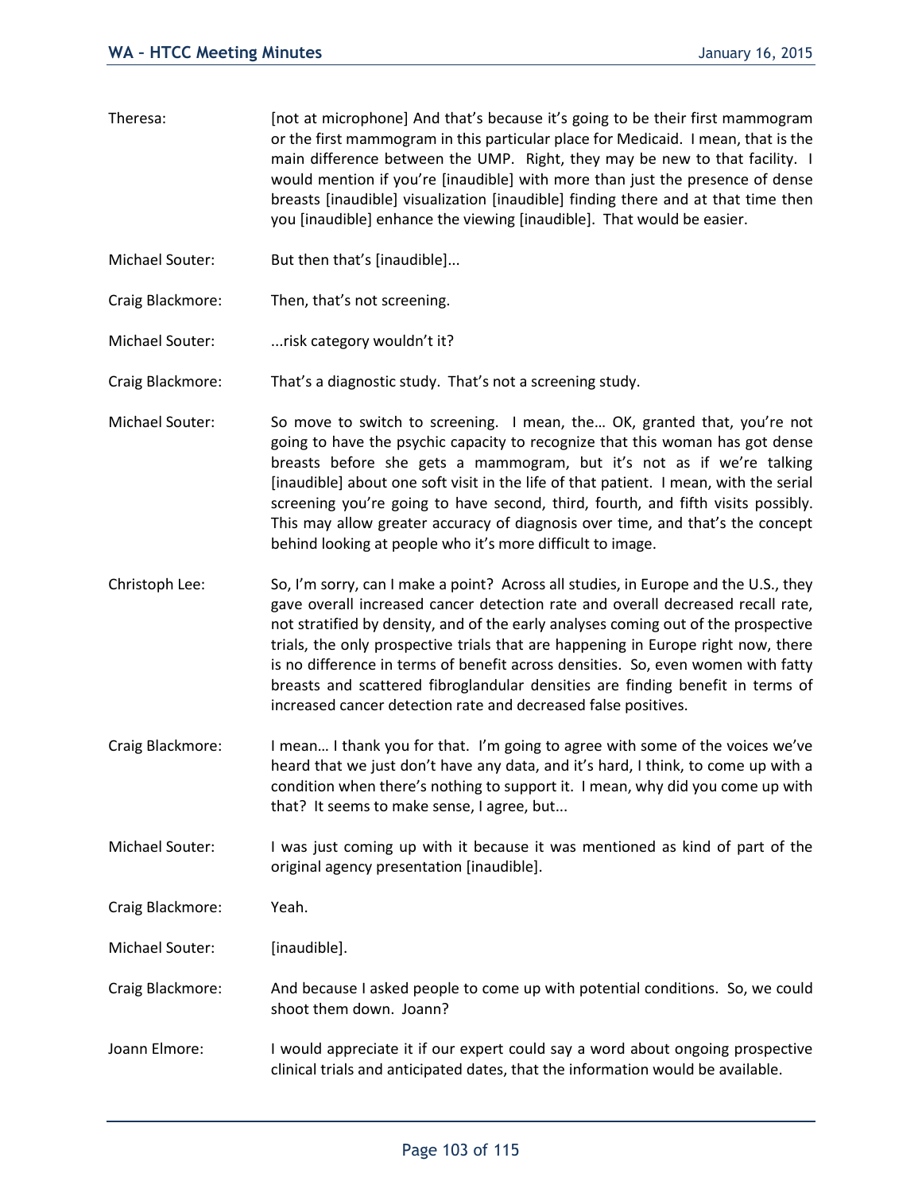Theresa: [not at microphone] And that's because it's going to be their first mammogram or the first mammogram in this particular place for Medicaid. I mean, that is the main difference between the UMP. Right, they may be new to that facility. I would mention if you're [inaudible] with more than just the presence of dense breasts [inaudible] visualization [inaudible] finding there and at that time then you [inaudible] enhance the viewing [inaudible]. That would be easier.

Michael Souter: But then that's [inaudible]...

Craig Blackmore: Then, that's not screening.

Michael Souter: ...risk category wouldn't it?

Craig Blackmore: That's a diagnostic study. That's not a screening study.

Michael Souter: So move to switch to screening. I mean, the… OK, granted that, you're not going to have the psychic capacity to recognize that this woman has got dense breasts before she gets a mammogram, but it's not as if we're talking [inaudible] about one soft visit in the life of that patient. I mean, with the serial screening you're going to have second, third, fourth, and fifth visits possibly. This may allow greater accuracy of diagnosis over time, and that's the concept behind looking at people who it's more difficult to image.

Christoph Lee: So, I'm sorry, can I make a point? Across all studies, in Europe and the U.S., they gave overall increased cancer detection rate and overall decreased recall rate, not stratified by density, and of the early analyses coming out of the prospective trials, the only prospective trials that are happening in Europe right now, there is no difference in terms of benefit across densities. So, even women with fatty breasts and scattered fibroglandular densities are finding benefit in terms of increased cancer detection rate and decreased false positives.

Craig Blackmore: I mean… I thank you for that. I'm going to agree with some of the voices we've heard that we just don't have any data, and it's hard, I think, to come up with a condition when there's nothing to support it. I mean, why did you come up with that? It seems to make sense, I agree, but...

Michael Souter: I was just coming up with it because it was mentioned as kind of part of the original agency presentation [inaudible].

Craig Blackmore: Yeah.

Michael Souter: [inaudible].

Craig Blackmore: And because I asked people to come up with potential conditions. So, we could shoot them down. Joann?

Joann Elmore: I would appreciate it if our expert could say a word about ongoing prospective clinical trials and anticipated dates, that the information would be available.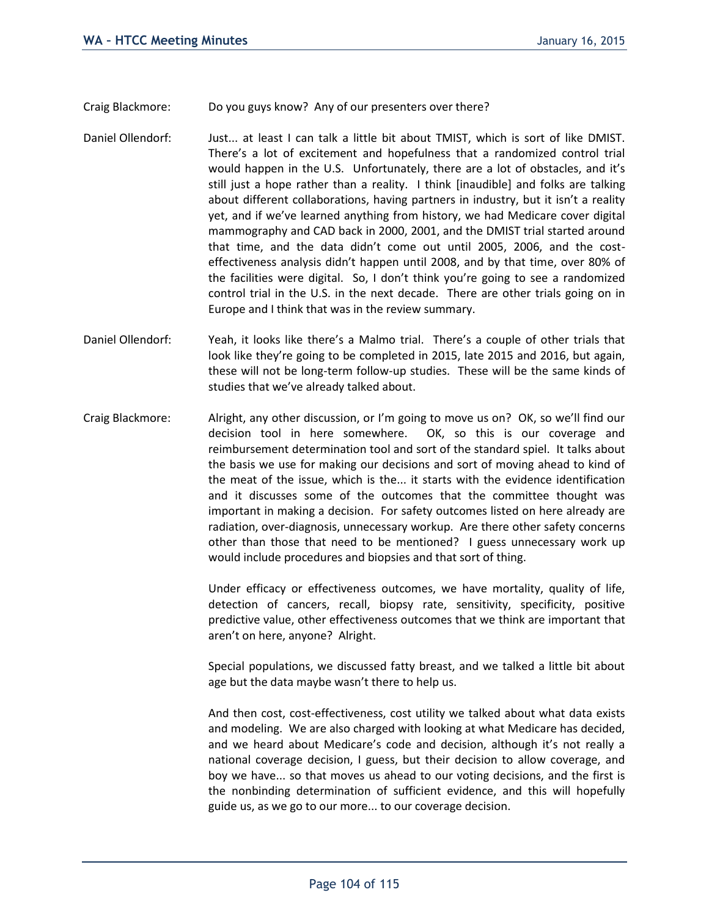Craig Blackmore: Do you guys know? Any of our presenters over there?

Daniel Ollendorf: Just... at least I can talk a little bit about TMIST, which is sort of like DMIST. There's a lot of excitement and hopefulness that a randomized control trial would happen in the U.S. Unfortunately, there are a lot of obstacles, and it's still just a hope rather than a reality. I think [inaudible] and folks are talking about different collaborations, having partners in industry, but it isn't a reality yet, and if we've learned anything from history, we had Medicare cover digital mammography and CAD back in 2000, 2001, and the DMIST trial started around that time, and the data didn't come out until 2005, 2006, and the cost-effectiveness analysis didn't happen until 2008, and by that time, over 80% of the facilities were digital. So, I don't think you're going to see a randomized control trial in the U.S. in the next decade. There are other trials going on in Europe and I think that was in the review summary.

Daniel Ollendorf: Yeah, it looks like there's a Malmo trial. There's a couple of other trials that look like they're going to be completed in 2015, late 2015 and 2016, but again, these will not be long-term follow-up studies. These will be the same kinds of studies that we've already talked about.

Craig Blackmore: Alright, any other discussion, or I'm going to move us on? OK, so we'll find our decision tool in here somewhere. OK, so this is our coverage and reimbursement determination tool and sort of the standard spiel. It talks about the basis we use for making our decisions and sort of moving ahead to kind of the meat of the issue, which is the... it starts with the evidence identification and it discusses some of the outcomes that the committee thought was important in making a decision. For safety outcomes listed on here already are radiation, over-diagnosis, unnecessary workup. Are there other safety concerns other than those that need to be mentioned? I guess unnecessary work up would include procedures and biopsies and that sort of thing.

Under efficacy or effectiveness outcomes, we have mortality, quality of life, detection of cancers, recall, biopsy rate, sensitivity, specificity, positive predictive value, other effectiveness outcomes that we think are important that aren't on here, anyone? Alright.

Special populations, we discussed fatty breast, and we talked a little bit about age but the data maybe wasn't there to help us.

And then cost, cost-effectiveness, cost utility we talked about what data exists and modeling. We are also charged with looking at what Medicare has decided, and we heard about Medicare's code and decision, although it's not really a national coverage decision, I guess, but their decision to allow coverage, and boy we have... so that moves us ahead to our voting decisions, and the first is the nonbinding determination of sufficient evidence, and this will hopefully guide us, as we go to our more... to our coverage decision.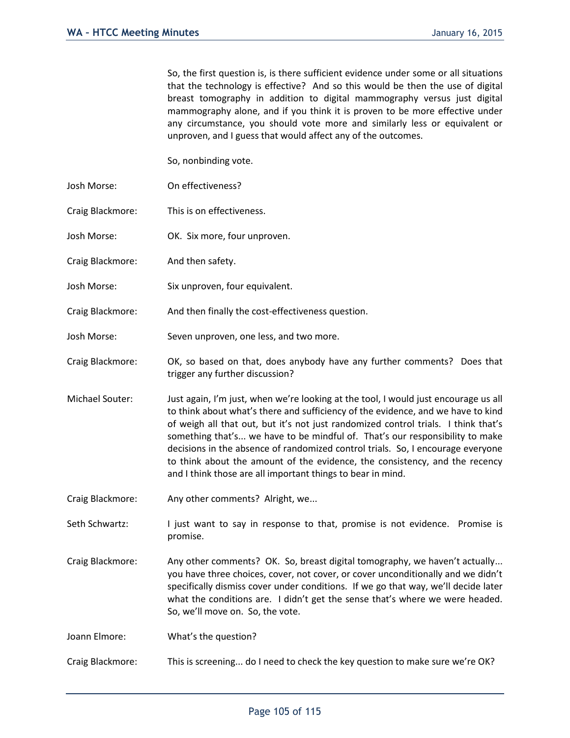So, the first question is, is there sufficient evidence under some or all situations that the technology is effective? And so this would be then the use of digital breast tomography in addition to digital mammography versus just digital mammography alone, and if you think it is proven to be more effective under any circumstance, you should vote more and similarly less or equivalent or unproven, and I guess that would affect any of the outcomes.

So, nonbinding vote.

Josh Morse: On effectiveness?

Craig Blackmore: This is on effectiveness.

Josh Morse: OK. Six more, four unproven.

Craig Blackmore: And then safety.

Josh Morse: Six unproven, four equivalent.

Craig Blackmore: And then finally the cost-effectiveness question.

Josh Morse: Seven unproven, one less, and two more.

Craig Blackmore: OK, so based on that, does anybody have any further comments? Does that trigger any further discussion?

Michael Souter: Just again, I'm just, when we're looking at the tool, I would just encourage us all to think about what's there and sufficiency of the evidence, and we have to kind of weigh all that out, but it's not just randomized control trials. I think that's something that's... we have to be mindful of. That's our responsibility to make decisions in the absence of randomized control trials. So, I encourage everyone to think about the amount of the evidence, the consistency, and the recency and I think those are all important things to bear in mind.

Craig Blackmore: Any other comments? Alright, we...

Seth Schwartz: I just want to say in response to that, promise is not evidence. Promise is promise.

Craig Blackmore: Any other comments? OK. So, breast digital tomography, we haven't actually... you have three choices, cover, not cover, or cover unconditionally and we didn't specifically dismiss cover under conditions. If we go that way, we'll decide later what the conditions are. I didn't get the sense that's where we were headed. So, we'll move on. So, the vote.

Joann Elmore: What's the question?

Craig Blackmore: This is screening... do I need to check the key question to make sure we're OK?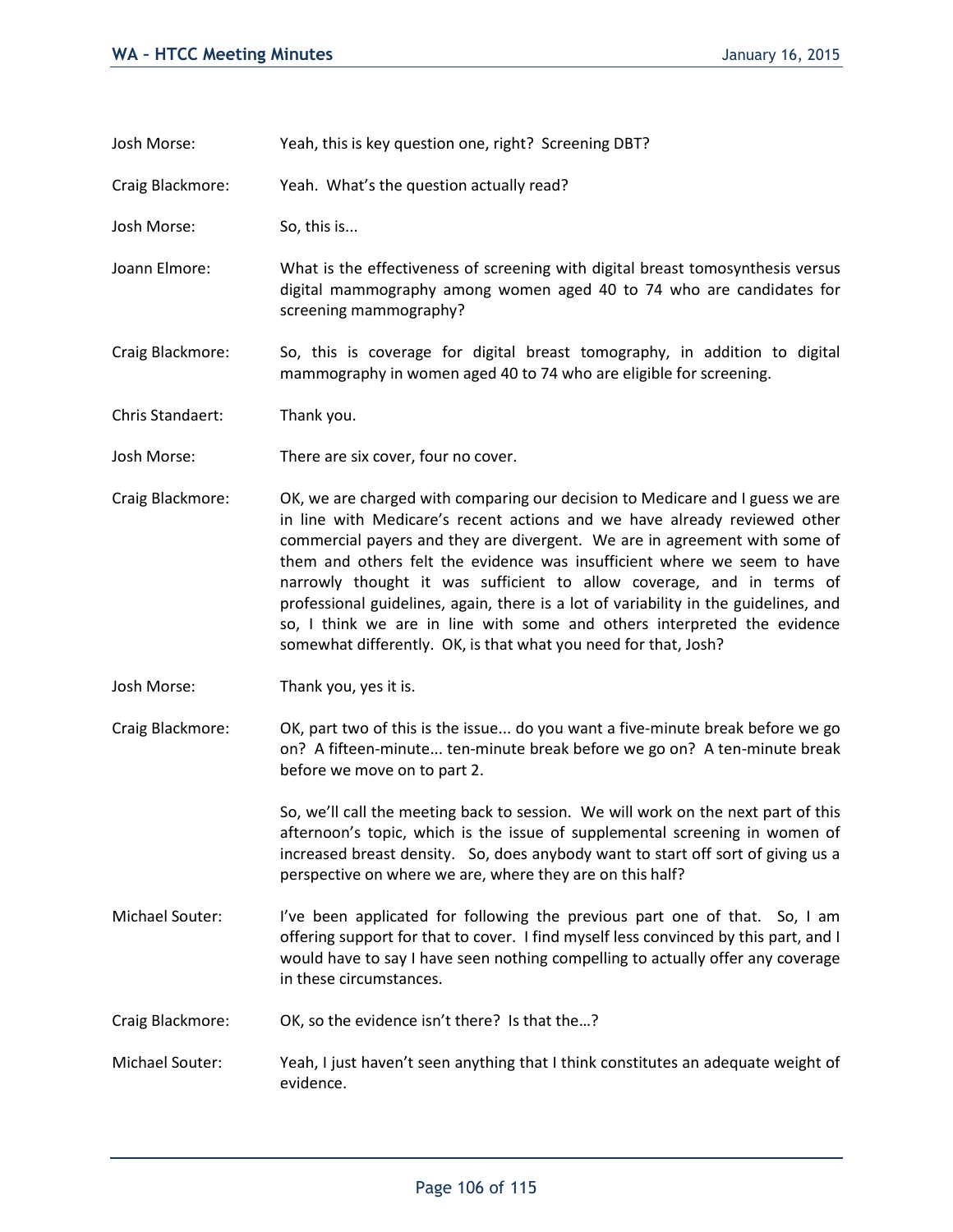Josh Morse: Yeah, this is key question one, right? Screening DBT?

Craig Blackmore: Yeah. What's the question actually read?

Josh Morse: So, this is...

Joann Elmore: What is the effectiveness of screening with digital breast tomosynthesis versus digital mammography among women aged 40 to 74 who are candidates for screening mammography?

Craig Blackmore: So, this is coverage for digital breast tomography, in addition to digital mammography in women aged 40 to 74 who are eligible for screening.

Chris Standaert: Thank you.

Josh Morse: There are six cover, four no cover.

Craig Blackmore: OK, we are charged with comparing our decision to Medicare and I guess we are in line with Medicare's recent actions and we have already reviewed other commercial payers and they are divergent. We are in agreement with some of them and others felt the evidence was insufficient where we seem to have narrowly thought it was sufficient to allow coverage, and in terms of professional guidelines, again, there is a lot of variability in the guidelines, and so, I think we are in line with some and others interpreted the evidence somewhat differently. OK, is that what you need for that, Josh?

Josh Morse: Thank you, yes it is.

Craig Blackmore: OK, part two of this is the issue... do you want a five-minute break before we go on? A fifteen-minute... ten-minute break before we go on? A ten-minute break before we move on to part 2.

So, we'll call the meeting back to session. We will work on the next part of this afternoon's topic, which is the issue of supplemental screening in women of increased breast density. So, does anybody want to start off sort of giving us a perspective on where we are, where they are on this half?

Michael Souter: I've been applicated for following the previous part one of that. So, I am offering support for that to cover. I find myself less convinced by this part, and I would have to say I have seen nothing compelling to actually offer any coverage in these circumstances.

Craig Blackmore: OK, so the evidence isn't there? Is that the…?

Michael Souter: Yeah, I just haven't seen anything that I think constitutes an adequate weight of evidence.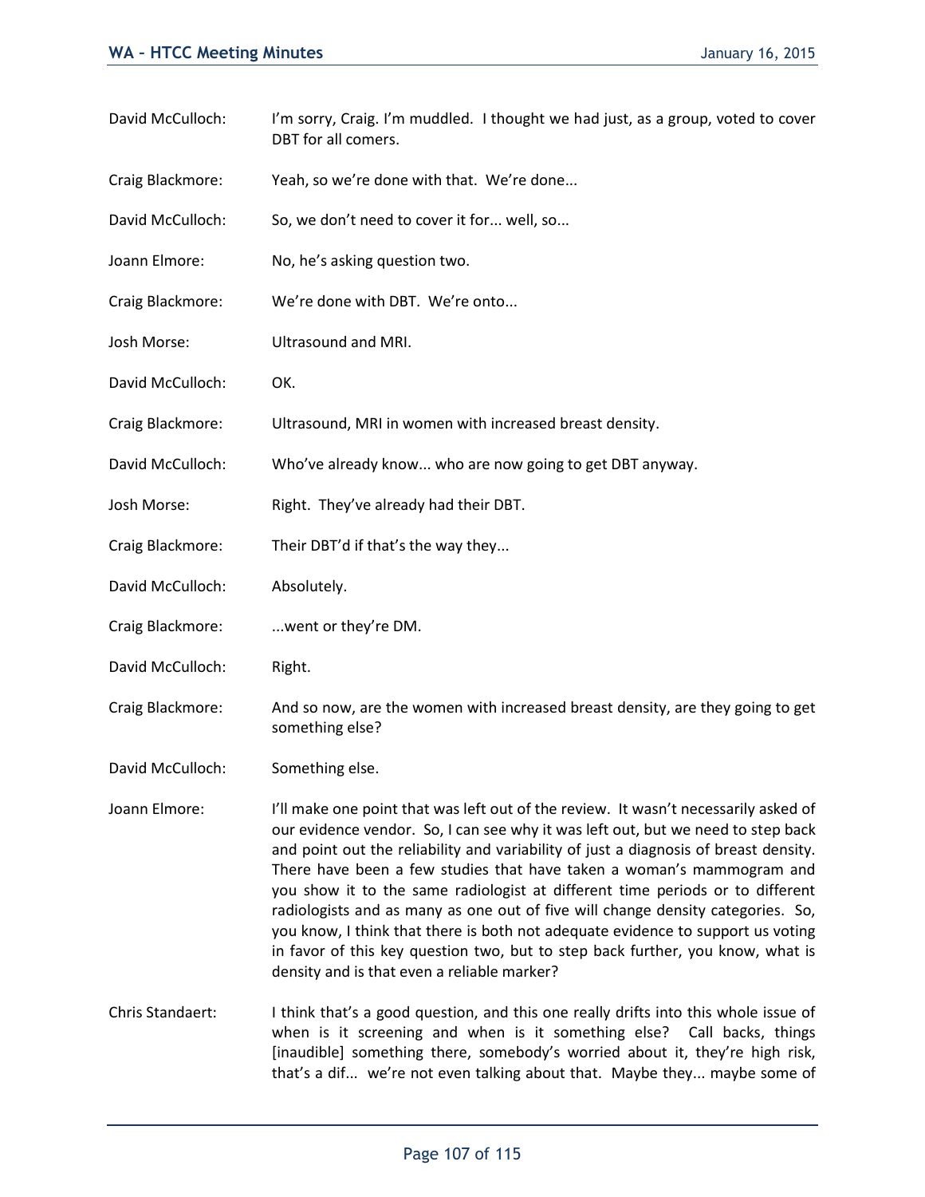David McCulloch: I'm sorry, Craig. I'm muddled. I thought we had just, as a group, voted to cover DBT for all comers.

Craig Blackmore: Yeah, so we're done with that. We're done...

David McCulloch: So, we don't need to cover it for... well, so...

Joann Elmore: No, he's asking question two.

Craig Blackmore: We're done with DBT. We're onto...

Josh Morse: Ultrasound and MRI.

David McCulloch: OK.

Craig Blackmore: Ultrasound, MRI in women with increased breast density.

David McCulloch: Who've already know... who are now going to get DBT anyway.

Josh Morse: Right. They've already had their DBT.

Craig Blackmore: Their DBT'd if that's the way they...

David McCulloch: Absolutely.

Craig Blackmore: ...went or they're DM.

David McCulloch: Right.

Craig Blackmore: And so now, are the women with increased breast density, are they going to get something else?

David McCulloch: Something else.

Joann Elmore: I'll make one point that was left out of the review. It wasn't necessarily asked of our evidence vendor. So, I can see why it was left out, but we need to step back and point out the reliability and variability of just a diagnosis of breast density. There have been a few studies that have taken a woman's mammogram and you show it to the same radiologist at different time periods or to different radiologists and as many as one out of five will change density categories. So, you know, I think that there is both not adequate evidence to support us voting in favor of this key question two, but to step back further, you know, what is density and is that even a reliable marker?

Chris Standaert: I think that's a good question, and this one really drifts into this whole issue of when is it screening and when is it something else? Call backs, things [inaudible] something there, somebody's worried about it, they're high risk, that's a dif... we're not even talking about that. Maybe they... maybe some of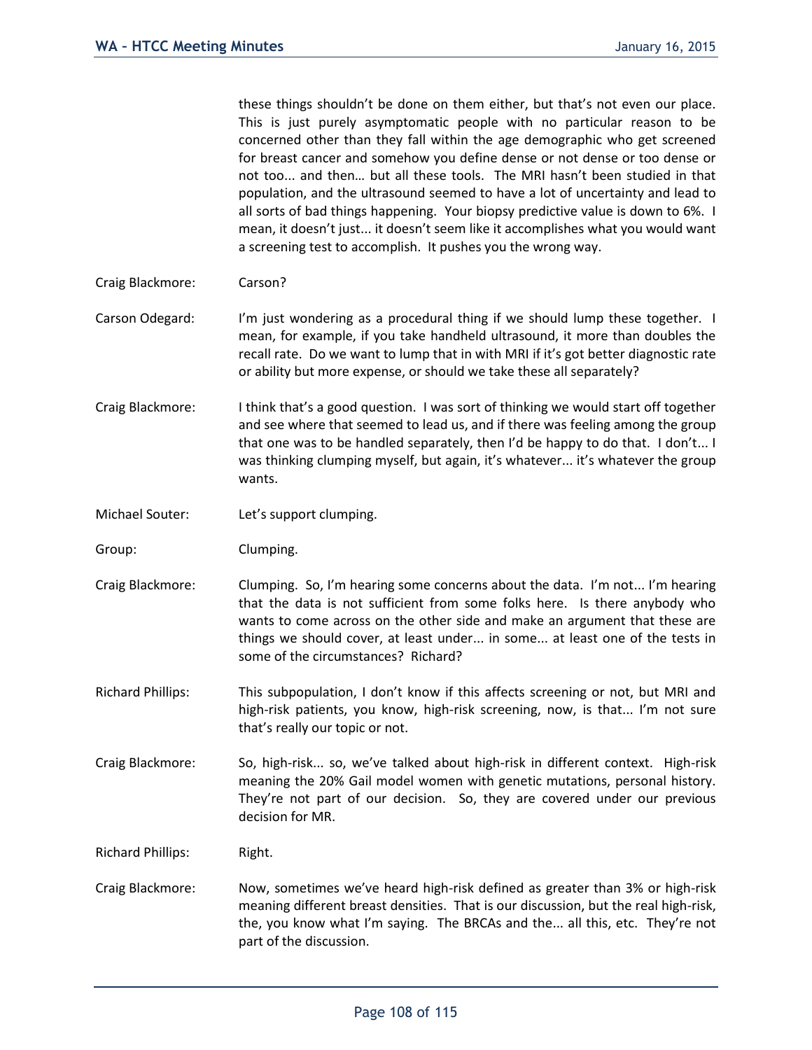these things shouldn't be done on them either, but that's not even our place. This is just purely asymptomatic people with no particular reason to be concerned other than they fall within the age demographic who get screened for breast cancer and somehow you define dense or not dense or too dense or not too... and then… but all these tools. The MRI hasn't been studied in that population, and the ultrasound seemed to have a lot of uncertainty and lead to all sorts of bad things happening. Your biopsy predictive value is down to 6%. I mean, it doesn't just... it doesn't seem like it accomplishes what you would want a screening test to accomplish. It pushes you the wrong way.

Craig Blackmore: Carson?

Carson Odegard: I'm just wondering as a procedural thing if we should lump these together. I mean, for example, if you take handheld ultrasound, it more than doubles the recall rate. Do we want to lump that in with MRI if it's got better diagnostic rate or ability but more expense, or should we take these all separately?

Craig Blackmore: I think that's a good question. I was sort of thinking we would start off together and see where that seemed to lead us, and if there was feeling among the group that one was to be handled separately, then I'd be happy to do that. I don't... I was thinking clumping myself, but again, it's whatever... it's whatever the group wants.

Michael Souter: Let's support clumping.

Group: Clumping.

Craig Blackmore: Clumping. So, I'm hearing some concerns about the data. I'm not... I'm hearing that the data is not sufficient from some folks here. Is there anybody who wants to come across on the other side and make an argument that these are things we should cover, at least under... in some... at least one of the tests in some of the circumstances? Richard?

Richard Phillips: This subpopulation, I don't know if this affects screening or not, but MRI and high-risk patients, you know, high-risk screening, now, is that... I'm not sure that's really our topic or not.

Craig Blackmore: So, high-risk... so, we've talked about high-risk in different context. High-risk meaning the 20% Gail model women with genetic mutations, personal history. They're not part of our decision. So, they are covered under our previous decision for MR.

Richard Phillips: Right.

Craig Blackmore: Now, sometimes we've heard high-risk defined as greater than 3% or high-risk meaning different breast densities. That is our discussion, but the real high-risk, the, you know what I'm saying. The BRCAs and the... all this, etc. They're not part of the discussion.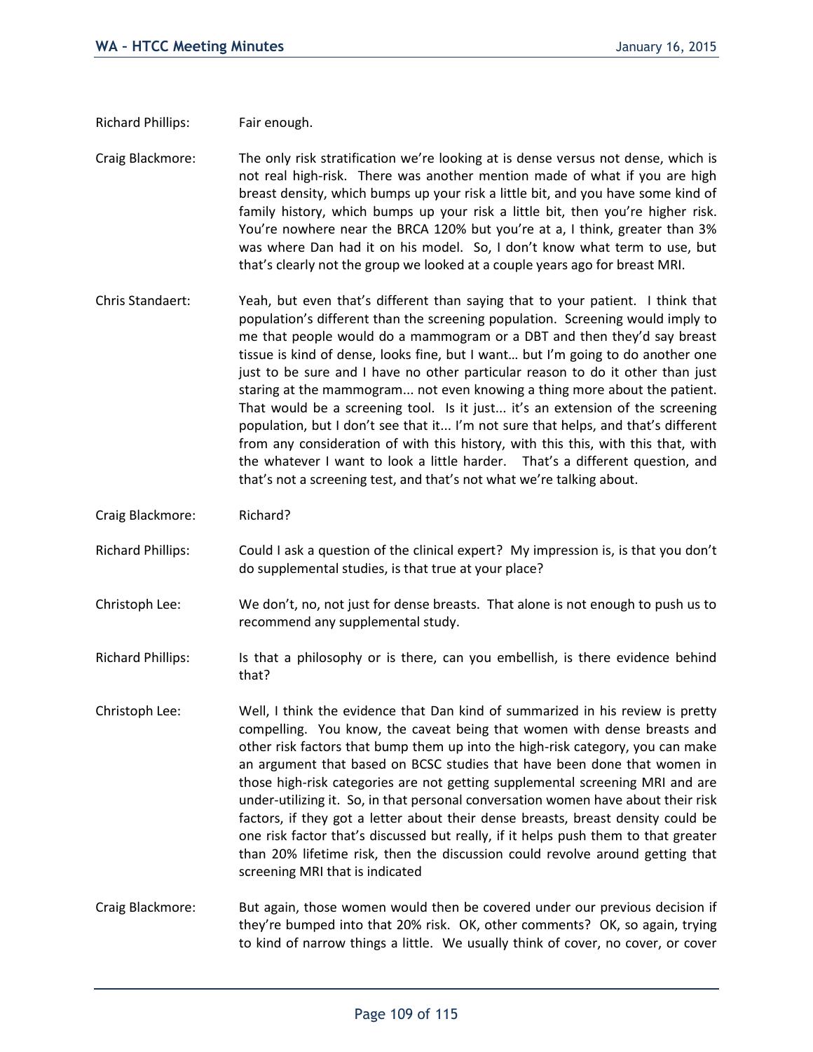Richard Phillips: Fair enough.

Craig Blackmore: The only risk stratification we're looking at is dense versus not dense, which is not real high-risk. There was another mention made of what if you are high breast density, which bumps up your risk a little bit, and you have some kind of family history, which bumps up your risk a little bit, then you're higher risk. You're nowhere near the BRCA 120% but you're at a, I think, greater than 3% was where Dan had it on his model. So, I don't know what term to use, but that's clearly not the group we looked at a couple years ago for breast MRI.

Chris Standaert: Yeah, but even that's different than saying that to your patient. I think that population's different than the screening population. Screening would imply to me that people would do a mammogram or a DBT and then they'd say breast tissue is kind of dense, looks fine, but I want… but I'm going to do another one just to be sure and I have no other particular reason to do it other than just staring at the mammogram... not even knowing a thing more about the patient. That would be a screening tool. Is it just... it's an extension of the screening population, but I don't see that it... I'm not sure that helps, and that's different from any consideration of with this history, with this this, with this that, with the whatever I want to look a little harder. That's a different question, and that's not a screening test, and that's not what we're talking about.

Craig Blackmore: Richard?

Richard Phillips: Could I ask a question of the clinical expert? My impression is, is that you don't do supplemental studies, is that true at your place?

Christoph Lee: We don't, no, not just for dense breasts. That alone is not enough to push us to recommend any supplemental study.

Richard Phillips: Is that a philosophy or is there, can you embellish, is there evidence behind that?

Christoph Lee: Well, I think the evidence that Dan kind of summarized in his review is pretty compelling. You know, the caveat being that women with dense breasts and other risk factors that bump them up into the high-risk category, you can make an argument that based on BCSC studies that have been done that women in those high-risk categories are not getting supplemental screening MRI and are under-utilizing it. So, in that personal conversation women have about their risk factors, if they got a letter about their dense breasts, breast density could be one risk factor that's discussed but really, if it helps push them to that greater than 20% lifetime risk, then the discussion could revolve around getting that screening MRI that is indicated

Craig Blackmore: But again, those women would then be covered under our previous decision if they're bumped into that 20% risk. OK, other comments? OK, so again, trying to kind of narrow things a little. We usually think of cover, no cover, or cover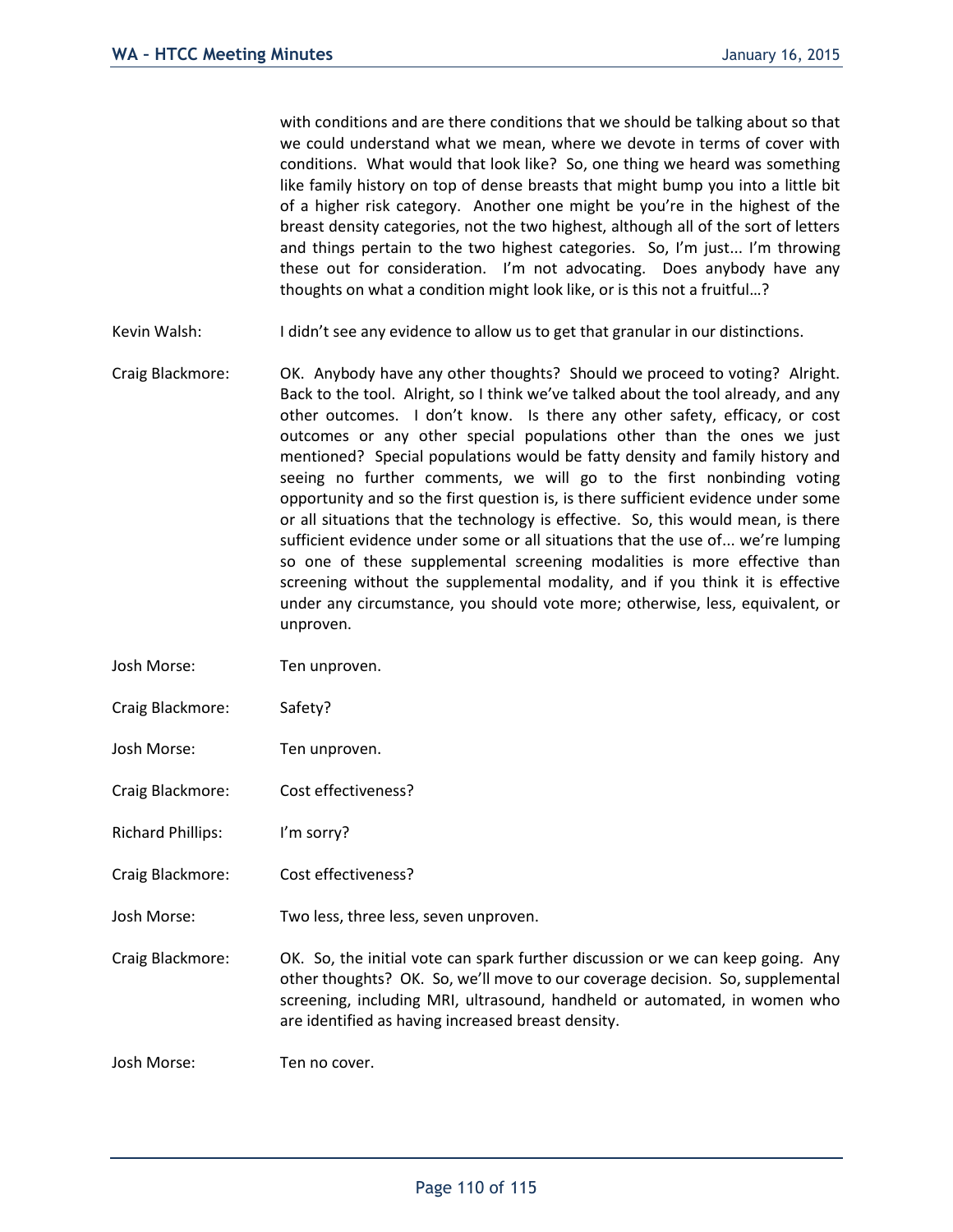with conditions and are there conditions that we should be talking about so that we could understand what we mean, where we devote in terms of cover with conditions. What would that look like? So, one thing we heard was something like family history on top of dense breasts that might bump you into a little bit of a higher risk category. Another one might be you're in the highest of the breast density categories, not the two highest, although all of the sort of letters and things pertain to the two highest categories. So, I'm just... I'm throwing these out for consideration. I'm not advocating. Does anybody have any thoughts on what a condition might look like, or is this not a fruitful…?

Kevin Walsh: I didn't see any evidence to allow us to get that granular in our distinctions.

Craig Blackmore: OK. Anybody have any other thoughts? Should we proceed to voting? Alright. Back to the tool. Alright, so I think we've talked about the tool already, and any other outcomes. I don't know. Is there any other safety, efficacy, or cost outcomes or any other special populations other than the ones we just mentioned? Special populations would be fatty density and family history and seeing no further comments, we will go to the first nonbinding voting opportunity and so the first question is, is there sufficient evidence under some or all situations that the technology is effective. So, this would mean, is there sufficient evidence under some or all situations that the use of... we're lumping so one of these supplemental screening modalities is more effective than screening without the supplemental modality, and if you think it is effective under any circumstance, you should vote more; otherwise, less, equivalent, or unproven.

Josh Morse: Ten unproven.

Craig Blackmore: Safety?

Josh Morse: Ten unproven.

Craig Blackmore: Cost effectiveness?

Richard Phillips: I'm sorry?

Craig Blackmore: Cost effectiveness?

Josh Morse: Two less, three less, seven unproven.

Craig Blackmore: OK. So, the initial vote can spark further discussion or we can keep going. Any other thoughts? OK. So, we'll move to our coverage decision. So, supplemental screening, including MRI, ultrasound, handheld or automated, in women who are identified as having increased breast density.

Josh Morse: Ten no cover.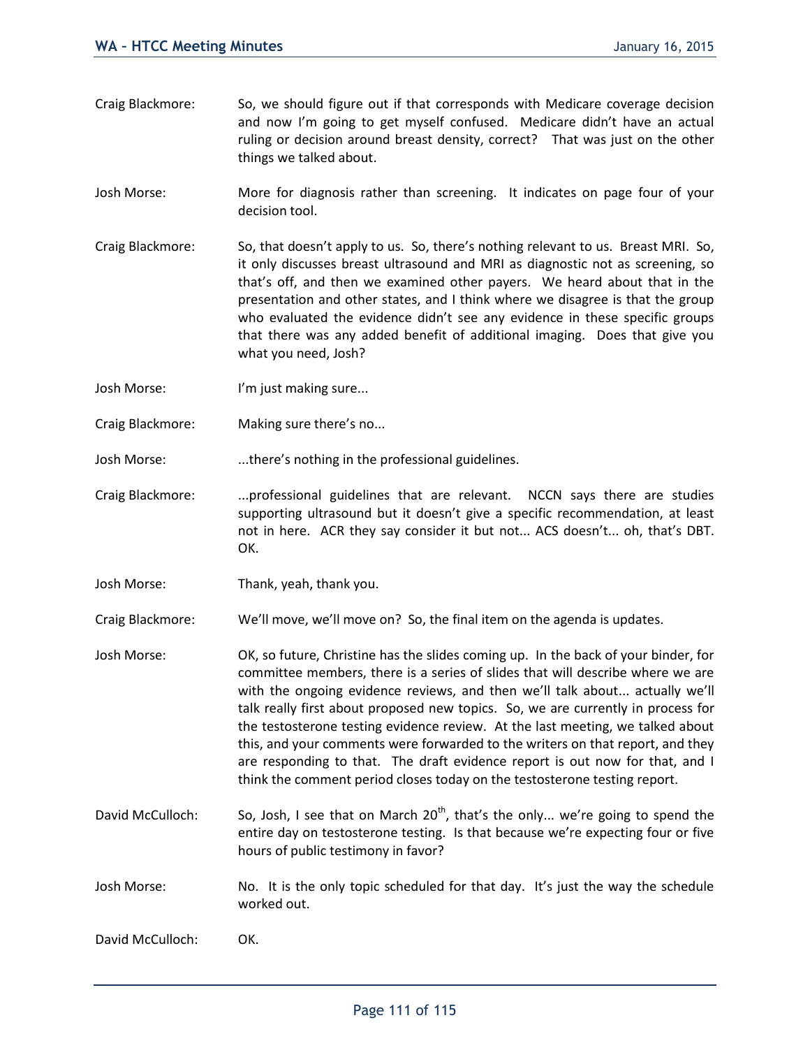Craig Blackmore: So, we should figure out if that corresponds with Medicare coverage decision and now I'm going to get myself confused. Medicare didn't have an actual ruling or decision around breast density, correct? That was just on the other things we talked about.

Josh Morse: More for diagnosis rather than screening. It indicates on page four of your decision tool.

Craig Blackmore: So, that doesn't apply to us. So, there's nothing relevant to us. Breast MRI. So, it only discusses breast ultrasound and MRI as diagnostic not as screening, so that's off, and then we examined other payers. We heard about that in the presentation and other states, and I think where we disagree is that the group who evaluated the evidence didn't see any evidence in these specific groups that there was any added benefit of additional imaging. Does that give you what you need, Josh?

Josh Morse: I'm just making sure...

Craig Blackmore: Making sure there's no...

Josh Morse: ...there's nothing in the professional guidelines.

Craig Blackmore: ...professional guidelines that are relevant. NCCN says there are studies supporting ultrasound but it doesn't give a specific recommendation, at least not in here. ACR they say consider it but not... ACS doesn't... oh, that's DBT. OK.

Josh Morse: Thank, yeah, thank you.

Craig Blackmore: We'll move, we'll move on? So, the final item on the agenda is updates.

Josh Morse: OK, so future, Christine has the slides coming up. In the back of your binder, for committee members, there is a series of slides that will describe where we are with the ongoing evidence reviews, and then we'll talk about... actually we'll talk really first about proposed new topics. So, we are currently in process for the testosterone testing evidence review. At the last meeting, we talked about this, and your comments were forwarded to the writers on that report, and they are responding to that. The draft evidence report is out now for that, and I think the comment period closes today on the testosterone testing report.

David McCulloch: So, Josh, I see that on March 20th, that's the only... we're going to spend the entire day on testosterone testing. Is that because we're expecting four or five hours of public testimony in favor?

Josh Morse: No. It is the only topic scheduled for that day. It's just the way the schedule worked out.

David McCulloch: OK.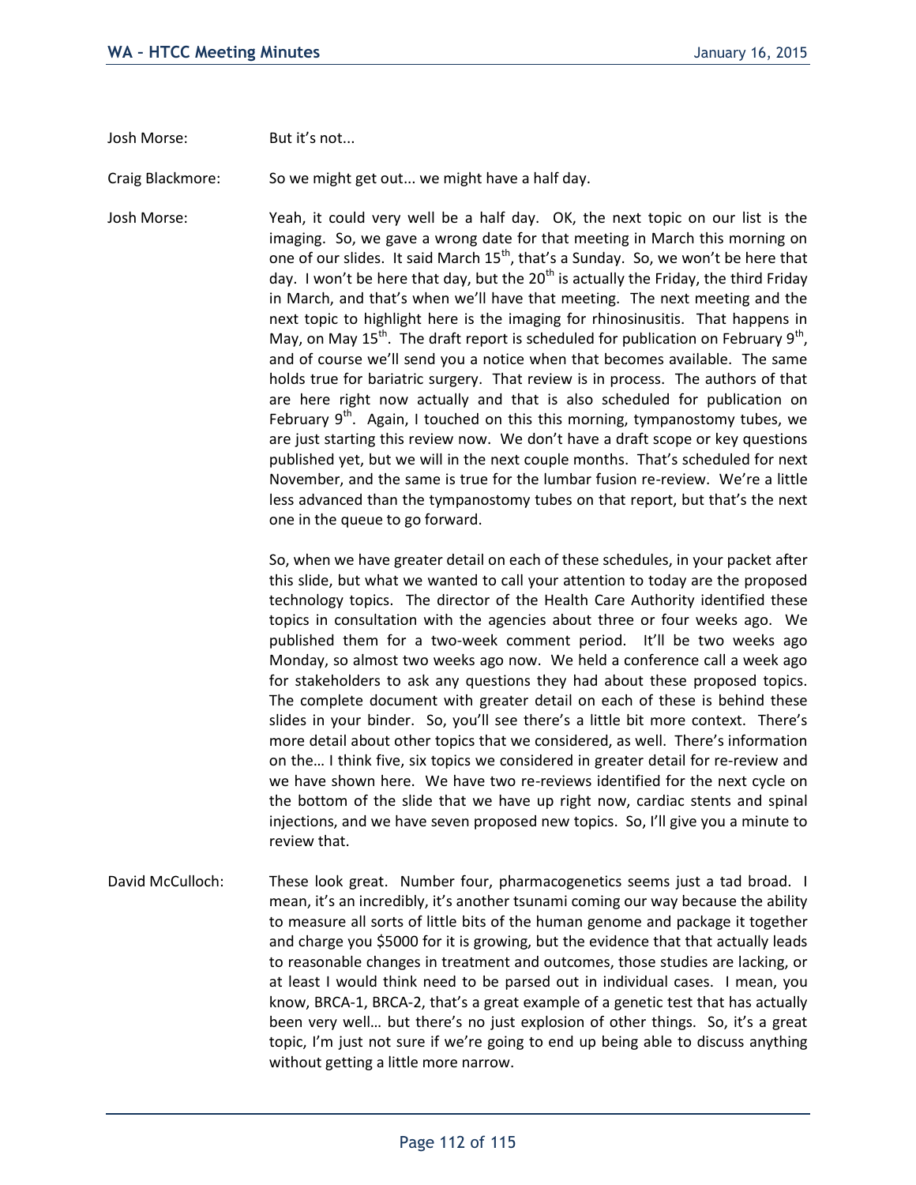Josh Morse: But it's not...

Craig Blackmore: So we might get out... we might have a half day.

Josh Morse: Yeah, it could very well be a half day. OK, the next topic on our list is the imaging. So, we gave a wrong date for that meeting in March this morning on one of our slides. It said March 15th, that's a Sunday. So, we won't be here that day. I won't be here that day, but the 20th is actually the Friday, the third Friday in March, and that's when we'll have that meeting. The next meeting and the next topic to highlight here is the imaging for rhinosinusitis. That happens in May, on May 15th. The draft report is scheduled for publication on February 9th, and of course we'll send you a notice when that becomes available. The same holds true for bariatric surgery. That review is in process. The authors of that are here right now actually and that is also scheduled for publication on February 9th. Again, I touched on this this morning, tympanostomy tubes, we are just starting this review now. We don't have a draft scope or key questions published yet, but we will in the next couple months. That's scheduled for next November, and the same is true for the lumbar fusion re-review. We're a little less advanced than the tympanostomy tubes on that report, but that's the next one in the queue to go forward.

So, when we have greater detail on each of these schedules, in your packet after this slide, but what we wanted to call your attention to today are the proposed technology topics. The director of the Health Care Authority identified these topics in consultation with the agencies about three or four weeks ago. We published them for a two-week comment period. It'll be two weeks ago Monday, so almost two weeks ago now. We held a conference call a week ago for stakeholders to ask any questions they had about these proposed topics. The complete document with greater detail on each of these is behind these slides in your binder. So, you'll see there's a little bit more context. There's more detail about other topics that we considered, as well. There's information on the… I think five, six topics we considered in greater detail for re-review and we have shown here. We have two re-reviews identified for the next cycle on the bottom of the slide that we have up right now, cardiac stents and spinal injections, and we have seven proposed new topics. So, I'll give you a minute to review that.

David McCulloch: These look great. Number four, pharmacogenetics seems just a tad broad. I mean, it's an incredibly, it's another tsunami coming our way because the ability to measure all sorts of little bits of the human genome and package it together and charge you $5000 for it is growing, but the evidence that that actually leads to reasonable changes in treatment and outcomes, those studies are lacking, or at least I would think need to be parsed out in individual cases. I mean, you know, BRCA-1, BRCA-2, that's a great example of a genetic test that has actually been very well… but there's no just explosion of other things. So, it's a great topic, I'm just not sure if we're going to end up being able to discuss anything without getting a little more narrow.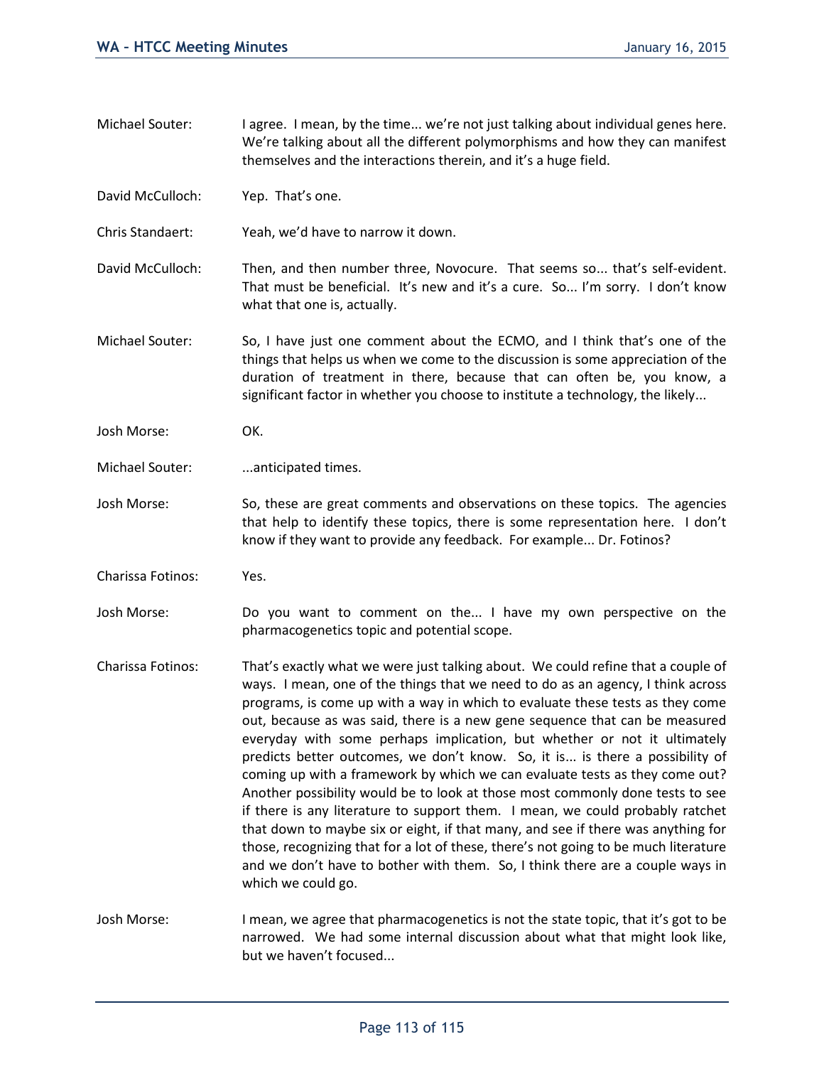Michael Souter: I agree. I mean, by the time... we're not just talking about individual genes here. We're talking about all the different polymorphisms and how they can manifest themselves and the interactions therein, and it's a huge field.

David McCulloch: Yep. That's one.

Chris Standaert: Yeah, we'd have to narrow it down.

David McCulloch: Then, and then number three, Novocure. That seems so... that's self-evident. That must be beneficial. It's new and it's a cure. So... I'm sorry. I don't know what that one is, actually.

Michael Souter: So, I have just one comment about the ECMO, and I think that's one of the things that helps us when we come to the discussion is some appreciation of the duration of treatment in there, because that can often be, you know, a significant factor in whether you choose to institute a technology, the likely...

Josh Morse: OK.

Michael Souter: ...anticipated times.

Josh Morse: So, these are great comments and observations on these topics. The agencies that help to identify these topics, there is some representation here. I don't know if they want to provide any feedback. For example... Dr. Fotinos?

Charissa Fotinos: Yes.

Josh Morse: Do you want to comment on the... I have my own perspective on the pharmacogenetics topic and potential scope.

Charissa Fotinos: That's exactly what we were just talking about. We could refine that a couple of ways. I mean, one of the things that we need to do as an agency, I think across programs, is come up with a way in which to evaluate these tests as they come out, because as was said, there is a new gene sequence that can be measured everyday with some perhaps implication, but whether or not it ultimately predicts better outcomes, we don't know. So, it is... is there a possibility of coming up with a framework by which we can evaluate tests as they come out? Another possibility would be to look at those most commonly done tests to see if there is any literature to support them. I mean, we could probably ratchet that down to maybe six or eight, if that many, and see if there was anything for those, recognizing that for a lot of these, there's not going to be much literature and we don't have to bother with them. So, I think there are a couple ways in which we could go.

Josh Morse: I mean, we agree that pharmacogenetics is not the state topic, that it's got to be narrowed. We had some internal discussion about what that might look like, but we haven't focused...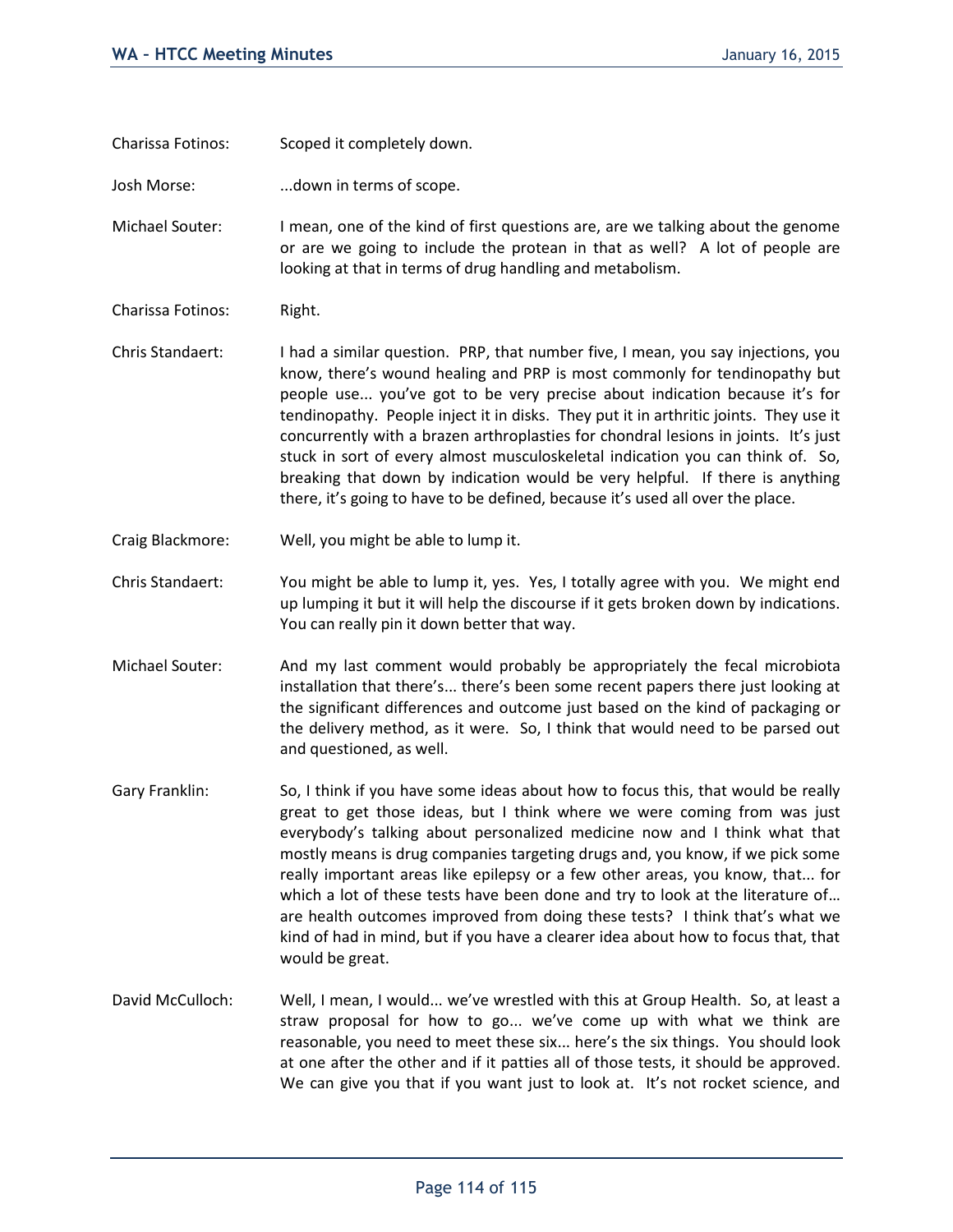Charissa Fotinos: Scoped it completely down.

Josh Morse: ...down in terms of scope.

Michael Souter: I mean, one of the kind of first questions are, are we talking about the genome or are we going to include the protean in that as well? A lot of people are looking at that in terms of drug handling and metabolism.

Charissa Fotinos: Right.

Chris Standaert: I had a similar question. PRP, that number five, I mean, you say injections, you know, there's wound healing and PRP is most commonly for tendinopathy but people use... you've got to be very precise about indication because it's for tendinopathy. People inject it in disks. They put it in arthritic joints. They use it concurrently with a brazen arthroplasties for chondral lesions in joints. It's just stuck in sort of every almost musculoskeletal indication you can think of. So, breaking that down by indication would be very helpful. If there is anything there, it's going to have to be defined, because it's used all over the place.

Craig Blackmore: Well, you might be able to lump it.

Chris Standaert: You might be able to lump it, yes. Yes, I totally agree with you. We might end up lumping it but it will help the discourse if it gets broken down by indications. You can really pin it down better that way.

Michael Souter: And my last comment would probably be appropriately the fecal microbiota installation that there's... there's been some recent papers there just looking at the significant differences and outcome just based on the kind of packaging or the delivery method, as it were. So, I think that would need to be parsed out and questioned, as well.

Gary Franklin: So, I think if you have some ideas about how to focus this, that would be really great to get those ideas, but I think where we were coming from was just everybody's talking about personalized medicine now and I think what that mostly means is drug companies targeting drugs and, you know, if we pick some really important areas like epilepsy or a few other areas, you know, that... for which a lot of these tests have been done and try to look at the literature of... are health outcomes improved from doing these tests? I think that's what we kind of had in mind, but if you have a clearer idea about how to focus that, that would be great.

David McCulloch: Well, I mean, I would... we've wrestled with this at Group Health. So, at least a straw proposal for how to go... we've come up with what we think are reasonable, you need to meet these six... here's the six things. You should look at one after the other and if it patties all of those tests, it should be approved. We can give you that if you want just to look at. It's not rocket science, and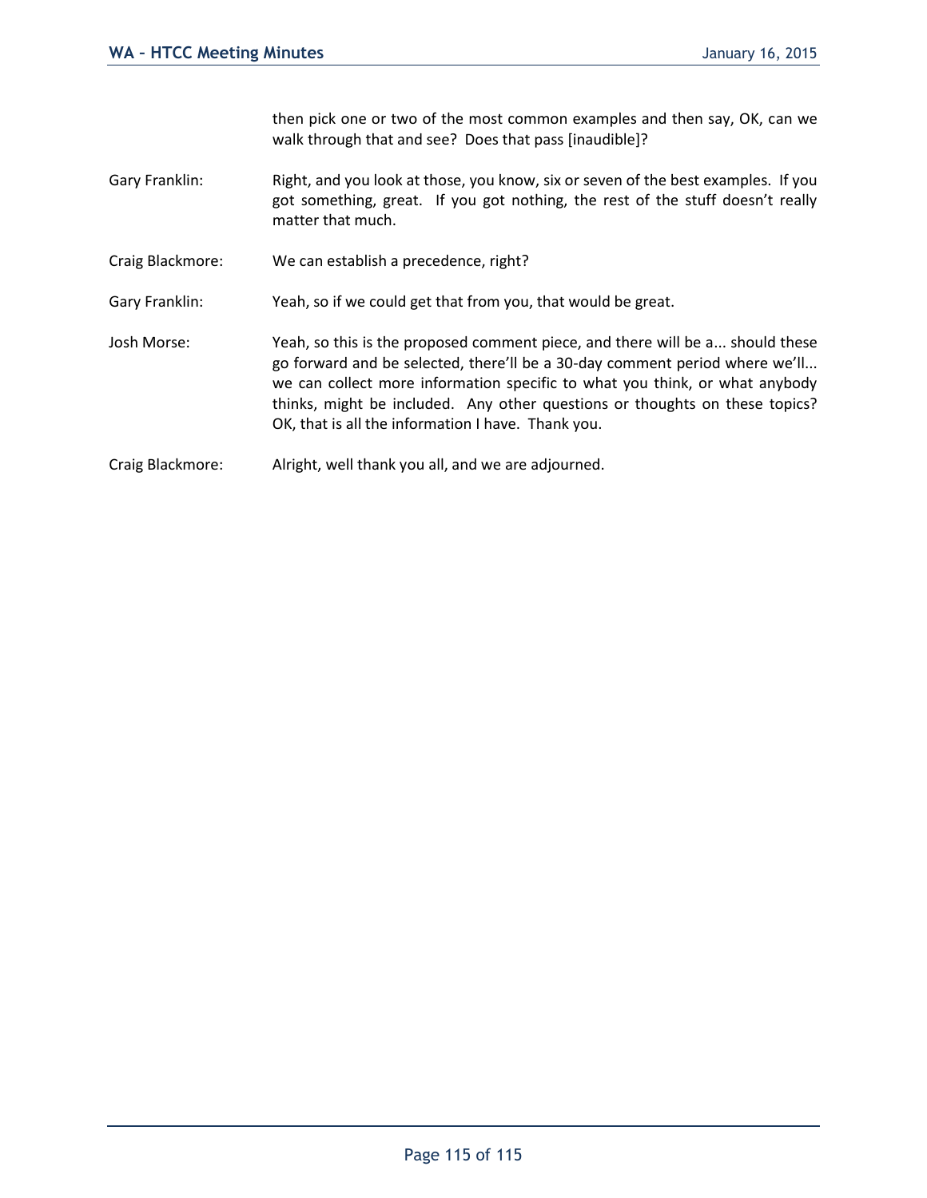then pick one or two of the most common examples and then say, OK, can we walk through that and see? Does that pass [inaudible]?

Gary Franklin: Right, and you look at those, you know, six or seven of the best examples. If you got something, great. If you got nothing, the rest of the stuff doesn't really matter that much.

Craig Blackmore: We can establish a precedence, right?

Gary Franklin: Yeah, so if we could get that from you, that would be great.

Josh Morse: Yeah, so this is the proposed comment piece, and there will be a... should these go forward and be selected, there'll be a 30-day comment period where we'll... we can collect more information specific to what you think, or what anybody thinks, might be included. Any other questions or thoughts on these topics? OK, that is all the information I have. Thank you.

Craig Blackmore: Alright, well thank you all, and we are adjourned.